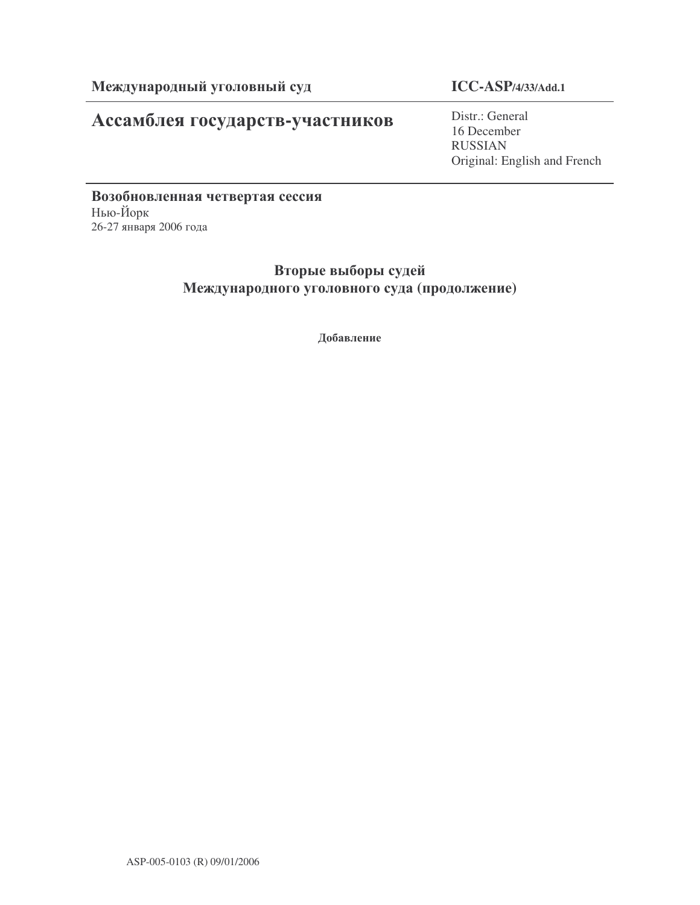**Международный уголовный суд**

**ICC-ASP/4/33/Add.1**

# Ассамблея государств-участников

Distr.: General
16 December
RUSSIAN
Original: English and French

**Возобновленная четвертая сессия**
Нью-Йорк
26-27 января 2006 года

## Вторые выборы судей Международного уголовного суда (продолжение)

**Добавление**

ASP-005-0103 (R) 09/01/2006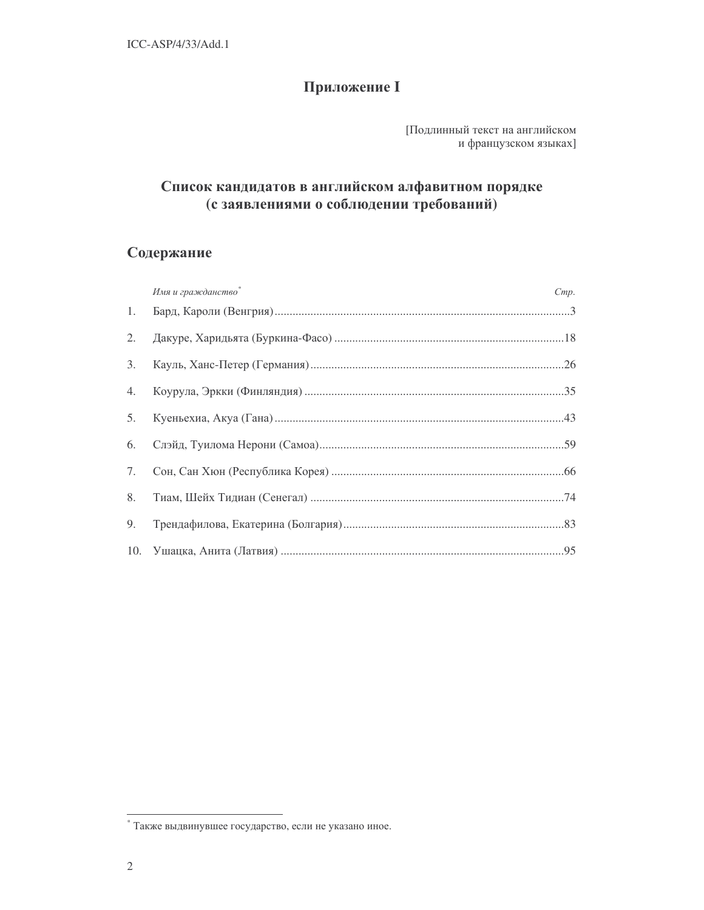# Приложение I

[Подлинный текст на английском
и французском языках]

## Список кандидатов в английском алфавитном порядке (с заявлениями о соблюдении требований)

## Содержание

| | *Имя и гражданство*[*] | *Стр.* |
|---|---|---|
| 1. | Бард, Кароли (Венгрия) | 3 |
| 2. | Дакуре, Харидьята (Буркина-Фасо) | 18 |
| 3. | Кауль, Ханс-Петер (Германия) | 26 |
| 4. | Коурула, Эркки (Финляндия) | 35 |
| 5. | Куеньехиа, Акуа (Гана) | 43 |
| 6. | Слэйд, Туилома Нерони (Самоа) | 59 |
| 7. | Сон, Сан Хюн (Республика Корея) | 66 |
| 8. | Тиам, Шейх Тидиан (Сенегал) | 74 |
| 9. | Трендафилова, Екатерина (Болгария) | 83 |
| 10. | Ушацка, Анита (Латвия) | 95 |

[*] Также выдвинувшее государство, если не указано иное.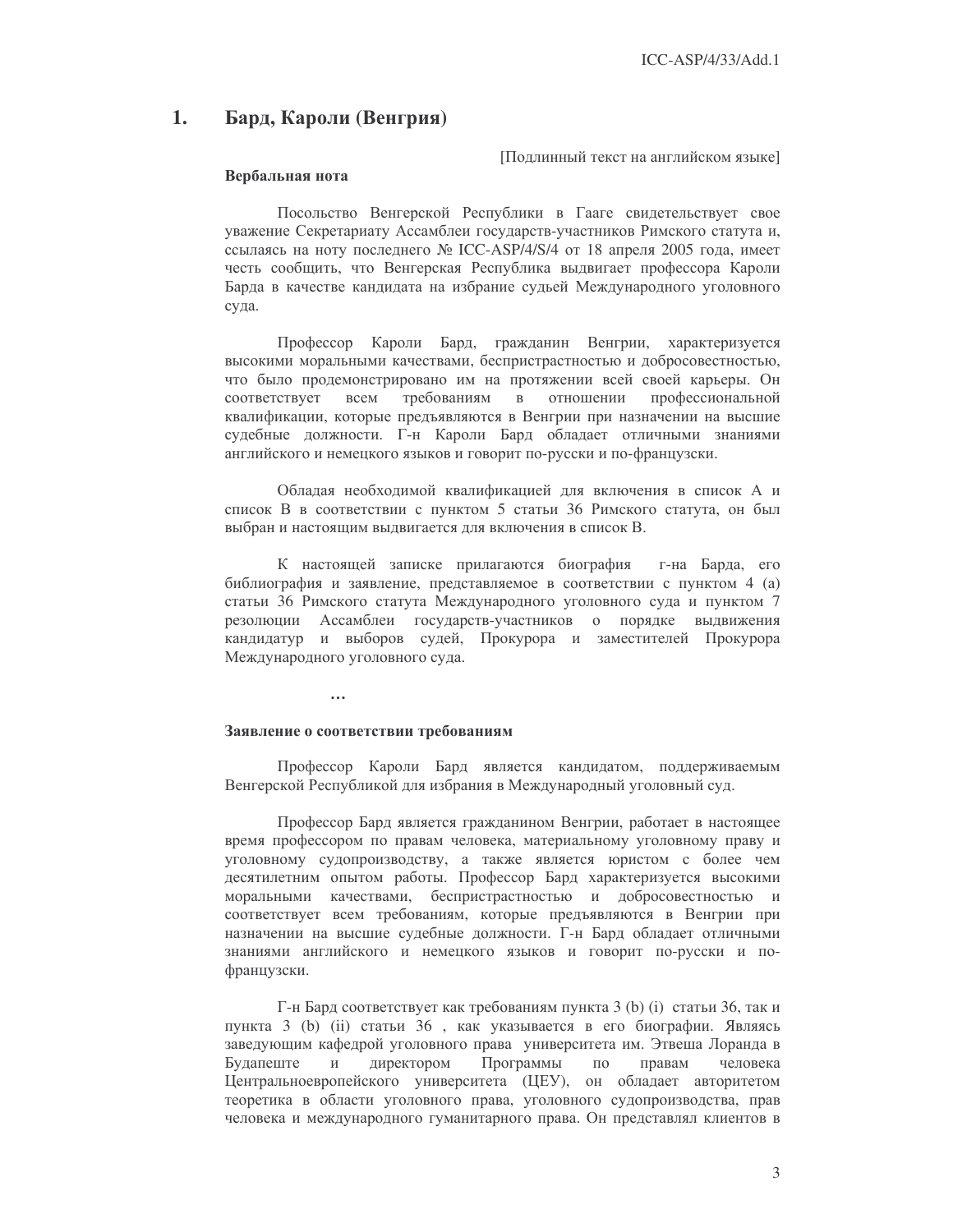## 1. Бард, Кароли (Венгрия)

[Подлинный текст на английском языке]

**Вербальная нота**

Посольство Венгерской Республики в Гааге свидетельствует свое уважение Секретариату Ассамблеи государств-участников Римского статута и, ссылаясь на ноту последнего № ICC-ASP/4/S/4 от 18 апреля 2005 года, имеет честь сообщить, что Венгерская Республика выдвигает профессора Кароли Барда в качестве кандидата на избрание судьей Международного уголовного суда.

Профессор Кароли Бард, гражданин Венгрии, характеризуется высокими моральными качествами, беспристрастностью и добросовестностью, что было продемонстрировано им на протяжении всей своей карьеры. Он соответствует всем требованиям в отношении профессиональной квалификации, которые предъявляются в Венгрии при назначении на высшие судебные должности. Г-н Кароли Бард обладает отличными знаниями английского и немецкого языков и говорит по-русски и по-французски.

Обладая необходимой квалификацией для включения в список А и список В в соответствии с пунктом 5 статьи 36 Римского статута, он был выбран и настоящим выдвигается для включения в список В.

К настоящей записке прилагаются биография г-на Барда, его библиография и заявление, представляемое в соответствии с пунктом 4 (а) статьи 36 Римского статута Международного уголовного суда и пунктом 7 резолюции Ассамблеи государств-участников о порядке выдвижения кандидатур и выборов судей, Прокурора и заместителей Прокурора Международного уголовного суда.

…

**Заявление о соответствии требованиям**

Профессор Кароли Бард является кандидатом, поддерживаемым Венгерской Республикой для избрания в Международный уголовный суд.

Профессор Бард является гражданином Венгрии, работает в настоящее время профессором по правам человека, материальному уголовному праву и уголовному судопроизводству, а также является юристом с более чем десятилетним опытом работы. Профессор Бард характеризуется высокими моральными качествами, беспристрастностью и добросовестностью и соответствует всем требованиям, которые предъявляются в Венгрии при назначении на высшие судебные должности. Г-н Бард обладает отличными знаниями английского и немецкого языков и говорит по-русски и по-французски.

Г-н Бард соответствует как требованиям пункта 3 (b) (i) статьи 36, так и пункта 3 (b) (ii) статьи 36 , как указывается в его биографии. Являясь заведующим кафедрой уголовного права университета им. Этвеша Лоранда в Будапеште и директором Программы по правам человека Центральноевропейского университета (ЦЕУ), он обладает авторитетом теоретика в области уголовного права, уголовного судопроизводства, прав человека и международного гуманитарного права. Он представлял клиентов в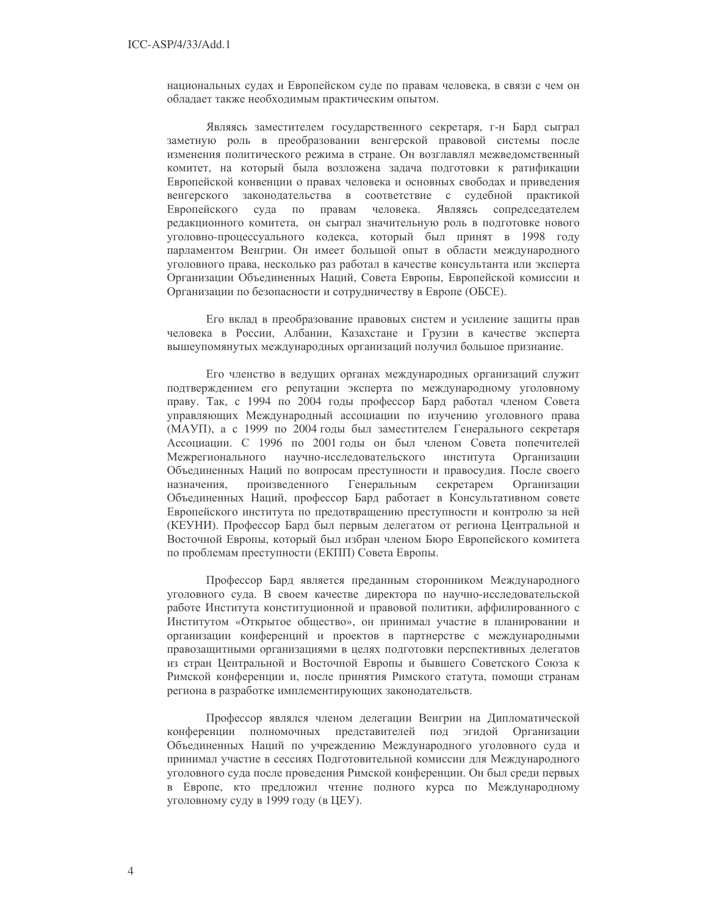национальных судах и Европейском суде по правам человека, в связи с чем он обладает также необходимым практическим опытом.

Являясь заместителем государственного секретаря, г-н Бард сыграл заметную роль в преобразовании венгерской правовой системы после изменения политического режима в стране. Он возглавлял межведомственный комитет, на который была возложена задача подготовки к ратификации Европейской конвенции о правах человека и основных свободах и приведения венгерского законодательства в соответствие с судебной практикой Европейского суда по правам человека. Являясь сопредседателем редакционного комитета, он сыграл значительную роль в подготовке нового уголовно-процессуального кодекса, который был принят в 1998 году парламентом Венгрии. Он имеет большой опыт в области международного уголовного права, несколько раз работал в качестве консультанта или эксперта Организации Объединенных Наций, Совета Европы, Европейской комиссии и Организации по безопасности и сотрудничеству в Европе (ОБСЕ).

Его вклад в преобразование правовых систем и усиление защиты прав человека в России, Албании, Казахстане и Грузии в качестве эксперта вышеупомянутых международных организаций получил большое признание.

Его членство в ведущих органах международных организаций служит подтверждением его репутации эксперта по международному уголовному праву. Так, с 1994 по 2004 годы профессор Бард работал членом Совета управляющих Международный ассоциации по изучению уголовного права (МАУП), а с 1999 по 2004 годы был заместителем Генерального секретаря Ассоциации. С 1996 по 2001 годы он был членом Совета попечителей Межрегионального научно-исследовательского института Организации Объединенных Наций по вопросам преступности и правосудия. После своего назначения, произведенного Генеральным секретарем Организации Объединенных Наций, профессор Бард работает в Консультативном совете Европейского института по предотвращению преступности и контролю за ней (КЕУНИ). Профессор Бард был первым делегатом от региона Центральной и Восточной Европы, который был избран членом Бюро Европейского комитета по проблемам преступности (ЕКПП) Совета Европы.

Профессор Бард является преданным сторонником Международного уголовного суда. В своем качестве директора по научно-исследовательской работе Института конституционной и правовой политики, аффилированного с Институтом «Открытое общество», он принимал участие в планировании и организации конференций и проектов в партнерстве с международными правозащитными организациями в целях подготовки перспективных делегатов из стран Центральной и Восточной Европы и бывшего Советского Союза к Римской конференции и, после принятия Римского статута, помощи странам региона в разработке имплементирующих законодательств.

Профессор являлся членом делегации Венгрии на Дипломатической конференции полномочных представителей под эгидой Организации Объединенных Наций по учреждению Международного уголовного суда и принимал участие в сессиях Подготовительной комиссии для Международного уголовного суда после проведения Римской конференции. Он был среди первых в Европе, кто предложил чтение полного курса по Международному уголовному суду в 1999 году (в ЦЕУ).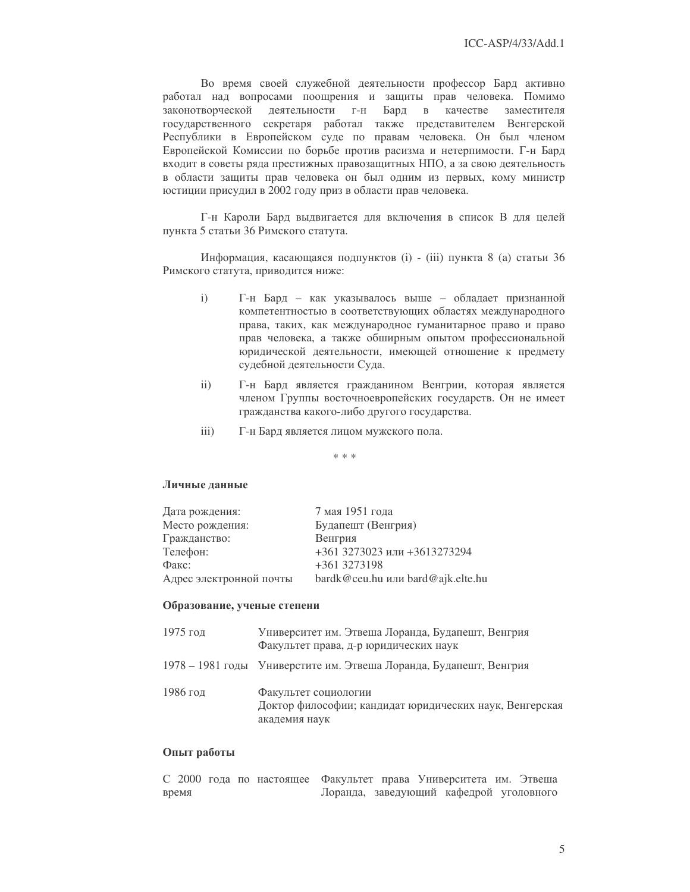Во время своей служебной деятельности профессор Бард активно работал над вопросами поощрения и защиты прав человека. Помимо законотворческой деятельности г-н Бард в качестве заместителя государственного секретаря работал также представителем Венгерской Республики в Европейском суде по правам человека. Он был членом Европейской Комиссии по борьбе против расизма и нетерпимости. Г-н Бард входит в советы ряда престижных правозащитных НПО, а за свою деятельность в области защиты прав человека он был одним из первых, кому министр юстиции присудил в 2002 году приз в области прав человека.

Г-н Кароли Бард выдвигается для включения в список В для целей пункта 5 статьи 36 Римского статута.

Информация, касающаяся подпунктов (i) - (iii) пункта 8 (a) статьи 36 Римского статута, приводится ниже:

i) Г-н Бард – как указывалось выше – обладает признанной компетентностью в соответствующих областях международного права, таких, как международное гуманитарное право и право прав человека, а также обширным опытом профессиональной юридической деятельности, имеющей отношение к предмету судебной деятельности Суда.

ii) Г-н Бард является гражданином Венгрии, которая является членом Группы восточноевропейских государств. Он не имеет гражданства какого-либо другого государства.

iii) Г-н Бард является лицом мужского пола.

\* \* \*

**Личные данные**

| | |
|---|---|
| Дата рождения: | 7 мая 1951 года |
| Место рождения: | Будапешт (Венгрия) |
| Гражданство: | Венгрия |
| Телефон: | +361 3273023 или +3613273294 |
| Факс: | +361 3273198 |
| Адрес электронной почты | bardk@ceu.hu или bard@ajk.elte.hu |

**Образование, ученые степени**

| | |
|---|---|
| 1975 год | Университет им. Этвеша Лоранда, Будапешт, Венгрия<br>Факультет права, д-р юридических наук |
| 1978 – 1981 годы | Универстите им. Этвеша Лоранда, Будапешт, Венгрия |
| 1986 год | Факультет социологии<br>Доктор философии; кандидат юридических наук, Венгерская академия наук |

**Опыт работы**

| | |
|---|---|
| С 2000 года по настоящее время | Факультет права Университета им. Этвеша Лоранда, заведующий кафедрой уголовного |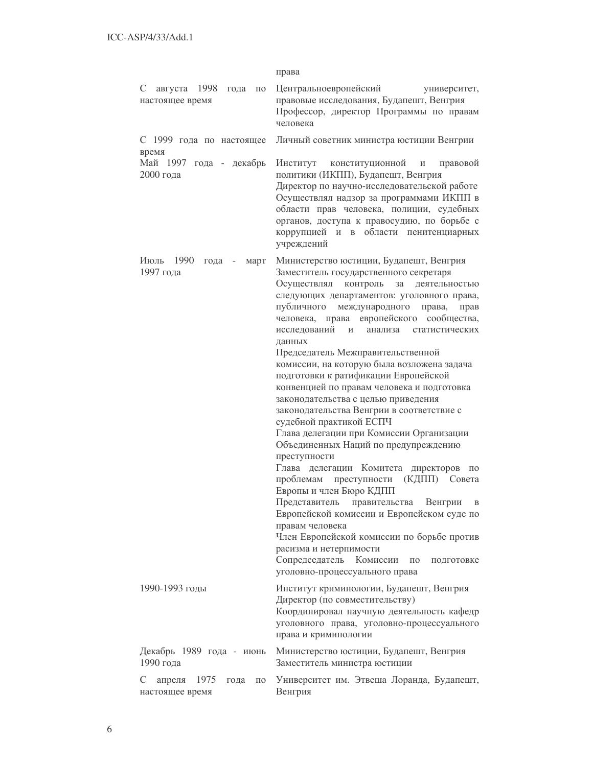| | права |
|---|---|
| С августа 1998 года по настоящее время | Центральноевропейский университет, правовые исследования, Будапешт, Венгрия<br>Профессор, директор Программы по правам человека |
| С 1999 года по настоящее время | Личный советник министра юстиции Венгрии |
| Май 1997 года - декабрь 2000 года | Институт конституционной и правовой политики (ИКПП), Будапешт, Венгрия<br>Директор по научно-исследовательской работе<br>Осуществлял надзор за программами ИКПП в области прав человека, полиции, судебных органов, доступа к правосудию, по борьбе с коррупцией и в области пенитенциарных учреждений |
| Июль 1990 года - март 1997 года | Министерство юстиции, Будапешт, Венгрия<br>Заместитель государственного секретаря<br>Осуществлял контроль за деятельностью следующих департаментов: уголовного права, публичного международного права, прав человека, права европейского сообщества, исследований и анализа статистических данных<br>Председатель Межправительственной комиссии, на которую была возложена задача подготовки к ратификации Европейской конвенцией по правам человека и подготовка законодательства с целью приведения законодательства Венгрии в соответствие с судебной практикой ЕСПЧ<br>Глава делегации при Комиссии Организации Объединенных Наций по предупреждению преступности<br>Глава делегации Комитета директоров по проблемам преступности (КДПП) Совета Европы и член Бюро КДПП<br>Представитель правительства Венгрии в Европейской комиссии и Европейском суде по правам человека<br>Член Европейской комиссии по борьбе против расизма и нетерпимости<br>Сопредседатель Комиссии по подготовке уголовно-процессуального права |
| 1990-1993 годы | Институт криминологии, Будапешт, Венгрия<br>Директор (по совместительству)<br>Координировал научную деятельность кафедр уголовного права, уголовно-процессуального права и криминологии |
| Декабрь 1989 года - июнь 1990 года | Министерство юстиции, Будапешт, Венгрия<br>Заместитель министра юстиции |
| С апреля 1975 года по настоящее время | Университет им. Этвеша Лоранда, Будапешт, Венгрия |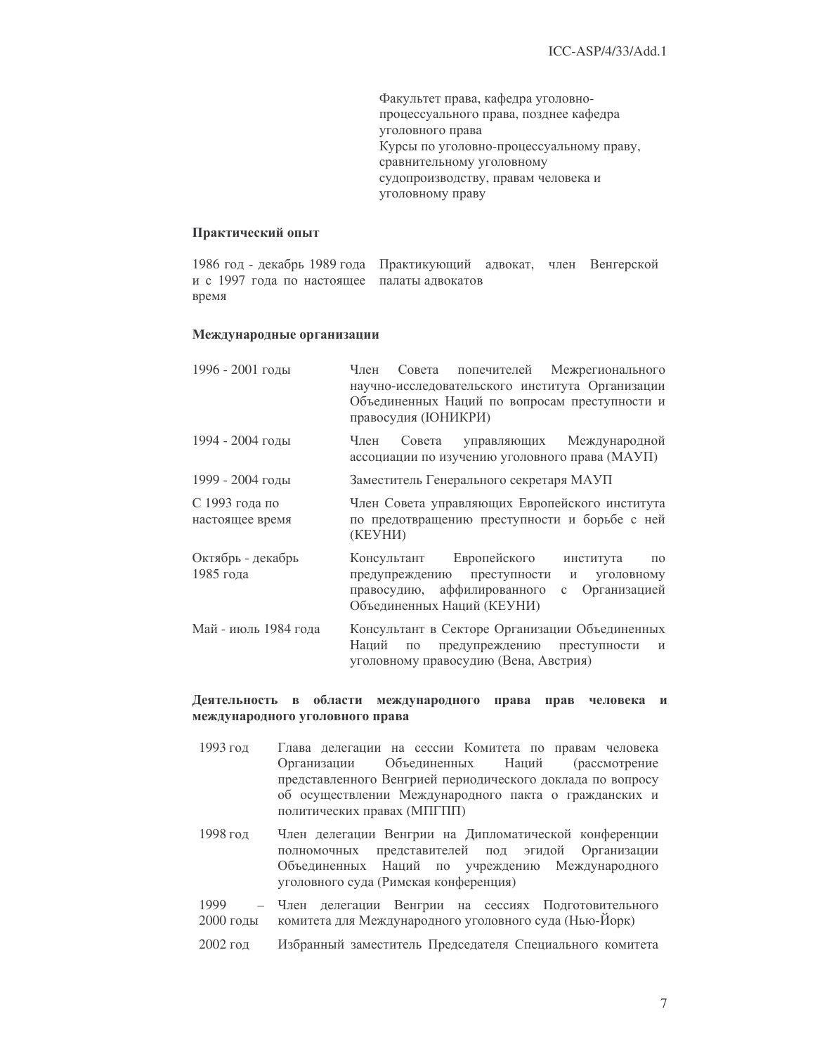Факультет права, кафедра уголовно-процессуального права, позднее кафедра уголовного права
Курсы по уголовно-процессуальному праву, сравнительному уголовному судопроизводству, правам человека и уголовному праву

**Практический опыт**

| | |
|---|---|
| 1986 год - декабрь 1989 года и с 1997 года по настоящее время | Практикующий адвокат, член Венгерской палаты адвокатов |

**Международные организации**

| | |
|---|---|
| 1996 - 2001 годы | Член Совета попечителей Межрегионального научно-исследовательского института Организации Объединенных Наций по вопросам преступности и правосудия (ЮНИКРИ) |
| 1994 - 2004 годы | Член Совета управляющих Международной ассоциации по изучению уголовного права (МАУП) |
| 1999 - 2004 годы | Заместитель Генерального секретаря МАУП |
| С 1993 года по настоящее время | Член Совета управляющих Европейского института по предотвращению преступности и борьбе с ней (КЕУНИ) |
| Октябрь - декабрь 1985 года | Консультант Европейского института по предупреждению преступности и уголовному правосудию, аффилированного с Организацией Объединенных Наций (КЕУНИ) |
| Май - июль 1984 года | Консультант в Секторе Организации Объединенных Наций по предупреждению преступности и уголовному правосудию (Вена, Австрия) |

**Деятельность в области международного права прав человека и международного уголовного права**

| | |
|---|---|
| 1993 год | Глава делегации на сессии Комитета по правам человека Организации Объединенных Наций (рассмотрение представленного Венгрией периодического доклада по вопросу об осуществлении Международного пакта о гражданских и политических правах (МПГПП) |
| 1998 год | Член делегации Венгрии на Дипломатической конференции полномочных представителей под эгидой Организации Объединенных Наций по учреждению Международного уголовного суда (Римская конференция) |
| 1999 – 2000 годы | Член делегации Венгрии на сессиях Подготовительного комитета для Международного уголовного суда (Нью-Йорк) |
| 2002 год | Избранный заместитель Председателя Специального комитета |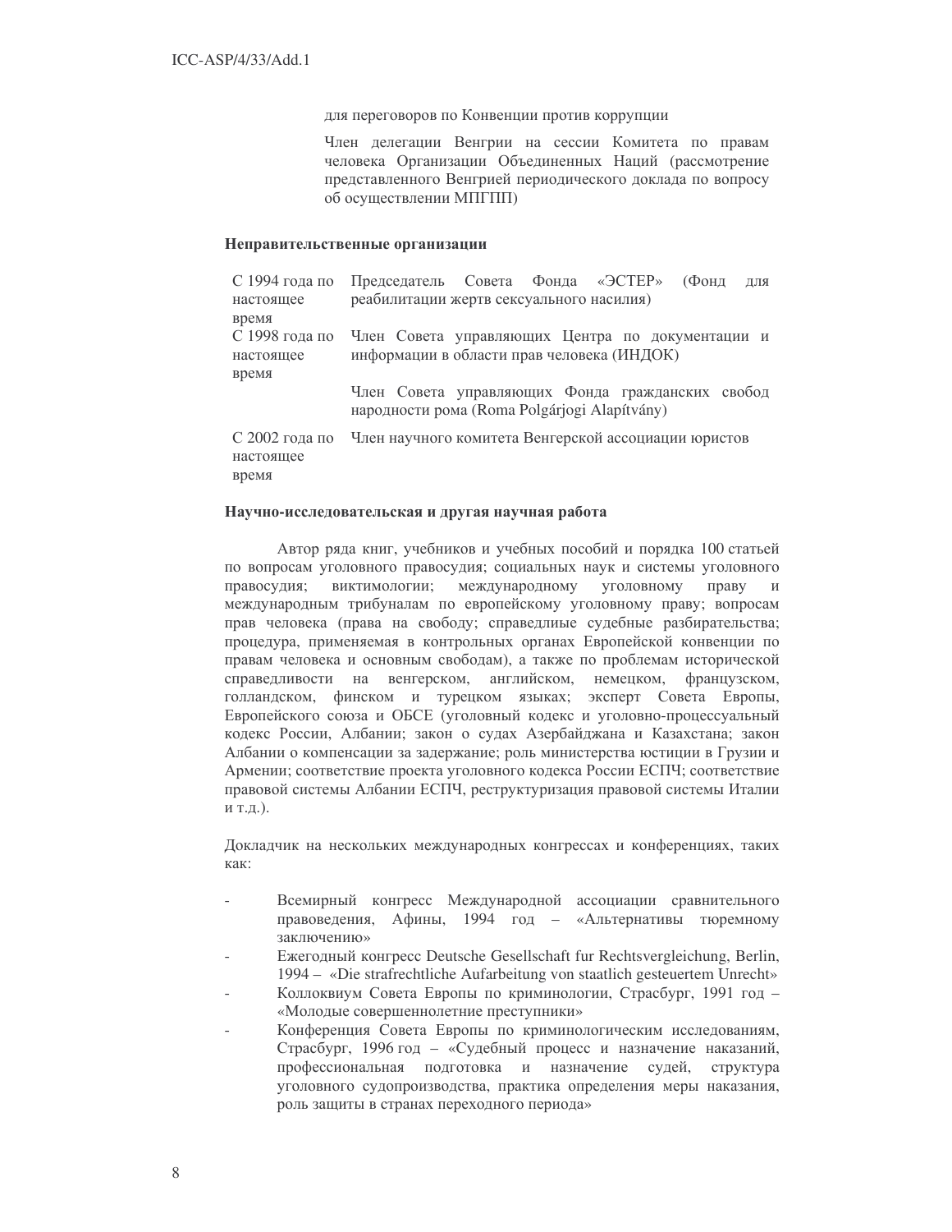для переговоров по Конвенции против коррупции

Член делегации Венгрии на сессии Комитета по правам человека Организации Объединенных Наций (рассмотрение представленного Венгрией периодического доклада по вопросу об осуществлении МПГПП)

**Неправительственные организации**

| | |
|---|---|
| С 1994 года по настоящее время | Председатель Совета Фонда «ЭСТЕР» (Фонд для реабилитации жертв сексуального насилия) |
| С 1998 года по настоящее время | Член Совета управляющих Центра по документации и информации в области прав человека (ИНДОК) |
| | Член Совета управляющих Фонда гражданских свобод народности рома (Roma Polgárjogi Alapítvány) |
| С 2002 года по настоящее время | Член научного комитета Венгерской ассоциации юристов |

**Научно-исследовательская и другая научная работа**

Автор ряда книг, учебников и учебных пособий и порядка 100 статьей по вопросам уголовного правосудия; социальных наук и системы уголовного правосудия; виктимологии; международному уголовному праву и международным трибуналам по европейскому уголовному праву; вопросам прав человека (права на свободу; справедлиые судебные разбирательства; процедура, применяемая в контрольных органах Европейской конвенции по правам человека и основным свободам), а также по проблемам исторической справедливости на венгерском, английском, немецком, французском, голландском, финском и турецком языках; эксперт Совета Европы, Европейского союза и ОБСЕ (уголовный кодекс и уголовно-процессуальный кодекс России, Албании; закон о судах Азербайджана и Казахстана; закон Албании о компенсации за задержание; роль министерства юстиции в Грузии и Армении; соответствие проекта уголовного кодекса России ЕСПЧ; соответствие правовой системы Албании ЕСПЧ, реструктуризация правовой системы Италии и т.д.).

Докладчик на нескольких международных конгрессах и конференциях, таких как:

- Всемирный конгресс Международной ассоциации сравнительного правоведения, Афины, 1994 год – «Альтернативы тюремному заключению»
- Ежегодный конгресс Deutsche Gesellschaft fur Rechtsvergleichung, Berlin, 1994 – «Die strafrechtliche Aufarbeitung von staatlich gesteuertem Unrecht»
- Коллоквиум Совета Европы по криминологии, Страсбург, 1991 год – «Молодые совершеннолетние преступники»
- Конференция Совета Европы по криминологическим исследованиям, Страсбург, 1996 год – «Судебный процесс и назначение наказаний, профессиональная подготовка и назначение судей, структура уголовного судопроизводства, практика определения меры наказания, роль защиты в странах переходного периода»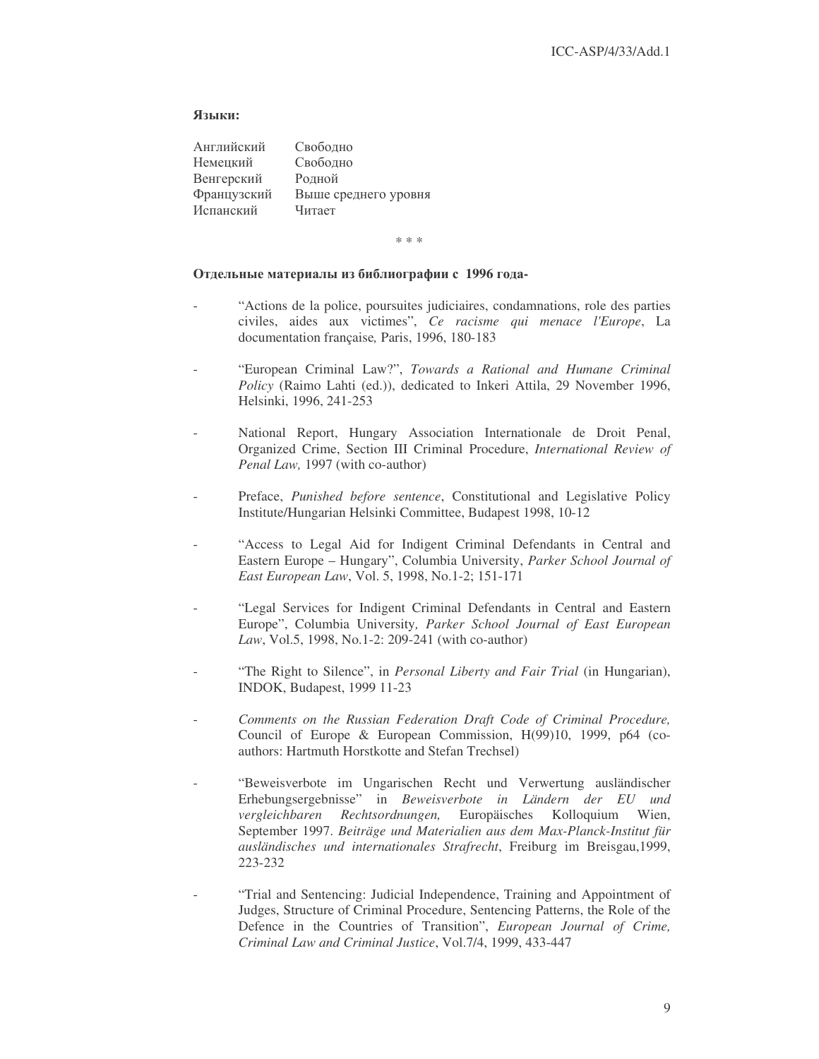**Языки:**

| | |
|---|---|
| Английский | Свободно |
| Немецкий | Свободно |
| Венгерский | Родной |
| Французский | Выше среднего уровня |
| Испанский | Читает |

\* \* \*

**Отдельные материалы из библиографии с 1996 года-**

- "Actions de la police, poursuites judiciaires, condamnations, role des parties civiles, aides aux victimes", *Ce racisme qui menace l'Europe*, La documentation française*,* Paris, 1996, 180-183

- "European Criminal Law?", *Towards a Rational and Humane Criminal Policy* (Raimo Lahti (ed.)), dedicated to Inkeri Attila, 29 November 1996, Helsinki, 1996, 241-253

- National Report, Hungary Association Internationale de Droit Penal, Organized Crime, Section III Criminal Procedure, *International Review of Penal Law,* 1997 (with co-author)

- Preface, *Punished before sentence*, Constitutional and Legislative Policy Institute/Hungarian Helsinki Committee, Budapest 1998, 10-12

- "Access to Legal Aid for Indigent Criminal Defendants in Central and Eastern Europe – Hungary", Columbia University, *Parker School Journal of East European Law*, Vol. 5, 1998, No.1-2; 151-171

- "Legal Services for Indigent Criminal Defendants in Central and Eastern Europe", Columbia University*, Parker School Journal of East European Law*, Vol.5, 1998, No.1-2: 209-241 (with co-author)

- "The Right to Silence", in *Personal Liberty and Fair Trial* (in Hungarian), INDOK, Budapest, 1999 11-23

- *Comments on the Russian Federation Draft Code of Criminal Procedure,* Council of Europe & European Commission, H(99)10, 1999, p64 (co-authors: Hartmuth Horstkotte and Stefan Trechsel)

- "Beweisverbote im Ungarischen Recht und Verwertung ausländischer Erhebungsergebnisse" in *Beweisverbote in Ländern der EU und vergleichbaren Rechtsordnungen,* Europäisches Kolloquium Wien, September 1997. *Beiträge und Materialien aus dem Max-Planck-Institut für ausländisches und internationales Strafrecht*, Freiburg im Breisgau,1999, 223-232

- "Trial and Sentencing: Judicial Independence, Training and Appointment of Judges, Structure of Criminal Procedure, Sentencing Patterns, the Role of the Defence in the Countries of Transition", *European Journal of Crime, Criminal Law and Criminal Justice*, Vol.7/4, 1999, 433-447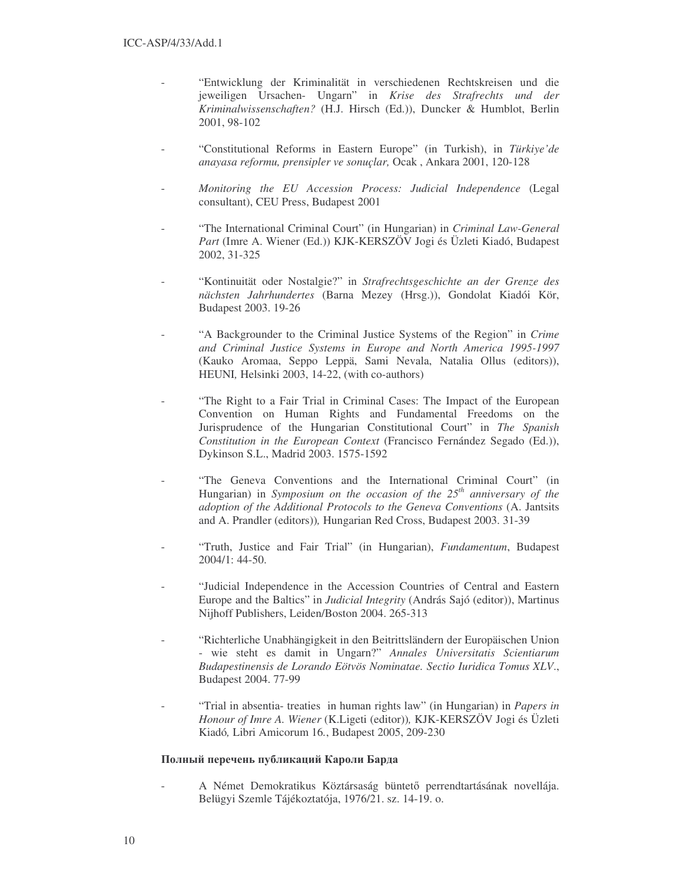- "Entwicklung der Kriminalität in verschiedenen Rechtskreisen und die jeweiligen Ursachen- Ungarn" in *Krise des Strafrechts und der Kriminalwissenschaften?* (H.J. Hirsch (Ed.)), Duncker & Humblot, Berlin 2001, 98-102

- "Constitutional Reforms in Eastern Europe" (in Turkish), in *Türkiye'de anayasa reformu, prensipler ve sonuçlar,* Ocak , Ankara 2001, 120-128

- *Monitoring the EU Accession Process: Judicial Independence* (Legal consultant), CEU Press, Budapest 2001

- "The International Criminal Court" (in Hungarian) in *Criminal Law-General Part* (Imre A. Wiener (Ed.)) KJK-KERSZÖV Jogi és Üzleti Kiadó, Budapest 2002, 31-325

- "Kontinuität oder Nostalgie?" in *Strafrechtsgeschichte an der Grenze des nächsten Jahrhundertes* (Barna Mezey (Hrsg.)), Gondolat Kiadói Kör, Budapest 2003. 19-26

- "A Backgrounder to the Criminal Justice Systems of the Region" in *Crime and Criminal Justice Systems in Europe and North America 1995-1997* (Kauko Aromaa, Seppo Leppä, Sami Nevala, Natalia Ollus (editors)), HEUNI*,* Helsinki 2003, 14-22, (with co-authors)

- "The Right to a Fair Trial in Criminal Cases: The Impact of the European Convention on Human Rights and Fundamental Freedoms on the Jurisprudence of the Hungarian Constitutional Court" in *The Spanish Constitution in the European Context* (Francisco Fernández Segado (Ed.)), Dykinson S.L., Madrid 2003. 1575-1592

- "The Geneva Conventions and the International Criminal Court" (in Hungarian) in *Symposium on the occasion of the 25th anniversary of the adoption of the Additional Protocols to the Geneva Conventions* (A. Jantsits and A. Prandler (editors))*,* Hungarian Red Cross, Budapest 2003. 31-39

- "Truth, Justice and Fair Trial" (in Hungarian), *Fundamentum*, Budapest 2004/1: 44-50.

- "Judicial Independence in the Accession Countries of Central and Eastern Europe and the Baltics" in *Judicial Integrity* (András Sajó (editor)), Martinus Nijhoff Publishers, Leiden/Boston 2004. 265-313

- "Richterliche Unabhängigkeit in den Beitrittsländern der Europäischen Union - wie steht es damit in Ungarn?" *Annales Universitatis Scientiarum Budapestinensis de Lorando Eötvös Nominatae. Sectio Iuridica Tomus XLV.*, Budapest 2004. 77-99

- "Trial in absentia- treaties in human rights law" (in Hungarian) in *Papers in Honour of Imre A. Wiener* (K.Ligeti (editor))*,* KJK-KERSZÖV Jogi és Üzleti Kiadó*,* Libri Amicorum 16*.*, Budapest 2005, 209-230

**Полный перечень публикаций Кароли Барда**

- A Német Demokratikus Köztársaság büntető perrendtartásának novellája. Belügyi Szemle Tájékoztatója, 1976/21. sz. 14-19. o.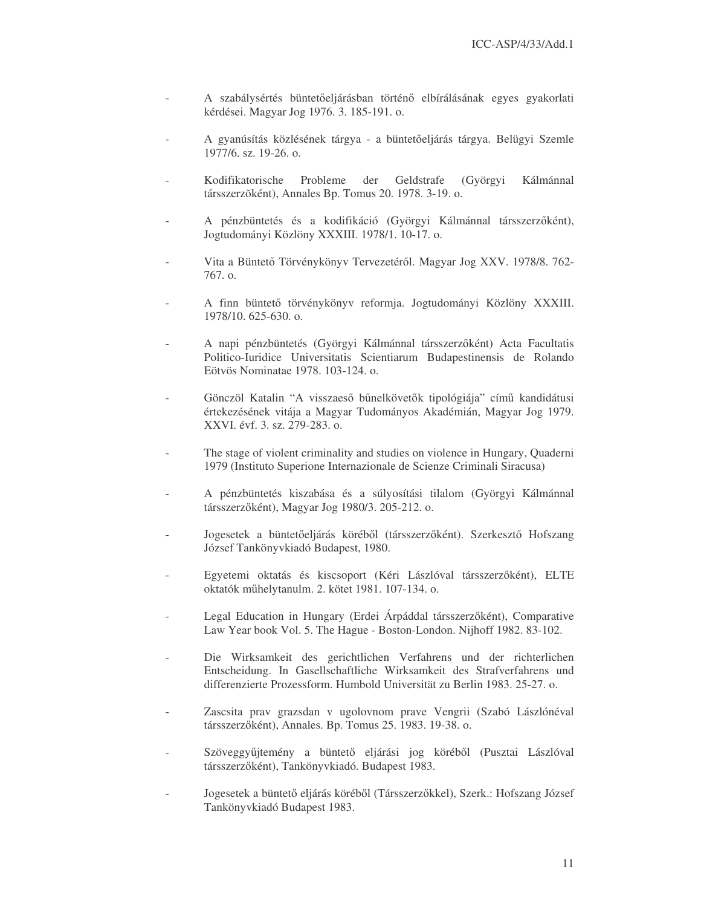- A szabálysértés büntetőeljárásban történő elbírálásának egyes gyakorlati kérdései. Magyar Jog 1976. 3. 185-191. o.

- A gyanúsítás közlésének tárgya - a büntetőeljárás tárgya. Belügyi Szemle 1977/6. sz. 19-26. o.

- Kodifikatorische Probleme der Geldstrafe (Györgyi Kálmánnal társszerzõként), Annales Bp. Tomus 20. 1978. 3-19. o.

- A pénzbüntetés és a kodifikáció (Györgyi Kálmánnal társszerzőként), Jogtudományi Közlöny XXXIII. 1978/1. 10-17. o.

- Vita a Büntető Törvénykönyv Tervezetéről. Magyar Jog XXV. 1978/8. 762-767. o.

- A finn büntető törvénykönyv reformja. Jogtudományi Közlöny XXXIII. 1978/10. 625-630. o.

- A napi pénzbüntetés (Györgyi Kálmánnal társszerzőként) Acta Facultatis Politico-Iuridice Universitatis Scientiarum Budapestinensis de Rolando Eötvös Nominatae 1978. 103-124. o.

- Gönczöl Katalin "A visszaeső bűnelkövetők tipológiája" című kandidátusi értekezésének vitája a Magyar Tudományos Akadémián, Magyar Jog 1979. XXVI. évf. 3. sz. 279-283. o.

- The stage of violent criminality and studies on violence in Hungary, Quaderni 1979 (Instituto Superione Internazionale de Scienze Criminali Siracusa)

- A pénzbüntetés kiszabása és a súlyosítási tilalom (Györgyi Kálmánnal társszerzőként), Magyar Jog 1980/3. 205-212. o.

- Jogesetek a büntetőeljárás köréből (társszerzőként). Szerkesztő Hofszang József Tankönyvkiadó Budapest, 1980.

- Egyetemi oktatás és kiscsoport (Kéri Lászlóval társszerzőként), ELTE oktatók műhelytanulm. 2. kötet 1981. 107-134. o.

- Legal Education in Hungary (Erdei Árpáddal társszerzőként), Comparative Law Year book Vol. 5. The Hague - Boston-London. Nijhoff 1982. 83-102.

- Die Wirksamkeit des gerichtlichen Verfahrens und der richterlichen Entscheidung. In Gasellschaftliche Wirksamkeit des Strafverfahrens und differenzierte Prozessform. Humbold Universität zu Berlin 1983. 25-27. o.

- Zascsita prav grazsdan v ugolovnom prave Vengrii (Szabó Lászlónéval társszerzőként), Annales. Bp. Tomus 25. 1983. 19-38. o.

- Szöveggyűjtemény a büntető eljárási jog köréből (Pusztai Lászlóval társszerzőként), Tankönyvkiadó. Budapest 1983.

- Jogesetek a büntető eljárás köréből (Társszerzőkkel), Szerk.: Hofszang József Tankönyvkiadó Budapest 1983.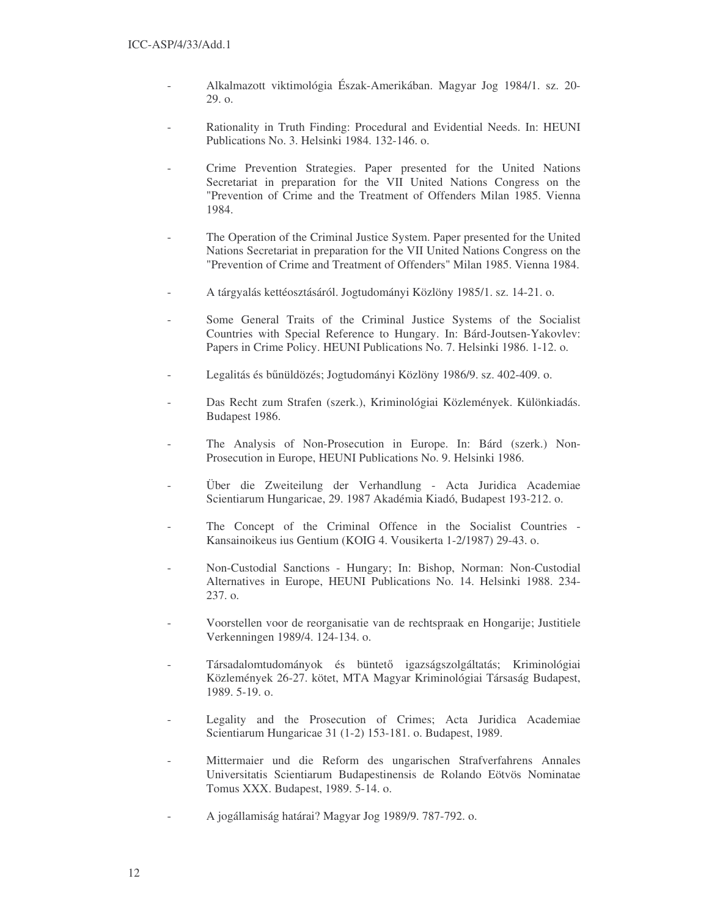- Alkalmazott viktimológia Észak-Amerikában. Magyar Jog 1984/1. sz. 20-29. o.

- Rationality in Truth Finding: Procedural and Evidential Needs. In: HEUNI Publications No. 3. Helsinki 1984. 132-146. o.

- Crime Prevention Strategies. Paper presented for the United Nations Secretariat in preparation for the VII United Nations Congress on the "Prevention of Crime and the Treatment of Offenders Milan 1985. Vienna 1984.

- The Operation of the Criminal Justice System. Paper presented for the United Nations Secretariat in preparation for the VII United Nations Congress on the "Prevention of Crime and Treatment of Offenders" Milan 1985. Vienna 1984.

- A tárgyalás kettéosztásáról. Jogtudományi Közlöny 1985/1. sz. 14-21. o.

- Some General Traits of the Criminal Justice Systems of the Socialist Countries with Special Reference to Hungary. In: Bárd-Joutsen-Yakovlev: Papers in Crime Policy. HEUNI Publications No. 7. Helsinki 1986. 1-12. o.

- Legalitás és bűnüldözés; Jogtudományi Közlöny 1986/9. sz. 402-409. o.

- Das Recht zum Strafen (szerk.), Kriminológiai Közlemények. Különkiadás. Budapest 1986.

- The Analysis of Non-Prosecution in Europe. In: Bárd (szerk.) Non-Prosecution in Europe, HEUNI Publications No. 9. Helsinki 1986.

- Über die Zweiteilung der Verhandlung - Acta Juridica Academiae Scientiarum Hungaricae, 29. 1987 Akadémia Kiadó, Budapest 193-212. o.

- The Concept of the Criminal Offence in the Socialist Countries - Kansainoikeus ius Gentium (KOIG 4. Vousikerta 1-2/1987) 29-43. o.

- Non-Custodial Sanctions - Hungary; In: Bishop, Norman: Non-Custodial Alternatives in Europe, HEUNI Publications No. 14. Helsinki 1988. 234-237. o.

- Voorstellen voor de reorganisatie van de rechtspraak en Hongarije; Justitiele Verkenningen 1989/4. 124-134. o.

- Társadalomtudományok és büntető igazságszolgáltatás; Kriminológiai Közlemények 26-27. kötet, MTA Magyar Kriminológiai Társaság Budapest, 1989. 5-19. o.

- Legality and the Prosecution of Crimes; Acta Juridica Academiae Scientiarum Hungaricae 31 (1-2) 153-181. o. Budapest, 1989.

- Mittermaier und die Reform des ungarischen Strafverfahrens Annales Universitatis Scientiarum Budapestinensis de Rolando Eötvös Nominatae Tomus XXX. Budapest, 1989. 5-14. o.

- A jogállamiság határai? Magyar Jog 1989/9. 787-792. o.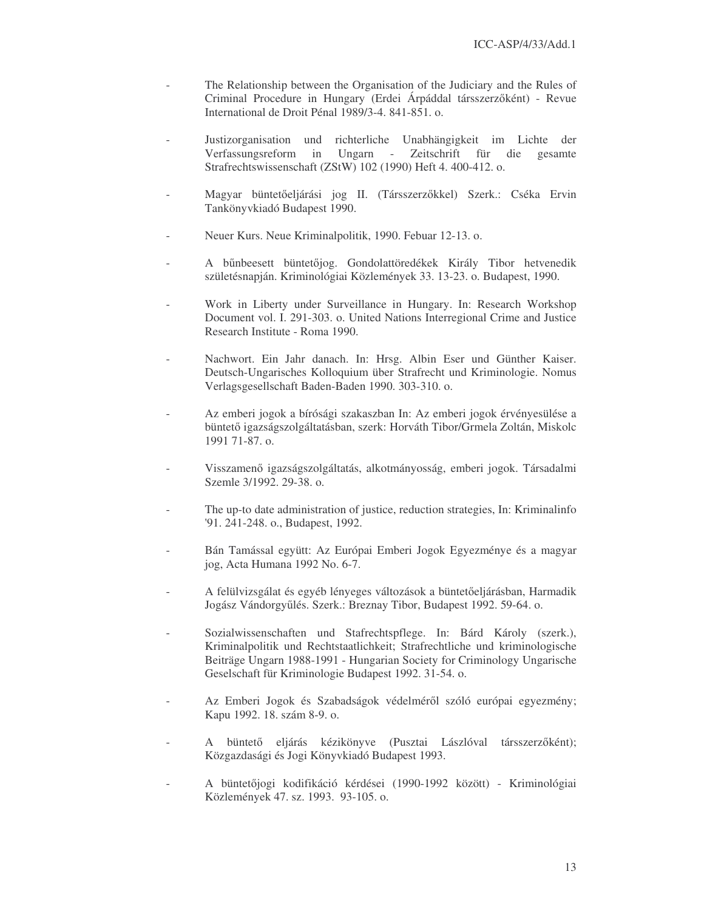- The Relationship between the Organisation of the Judiciary and the Rules of Criminal Procedure in Hungary (Erdei Árpáddal társszerzőként) - Revue International de Droit Pénal 1989/3-4. 841-851. o.

- Justizorganisation und richterliche Unabhängigkeit im Lichte der Verfassungsreform in Ungarn - Zeitschrift für die gesamte Strafrechtswissenschaft (ZStW) 102 (1990) Heft 4. 400-412. o.

- Magyar büntetőeljárási jog II. (Társszerzőkkel) Szerk.: Cséka Ervin Tankönyvkiadó Budapest 1990.

- Neuer Kurs. Neue Kriminalpolitik, 1990. Febuar 12-13. o.

- A bűnbeesett büntetőjog. Gondolattöredékek Király Tibor hetvenedik születésnapján. Kriminológiai Közlemények 33. 13-23. o. Budapest, 1990.

- Work in Liberty under Surveillance in Hungary. In: Research Workshop Document vol. I. 291-303. o. United Nations Interregional Crime and Justice Research Institute - Roma 1990.

- Nachwort. Ein Jahr danach. In: Hrsg. Albin Eser und Günther Kaiser. Deutsch-Ungarisches Kolloquium über Strafrecht und Kriminologie. Nomus Verlagsgesellschaft Baden-Baden 1990. 303-310. o.

- Az emberi jogok a bírósági szakaszban In: Az emberi jogok érvényesülése a büntető igazságszolgáltatásban, szerk: Horváth Tibor/Grmela Zoltán, Miskolc 1991 71-87. o.

- Visszamenő igazságszolgáltatás, alkotmányosság, emberi jogok. Társadalmi Szemle 3/1992. 29-38. o.

- The up-to date administration of justice, reduction strategies, In: Kriminalinfo '91. 241-248. o., Budapest, 1992.

- Bán Tamással együtt: Az Európai Emberi Jogok Egyezménye és a magyar jog, Acta Humana 1992 No. 6-7.

- A felülvizsgálat és egyéb lényeges változások a büntetőeljárásban, Harmadik Jogász Vándorgyűlés. Szerk.: Breznay Tibor, Budapest 1992. 59-64. o.

- Sozialwissenschaften und Stafrechtspflege. In: Bárd Károly (szerk.), Kriminalpolitik und Rechtstaatlichkeit; Strafrechtliche und kriminologische Beiträge Ungarn 1988-1991 - Hungarian Society for Criminology Ungarische Geselschaft für Kriminologie Budapest 1992. 31-54. o.

- Az Emberi Jogok és Szabadságok védelméről szóló európai egyezmény; Kapu 1992. 18. szám 8-9. o.

- A büntető eljárás kézikönyve (Pusztai Lászlóval társszerzőként); Közgazdasági és Jogi Könyvkiadó Budapest 1993.

- A büntetőjogi kodifikáció kérdései (1990-1992 között) - Kriminológiai Közlemények 47. sz. 1993. 93-105. o.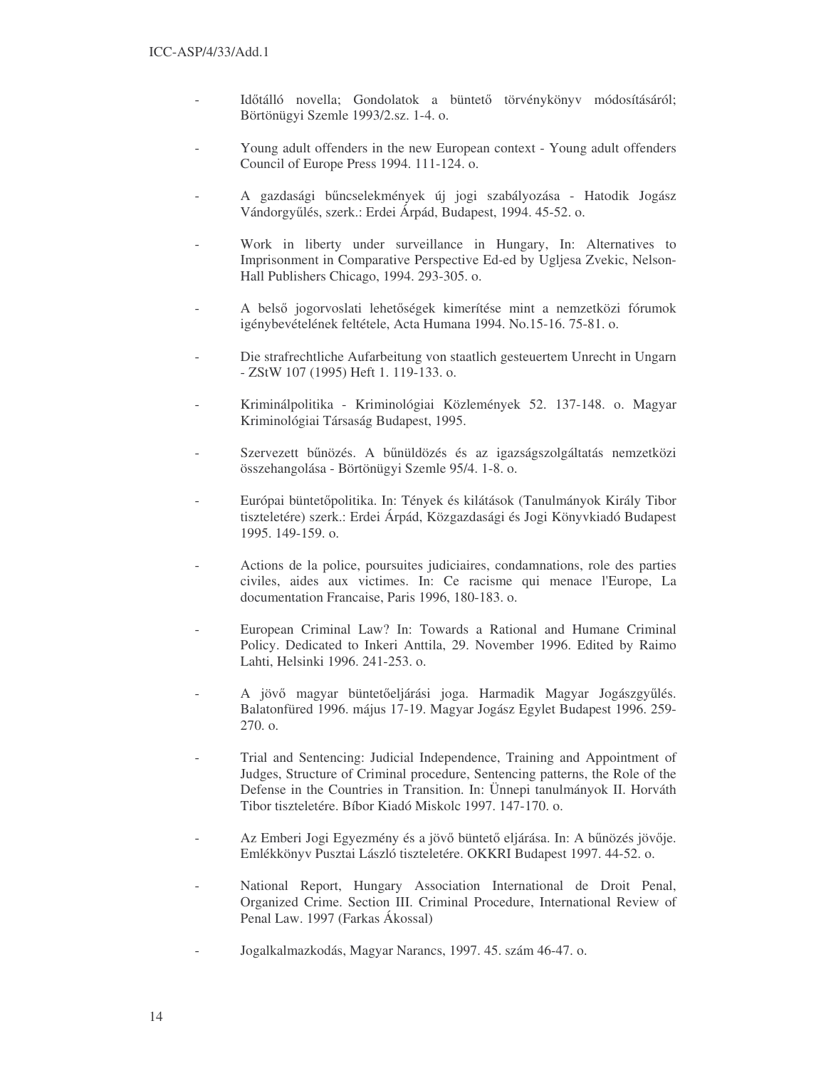- Időtálló novella; Gondolatok a büntető törvénykönyv módosításáról; Börtönügyi Szemle 1993/2.sz. 1-4. o.

- Young adult offenders in the new European context - Young adult offenders Council of Europe Press 1994. 111-124. o.

- A gazdasági bűncselekmények új jogi szabályozása - Hatodik Jogász Vándorgyűlés, szerk.: Erdei Árpád, Budapest, 1994. 45-52. o.

- Work in liberty under surveillance in Hungary, In: Alternatives to Imprisonment in Comparative Perspective Ed-ed by Ugljesa Zvekic, Nelson-Hall Publishers Chicago, 1994. 293-305. o.

- A belső jogorvoslati lehetőségek kimerítése mint a nemzetközi fórumok igénybevételének feltétele, Acta Humana 1994. No.15-16. 75-81. o.

- Die strafrechtliche Aufarbeitung von staatlich gesteuertem Unrecht in Ungarn - ZStW 107 (1995) Heft 1. 119-133. o.

- Kriminálpolitika - Kriminológiai Közlemények 52. 137-148. o. Magyar Kriminológiai Társaság Budapest, 1995.

- Szervezett bűnözés. A bűnüldözés és az igazságszolgáltatás nemzetközi összehangolása - Börtönügyi Szemle 95/4. 1-8. o.

- Európai büntetőpolitika. In: Tények és kilátások (Tanulmányok Király Tibor tiszteletére) szerk.: Erdei Árpád, Közgazdasági és Jogi Könyvkiadó Budapest 1995. 149-159. o.

- Actions de la police, poursuites judiciaires, condamnations, role des parties civiles, aides aux victimes. In: Ce racisme qui menace l'Europe, La documentation Francaise, Paris 1996, 180-183. o.

- European Criminal Law? In: Towards a Rational and Humane Criminal Policy. Dedicated to Inkeri Anttila, 29. November 1996. Edited by Raimo Lahti, Helsinki 1996. 241-253. o.

- A jövő magyar büntetőeljárási joga. Harmadik Magyar Jogászgyűlés. Balatonfüred 1996. május 17-19. Magyar Jogász Egylet Budapest 1996. 259-270. o.

- Trial and Sentencing: Judicial Independence, Training and Appointment of Judges, Structure of Criminal procedure, Sentencing patterns, the Role of the Defense in the Countries in Transition. In: Ünnepi tanulmányok II. Horváth Tibor tiszteletére. Bíbor Kiadó Miskolc 1997. 147-170. o.

- Az Emberi Jogi Egyezmény és a jövő büntető eljárása. In: A bűnözés jövője. Emlékkönyv Pusztai László tiszteletére. OKKRI Budapest 1997. 44-52. o.

- National Report, Hungary Association International de Droit Penal, Organized Crime. Section III. Criminal Procedure, International Review of Penal Law. 1997 (Farkas Ákossal)

- Jogalkalmazkodás, Magyar Narancs, 1997. 45. szám 46-47. o.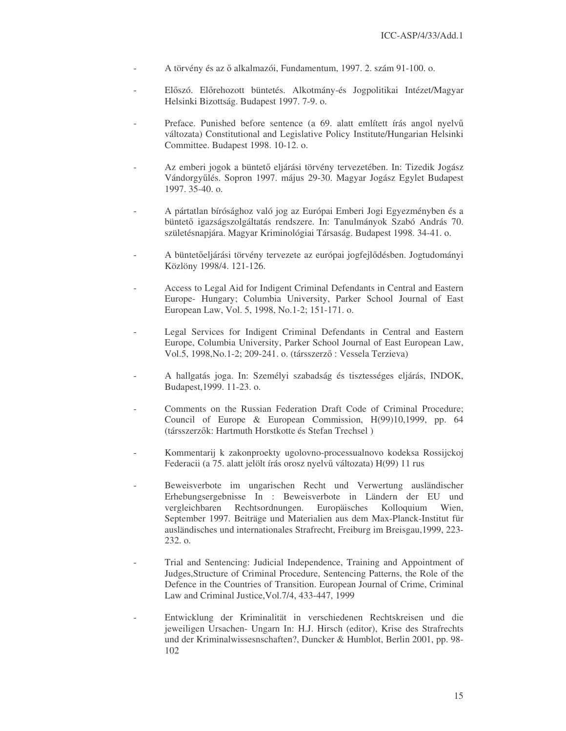- A törvény és az ő alkalmazói, Fundamentum, 1997. 2. szám 91-100. o.

- Előszó. Előrehozott büntetés. Alkotmány-és Jogpolitikai Intézet/Magyar Helsinki Bizottság. Budapest 1997. 7-9. o.

- Preface. Punished before sentence (a 69. alatt említett írás angol nyelvű változata) Constitutional and Legislative Policy Institute/Hungarian Helsinki Committee. Budapest 1998. 10-12. o.

- Az emberi jogok a büntető eljárási törvény tervezetében. In: Tizedik Jogász Vándorgyűlés. Sopron 1997. május 29-30. Magyar Jogász Egylet Budapest 1997. 35-40. o.

- A pártatlan bírósághoz való jog az Európai Emberi Jogi Egyezményben és a büntető igazságszolgáltatás rendszere. In: Tanulmányok Szabó András 70. születésnapjára. Magyar Kriminológiai Társaság. Budapest 1998. 34-41. o.

- A büntetőeljárási törvény tervezete az európai jogfejlődésben. Jogtudományi Közlöny 1998/4. 121-126.

- Access to Legal Aid for Indigent Criminal Defendants in Central and Eastern Europe- Hungary; Columbia University, Parker School Journal of East European Law, Vol. 5, 1998, No.1-2; 151-171. o.

- Legal Services for Indigent Criminal Defendants in Central and Eastern Europe, Columbia University, Parker School Journal of East European Law, Vol.5, 1998,No.1-2; 209-241. o. (társszerző : Vessela Terzieva)

- A hallgatás joga. In: Személyi szabadság és tisztességes eljárás, INDOK, Budapest,1999. 11-23. o.

- Comments on the Russian Federation Draft Code of Criminal Procedure; Council of Europe & European Commission, H(99)10,1999, pp. 64 (társszerzők: Hartmuth Horstkotte és Stefan Trechsel )

- Kommentarij k zakonproekty ugolovno-processualnovo kodeksa Rossijckoj Federacii (a 75. alatt jelölt írás orosz nyelvű változata) H(99) 11 rus

- Beweisverbote im ungarischen Recht und Verwertung ausländischer Erhebungsergebnisse In : Beweisverbote in Ländern der EU und vergleichbaren Rechtsordnungen. Europäisches Kolloquium Wien, September 1997. Beiträge und Materialien aus dem Max-Planck-Institut für ausländisches und internationales Strafrecht, Freiburg im Breisgau,1999, 223-232. o.

- Trial and Sentencing: Judicial Independence, Training and Appointment of Judges,Structure of Criminal Procedure, Sentencing Patterns, the Role of the Defence in the Countries of Transition. European Journal of Crime, Criminal Law and Criminal Justice,Vol.7/4, 433-447, 1999

- Entwicklung der Kriminalität in verschiedenen Rechtskreisen und die jeweiligen Ursachen- Ungarn In: H.J. Hirsch (editor), Krise des Strafrechts und der Kriminalwissesnschaften?, Duncker & Humblot, Berlin 2001, pp. 98-102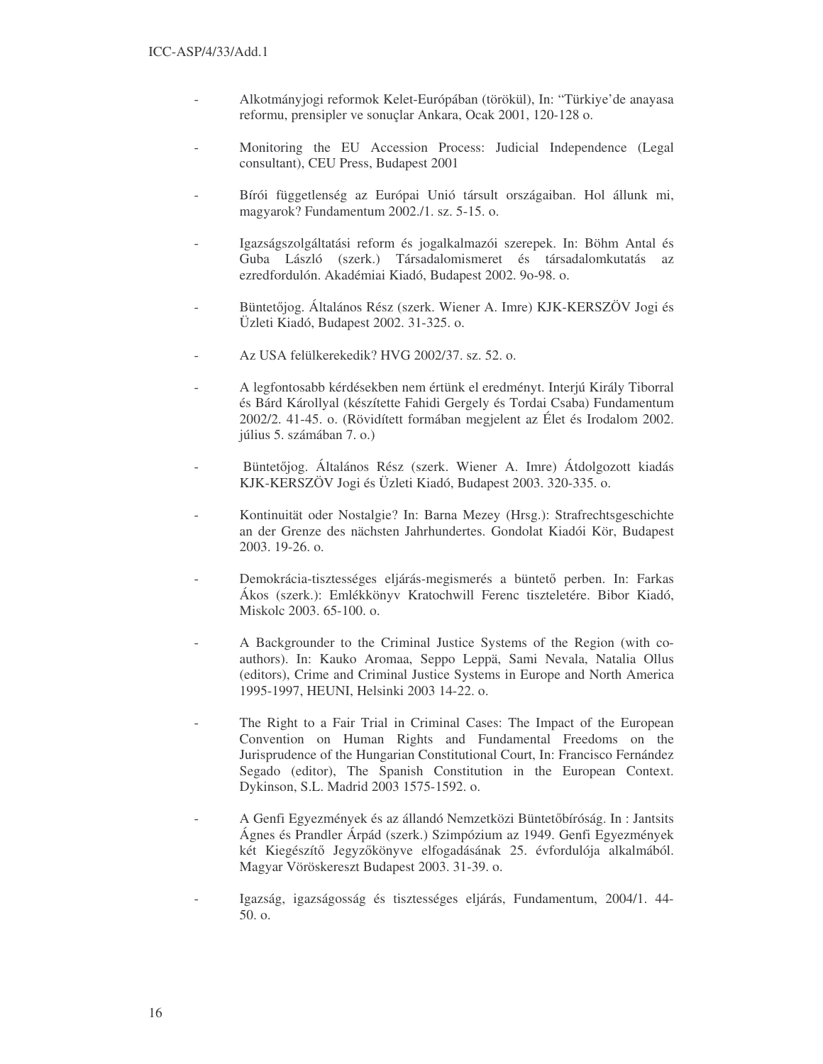- Alkotmányjogi reformok Kelet-Európában (törökül), In: "Türkiye'de anayasa reformu, prensipler ve sonuçlar Ankara, Ocak 2001, 120-128 o.

- Monitoring the EU Accession Process: Judicial Independence (Legal consultant), CEU Press, Budapest 2001

- Bírói függetlenség az Európai Unió társult országaiban. Hol állunk mi, magyarok? Fundamentum 2002./1. sz. 5-15. o.

- Igazságszolgáltatási reform és jogalkalmazói szerepek. In: Böhm Antal és Guba László (szerk.) Társadalomismeret és társadalomkutatás az ezredfordulón. Akadémiai Kiadó, Budapest 2002. 9o-98. o.

- Büntetőjog. Általános Rész (szerk. Wiener A. Imre) KJK-KERSZÖV Jogi és Üzleti Kiadó, Budapest 2002. 31-325. o.

- Az USA felülkerekedik? HVG 2002/37. sz. 52. o.

- A legfontosabb kérdésekben nem értünk el eredményt. Interjú Király Tiborral és Bárd Károllyal (készítette Fahidi Gergely és Tordai Csaba) Fundamentum 2002/2. 41-45. o. (Rövidített formában megjelent az Élet és Irodalom 2002. július 5. számában 7. o.)

- Büntetőjog. Általános Rész (szerk. Wiener A. Imre) Átdolgozott kiadás KJK-KERSZÖV Jogi és Üzleti Kiadó, Budapest 2003. 320-335. o.

- Kontinuität oder Nostalgie? In: Barna Mezey (Hrsg.): Strafrechtsgeschichte an der Grenze des nächsten Jahrhundertes. Gondolat Kiadói Kör, Budapest 2003. 19-26. o.

- Demokrácia-tisztességes eljárás-megismerés a büntető perben. In: Farkas Ákos (szerk.): Emlékkönyv Kratochwill Ferenc tiszteletére. Bibor Kiadó, Miskolc 2003. 65-100. o.

- A Backgrounder to the Criminal Justice Systems of the Region (with co-authors). In: Kauko Aromaa, Seppo Leppä, Sami Nevala, Natalia Ollus (editors), Crime and Criminal Justice Systems in Europe and North America 1995-1997, HEUNI, Helsinki 2003 14-22. o.

- The Right to a Fair Trial in Criminal Cases: The Impact of the European Convention on Human Rights and Fundamental Freedoms on the Jurisprudence of the Hungarian Constitutional Court, In: Francisco Fernández Segado (editor), The Spanish Constitution in the European Context. Dykinson, S.L. Madrid 2003 1575-1592. o.

- A Genfi Egyezmények és az állandó Nemzetközi Büntetőbíróság. In : Jantsits Ágnes és Prandler Árpád (szerk.) Szimpózium az 1949. Genfi Egyezmények két Kiegészítő Jegyzőkönyve elfogadásának 25. évfordulója alkalmából. Magyar Vöröskereszt Budapest 2003. 31-39. o.

- Igazság, igazságosság és tisztességes eljárás, Fundamentum, 2004/1. 44-50. o.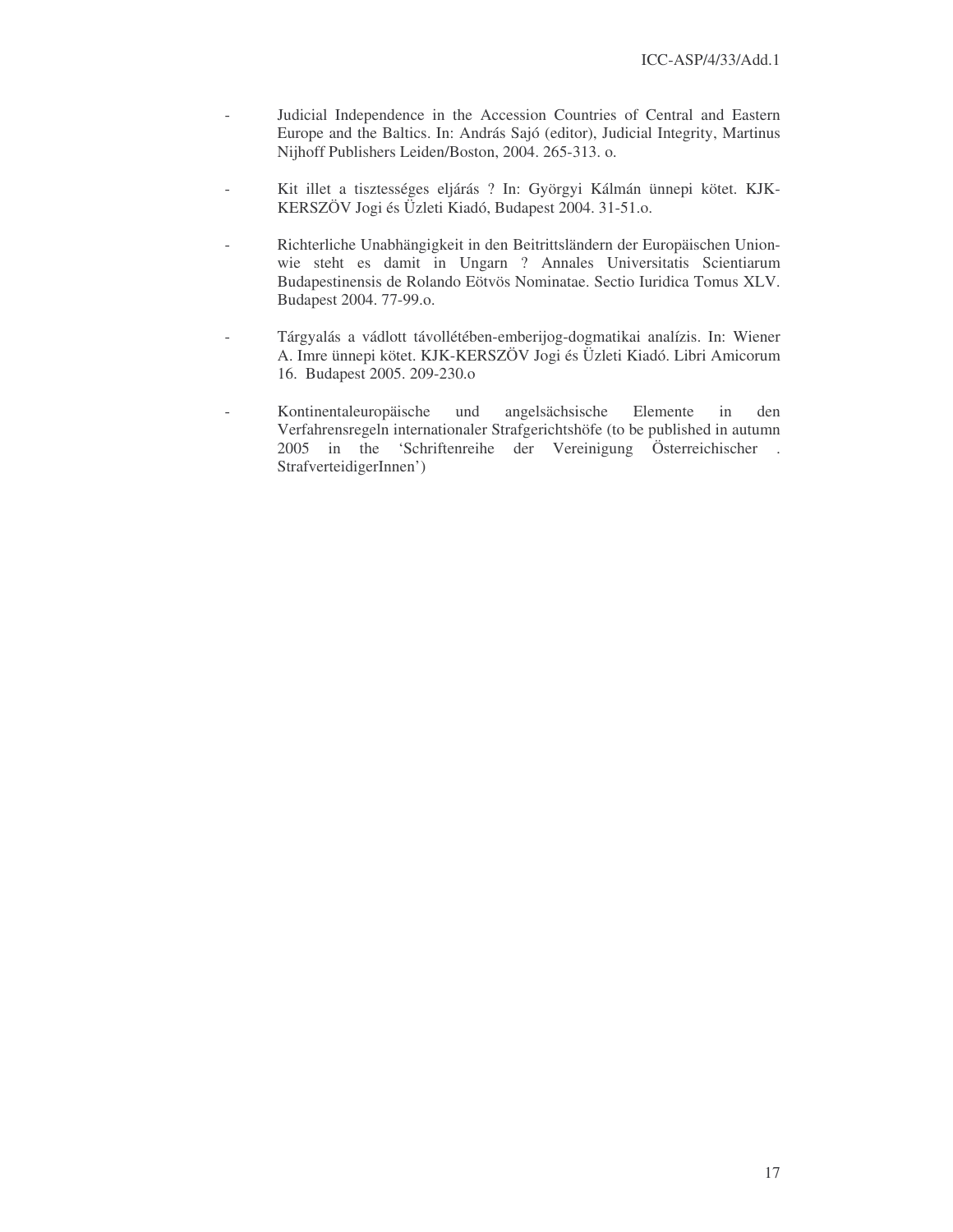- Judicial Independence in the Accession Countries of Central and Eastern Europe and the Baltics. In: András Sajó (editor), Judicial Integrity, Martinus Nijhoff Publishers Leiden/Boston, 2004. 265-313. o.

- Kit illet a tisztességes eljárás ? In: Györgyi Kálmán ünnepi kötet. KJK-KERSZÖV Jogi és Üzleti Kiadó, Budapest 2004. 31-51.o.

- Richterliche Unabhängigkeit in den Beitrittsländern der Europäischen Union-wie steht es damit in Ungarn ? Annales Universitatis Scientiarum Budapestinensis de Rolando Eötvös Nominatae. Sectio Iuridica Tomus XLV. Budapest 2004. 77-99.o.

- Tárgyalás a vádlott távollétében-emberijog-dogmatikai analízis. In: Wiener A. Imre ünnepi kötet. KJK-KERSZÖV Jogi és Üzleti Kiadó. Libri Amicorum 16. Budapest 2005. 209-230.o

- Kontinentaleuropäische und angelsächsische Elemente in den Verfahrensregeln internationaler Strafgerichtshöfe (to be published in autumn 2005 in the 'Schriftenreihe der Vereinigung Österreichischer . StrafverteidigerInnen')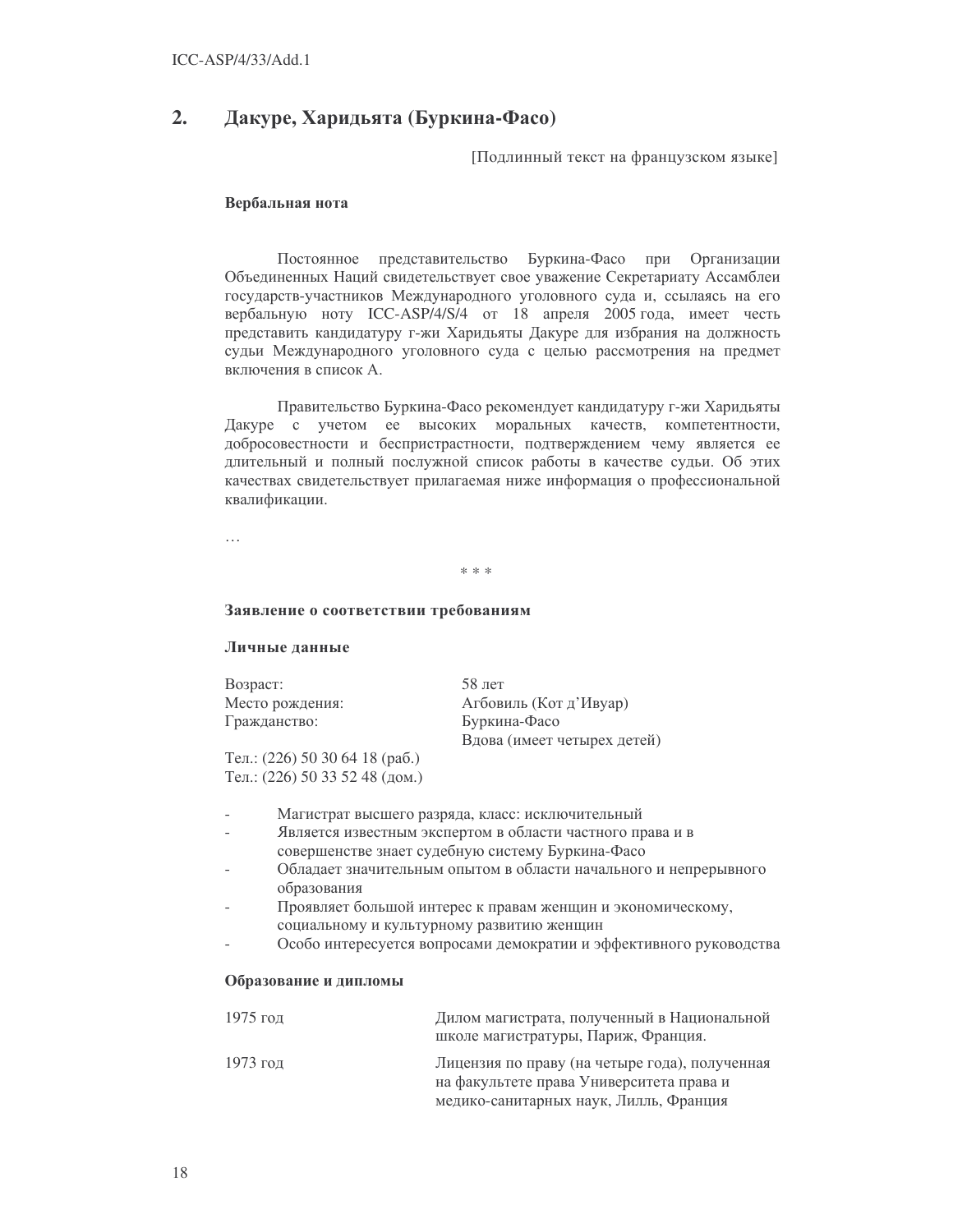## 2. Дакуре, Харидьята (Буркина-Фасо)

[Подлинный текст на французском языке]

**Вербальная нота**

Постоянное представительство Буркина-Фасо при Организации Объединенных Наций свидетельствует свое уважение Секретариату Ассамблеи государств-участников Международного уголовного суда и, ссылаясь на его вербальную ноту ICC-ASP/4/S/4 от 18 апреля 2005 года, имеет честь представить кандидатуру г-жи Харидьяты Дакуре для избрания на должность судьи Международного уголовного суда с целью рассмотрения на предмет включения в список A.

Правительство Буркина-Фасо рекомендует кандидатуру г-жи Харидьяты Дакуре с учетом ее высоких моральных качеств, компетентности, добросовестности и беспристрастности, подтверждением чему является ее длительный и полный послужной список работы в качестве судьи. Об этих качествах свидетельствует прилагаемая ниже информация о профессиональной квалификации.

…

\* \* \*

**Заявление о соответствии требованиям**

**Личные данные**

| | |
|---|---|
| Возраст: | 58 лет |
| Место рождения: | Агбовиль (Кот д'Ивуар) |
| Гражданство: | Буркина-Фасо |
| | Вдова (имеет четырех детей) |

Тел.: (226) 50 30 64 18 (раб.)
Тел.: (226) 50 33 52 48 (дом.)

- Магистрат высшего разряда, класс: исключительный
- Является известным экспертом в области частного права и в совершенстве знает судебную систему Буркина-Фасо
- Обладает значительным опытом в области начального и непрерывного образования
- Проявляет большой интерес к правам женщин и экономическому, социальному и культурному развитию женщин
- Особо интересуется вопросами демократии и эффективного руководства

**Образование и дипломы**

| | |
|---|---|
| 1975 год | Дилом магистрата, полученный в Национальной школе магистратуры, Париж, Франция. |
| 1973 год | Лицензия по праву (на четыре года), полученная на факультете права Университета права и медико-санитарных наук, Лилль, Франция |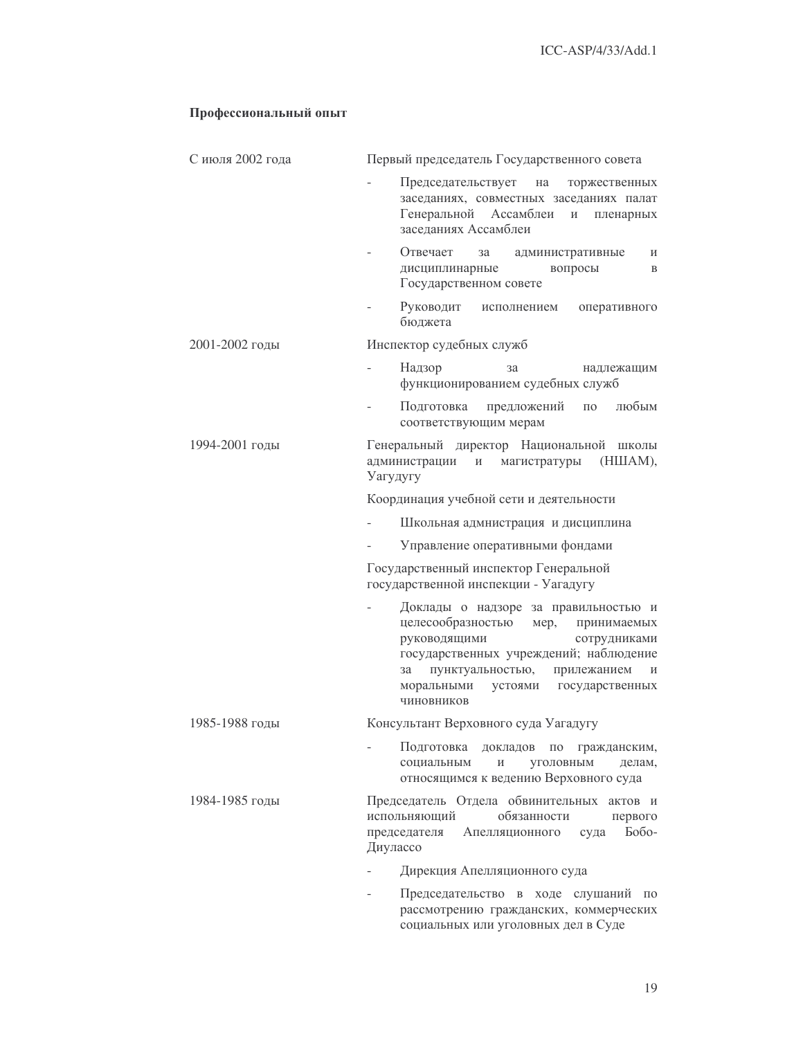**Профессиональный опыт**

С июля 2002 года — Первый председатель Государственного совета

- Председательствует на торжественных заседаниях, совместных заседаниях палат Генеральной Ассамблеи и пленарных заседаниях Ассамблеи
- Отвечает за административные и дисциплинарные вопросы в Государственном совете
- Руководит исполнением оперативного бюджета

2001-2002 годы — Инспектор судебных служб

- Надзор за надлежащим функционированием судебных служб
- Подготовка предложений по любым соответствующим мерам

1994-2001 годы — Генеральный директор Национальной школы администрации и магистратуры (НШАМ), Уагудугу

Координация учебной сети и деятельности

- Школьная адмнистрация и дисциплина
- Управление оперативными фондами

Государственный инспектор Генеральной государственной инспекции - Уагадугу

- Доклады о надзоре за правильностью и целесообразностью мер, принимаемых руководящими сотрудниками государственных учреждений; наблюдение за пунктуальностью, прилежанием и моральными устоями государственных чиновников

1985-1988 годы — Консультант Верховного суда Уагадугу

- Подготовка докладов по гражданским, социальным и уголовным делам, относящимся к ведению Верховного суда

1984-1985 годы — Председатель Отдела обвинительных актов и испольняющий обязанности первого председателя Апелляционного суда Бобо-Диулассо

- Дирекция Апелляционного суда
- Председательство в ходе слушаний по рассмотрению гражданских, коммерческих социальных или уголовных дел в Суде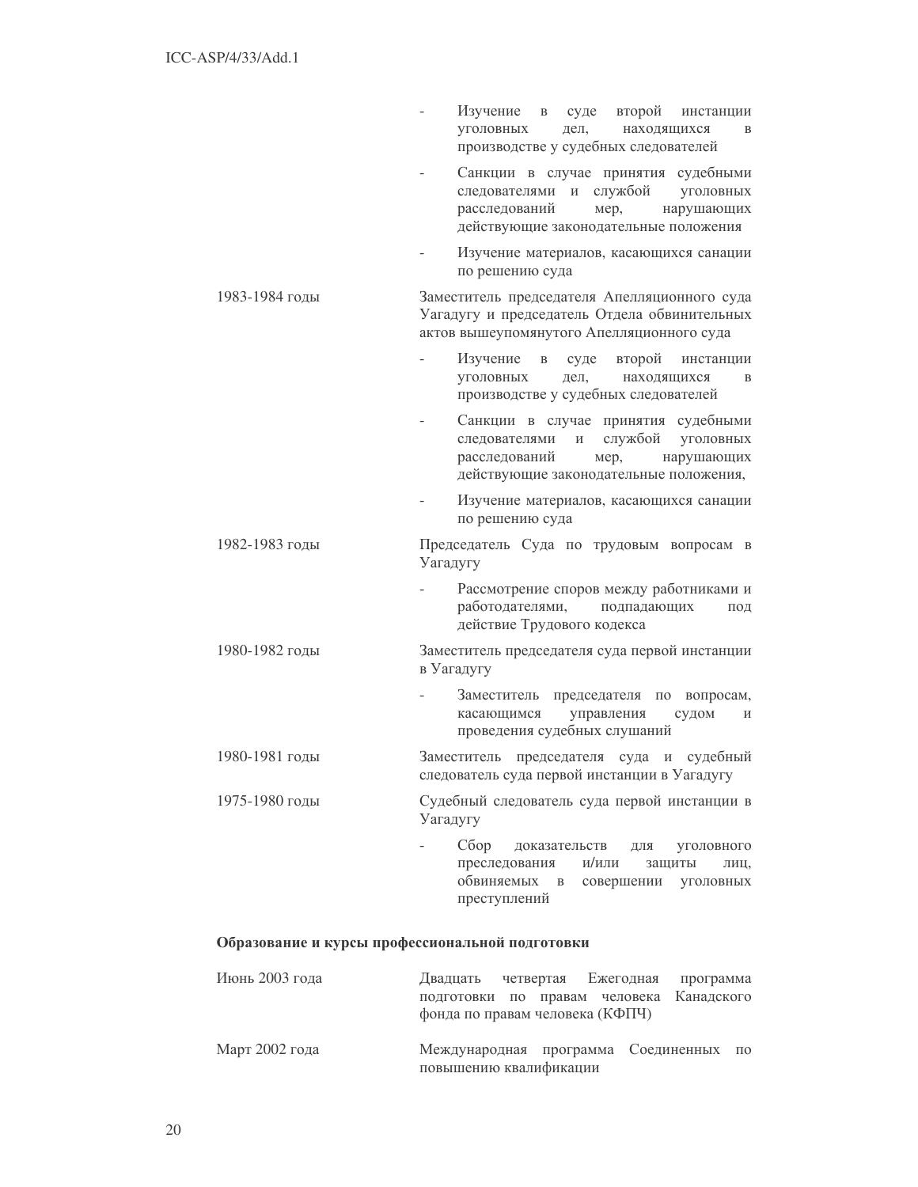- Изучение в суде второй инстанции уголовных дел, находящихся в производстве у судебных следователей
- Санкции в случае принятия судебными следователями и службой уголовных расследований мер, нарушающих действующие законодательные положения
- Изучение материалов, касающихся санации по решению суда

| | |
|---|---|
| 1983-1984 годы | Заместитель председателя Апелляционного суда Уагадугу и председатель Отдела обвинительных актов вышеупомянутого Апелляционного суда<br>- Изучение в суде второй инстанции уголовных дел, находящихся в производстве у судебных следователей<br>- Санкции в случае принятия судебными следователями и службой уголовных расследований мер, нарушающих действующие законодательные положения,<br>- Изучение материалов, касающихся санации по решению суда |
| 1982-1983 годы | Председатель Суда по трудовым вопросам в Уагадугу<br>- Рассмотрение споров между работниками и работодателями, подпадающих под действие Трудового кодекса |
| 1980-1982 годы | Заместитель председателя суда первой инстанции в Уагадугу<br>- Заместитель председателя по вопросам, касающимся управления судом и проведения судебных слушаний |
| 1980-1981 годы | Заместитель председателя суда и судебный следователь суда первой инстанции в Уагадугу |
| 1975-1980 годы | Судебный следователь суда первой инстанции в Уагадугу<br>- Сбор доказательств для уголовного преследования и/или защиты лиц, обвиняемых в совершении уголовных преступлений |

**Образование и курсы профессиональной подготовки**

| | |
|---|---|
| Июнь 2003 года | Двадцать четвертая Ежегодная программа подготовки по правам человека Канадского фонда по правам человека (КФПЧ) |
| Март 2002 года | Международная программа Соединенных по повышению квалификации |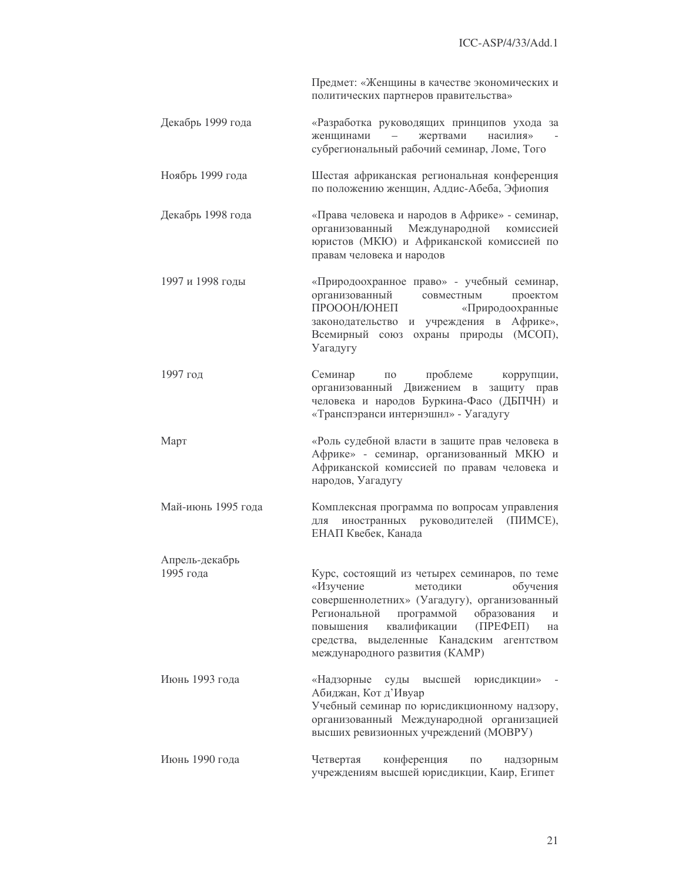|  | Предмет: «Женщины в качестве экономических и политических партнеров правительства» |
|---|---|
| Декабрь 1999 года | «Разработка руководящих принципов ухода за женщинами – жертвами насилия» - субрегиональный рабочий семинар, Ломе, Того |
| Ноябрь 1999 года | Шестая африканская региональная конференция по положению женщин, Аддис-Абеба, Эфиопия |
| Декабрь 1998 года | «Права человека и народов в Африке» - семинар, организованный Международной комиссией юристов (МКЮ) и Африканской комиссией по правам человека и народов |
| 1997 и 1998 годы | «Природоохранное право» - учебный семинар, организованный совместным проектом ПРОООН/ЮНЕП «Природоохранные законодательство и учреждения в Африке», Всемирный союз охраны природы (МСОП), Уагадугу |
| 1997 год | Семинар по проблеме коррупции, организованный Движением в защиту прав человека и народов Буркина-Фасо (ДБПЧН) и «Транспэранси интернэшнл» - Уагадугу |
| Март | «Роль судебной власти в защите прав человека в Африке» - семинар, организованный МКЮ и Африканской комиссией по правам человека и народов, Уагадугу |
| Май-июнь 1995 года | Комплексная программа по вопросам управления для иностранных руководителей (ПИМСЕ), ЕНАП Квебек, Канада |
| Апрель-декабрь 1995 года | Курс, состоящий из четырех семинаров, по теме «Изучение методики обучения совершеннолетних» (Уагадугу), организованный Региональной программой образования и повышения квалификации (ПРЕФЕП) на средства, выделенные Канадским агентством международного развития (КАМР) |
| Июнь 1993 года | «Надзорные суды высшей юрисдикции» - Абиджан, Кот д'Ивуар<br>Учебный семинар по юрисдикционному надзору, организованный Международной организацией высших ревизионных учреждений (МОВРУ) |
| Июнь 1990 года | Четвертая конференция по надзорным учреждениям высшей юрисдикции, Каир, Египет |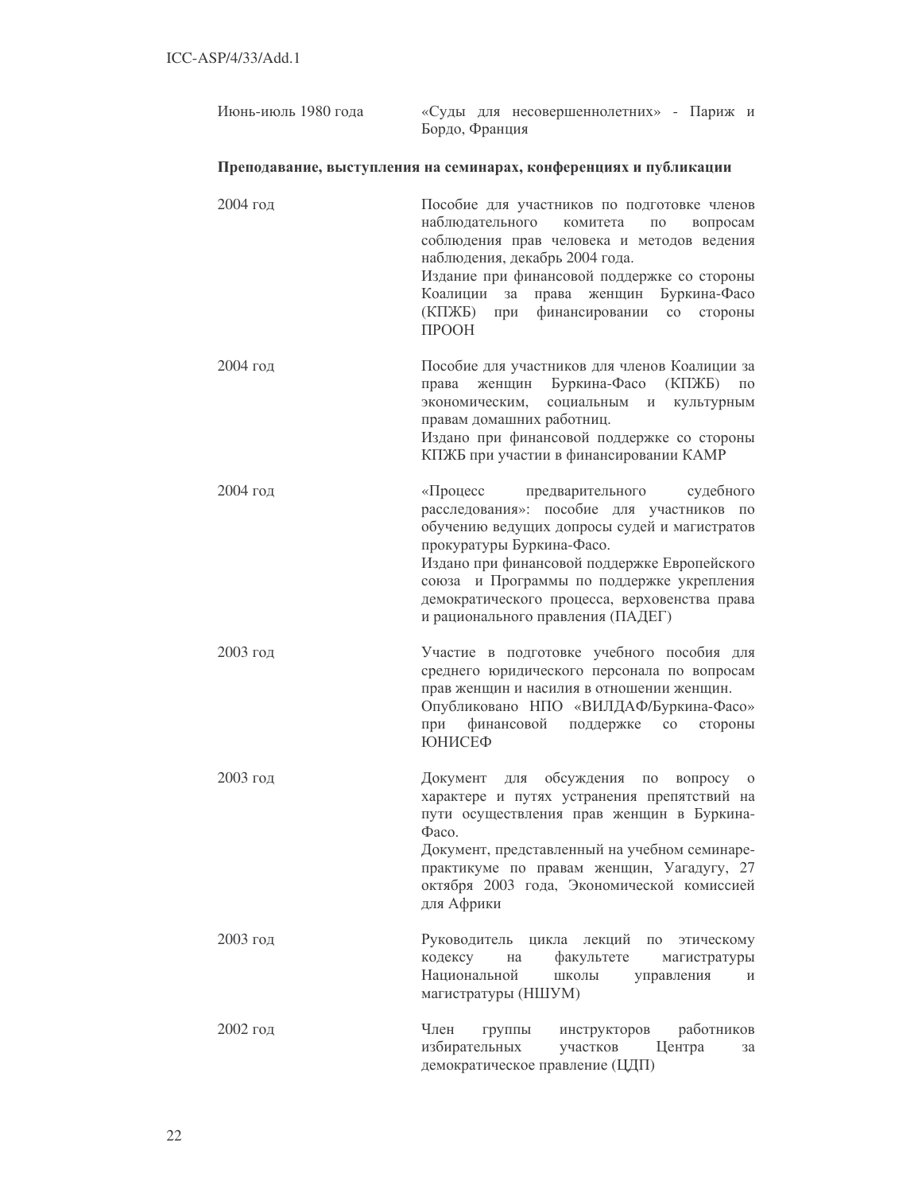| | |
|---|---|
| Июнь-июль 1980 года | «Суды для несовершеннолетних» - Париж и Бордо, Франция |

**Преподавание, выступления на семинарах, конференциях и публикации**

| | |
|---|---|
| 2004 год | Пособие для участников по подготовке членов наблюдательного комитета по вопросам соблюдения прав человека и методов ведения наблюдения, декабрь 2004 года.<br>Издание при финансовой поддержке со стороны Коалиции за права женщин Буркина-Фасо (КПЖБ) при финансировании со стороны ПРООН |
| 2004 год | Пособие для участников для членов Коалиции за права женщин Буркина-Фасо (КПЖБ) по экономическим, социальным и культурным правам домашних работниц.<br>Издано при финансовой поддержке со стороны КПЖБ при участии в финансировании КАМР |
| 2004 год | «Процесс предварительного судебного расследования»: пособие для участников по обучению ведущих допросы судей и магистратов прокуратуры Буркина-Фасо.<br>Издано при финансовой поддержке Европейского союза и Программы по поддержке укрепления демократического процесса, верховенства права и рационального правления (ПАДЕГ) |
| 2003 год | Участие в подготовке учебного пособия для среднего юридического персонала по вопросам прав женщин и насилия в отношении женщин.<br>Опубликовано НПО «ВИЛДАФ/Буркина-Фасо» при финансовой поддержке со стороны ЮНИСЕФ |
| 2003 год | Документ для обсуждения по вопросу о характере и путях устранения препятствий на пути осуществления прав женщин в Буркина-Фасо.<br>Документ, представленный на учебном семинаре-практикуме по правам женщин, Уагадугу, 27 октября 2003 года, Экономической комиссией для Африки |
| 2003 год | Руководитель цикла лекций по этическому кодексу на факультете магистратуры Национальной школы управления и магистратуры (НШУМ) |
| 2002 год | Член группы инструкторов работников избирательных участков Центра за демократическое правление (ЦДП) |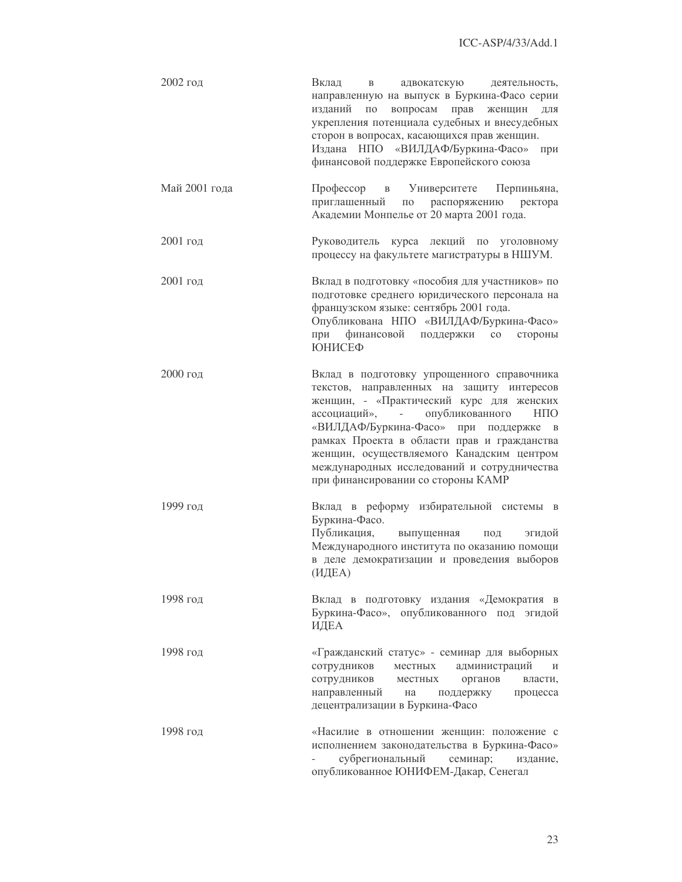| | |
|---|---|
| 2002 год | Вклад в адвокатскую деятельность, направленную на выпуск в Буркина-Фасо серии изданий по вопросам прав женщин для укрепления потенциала судебных и внесудебных сторон в вопросах, касающихся прав женщин. Издана НПО «ВИЛДАФ/Буркина-Фасо» при финансовой поддержке Европейского союза |
| Май 2001 года | Профессор в Университете Перпиньяна, приглашенный по распоряжению ректора Академии Монпелье от 20 марта 2001 года. |
| 2001 год | Руководитель курса лекций по уголовному процессу на факультете магистратуры в НШУМ. |
| 2001 год | Вклад в подготовку «пособия для участников» по подготовке среднего юридического персонала на французском языке: сентябрь 2001 года. Опубликована НПО «ВИЛДАФ/Буркина-Фасо» при финансовой поддержки со стороны ЮНИСЕФ |
| 2000 год | Вклад в подготовку упрощенного справочника текстов, направленных на защиту интересов женщин, - «Практический курс для женских ассоциаций», - опубликованного НПО «ВИЛДАФ/Буркина-Фасо» при поддержке в рамках Проекта в области прав и гражданства женщин, осуществляемого Канадским центром международных исследований и сотрудничества при финансировании со стороны КАМР |
| 1999 год | Вклад в реформу избирательной системы в Буркина-Фасо. Публикация, выпущенная под эгидой Международного института по оказанию помощи в деле демократизации и проведения выборов (ИДЕА) |
| 1998 год | Вклад в подготовку издания «Демократия в Буркина-Фасо», опубликованного под эгидой ИДЕА |
| 1998 год | «Гражданский статус» - семинар для выборных сотрудников местных администраций и сотрудников местных органов власти, направленный на поддержку процесса децентрализации в Буркина-Фасо |
| 1998 год | «Насилие в отношении женщин: положение с исполнением законодательства в Буркина-Фасо» - субрегиональный семинар; издание, опубликованное ЮНИФЕМ-Дакар, Сенегал |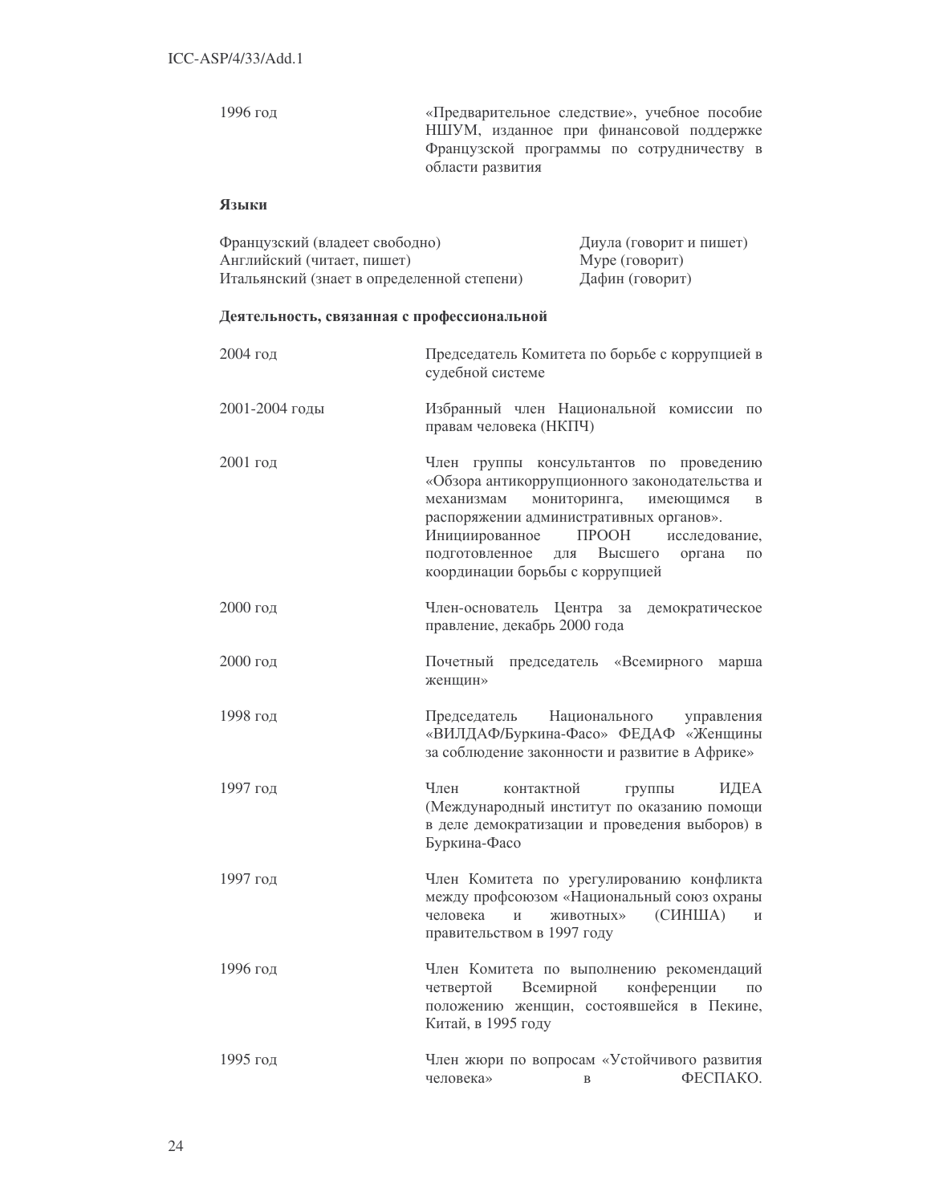| | |
|---|---|
| 1996 год | «Предварительное следствие», учебное пособие НШУМ, изданное при финансовой поддержке Французской программы по сотрудничеству в области развития |

**Языки**

| | |
|---|---|
| Французский (владеет свободно) | Диула (говорит и пишет) |
| Английский (читает, пишет) | Муре (говорит) |
| Итальянский (знает в определенной степени) | Дафин (говорит) |

**Деятельность, связанная с профессиональной**

| | |
|---|---|
| 2004 год | Председатель Комитета по борьбе с коррупцией в судебной системе |
| 2001-2004 годы | Избранный член Национальной комиссии по правам человека (НКПЧ) |
| 2001 год | Член группы консультантов по проведению «Обзора антикоррупционного законодательства и механизмам мониторинга, имеющимся в распоряжении административных органов». Инициированное ПРООН исследование, подготовленное для Высшего органа по координации борьбы с коррупцией |
| 2000 год | Член-основатель Центра за демократическое правление, декабрь 2000 года |
| 2000 год | Почетный председатель «Всемирного марша женщин» |
| 1998 год | Председатель Национального управления «ВИЛДАФ/Буркина-Фасо» ФЕДАФ «Женщины за соблюдение законности и развитие в Африке» |
| 1997 год | Член контактной группы ИДЕА (Международный институт по оказанию помощи в деле демократизации и проведения выборов) в Буркина-Фасо |
| 1997 год | Член Комитета по урегулированию конфликта между профсоюзом «Национальный союз охраны человека и животных» (СИНША) и правительством в 1997 году |
| 1996 год | Член Комитета по выполнению рекомендаций четвертой Всемирной конференции по положению женщин, состоявшейся в Пекине, Китай, в 1995 году |
| 1995 год | Член жюри по вопросам «Устойчивого развития человека» в ФЕСПАКО. |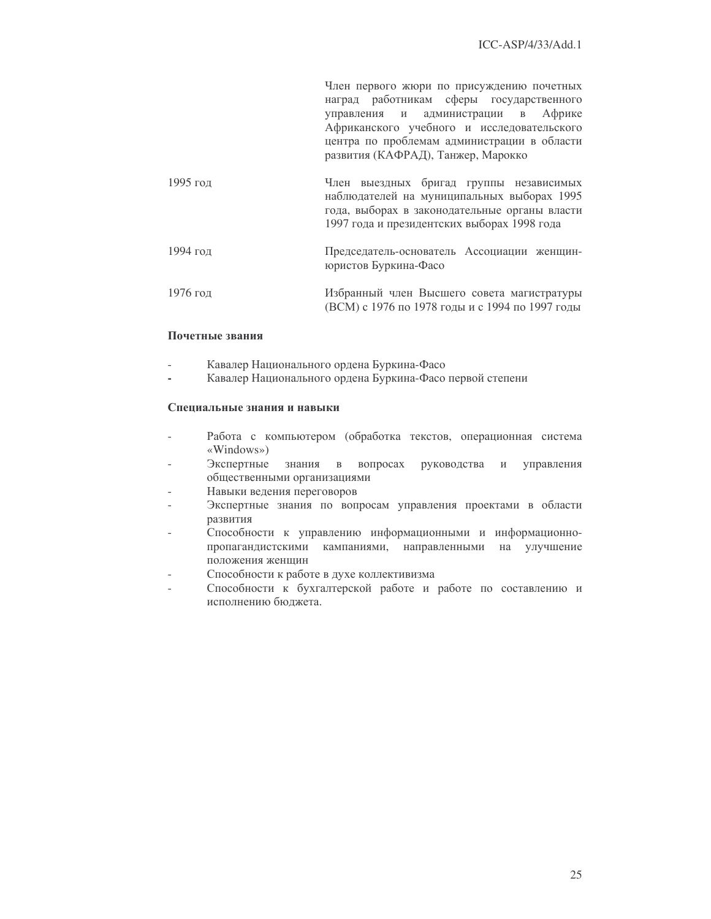| | |
|---|---|
| | Член первого жюри по присуждению почетных наград работникам сферы государственного управления и администрации в Африке Африканского учебного и исследовательского центра по проблемам администрации в области развития (КАФРАД), Танжер, Марокко |
| 1995 год | Член выездных бригад группы независимых наблюдателей на муниципальных выборах 1995 года, выборах в законодательные органы власти 1997 года и президентских выборах 1998 года |
| 1994 год | Председатель-основатель Ассоциации женщин-юристов Буркина-Фасо |
| 1976 год | Избранный член Высшего совета магистратуры (ВСМ) с 1976 по 1978 годы и с 1994 по 1997 годы |

**Почетные звания**

- Кавалер Национального ордена Буркина-Фасо
- Кавалер Национального ордена Буркина-Фасо первой степени

**Специальные знания и навыки**

- Работа с компьютером (обработка текстов, операционная система «Windows»)
- Экспертные знания в вопросах руководства и управления общественными организациями
- Навыки ведения переговоров
- Экспертные знания по вопросам управления проектами в области развития
- Способности к управлению информационными и информационно-пропагандистскими кампаниями, направленными на улучшение положения женщин
- Способности к работе в духе коллективизма
- Способности к бухгалтерской работе и работе по составлению и исполнению бюджета.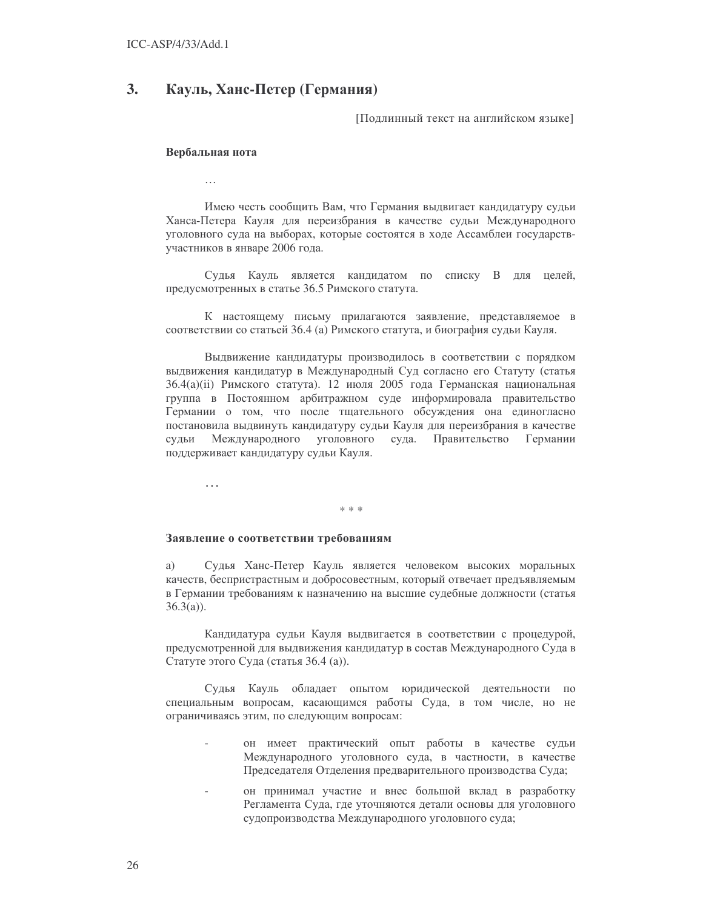## 3. Кауль, Ханс-Петер (Германия)

[Подлинный текст на английском языке]

**Вербальная нота**

…

Имею честь сообщить Вам, что Германия выдвигает кандидатуру судьи Ханса-Петера Кауля для переизбрания в качестве судьи Международного уголовного суда на выборах, которые состоятся в ходе Ассамблеи государств-участников в январе 2006 года.

Судья Кауль является кандидатом по списку B для целей, предусмотренных в статье 36.5 Римского статута.

К настоящему письму прилагаются заявление, представляемое в соответствии со статьей 36.4 (a) Римского статута, и биография судьи Кауля.

Выдвижение кандидатуры производилось в соответствии с порядком выдвижения кандидатур в Международный Суд согласно его Статуту (статья 36.4(a)(ii) Римского статута). 12 июля 2005 года Германская национальная группа в Постоянном арбитражном суде информировала правительство Германии о том, что после тщательного обсуждения она единогласно постановила выдвинуть кандидатуру судьи Кауля для переизбрания в качестве судьи Международного уголовного суда. Правительство Германии поддерживает кандидатуру судьи Кауля.

…

\* \* \*

**Заявление о соответствии требованиям**

a) Судья Ханс-Петер Кауль является человеком высоких моральных качеств, беспристрастным и добросовестным, который отвечает предъявляемым в Германии требованиям к назначению на высшие судебные должности (статья 36.3(a)).

Кандидатура судьи Кауля выдвигается в соответствии с процедурой, предусмотренной для выдвижения кандидатур в состав Международного Суда в Статуте этого Суда (статья 36.4 (a)).

Судья Кауль обладает опытом юридической деятельности по специальным вопросам, касающимся работы Суда, в том числе, но не ограничиваясь этим, по следующим вопросам:

- он имеет практический опыт работы в качестве судьи Международного уголовного суда, в частности, в качестве Председателя Отделения предварительного производства Суда;
- он принимал участие и внес большой вклад в разработку Регламента Суда, где уточняются детали основы для уголовного судопроизводства Международного уголовного суда;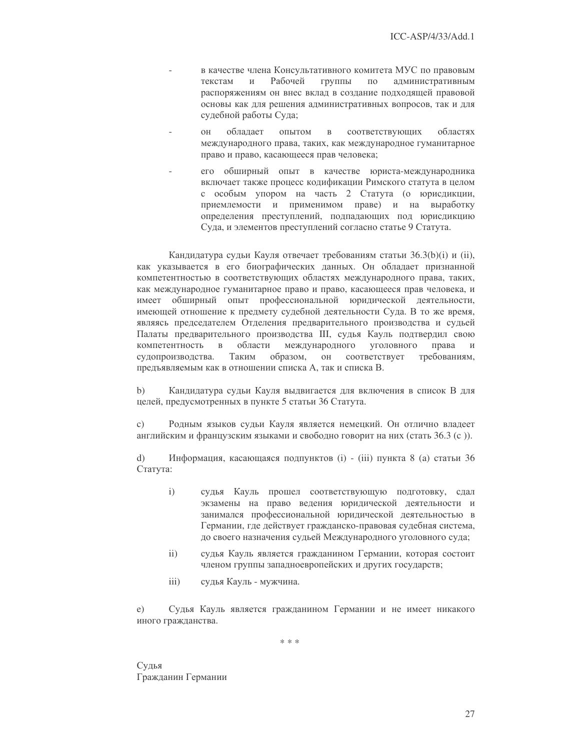- в качестве члена Консультативного комитета МУС по правовым текстам и Рабочей группы по административным распоряжениям он внес вклад в создание подходящей правовой основы как для решения административных вопросов, так и для судебной работы Суда;
- он обладает опытом в соответствующих областях международного права, таких, как международное гуманитарное право и право, касающееся прав человека;
- его обширный опыт в качестве юриста-международника включает также процесс кодификации Римского статута в целом с особым упором на часть 2 Статута (о юрисдикции, приемлемости и применимом праве) и на выработку определения преступлений, подпадающих под юрисдикцию Суда, и элементов преступлений согласно статье 9 Статута.

Кандидатура судьи Кауля отвечает требованиям статьи 36.3(b)(i) и (ii), как указывается в его биографических данных. Он обладает признанной компетентностью в соответствующих областях международного права, таких, как международное гуманитарное право и право, касающееся прав человека, и имеет обширный опыт профессиональной юридической деятельности, имеющей отношение к предмету судебной деятельности Суда. В то же время, являясь председателем Отделения предварительного производства и судьей Палаты предварительного производства III, судья Кауль подтвердил свою компетентность в области международного уголовного права и судопроизводства. Таким образом, он соответствует требованиям, предъявляемым как в отношении списка A, так и списка B.

b) Кандидатура судьи Кауля выдвигается для включения в список B для целей, предусмотренных в пункте 5 статьи 36 Статута.

c) Родным языков судьи Кауля является немецкий. Он отлично владеет английским и французским языками и свободно говорит на них (стать 36.3 (c )).

d) Информация, касающаяся подпунктов (i) - (iii) пункта 8 (a) статьи 36 Статута:

i) судья Кауль прошел соответствующую подготовку, сдал экзамены на право ведения юридической деятельности и занимался профессиональной юридической деятельностью в Германии, где действует гражданско-правовая судебная система, до своего назначения судьей Международного уголовного суда;

ii) судья Кауль является гражданином Германии, которая состоит членом группы западноевропейских и других государств;

iii) судья Кауль - мужчина.

e) Судья Кауль является гражданином Германии и не имеет никакого иного гражданства.

\* \* \*

Судья
Гражданин Германии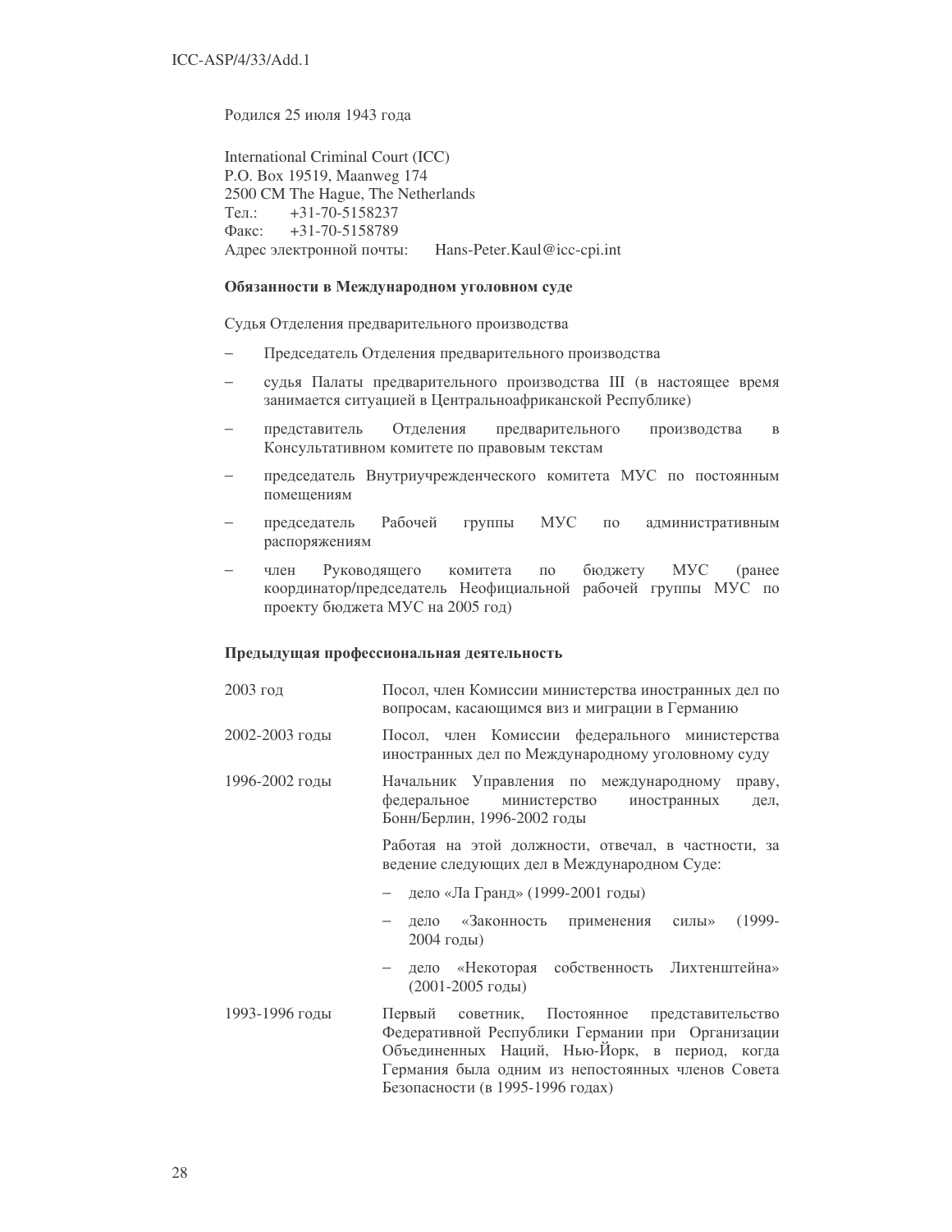Родился 25 июля 1943 года

International Criminal Court (ICC)
P.O. Box 19519, Maanweg 174
2500 CM The Hague, The Netherlands
Тел.: +31-70-5158237
Факс: +31-70-5158789
Адрес электронной почты: Hans-Peter.Kaul@icc-cpi.int

**Обязанности в Международном уголовном суде**

Судья Отделения предварительного производства

- Председатель Отделения предварительного производства
- судья Палаты предварительного производства III (в настоящее время занимается ситуацией в Центральноафриканской Республике)
- представитель Отделения предварительного производства в Консультативном комитете по правовым текстам
- председатель Внутриучрежденческого комитета МУС по постоянным помещениям
- председатель Рабочей группы МУС по административным распоряжениям
- член Руководящего комитета по бюджету МУС (ранее координатор/председатель Неофициальной рабочей группы МУС по проекту бюджета МУС на 2005 год)

**Предыдущая профессиональная деятельность**

2003 год — Посол, член Комиссии министерства иностранных дел по вопросам, касающимся виз и миграции в Германию

2002-2003 годы — Посол, член Комиссии федерального министерства иностранных дел по Международному уголовному суду

1996-2002 годы — Начальник Управления по международному праву, федеральное министерство иностранных дел, Бонн/Берлин, 1996-2002 годы

Работая на этой должности, отвечал, в частности, за ведение следующих дел в Международном Суде:

- дело «Ла Гранд» (1999-2001 годы)
- дело «Законность применения силы» (1999-2004 годы)
- дело «Некоторая собственность Лихтенштейна» (2001-2005 годы)

1993-1996 годы — Первый советник, Постоянное представительство Федеративной Республики Германии при Организации Объединенных Наций, Нью-Йорк, в период, когда Германия была одним из непостоянных членов Совета Безопасности (в 1995-1996 годах)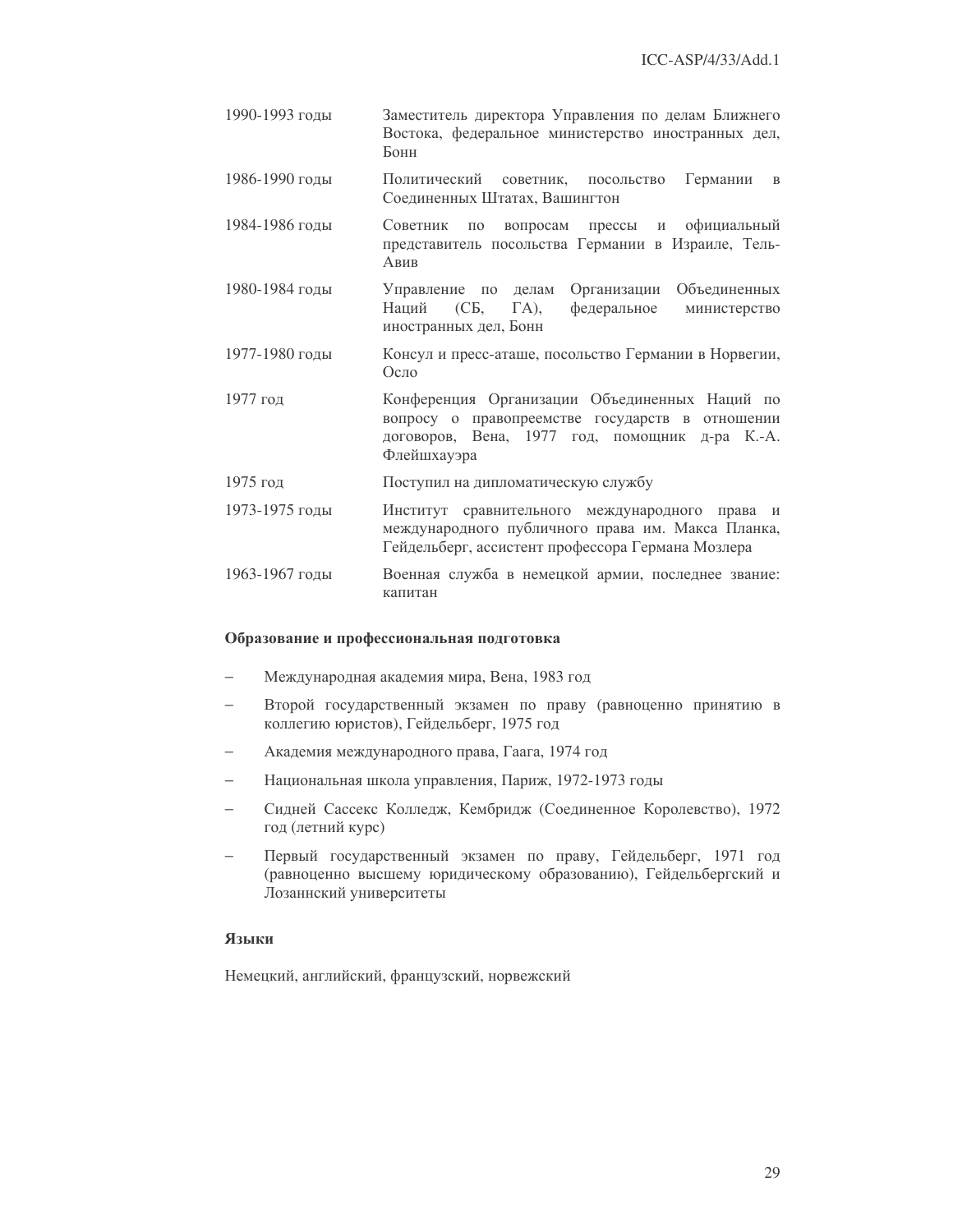| | |
|---|---|
| 1990-1993 годы | Заместитель директора Управления по делам Ближнего Востока, федеральное министерство иностранных дел, Бонн |
| 1986-1990 годы | Политический советник, посольство Германии в Соединенных Штатах, Вашингтон |
| 1984-1986 годы | Советник по вопросам прессы и официальный представитель посольства Германии в Израиле, Тель-Авив |
| 1980-1984 годы | Управление по делам Организации Объединенных Наций (СБ, ГА), федеральное министерство иностранных дел, Бонн |
| 1977-1980 годы | Консул и пресс-аташе, посольство Германии в Норвегии, Осло |
| 1977 год | Конференция Организации Объединенных Наций по вопросу о правопреемстве государств в отношении договоров, Вена, 1977 год, помощник д-ра К.-А. Флейшхауэра |
| 1975 год | Поступил на дипломатическую службу |
| 1973-1975 годы | Институт сравнительного международного права и международного публичного права им. Макса Планка, Гейдельберг, ассистент профессора Германа Мозлера |
| 1963-1967 годы | Военная служба в немецкой армии, последнее звание: капитан |

**Образование и профессиональная подготовка**

- Международная академия мира, Вена, 1983 год
- Второй государственный экзамен по праву (равноценно принятию в коллегию юристов), Гейдельберг, 1975 год
- Академия международного права, Гаага, 1974 год
- Национальная школа управления, Париж, 1972-1973 годы
- Сидней Сассекс Колледж, Кембридж (Соединенное Королевство), 1972 год (летний курс)
- Первый государственный экзамен по праву, Гейдельберг, 1971 год (равноценно высшему юридическому образованию), Гейдельбергский и Лозаннский университеты

**Языки**

Немецкий, английский, французский, норвежский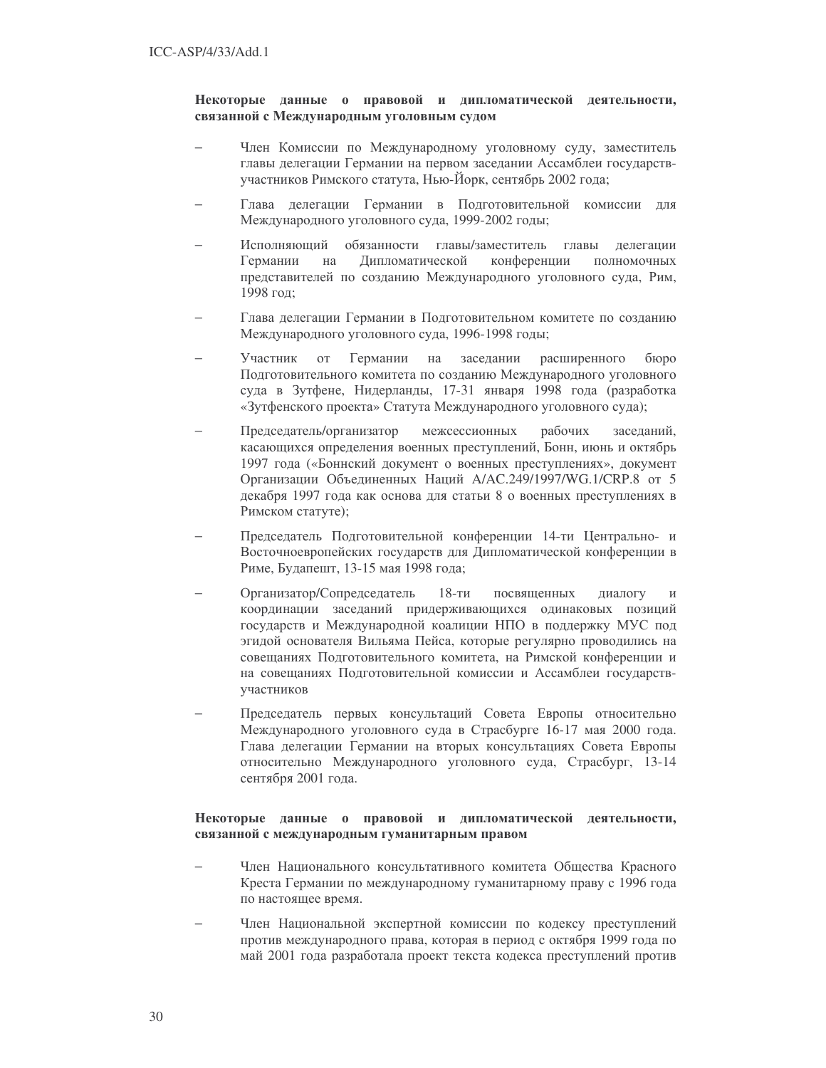**Некоторые данные о правовой и дипломатической деятельности, связанной с Международным уголовным судом**

- Член Комиссии по Международному уголовному суду, заместитель главы делегации Германии на первом заседании Ассамблеи государств-участников Римского статута, Нью-Йорк, сентябрь 2002 года;
- Глава делегации Германии в Подготовительной комиссии для Международного уголовного суда, 1999-2002 годы;
- Исполняющий обязанности главы/заместитель главы делегации Германии на Дипломатической конференции полномочных представителей по созданию Международного уголовного суда, Рим, 1998 год;
- Глава делегации Германии в Подготовительном комитете по созданию Международного уголовного суда, 1996-1998 годы;
- Участник от Германии на заседании расширенного бюро Подготовительного комитета по созданию Международного уголовного суда в Зутфене, Нидерланды, 17-31 января 1998 года (разработка «Зутфенского проекта» Статута Международного уголовного суда);
- Председатель/организатор межсессионных рабочих заседаний, касающихся определения военных преступлений, Бонн, июнь и октябрь 1997 года («Боннский документ о военных преступлениях», документ Организации Объединенных Наций A/AC.249/1997/WG.1/CRP.8 от 5 декабря 1997 года как основа для статьи 8 о военных преступлениях в Римском статуте);
- Председатель Подготовительной конференции 14-ти Центрально- и Восточноевропейских государств для Дипломатической конференции в Риме, Будапешт, 13-15 мая 1998 года;
- Организатор/Сопредседатель 18-ти посвященных диалогу и координации заседаний придерживающихся одинаковых позиций государств и Международной коалиции НПО в поддержку МУС под эгидой основателя Вильяма Пейса, которые регулярно проводились на совещаниях Подготовительного комитета, на Римской конференции и на совещаниях Подготовительной комиссии и Ассамблеи государств-участников
- Председатель первых консультаций Совета Европы относительно Международного уголовного суда в Страсбурге 16-17 мая 2000 года. Глава делегации Германии на вторых консультациях Совета Европы относительно Международного уголовного суда, Страсбург, 13-14 сентября 2001 года.

**Некоторые данные о правовой и дипломатической деятельности, связанной с международным гуманитарным правом**

- Член Национального консультативного комитета Общества Красного Креста Германии по международному гуманитарному праву с 1996 года по настоящее время.
- Член Национальной экспертной комиссии по кодексу преступлений против международного права, которая в период с октября 1999 года по май 2001 года разработала проект текста кодекса преступлений против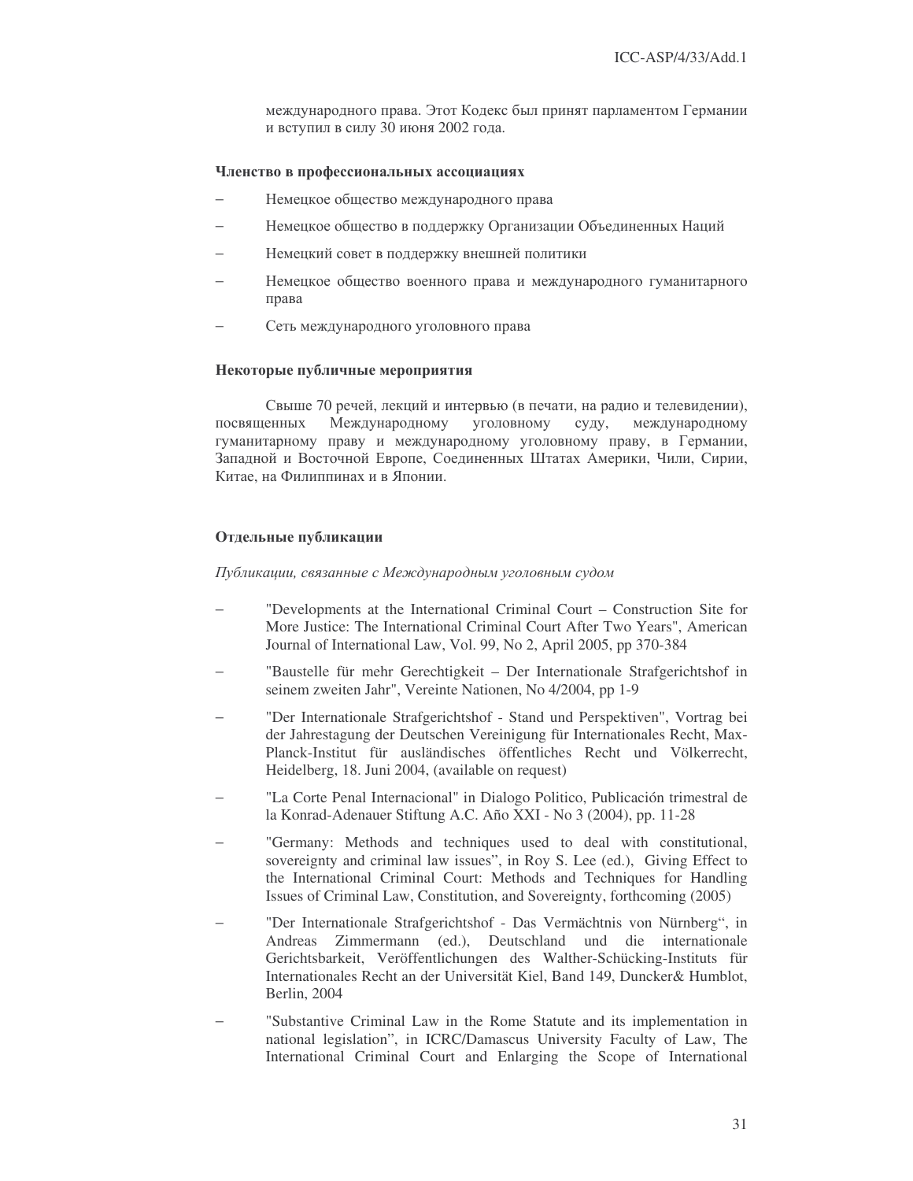международного права. Этот Кодекс был принят парламентом Германии и вступил в силу 30 июня 2002 года.

**Членство в профессиональных ассоциациях**

- Немецкое общество международного права
- Немецкое общество в поддержку Организации Объединенных Наций
- Немецкий совет в поддержку внешней политики
- Немецкое общество военного права и международного гуманитарного права
- Сеть международного уголовного права

**Некоторые публичные мероприятия**

Свыше 70 речей, лекций и интервью (в печати, на радио и телевидении), посвященных Международному уголовному суду, международному гуманитарному праву и международному уголовному праву, в Германии, Западной и Восточной Европе, Соединенных Штатах Америки, Чили, Сирии, Китае, на Филиппинах и в Японии.

**Отдельные публикации**

*Публикации, связанные с Международным уголовным судом*

- "Developments at the International Criminal Court – Construction Site for More Justice: The International Criminal Court After Two Years", American Journal of International Law, Vol. 99, No 2, April 2005, pp 370-384
- "Baustelle für mehr Gerechtigkeit – Der Internationale Strafgerichtshof in seinem zweiten Jahr", Vereinte Nationen, No 4/2004, pp 1-9
- "Der Internationale Strafgerichtshof - Stand und Perspektiven", Vortrag bei der Jahrestagung der Deutschen Vereinigung für Internationales Recht, Max-Planck-Institut für ausländisches öffentliches Recht und Völkerrecht, Heidelberg, 18. Juni 2004, (available on request)
- "La Corte Penal Internacional" in Dialogo Politico, Publicación trimestral de la Konrad-Adenauer Stiftung A.C. Año XXI - No 3 (2004), pp. 11-28
- "Germany: Methods and techniques used to deal with constitutional, sovereignty and criminal law issues", in Roy S. Lee (ed.), Giving Effect to the International Criminal Court: Methods and Techniques for Handling Issues of Criminal Law, Constitution, and Sovereignty, forthcoming (2005)
- "Der Internationale Strafgerichtshof - Das Vermächtnis von Nürnberg", in Andreas Zimmermann (ed.), Deutschland und die internationale Gerichtsbarkeit, Veröffentlichungen des Walther-Schücking-Instituts für Internationales Recht an der Universität Kiel, Band 149, Duncker& Humblot, Berlin, 2004
- "Substantive Criminal Law in the Rome Statute and its implementation in national legislation", in ICRC/Damascus University Faculty of Law, The International Criminal Court and Enlarging the Scope of International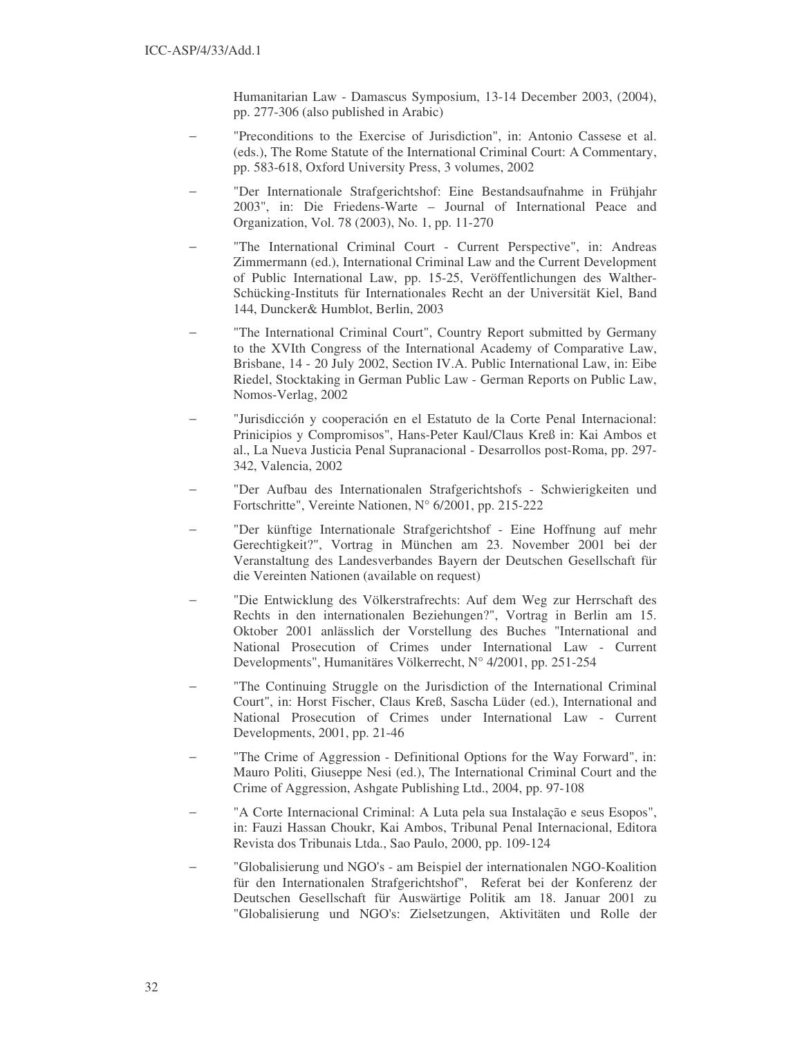Humanitarian Law - Damascus Symposium, 13-14 December 2003, (2004), pp. 277-306 (also published in Arabic)

- "Preconditions to the Exercise of Jurisdiction", in: Antonio Cassese et al. (eds.), The Rome Statute of the International Criminal Court: A Commentary, pp. 583-618, Oxford University Press, 3 volumes, 2002
- "Der Internationale Strafgerichtshof: Eine Bestandsaufnahme in Frühjahr 2003", in: Die Friedens-Warte – Journal of International Peace and Organization, Vol. 78 (2003), No. 1, pp. 11-270
- "The International Criminal Court - Current Perspective", in: Andreas Zimmermann (ed.), International Criminal Law and the Current Development of Public International Law, pp. 15-25, Veröffentlichungen des Walther-Schücking-Instituts für Internationales Recht an der Universität Kiel, Band 144, Duncker& Humblot, Berlin, 2003
- "The International Criminal Court", Country Report submitted by Germany to the XVIth Congress of the International Academy of Comparative Law, Brisbane, 14 - 20 July 2002, Section IV.A. Public International Law, in: Eibe Riedel, Stocktaking in German Public Law - German Reports on Public Law, Nomos-Verlag, 2002
- "Jurisdicción y cooperación en el Estatuto de la Corte Penal Internacional: Prinicipios y Compromisos", Hans-Peter Kaul/Claus Kreß in: Kai Ambos et al., La Nueva Justicia Penal Supranacional - Desarrollos post-Roma, pp. 297-342, Valencia, 2002
- "Der Aufbau des Internationalen Strafgerichtshofs - Schwierigkeiten und Fortschritte", Vereinte Nationen, N° 6/2001, pp. 215-222
- "Der künftige Internationale Strafgerichtshof - Eine Hoffnung auf mehr Gerechtigkeit?", Vortrag in München am 23. November 2001 bei der Veranstaltung des Landesverbandes Bayern der Deutschen Gesellschaft für die Vereinten Nationen (available on request)
- "Die Entwicklung des Völkerstrafrechts: Auf dem Weg zur Herrschaft des Rechts in den internationalen Beziehungen?", Vortrag in Berlin am 15. Oktober 2001 anlässlich der Vorstellung des Buches "International and National Prosecution of Crimes under International Law - Current Developments", Humanitäres Völkerrecht, N° 4/2001, pp. 251-254
- "The Continuing Struggle on the Jurisdiction of the International Criminal Court", in: Horst Fischer, Claus Kreß, Sascha Lüder (ed.), International and National Prosecution of Crimes under International Law - Current Developments, 2001, pp. 21-46
- "The Crime of Aggression - Definitional Options for the Way Forward", in: Mauro Politi, Giuseppe Nesi (ed.), The International Criminal Court and the Crime of Aggression, Ashgate Publishing Ltd., 2004, pp. 97-108
- "A Corte Internacional Criminal: A Luta pela sua Instalação e seus Esopos", in: Fauzi Hassan Choukr, Kai Ambos, Tribunal Penal Internacional, Editora Revista dos Tribunais Ltda., Sao Paulo, 2000, pp. 109-124
- "Globalisierung und NGO's - am Beispiel der internationalen NGO-Koalition für den Internationalen Strafgerichtshof", Referat bei der Konferenz der Deutschen Gesellschaft für Auswärtige Politik am 18. Januar 2001 zu "Globalisierung und NGO's: Zielsetzungen, Aktivitäten und Rolle der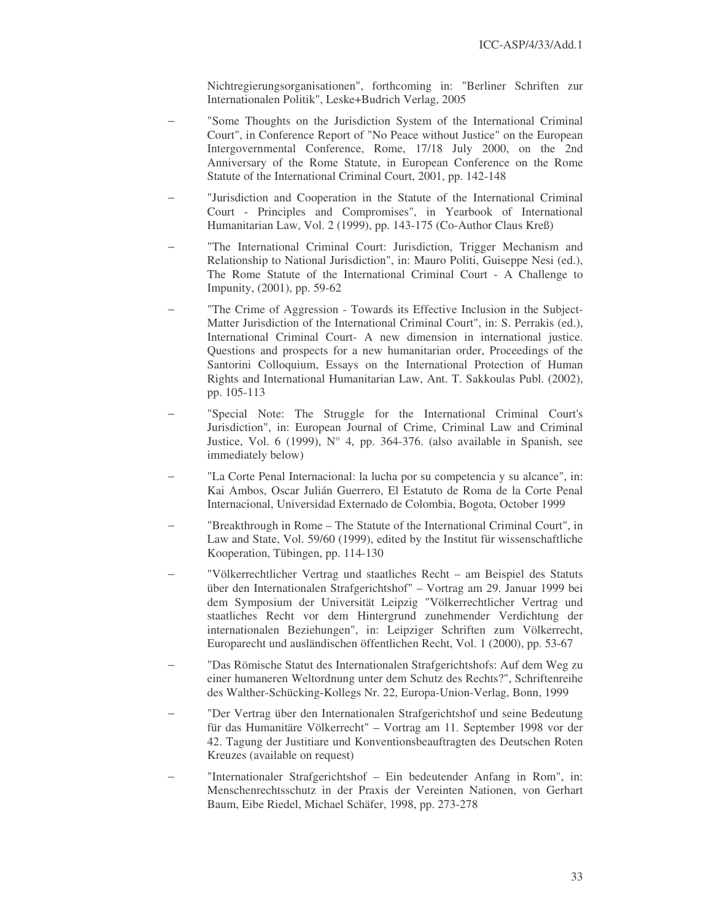Nichtregierungsorganisationen", forthcoming in: "Berliner Schriften zur Internationalen Politik", Leske+Budrich Verlag, 2005

- "Some Thoughts on the Jurisdiction System of the International Criminal Court", in Conference Report of "No Peace without Justice" on the European Intergovernmental Conference, Rome, 17/18 July 2000, on the 2nd Anniversary of the Rome Statute, in European Conference on the Rome Statute of the International Criminal Court, 2001, pp. 142-148
- "Jurisdiction and Cooperation in the Statute of the International Criminal Court - Principles and Compromises", in Yearbook of International Humanitarian Law, Vol. 2 (1999), pp. 143-175 (Co-Author Claus Kreß)
- "The International Criminal Court: Jurisdiction, Trigger Mechanism and Relationship to National Jurisdiction", in: Mauro Politi, Guiseppe Nesi (ed.), The Rome Statute of the International Criminal Court - A Challenge to Impunity, (2001), pp. 59-62
- "The Crime of Aggression - Towards its Effective Inclusion in the Subject-Matter Jurisdiction of the International Criminal Court", in: S. Perrakis (ed.), International Criminal Court- A new dimension in international justice. Questions and prospects for a new humanitarian order, Proceedings of the Santorini Colloquium, Essays on the International Protection of Human Rights and International Humanitarian Law, Ant. T. Sakkoulas Publ. (2002), pp. 105-113
- "Special Note: The Struggle for the International Criminal Court's Jurisdiction", in: European Journal of Crime, Criminal Law and Criminal Justice, Vol. 6 (1999), N° 4, pp. 364-376. (also available in Spanish, see immediately below)
- "La Corte Penal Internacional: la lucha por su competencia y su alcance", in: Kai Ambos, Oscar Julián Guerrero, El Estatuto de Roma de la Corte Penal Internacional, Universidad Externado de Colombia, Bogota, October 1999
- "Breakthrough in Rome – The Statute of the International Criminal Court", in Law and State, Vol. 59/60 (1999), edited by the Institut für wissenschaftliche Kooperation, Tübingen, pp. 114-130
- "Völkerrechtlicher Vertrag und staatliches Recht – am Beispiel des Statuts über den Internationalen Strafgerichtshof" – Vortrag am 29. Januar 1999 bei dem Symposium der Universität Leipzig "Völkerrechtlicher Vertrag und staatliches Recht vor dem Hintergrund zunehmender Verdichtung der internationalen Beziehungen", in: Leipziger Schriften zum Völkerrecht, Europarecht und ausländischen öffentlichen Recht, Vol. 1 (2000), pp. 53-67
- "Das Römische Statut des Internationalen Strafgerichtshofs: Auf dem Weg zu einer humaneren Weltordnung unter dem Schutz des Rechts?", Schriftenreihe des Walther-Schücking-Kollegs Nr. 22, Europa-Union-Verlag, Bonn, 1999
- "Der Vertrag über den Internationalen Strafgerichtshof und seine Bedeutung für das Humanitäre Völkerrecht" – Vortrag am 11. September 1998 vor der 42. Tagung der Justitiare und Konventionsbeauftragten des Deutschen Roten Kreuzes (available on request)
- "Internationaler Strafgerichtshof – Ein bedeutender Anfang in Rom", in: Menschenrechtsschutz in der Praxis der Vereinten Nationen, von Gerhart Baum, Eibe Riedel, Michael Schäfer, 1998, pp. 273-278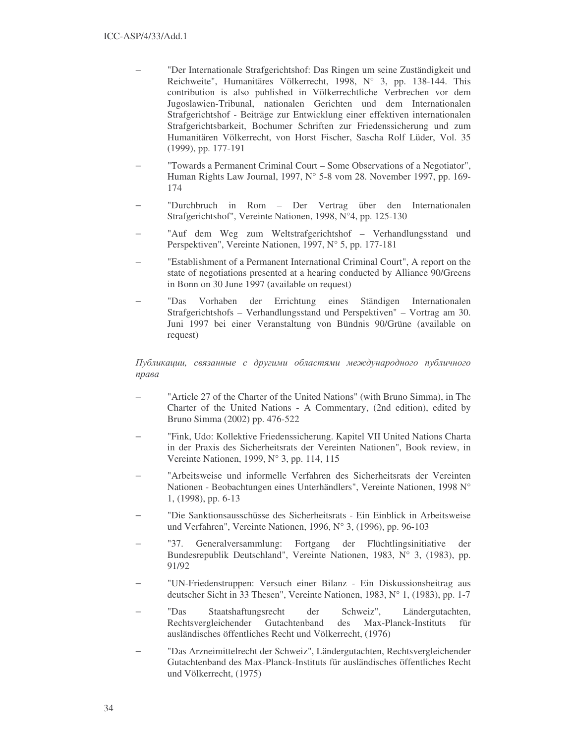- "Der Internationale Strafgerichtshof: Das Ringen um seine Zuständigkeit und Reichweite", Humanitäres Völkerrecht, 1998, N° 3, pp. 138-144. This contribution is also published in Völkerrechtliche Verbrechen vor dem Jugoslawien-Tribunal, nationalen Gerichten und dem Internationalen Strafgerichtshof - Beiträge zur Entwicklung einer effektiven internationalen Strafgerichtsbarkeit, Bochumer Schriften zur Friedenssicherung und zum Humanitären Völkerrecht, von Horst Fischer, Sascha Rolf Lüder, Vol. 35 (1999), pp. 177-191
- "Towards a Permanent Criminal Court – Some Observations of a Negotiator", Human Rights Law Journal, 1997, N° 5-8 vom 28. November 1997, pp. 169-174
- "Durchbruch in Rom – Der Vertrag über den Internationalen Strafgerichtshof", Vereinte Nationen, 1998, N°4, pp. 125-130
- "Auf dem Weg zum Weltstrafgerichtshof – Verhandlungsstand und Perspektiven", Vereinte Nationen, 1997, N° 5, pp. 177-181
- "Establishment of a Permanent International Criminal Court", A report on the state of negotiations presented at a hearing conducted by Alliance 90/Greens in Bonn on 30 June 1997 (available on request)
- "Das Vorhaben der Errichtung eines Ständigen Internationalen Strafgerichtshofs – Verhandlungsstand und Perspektiven" – Vortrag am 30. Juni 1997 bei einer Veranstaltung von Bündnis 90/Grüne (available on request)

*Публикации, связанные с другими областями международного публичного права*

- "Article 27 of the Charter of the United Nations" (with Bruno Simma), in The Charter of the United Nations - A Commentary, (2nd edition), edited by Bruno Simma (2002) pp. 476-522
- "Fink, Udo: Kollektive Friedenssicherung. Kapitel VII United Nations Charta in der Praxis des Sicherheitsrats der Vereinten Nationen", Book review, in Vereinte Nationen, 1999, N° 3, pp. 114, 115
- "Arbeitsweise und informelle Verfahren des Sicherheitsrats der Vereinten Nationen - Beobachtungen eines Unterhändlers", Vereinte Nationen, 1998 N° 1, (1998), pp. 6-13
- "Die Sanktionsausschüsse des Sicherheitsrats - Ein Einblick in Arbeitsweise und Verfahren", Vereinte Nationen, 1996, N° 3, (1996), pp. 96-103
- "37. Generalversammlung: Fortgang der Flüchtlingsinitiative der Bundesrepublik Deutschland", Vereinte Nationen, 1983, N° 3, (1983), pp. 91/92
- "UN-Friedenstruppen: Versuch einer Bilanz - Ein Diskussionsbeitrag aus deutscher Sicht in 33 Thesen", Vereinte Nationen, 1983, N° 1, (1983), pp. 1-7
- "Das Staatshaftungsrecht der Schweiz", Ländergutachten, Rechtsvergleichender Gutachtenband des Max-Planck-Instituts für ausländisches öffentliches Recht und Völkerrecht, (1976)
- "Das Arzneimittelrecht der Schweiz", Ländergutachten, Rechtsvergleichender Gutachtenband des Max-Planck-Instituts für ausländisches öffentliches Recht und Völkerrecht, (1975)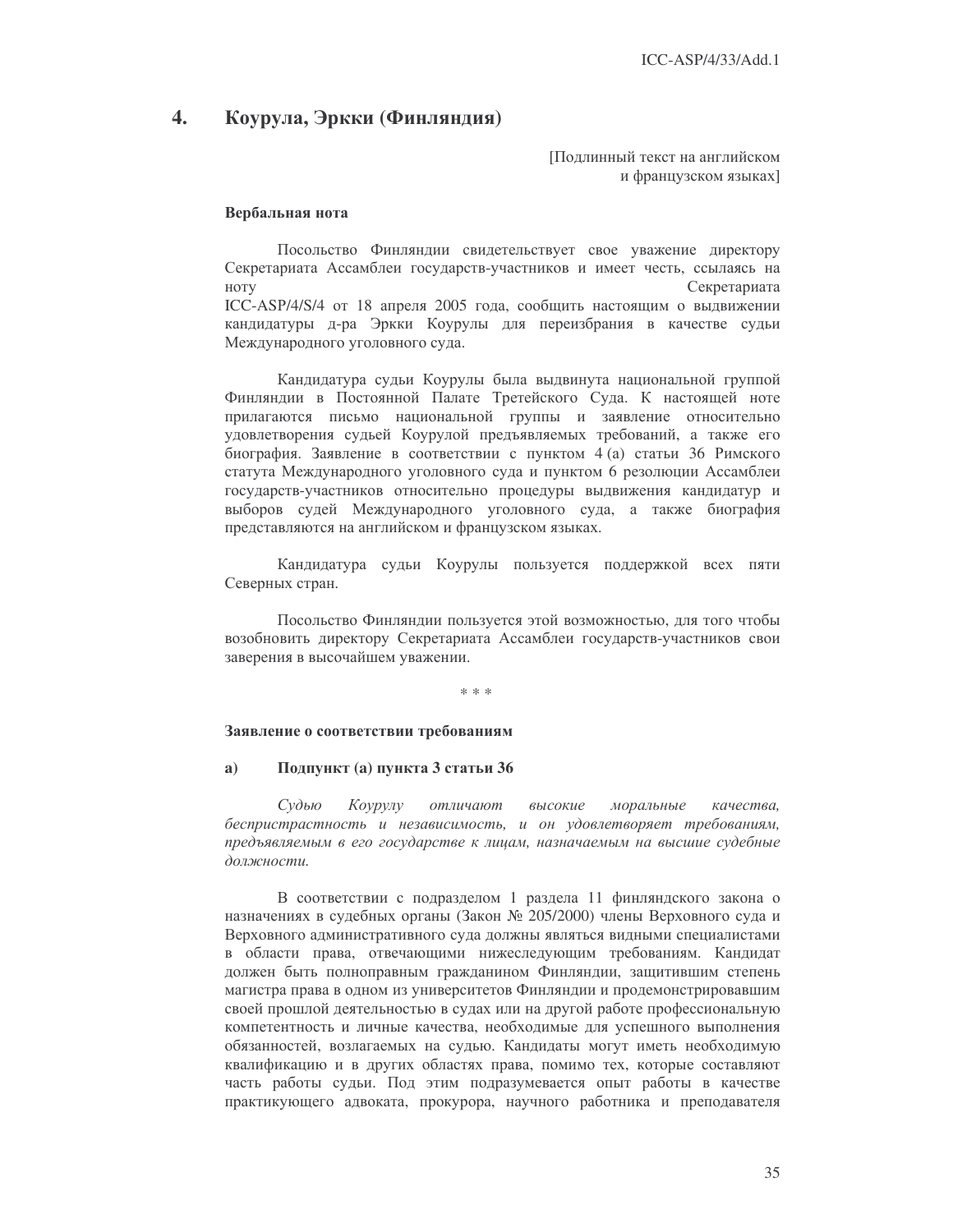## 4. Коурула, Эркки (Финляндия)

[Подлинный текст на английском и французском языках]

**Вербальная нота**

Посольство Финляндии свидетельствует свое уважение директору Секретариата Ассамблеи государств-участников и имеет честь, ссылаясь на ноту Секретариата ICC-ASP/4/S/4 от 18 апреля 2005 года, сообщить настоящим о выдвижении кандидатуры д-ра Эркки Коурулы для переизбрания в качестве судьи Международного уголовного суда.

Кандидатура судьи Коурулы была выдвинута национальной группой Финляндии в Постоянной Палате Третейского Суда. К настоящей ноте прилагаются письмо национальной группы и заявление относительно удовлетворения судьей Коурулой предъявляемых требований, а также его биография. Заявление в соответствии с пунктом 4 (а) статьи 36 Римского статута Международного уголовного суда и пунктом 6 резолюции Ассамблеи государств-участников относительно процедуры выдвижения кандидатур и выборов судей Международного уголовного суда, а также биография представляются на английском и французском языках.

Кандидатура судьи Коурулы пользуется поддержкой всех пяти Северных стран.

Посольство Финляндии пользуется этой возможностью, для того чтобы возобновить директору Секретариата Ассамблеи государств-участников свои заверения в высочайшем уважении.

\* \* \*

**Заявление о соответствии требованиям**

**а) Подпункт (а) пункта 3 статьи 36**

*Судью Коурулу отличают высокие моральные качества, беспристрастность и независимость, и он удовлетворяет требованиям, предъявляемым в его государстве к лицам, назначаемым на высшие судебные должности.*

В соответствии с подразделом 1 раздела 11 финляндского закона о назначениях в судебные органы (Закон № 205/2000) члены Верховного суда и Верховного административного суда должны являться видными специалистами в области права, отвечающими нижеследующим требованиям. Кандидат должен быть полноправным гражданином Финляндии, защитившим степень магистра права в одном из университетов Финляндии и продемонстрировавшим своей прошлой деятельностью в судах или на другой работе профессиональную компетентность и личные качества, необходимые для успешного выполнения обязанностей, возлагаемых на судью. Кандидаты могут иметь необходимую квалификацию и в других областях права, помимо тех, которые составляют часть работы судьи. Под этим подразумевается опыт работы в качестве практикующего адвоката, прокурора, научного работника и преподавателя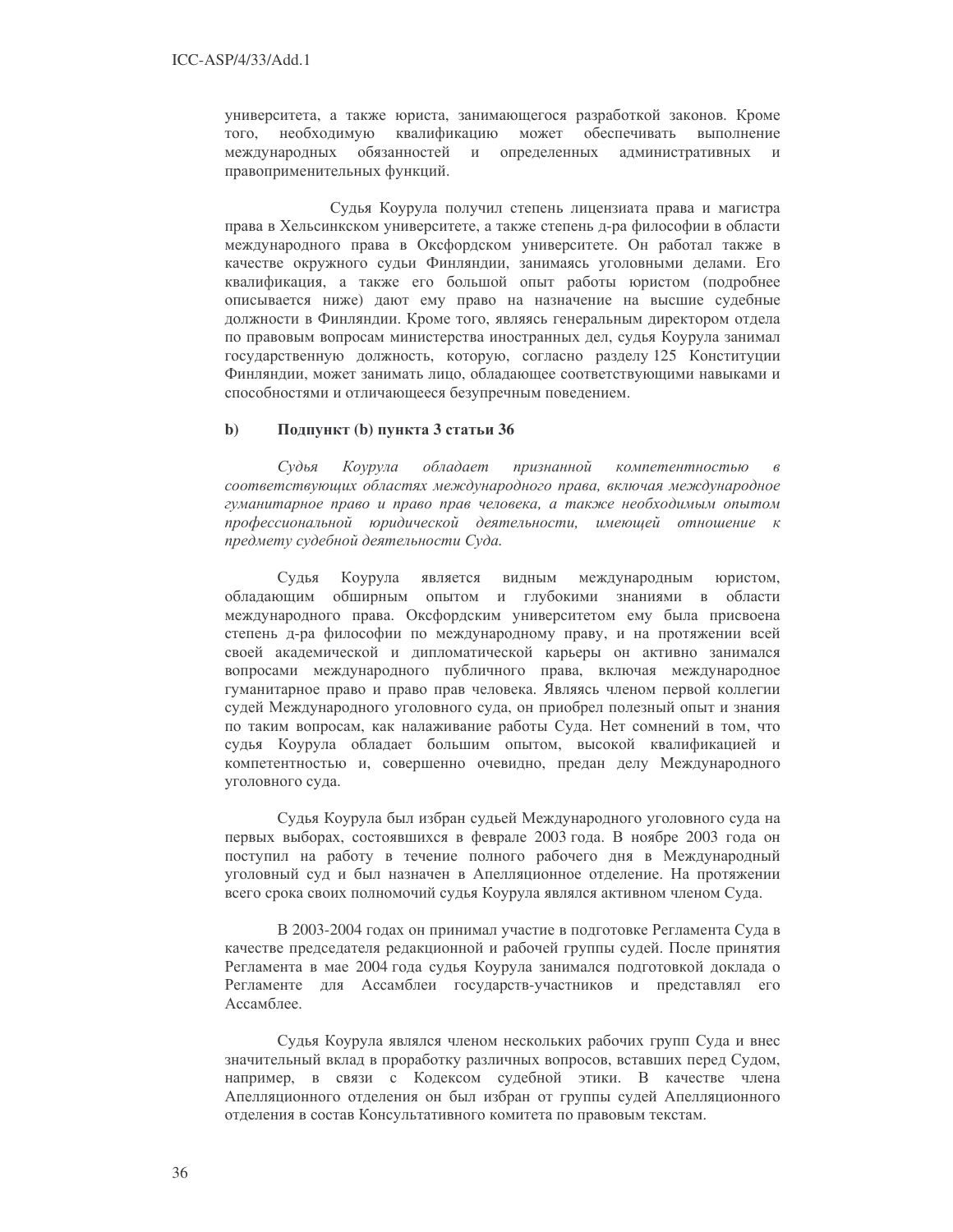университета, а также юриста, занимающегося разработкой законов. Кроме того, необходимую квалификацию может обеспечивать выполнение международных обязанностей и определенных административных и правоприменительных функций.

Судья Коурула получил степень лицензиата права и магистра права в Хельсинкском университете, а также степень д-ра философии в области международного права в Оксфордском университете. Он работал также в качестве окружного судьи Финляндии, занимаясь уголовными делами. Его квалификация, а также его большой опыт работы юристом (подробнее описывается ниже) дают ему право на назначение на высшие судебные должности в Финляндии. Кроме того, являясь генеральным директором отдела по правовым вопросам министерства иностранных дел, судья Коурула занимал государственную должность, которую, согласно разделу 125 Конституции Финляндии, может занимать лицо, обладающее соответствующими навыками и способностями и отличающееся безупречным поведением.

### b) Подпункт (b) пункта 3 статьи 36

*Судья Коурула обладает признанной компетентностью в соответствующих областях международного права, включая международное гуманитарное право и право прав человека, а также необходимым опытом профессиональной юридической деятельности, имеющей отношение к предмету судебной деятельности Суда.*

Судья Коурула является видным международным юристом, обладающим обширным опытом и глубокими знаниями в области международного права. Оксфордским университетом ему была присвоена степень д-ра философии по международному праву, и на протяжении всей своей академической и дипломатической карьеры он активно занимался вопросами международного публичного права, включая международное гуманитарное право и право прав человека. Являясь членом первой коллегии судей Международного уголовного суда, он приобрел полезный опыт и знания по таким вопросам, как налаживание работы Суда. Нет сомнений в том, что судья Коурула обладает большим опытом, высокой квалификацией и компетентностью и, совершенно очевидно, предан делу Международного уголовного суда.

Судья Коурула был избран судьей Международного уголовного суда на первых выборах, состоявшихся в феврале 2003 года. В ноябре 2003 года он поступил на работу в течение полного рабочего дня в Международный уголовный суд и был назначен в Апелляционное отделение. На протяжении всего срока своих полномочий судья Коурула являлся активном членом Суда.

В 2003-2004 годах он принимал участие в подготовке Регламента Суда в качестве председателя редакционной и рабочей группы судей. После принятия Регламента в мае 2004 года судья Коурула занимался подготовкой доклада о Регламенте для Ассамблеи государств-участников и представлял его Ассамблее.

Судья Коурула являлся членом нескольких рабочих групп Суда и внес значительный вклад в проработку различных вопросов, вставших перед Судом, например, в связи с Кодексом судебной этики. В качестве члена Апелляционного отделения он был избран от группы судей Апелляционного отделения в состав Консультативного комитета по правовым текстам.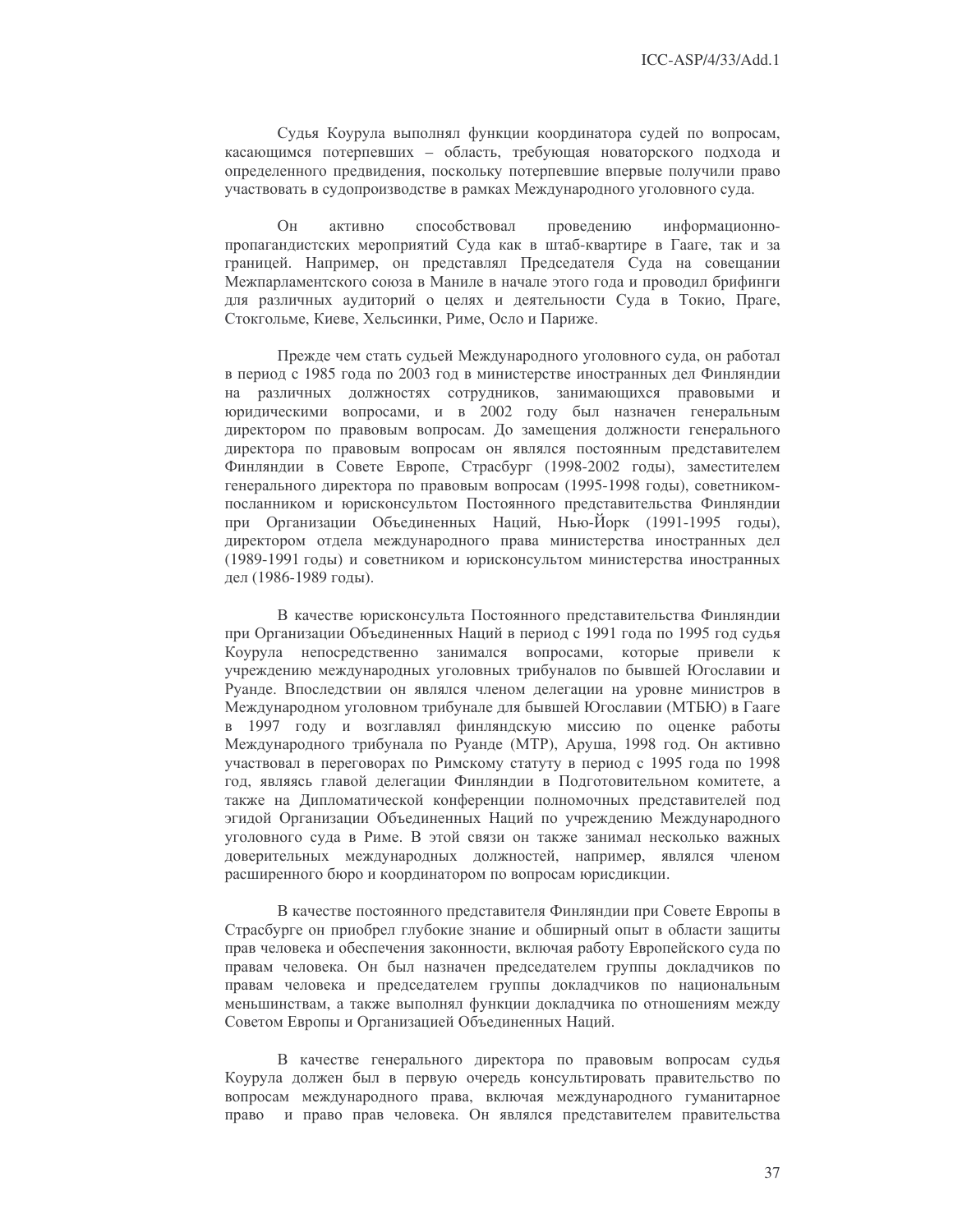Судья Коурула выполнял функции координатора судей по вопросам, касающимся потерпевших – область, требующая новаторского подхода и определенного предвидения, поскольку потерпевшие впервые получили право участвовать в судопроизводстве в рамках Международного уголовного суда.

Он активно способствовал проведению информационно-пропагандистских мероприятий Суда как в штаб-квартире в Гааге, так и за границей. Например, он представлял Председателя Суда на совещании Межпарламентского союза в Маниле в начале этого года и проводил брифинги для различных аудиторий о целях и деятельности Суда в Токио, Праге, Стокгольме, Киеве, Хельсинки, Риме, Осло и Париже.

Прежде чем стать судьей Международного уголовного суда, он работал в период с 1985 года по 2003 год в министерстве иностранных дел Финляндии на различных должностях сотрудников, занимающихся правовыми и юридическими вопросами, и в 2002 году был назначен генеральным директором по правовым вопросам. До замещения должности генерального директора по правовым вопросам он являлся постоянным представителем Финляндии в Совете Европе, Страсбург (1998-2002 годы), заместителем генерального директора по правовым вопросам (1995-1998 годы), советником-посланником и юрисконсультом Постоянного представительства Финляндии при Организации Объединенных Наций, Нью-Йорк (1991-1995 годы), директором отдела международного права министерства иностранных дел (1989-1991 годы) и советником и юрисконсультом министерства иностранных дел (1986-1989 годы).

В качестве юрисконсульта Постоянного представительства Финляндии при Организации Объединенных Наций в период с 1991 года по 1995 год судья Коурула непосредственно занимался вопросами, которые привели к учреждению международных уголовных трибуналов по бывшей Югославии и Руанде. Впоследствии он являлся членом делегации на уровне министров в Международном уголовном трибунале для бывшей Югославии (МТБЮ) в Гааге в 1997 году и возглавлял финляндскую миссию по оценке работы Международного трибунала по Руанде (МТР), Аруша, 1998 год. Он активно участвовал в переговорах по Римскому статуту в период с 1995 года по 1998 год, являясь главой делегации Финляндии в Подготовительном комитете, а также на Дипломатической конференции полномочных представителей под эгидой Организации Объединенных Наций по учреждению Международного уголовного суда в Риме. В этой связи он также занимал несколько важных международных доверительных должностей, например, являлся членом расширенного бюро и координатором по вопросам юрисдикции.

В качестве постоянного представителя Финляндии при Совете Европы в Страсбурге он приобрел глубокие знание и обширный опыт в области защиты прав человека и обеспечения законности, включая работу Европейского суда по правам человека. Он был назначен председателем группы докладчиков по правам человека и председателем группы докладчиков по национальным меньшинствам, а также выполнял функции докладчика по отношениям между Советом Европы и Организацией Объединенных Наций.

В качестве генерального директора по правовым вопросам судья Коурула должен был в первую очередь консультировать правительство по вопросам международного права, включая международного гуманитарное право и право прав человека. Он являлся представителем правительства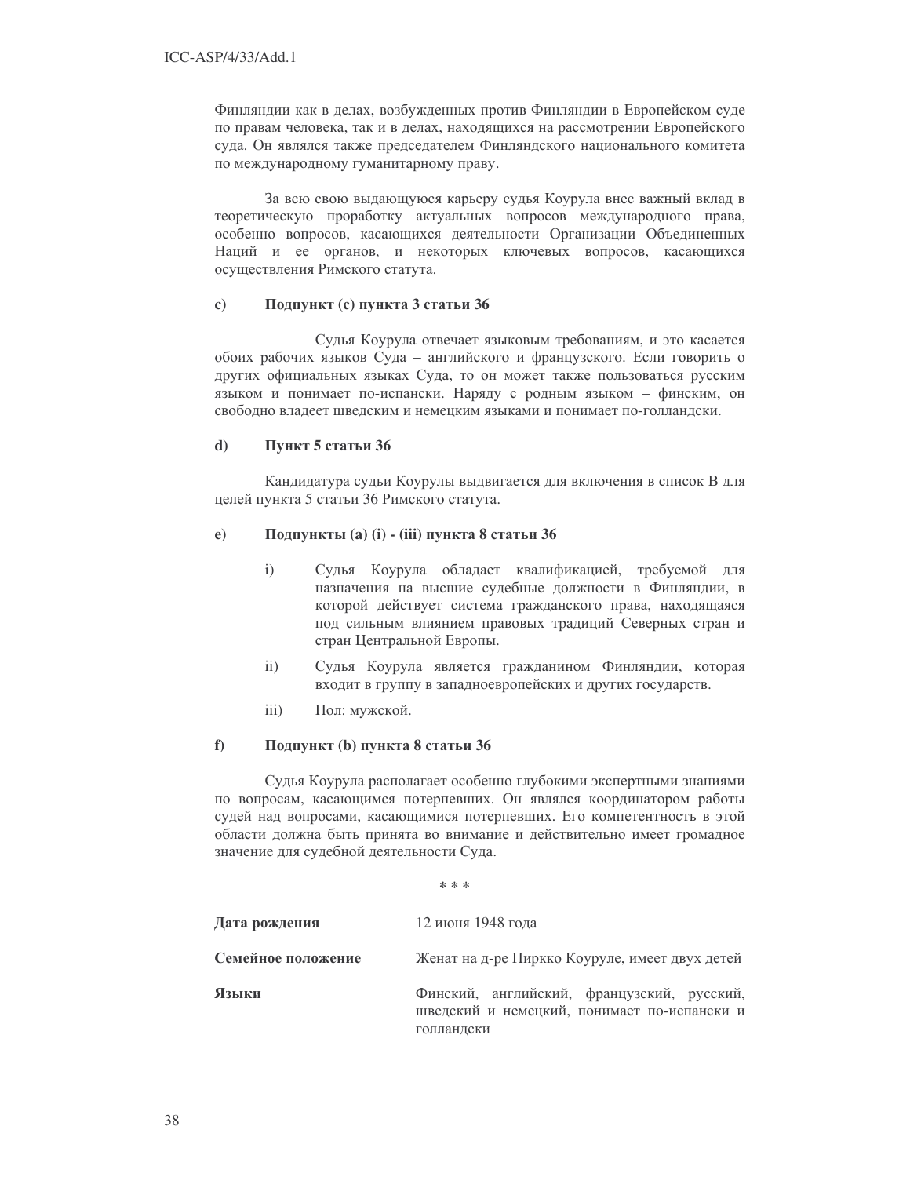Финляндии как в делах, возбужденных против Финляндии в Европейском суде по правам человека, так и в делах, находящихся на рассмотрении Европейского суда. Он являлся также председателем Финляндского национального комитета по международному гуманитарному праву.

За всю свою выдающуюся карьеру судья Коурула внес важный вклад в теоретическую проработку актуальных вопросов международного права, особенно вопросов, касающихся деятельности Организации Объединенных Наций и ее органов, и некоторых ключевых вопросов, касающихся осуществления Римского статута.

**c) Подпункт (c) пункта 3 статьи 36**

Судья Коурула отвечает языковым требованиям, и это касается обоих рабочих языков Суда – английского и французского. Если говорить о других официальных языках Суда, то он может также пользоваться русским языком и понимает по-испански. Наряду с родным языком – финским, он свободно владеет шведским и немецким языками и понимает по-голландски.

**d) Пункт 5 статьи 36**

Кандидатура судьи Коурулы выдвигается для включения в список B для целей пункта 5 статьи 36 Римского статута.

**e) Подпункты (a) (i) - (iii) пункта 8 статьи 36**

i) Судья Коурула обладает квалификацией, требуемой для назначения на высшие судебные должности в Финляндии, в которой действует система гражданского права, находящаяся под сильным влиянием правовых традиций Северных стран и стран Центральной Европы.

ii) Судья Коурула является гражданином Финляндии, которая входит в группу в западноевропейских и других государств.

iii) Пол: мужской.

**f) Подпункт (b) пункта 8 статьи 36**

Судья Коурула располагает особенно глубокими экспертными знаниями по вопросам, касающимся потерпевших. Он являлся координатором работы судей над вопросами, касающимися потерпевших. Его компетентность в этой области должна быть принята во внимание и действительно имеет громадное значение для судебной деятельности Суда.

\* \* \*

| | |
|---|---|
| **Дата рождения** | 12 июня 1948 года |
| **Семейное положение** | Женат на д-ре Пиркко Коуруле, имеет двух детей |
| **Языки** | Финский, английский, французский, русский, шведский и немецкий, понимает по-испански и голландски |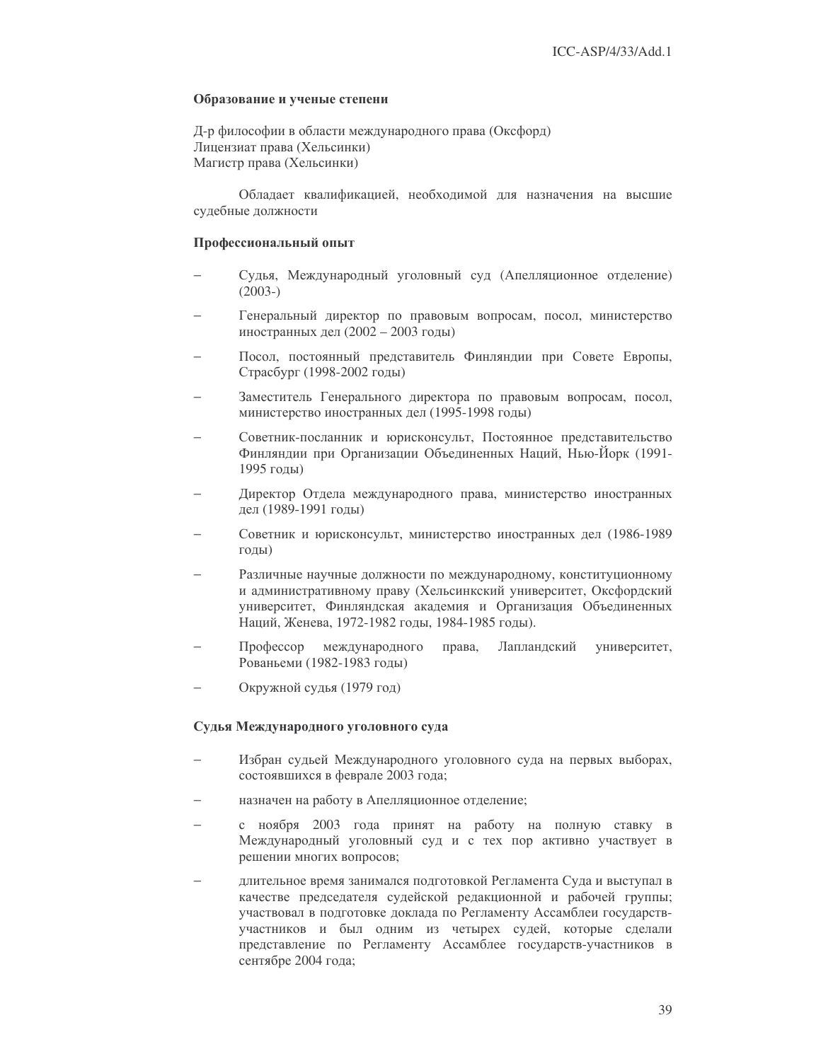**Образование и ученые степени**

Д-р философии в области международного права (Оксфорд)
Лицензиат права (Хельсинки)
Магистр права (Хельсинки)

Обладает квалификацией, необходимой для назначения на высшие судебные должности

**Профессиональный опыт**

- Судья, Международный уголовный суд (Апелляционное отделение) (2003-)
- Генеральный директор по правовым вопросам, посол, министерство иностранных дел (2002 – 2003 годы)
- Посол, постоянный представитель Финляндии при Совете Европы, Страсбург (1998-2002 годы)
- Заместитель Генерального директора по правовым вопросам, посол, министерство иностранных дел (1995-1998 годы)
- Советник-посланник и юрисконсульт, Постоянное представительство Финляндии при Организации Объединенных Наций, Нью-Йорк (1991-1995 годы)
- Директор Отдела международного права, министерство иностранных дел (1989-1991 годы)
- Советник и юрисконсульт, министерство иностранных дел (1986-1989 годы)
- Различные научные должности по международному, конституционному и административному праву (Хельсинкский университет, Оксфордский университет, Финляндская академия и Организация Объединенных Наций, Женева, 1972-1982 годы, 1984-1985 годы).
- Профессор международного права, Лапландский университет, Рованьеми (1982-1983 годы)
- Окружной судья (1979 год)

**Судья Международного уголовного суда**

- Избран судьей Международного уголовного суда на первых выборах, состоявшихся в феврале 2003 года;
- назначен на работу в Апелляционное отделение;
- с ноября 2003 года принят на работу на полную ставку в Международный уголовный суд и с тех пор активно участвует в решении многих вопросов;
- длительное время занимался подготовкой Регламента Суда и выступал в качестве председателя судейской редакционной и рабочей группы; участвовал в подготовке доклада по Регламенту Ассамблеи государств-участников и был одним из четырех судей, которые сделали представление по Регламенту Ассамблее государств-участников в сентябре 2004 года;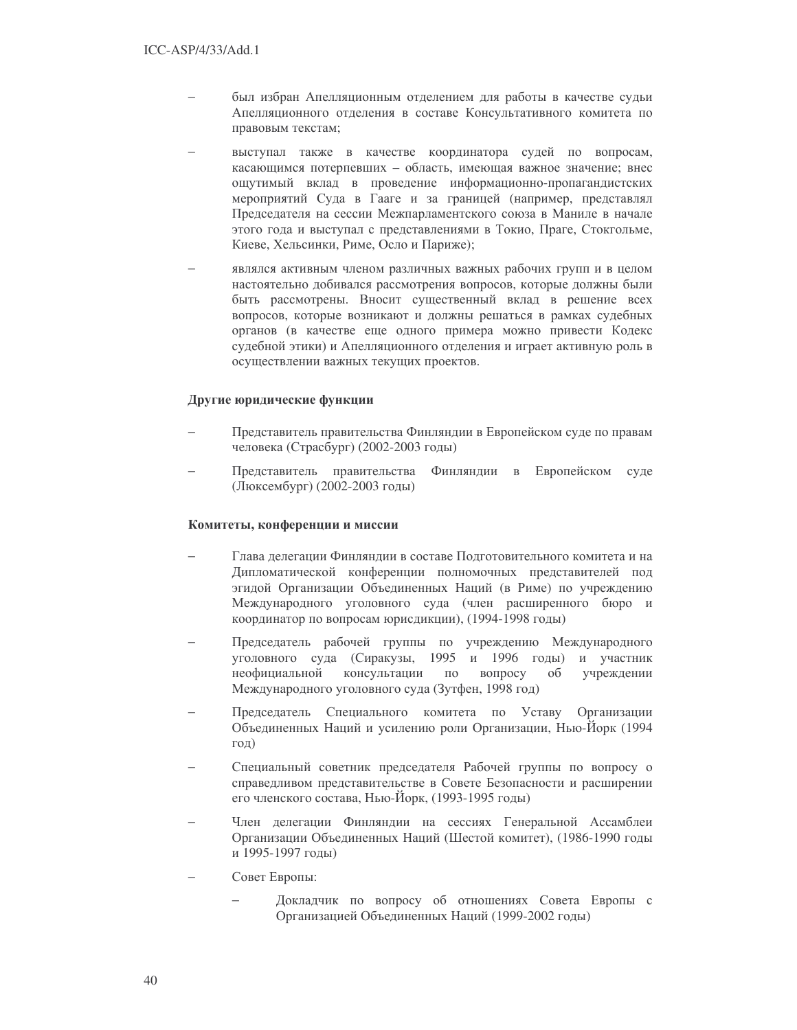- был избран Апелляционным отделением для работы в качестве судьи Апелляционного отделения в составе Консультативного комитета по правовым текстам;

- выступал также в качестве координатора судей по вопросам, касающимся потерпевших – область, имеющая важное значение; внес ощутимый вклад в проведение информационно-пропагандистских мероприятий Суда в Гааге и за границей (например, представлял Председателя на сессии Межпарламентского союза в Маниле в начале этого года и выступал с представлениями в Токио, Праге, Стокгольме, Киеве, Хельсинки, Риме, Осло и Париже);

- являлся активным членом различных важных рабочих групп и в целом настоятельно добивался рассмотрения вопросов, которые должны были быть рассмотрены. Вносит существенный вклад в решение всех вопросов, которые возникают и должны решаться в рамках судебных органов (в качестве еще одного примера можно привести Кодекс судебной этики) и Апелляционного отделения и играет активную роль в осуществлении важных текущих проектов.

**Другие юридические функции**

- Представитель правительства Финляндии в Европейском суде по правам человека (Страсбург) (2002-2003 годы)

- Представитель правительства Финляндии в Европейском суде (Люксембург) (2002-2003 годы)

**Комитеты, конференции и миссии**

- Глава делегации Финляндии в составе Подготовительного комитета и на Дипломатической конференции полномочных представителей под эгидой Организации Объединенных Наций (в Риме) по учреждению Международного уголовного суда (член расширенного бюро и координатор по вопросам юрисдикции), (1994-1998 годы)

- Председатель рабочей группы по учреждению Международного уголовного суда (Сиракузы, 1995 и 1996 годы) и участник неофициальной консультации по вопросу об учреждении Международного уголовного суда (Зутфен, 1998 год)

- Председатель Специального комитета по Уставу Организации Объединенных Наций и усилению роли Организации, Нью-Йорк (1994 год)

- Специальный советник председателя Рабочей группы по вопросу о справедливом представительстве в Совете Безопасности и расширении его членского состава, Нью-Йорк, (1993-1995 годы)

- Член делегации Финляндии на сессиях Генеральной Ассамблеи Организации Объединенных Наций (Шестой комитет), (1986-1990 годы и 1995-1997 годы)

- Совет Европы:

  - Докладчик по вопросу об отношениях Совета Европы с Организацией Объединенных Наций (1999-2002 годы)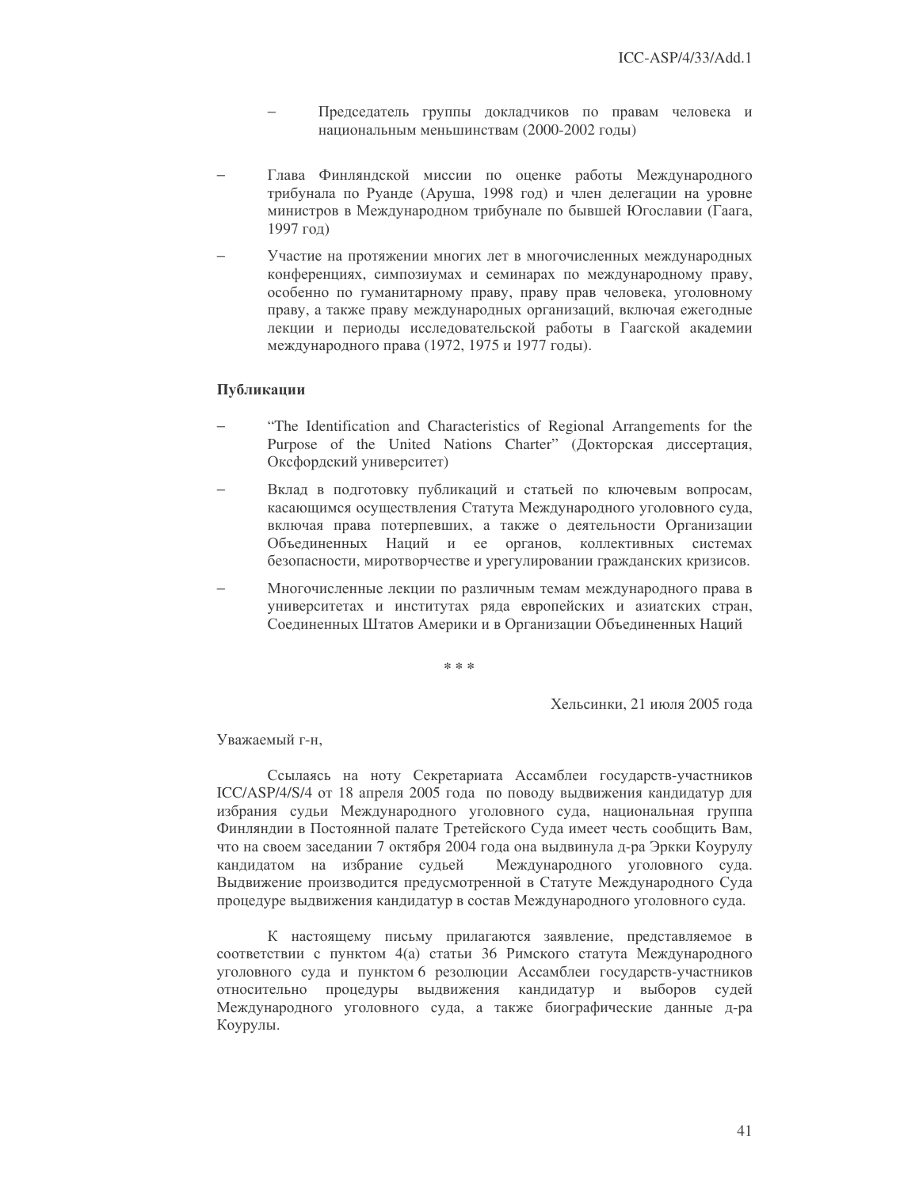- Председатель группы докладчиков по правам человека и национальным меньшинствам (2000-2002 годы)

- Глава Финляндской миссии по оценке работы Международного трибунала по Руанде (Аруша, 1998 год) и член делегации на уровне министров в Международном трибунале по бывшей Югославии (Гаага, 1997 год)

- Участие на протяжении многих лет в многочисленных международных конференциях, симпозиумах и семинарах по международному праву, особенно по гуманитарному праву, праву прав человека, уголовному праву, а также праву международных организаций, включая ежегодные лекции и периоды исследовательской работы в Гаагской академии международного права (1972, 1975 и 1977 годы).

**Публикации**

- "The Identification and Characteristics of Regional Arrangements for the Purpose of the United Nations Charter" (Докторская диссертация, Оксфордский университет)

- Вклад в подготовку публикаций и статьей по ключевым вопросам, касающимся осуществления Статута Международного уголовного суда, включая права потерпевших, а также о деятельности Организации Объединенных Наций и ее органов, коллективных системах безопасности, миротворчестве и урегулировании гражданских кризисов.

- Многочисленные лекции по различным темам международного права в университетах и институтах ряда европейских и азиатских стран, Соединенных Штатов Америки и в Организации Объединенных Наций

\* \* \*

Хельсинки, 21 июля 2005 года

Уважаемый г-н,

Ссылаясь на ноту Секретариата Ассамблеи государств-участников ICC/ASP/4/S/4 от 18 апреля 2005 года по поводу выдвижения кандидатур для избрания судьи Международного уголовного суда, национальная группа Финляндии в Постоянной палате Третейского Суда имеет честь сообщить Вам, что на своем заседании 7 октября 2004 года она выдвинула д-ра Эркки Коурулу кандидатом на избрание судьей Международного уголовного суда. Выдвижение производится предусмотренной в Статуте Международного Суда процедуре выдвижения кандидатур в состав Международного уголовного суда.

К настоящему письму прилагаются заявление, представляемое в соответствии с пунктом 4(a) статьи 36 Римского статута Международного уголовного суда и пунктом 6 резолюции Ассамблеи государств-участников относительно процедуры выдвижения кандидатур и выборов судей Международного уголовного суда, а также биографические данные д-ра Коурулы.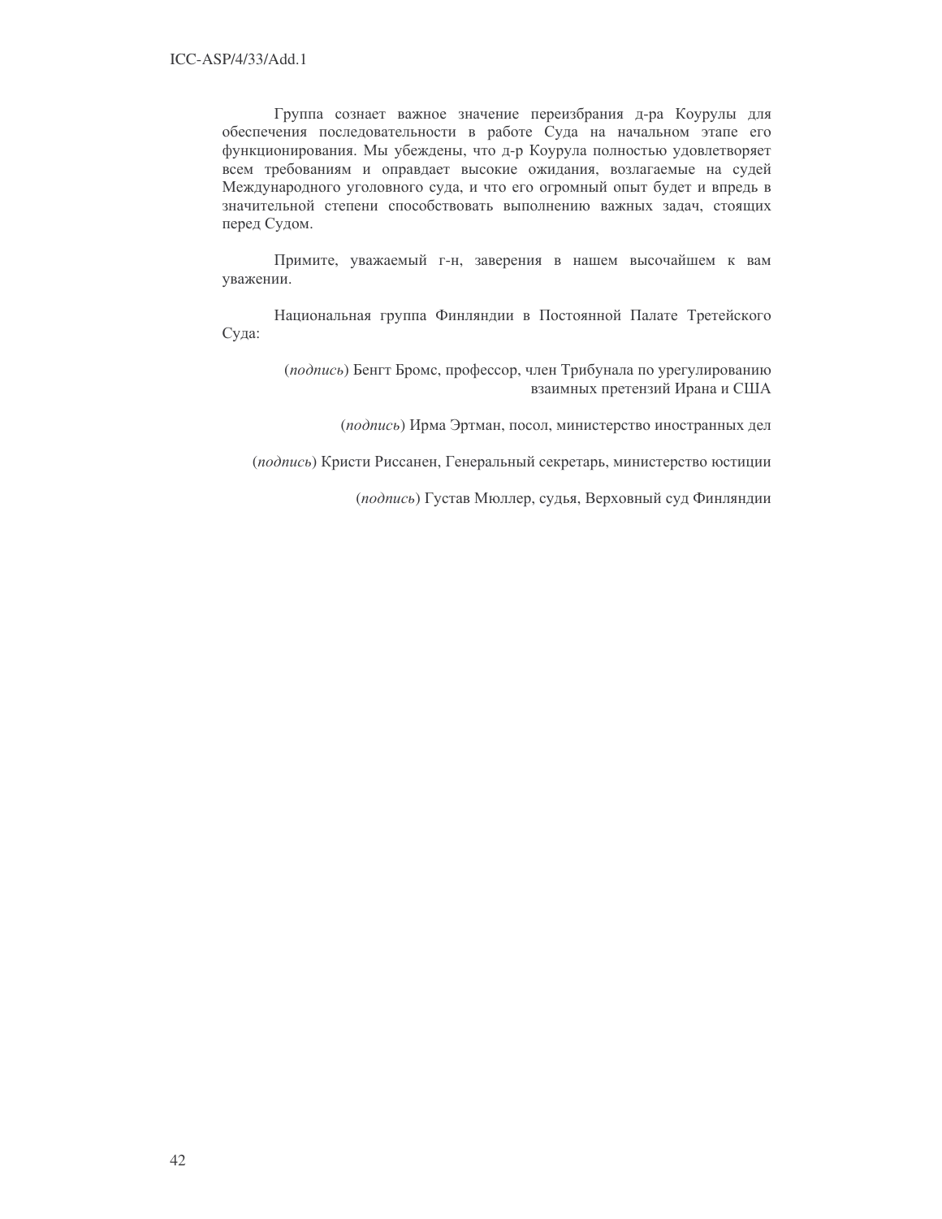Группа сознает важное значение переизбрания д-ра Коурулы для обеспечения последовательности в работе Суда на начальном этапе его функционирования. Мы убеждены, что д-р Коурула полностью удовлетворяет всем требованиям и оправдает высокие ожидания, возлагаемые на судей Международного уголовного суда, и что его огромный опыт будет и впредь в значительной степени способствовать выполнению важных задач, стоящих перед Судом.

Примите, уважаемый г-н, заверения в нашем высочайшем к вам уважении.

Национальная группа Финляндии в Постоянной Палате Третейского Суда:

(*подпись*) Бенгт Бромс, профессор, член Трибунала по урегулированию взаимных претензий Ирана и США

(*подпись*) Ирма Эртман, посол, министерство иностранных дел

(*подпись*) Кристи Риссанен, Генеральный секретарь, министерство юстиции

(*подпись*) Густав Мюллер, судья, Верховный суд Финляндии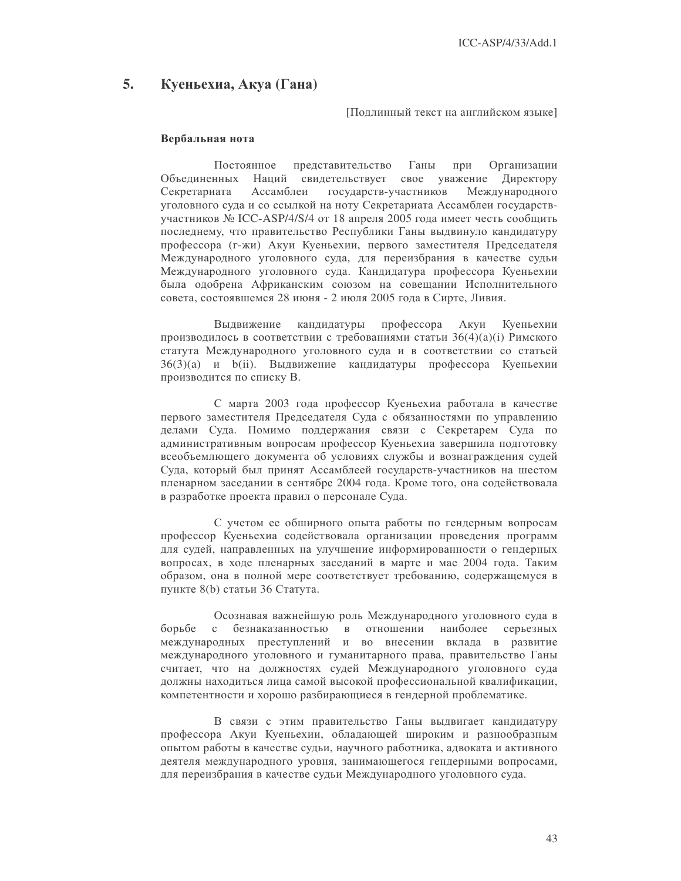## 5. Куеньехиа, Акуа (Гана)

[Подлинный текст на английском языке]

**Вербальная нота**

Постоянное представительство Ганы при Организации Объединенных Наций свидетельствует свое уважение Директору Секретариата Ассамблеи государств-участников Международного уголовного суда и со ссылкой на ноту Секретариата Ассамблеи государств-участников № ICC-ASP/4/S/4 от 18 апреля 2005 года имеет честь сообщить последнему, что правительство Республики Ганы выдвинуло кандидатуру профессора (г-жи) Акуи Куеньехии, первого заместителя Председателя Международного уголовного суда, для переизбрания в качестве судьи Международного уголовного суда. Кандидатура профессора Куеньехии была одобрена Африканским союзом на совещании Исполнительного совета, состоявшемся 28 июня - 2 июля 2005 года в Сирте, Ливия.

Выдвижение кандидатуры профессора Акуи Куеньехии производилось в соответствии с требованиями статьи 36(4)(a)(i) Римского статута Международного уголовного суда и в соответствии со статьей 36(3)(a) и b(ii). Выдвижение кандидатуры профессора Куеньехии производится по списку B.

С марта 2003 года профессор Куеньехиа работала в качестве первого заместителя Председателя Суда с обязанностями по управлению делами Суда. Помимо поддержания связи с Секретарем Суда по административным вопросам профессор Куеньехиа завершила подготовку всеобъемлющего документа об условиях службы и вознаграждения судей Суда, который был принят Ассамблеей государств-участников на шестом пленарном заседании в сентябре 2004 года. Кроме того, она содействовала в разработке проекта правил о персонале Суда.

С учетом ее обширного опыта работы по гендерным вопросам профессор Куеньехиа содействовала организации проведения программ для судей, направленных на улучшение информированности о гендерных вопросах, в ходе пленарных заседаний в марте и мае 2004 года. Таким образом, она в полной мере соответствует требованию, содержащемуся в пункте 8(b) статьи 36 Статута.

Осознавая важнейшую роль Международного уголовного суда в борьбе с безнаказанностью в отношении наиболее серьезных международных преступлений и во внесении вклада в развитие международного уголовного и гуманитарного права, правительство Ганы считает, что на должностях судей Международного уголовного суда должны находиться лица самой высокой профессиональной квалификации, компетентности и хорошо разбирающиеся в гендерной проблематике.

В связи с этим правительство Ганы выдвигает кандидатуру профессора Акуи Куеньехии, обладающей широким и разнообразным опытом работы в качестве судьи, научного работника, адвоката и активного деятеля международного уровня, занимающегося гендерными вопросами, для переизбрания в качестве судьи Международного уголовного суда.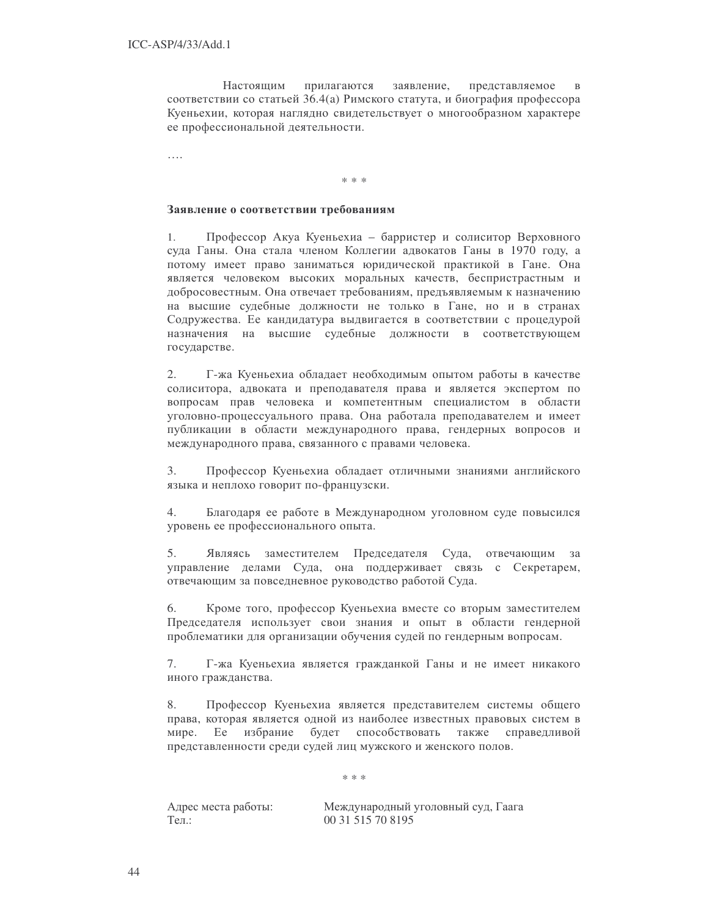Настоящим прилагаются заявление, представляемое в соответствии со статьей 36.4(a) Римского статута, и биография профессора Куеньехии, которая наглядно свидетельствует о многообразном характере ее профессиональной деятельности.

….

\* \* \*

**Заявление о соответствии требованиям**

1. Профессор Акуа Куеньехиа – барристер и солиситор Верховного суда Ганы. Она стала членом Коллегии адвокатов Ганы в 1970 году, а потому имеет право заниматься юридической практикой в Гане. Она является человеком высоких моральных качеств, беспристрастным и добросовестным. Она отвечает требованиям, предъявляемым к назначению на высшие судебные должности не только в Гане, но и в странах Содружества. Ее кандидатура выдвигается в соответствии с процедурой назначения на высшие судебные должности в соответствующем государстве.

2. Г-жа Куеньехиа обладает необходимым опытом работы в качестве солиситора, адвоката и преподавателя права и является экспертом по вопросам прав человека и компетентным специалистом в области уголовно-процессуального права. Она работала преподавателем и имеет публикации в области международного права, гендерных вопросов и международного права, связанного с правами человека.

3. Профессор Куеньехиа обладает отличными знаниями английского языка и неплохо говорит по-французски.

4. Благодаря ее работе в Международном уголовном суде повысился уровень ее профессионального опыта.

5. Являясь заместителем Председателя Суда, отвечающим за управление делами Суда, она поддерживает связь с Секретарем, отвечающим за повседневное руководство работой Суда.

6. Кроме того, профессор Куеньехиа вместе со вторым заместителем Председателя использует свои знания и опыт в области гендерной проблематики для организации обучения судей по гендерным вопросам.

7. Г-жа Куеньехиа является гражданкой Ганы и не имеет никакого иного гражданства.

8. Профессор Куеньехиа является представителем системы общего права, которая является одной из наиболее известных правовых систем в мире. Ее избрание будет способствовать также справедливой представленности среди судей лиц мужского и женского полов.

\* \* \*

Адрес места работы: Международный уголовный суд, Гаага
Тел.: 00 31 515 70 8195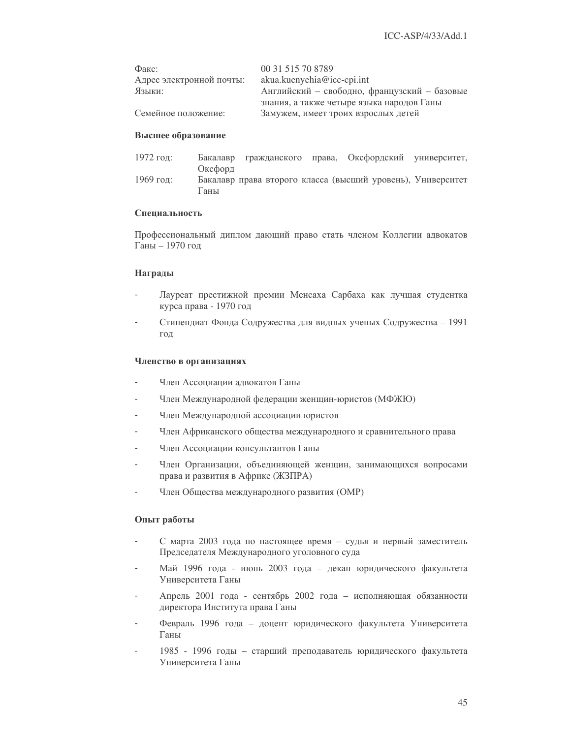| | |
|---|---|
| Факс: | 00 31 515 70 8789 |
| Адрес электронной почты: | akua.kuenyehia@icc-cpi.int |
| Языки: | Английский – свободно, французский – базовые знания, а также четыре языка народов Ганы |
| Семейное положение: | Замужем, имеет троих взрослых детей |

**Высшее образование**

| | |
|---|---|
| 1972 год: | Бакалавр гражданского права, Оксфордский университет, Оксфорд |
| 1969 год: | Бакалавр права второго класса (высший уровень), Университет Ганы |

**Специальность**

Профессиональный диплом дающий право стать членом Коллегии адвокатов Ганы – 1970 год

**Награды**

- Лауреат престижной премии Менсаха Сарбаха как лучшая студентка курса права - 1970 год
- Стипендиат Фонда Содружества для видных ученых Содружества – 1991 год

**Членство в организациях**

- Член Ассоциации адвокатов Ганы
- Член Международной федерации женщин-юристов (МФЖЮ)
- Член Международной ассоциации юристов
- Член Африканского общества международного и сравнительного права
- Член Ассоциации консультантов Ганы
- Член Организации, объединяющей женщин, занимающихся вопросами права и развития в Африке (ЖЗПРА)
- Член Общества международного развития (ОМР)

**Опыт работы**

- С марта 2003 года по настоящее время – судья и первый заместитель Председателя Международного уголовного суда
- Май 1996 года - июнь 2003 года – декан юридического факультета Университета Ганы
- Апрель 2001 года - сентябрь 2002 года – исполняющая обязанности директора Института права Ганы
- Февраль 1996 года – доцент юридического факультета Университета Ганы
- 1985 - 1996 годы – старший преподаватель юридического факультета Университета Ганы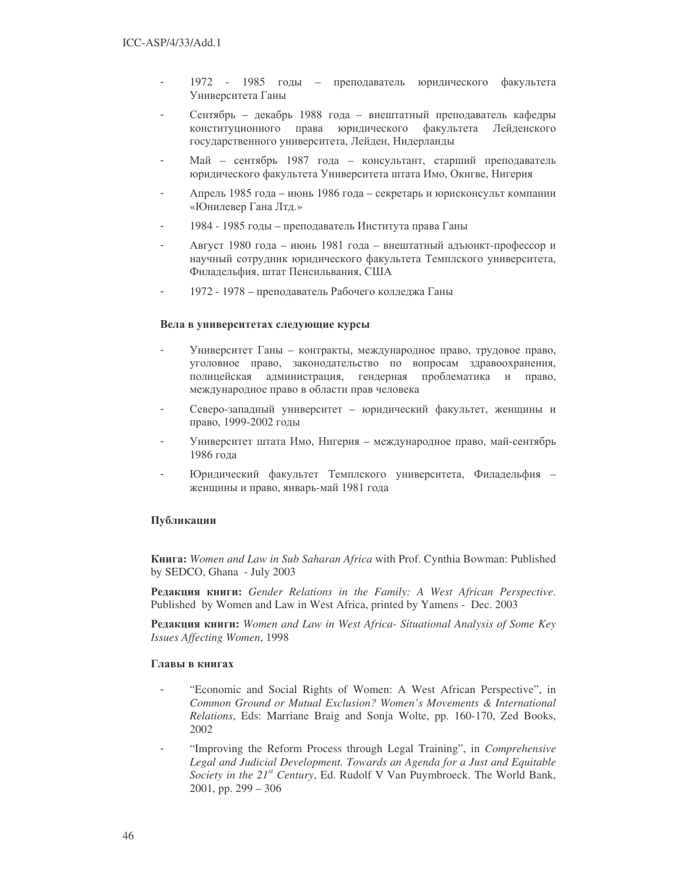- 1972 - 1985 годы – преподаватель юридического факультета Университета Ганы
- Сентябрь – декабрь 1988 года – внештатный преподаватель кафедры конституционного права юридического факультета Лейденского государственного университета, Лейден, Нидерланды
- Май – сентябрь 1987 года – консультант, старший преподаватель юридического факультета Университета штата Имо, Окигве, Нигерия
- Апрель 1985 года – июнь 1986 года – секретарь и юрисконсульт компании «Юнилевер Гана Лтд.»
- 1984 - 1985 годы – преподаватель Института права Ганы
- Август 1980 года – июнь 1981 года – внештатный адъюнкт-профессор и научный сотрудник юридического факультета Темплского университета, Филадельфия, штат Пенсильвания, США
- 1972 - 1978 – преподаватель Рабочего колледжа Ганы

#### Вела в университетах следующие курсы

- Университет Ганы – контракты, международное право, трудовое право, уголовное право, законодательство по вопросам здравоохранения, полицейская администрация, гендерная проблематика и право, международное право в области прав человека
- Северо-западный университет – юридический факультет, женщины и право, 1999-2002 годы
- Университет штата Имо, Нигерия – международное право, май-сентябрь 1986 года
- Юридический факультет Темплского университета, Филадельфия – женщины и право, январь-май 1981 года

#### Публикации

**Книга:** *Women and Law in Sub Saharan Africa* with Prof. Cynthia Bowman: Published by SEDCO, Ghana - July 2003

**Редакция книги:** *Gender Relations in the Family: A West African Perspective*. Published by Women and Law in West Africa, printed by Yamens - Dec. 2003

**Редакция книги:** *Women and Law in West Africa- Situational Analysis of Some Key Issues Affecting Women*, 1998

#### Главы в книгах

- "Economic and Social Rights of Women: A West African Perspective", in *Common Ground or Mutual Exclusion? Women's Movements & International Relations*, Eds: Marriane Braig and Sonja Wolte, pp. 160-170, Zed Books, 2002
- "Improving the Reform Process through Legal Training", in *Comprehensive Legal and Judicial Development. Towards an Agenda for a Just and Equitable Society in the 21st Century*, Ed. Rudolf V Van Puymbroeck. The World Bank, 2001, pp. 299 – 306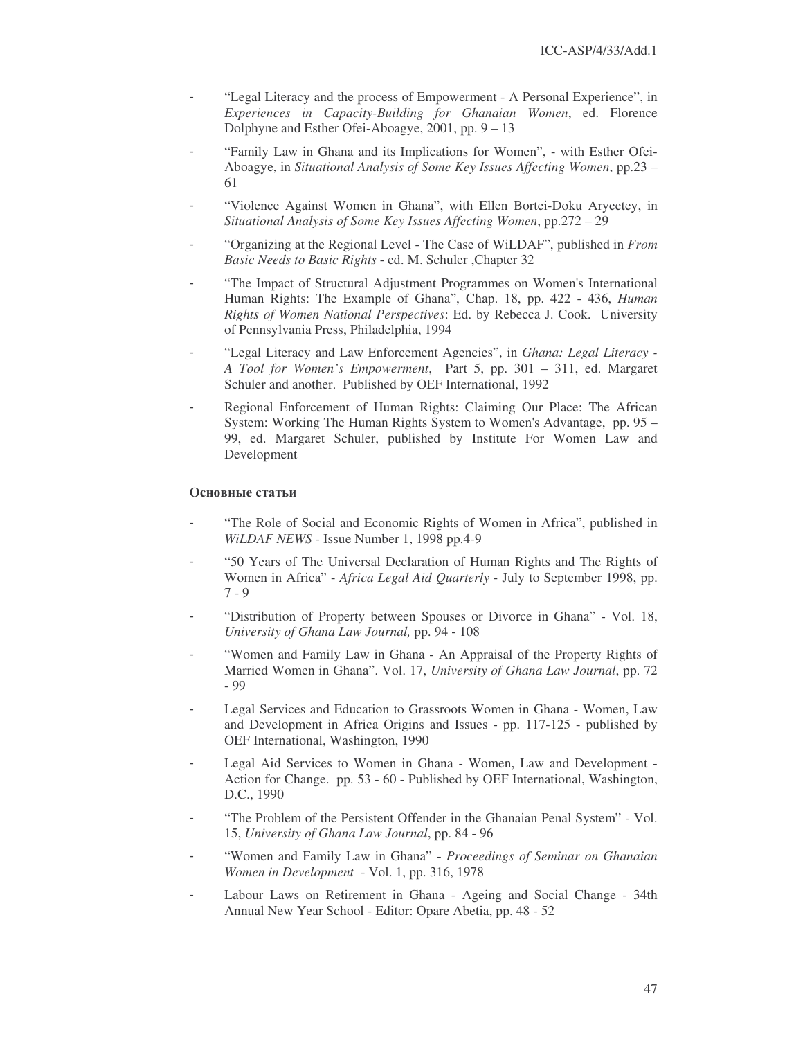- "Legal Literacy and the process of Empowerment - A Personal Experience", in *Experiences in Capacity-Building for Ghanaian Women*, ed. Florence Dolphyne and Esther Ofei-Aboagye, 2001, pp. 9 – 13
- "Family Law in Ghana and its Implications for Women", - with Esther Ofei-Aboagye, in *Situational Analysis of Some Key Issues Affecting Women*, pp.23 – 61
- "Violence Against Women in Ghana", with Ellen Bortei-Doku Aryeetey, in *Situational Analysis of Some Key Issues Affecting Women*, pp.272 – 29
- "Organizing at the Regional Level - The Case of WiLDAF", published in *From Basic Needs to Basic Rights* - ed. M. Schuler ,Chapter 32
- "The Impact of Structural Adjustment Programmes on Women's International Human Rights: The Example of Ghana", Chap. 18, pp. 422 - 436, *Human Rights of Women National Perspectives*: Ed. by Rebecca J. Cook. University of Pennsylvania Press, Philadelphia, 1994
- "Legal Literacy and Law Enforcement Agencies", in *Ghana: Legal Literacy - A Tool for Women's Empowerment*, Part 5, pp. 301 – 311, ed. Margaret Schuler and another. Published by OEF International, 1992
- Regional Enforcement of Human Rights: Claiming Our Place: The African System: Working The Human Rights System to Women's Advantage, pp. 95 – 99, ed. Margaret Schuler, published by Institute For Women Law and Development

**Основные статьи**

- "The Role of Social and Economic Rights of Women in Africa", published in *WiLDAF NEWS* - Issue Number 1, 1998 pp.4-9
- "50 Years of The Universal Declaration of Human Rights and The Rights of Women in Africa" - *Africa Legal Aid Quarterly* - July to September 1998, pp. 7 - 9
- "Distribution of Property between Spouses or Divorce in Ghana" - Vol. 18, *University of Ghana Law Journal,* pp. 94 - 108
- "Women and Family Law in Ghana - An Appraisal of the Property Rights of Married Women in Ghana". Vol. 17, *University of Ghana Law Journal*, pp. 72 - 99
- Legal Services and Education to Grassroots Women in Ghana - Women, Law and Development in Africa Origins and Issues - pp. 117-125 - published by OEF International, Washington, 1990
- Legal Aid Services to Women in Ghana - Women, Law and Development - Action for Change. pp. 53 - 60 - Published by OEF International, Washington, D.C., 1990
- "The Problem of the Persistent Offender in the Ghanaian Penal System" - Vol. 15, *University of Ghana Law Journal*, pp. 84 - 96
- "Women and Family Law in Ghana" - *Proceedings of Seminar on Ghanaian Women in Development* - Vol. 1, pp. 316, 1978
- Labour Laws on Retirement in Ghana - Ageing and Social Change - 34th Annual New Year School - Editor: Opare Abetia, pp. 48 - 52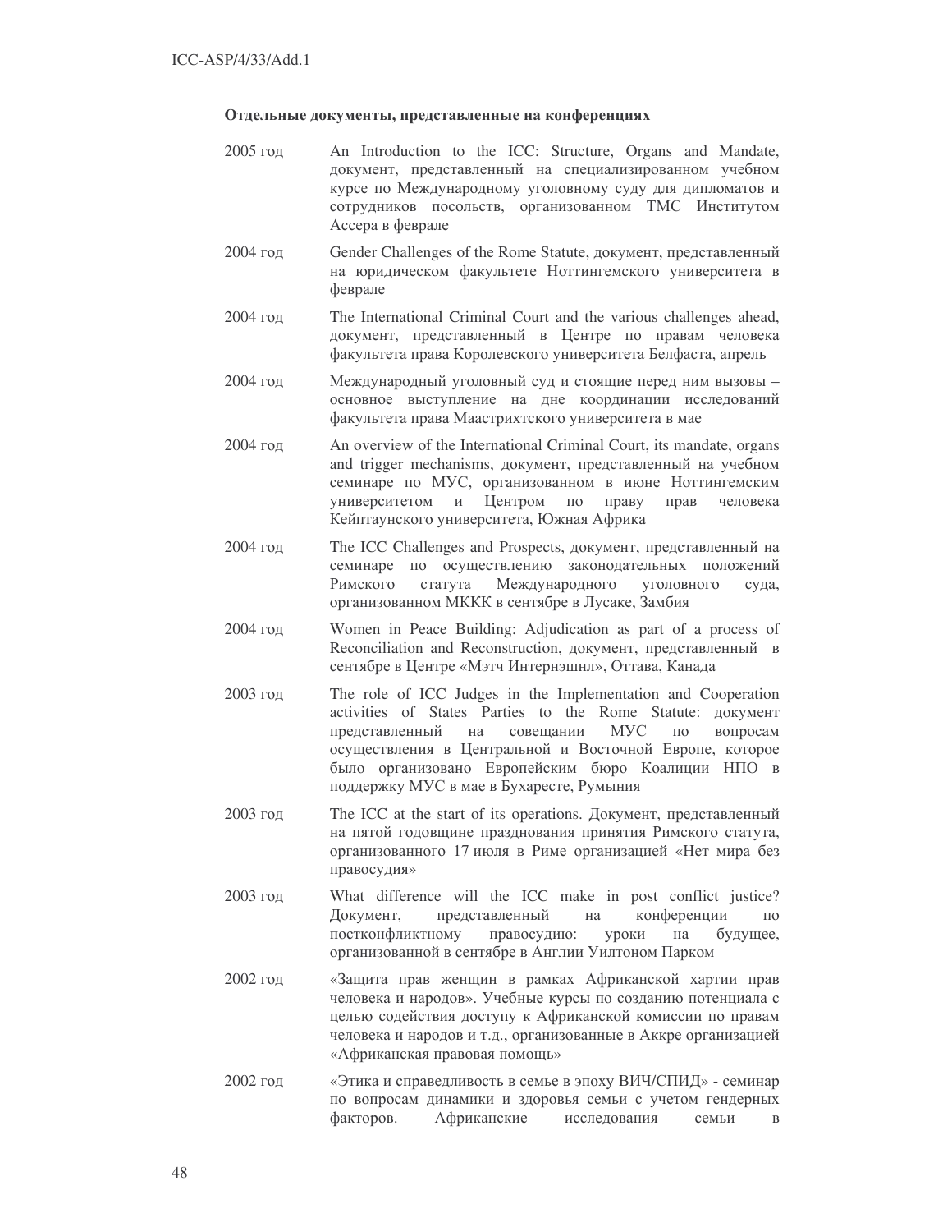**Отдельные документы, представленные на конференциях**

2005 год An Introduction to the ICC: Structure, Organs and Mandate, документ, представленный на специализированном учебном курсе по Международному уголовному суду для дипломатов и сотрудников посольств, организованном ТМС Институтом Ассера в феврале

2004 год Gender Challenges of the Rome Statute, документ, представленный на юридическом факультете Ноттингемского университета в феврале

2004 год The International Criminal Court and the various challenges ahead, документ, представленный в Центре по правам человека факультета права Королевского университета Белфаста, апрель

2004 год Международный уголовный суд и стоящие перед ним вызовы – основное выступление на дне координации исследований факультета права Маастрихтского университета в мае

2004 год An overview of the International Criminal Court, its mandate, organs and trigger mechanisms, документ, представленный на учебном семинаре по МУС, организованном в июне Ноттингемским университетом и Центром по праву прав человека Кейптаунского университета, Южная Африка

2004 год The ICC Challenges and Prospects, документ, представленный на семинаре по осуществлению законодательных положений Римского статута Международного уголовного суда, организованном МККК в сентябре в Лусаке, Замбия

2004 год Women in Peace Building: Adjudication as part of a process of Reconciliation and Reconstruction, документ, представленный в сентябре в Центре «Мэтч Интернэшнл», Оттава, Канада

2003 год The role of ICC Judges in the Implementation and Cooperation activities of States Parties to the Rome Statute: документ представленный на совещании МУС по вопросам осуществления в Центральной и Восточной Европе, которое было организовано Европейским бюро Коалиции НПО в поддержку МУС в мае в Бухаресте, Румыния

2003 год The ICC at the start of its operations. Документ, представленный на пятой годовщине празднования принятия Римского статута, организованного 17 июля в Риме организацией «Нет мира без правосудия»

2003 год What difference will the ICC make in post conflict justice? Документ, представленный на конференции по постконфликтному правосудию: уроки на будущее, организованной в сентябре в Англии Уилтоном Парком

2002 год «Защита прав женщин в рамках Африканской хартии прав человека и народов». Учебные курсы по созданию потенциала с целью содействия доступу к Африканской комиссии по правам человека и народов и т.д., организованные в Аккре организацией «Африканская правовая помощь»

2002 год «Этика и справедливость в семье в эпоху ВИЧ/СПИД» - семинар по вопросам динамики и здоровья семьи с учетом гендерных факторов. Африканские исследования семьи в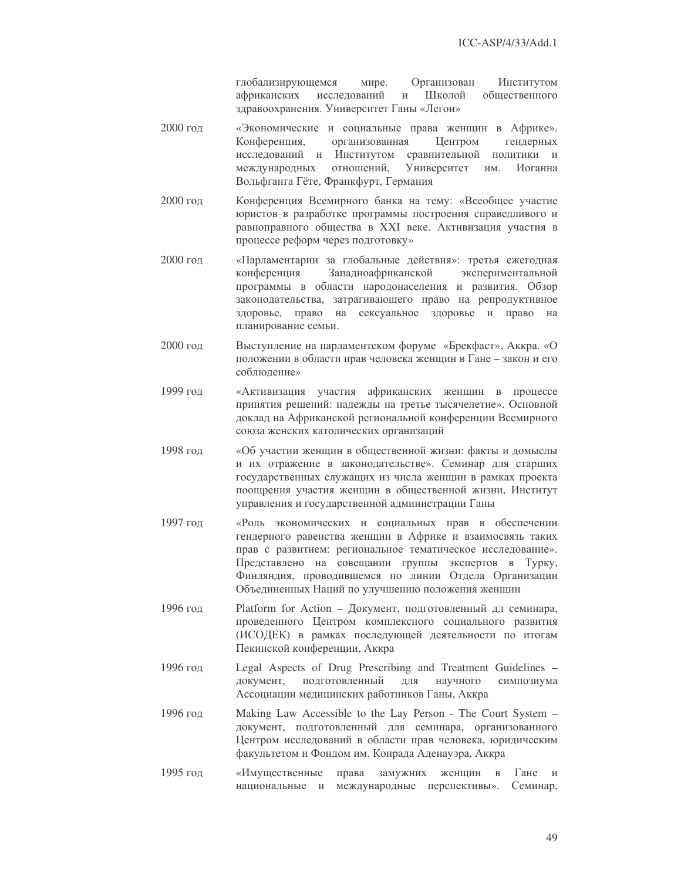глобализирующемся мире. Организован Институтом африканских исследований и Школой общественного здравоохранения. Университет Ганы «Легон»

| | |
|---|---|
| 2000 год | «Экономические и социальные права женщин в Африке». Конференция, организованная Центром гендерных исследований и Институтом сравнительной политики и международных отношений, Университет им. Иоганна Вольфганга Гёте, Франкфурт, Германия |
| 2000 год | Конференция Всемирного банка на тему: «Всеобщее участие юристов в разработке программы построения справедливого и равноправного общества в XXI веке. Активизация участия в процессе реформ через подготовку» |
| 2000 год | «Парламентарии за глобальные действия»: третья ежегодная конференция Западноафриканской экспериментальной программы в области народонаселения и развития. Обзор законодательства, затрагивающего право на репродуктивное здоровье, право на сексуальное здоровье и право на планирование семьи. |
| 2000 год | Выступление на парламентском форуме «Брекфаст», Аккра. «О положении в области прав человека женщин в Гане – закон и его соблюдение» |
| 1999 год | «Активизация участия африканских женщин в процессе принятия решений: надежды на третье тысячелетие». Основной доклад на Африканской региональной конференции Всемирного союза женских католических организаций |
| 1998 год | «Об участии женщин в общественной жизни: факты и домыслы и их отражение в законодательстве». Семинар для старших государственных служащих из числа женщин в рамках проекта поощрения участия женщин в общественной жизни, Институт управления и государственной администрации Ганы |
| 1997 год | «Роль экономических и социальных прав в обеспечении гендерного равенства женщин в Африке и взаимосвязь таких прав с развитием: региональное тематическое исследование». Представлено на совещании группы экспертов в Турку, Финляндия, проводившемся по линии Отдела Организации Объединенных Наций по улучшению положения женщин |
| 1996 год | Platform for Action – Документ, подготовленный дл семинара, проведенного Центром комплексного социального развития (ИСОДЕК) в рамках последующей деятельности по итогам Пекинской конференции, Аккра |
| 1996 год | Legal Aspects of Drug Prescribing and Treatment Guidelines – документ, подготовленный для научного симпозиума Ассоциации медицинских работников Ганы, Аккра |
| 1996 год | Making Law Accessible to the Lay Person - The Court System – документ, подготовленный для семинара, организованного Центром исследований в области прав человека, юридическим факультетом и Фондом им. Конрада Аденауэра, Аккра |
| 1995 год | «Имущественные права замужних женщин в Гане и национальные и международные перспективы». Семинар, |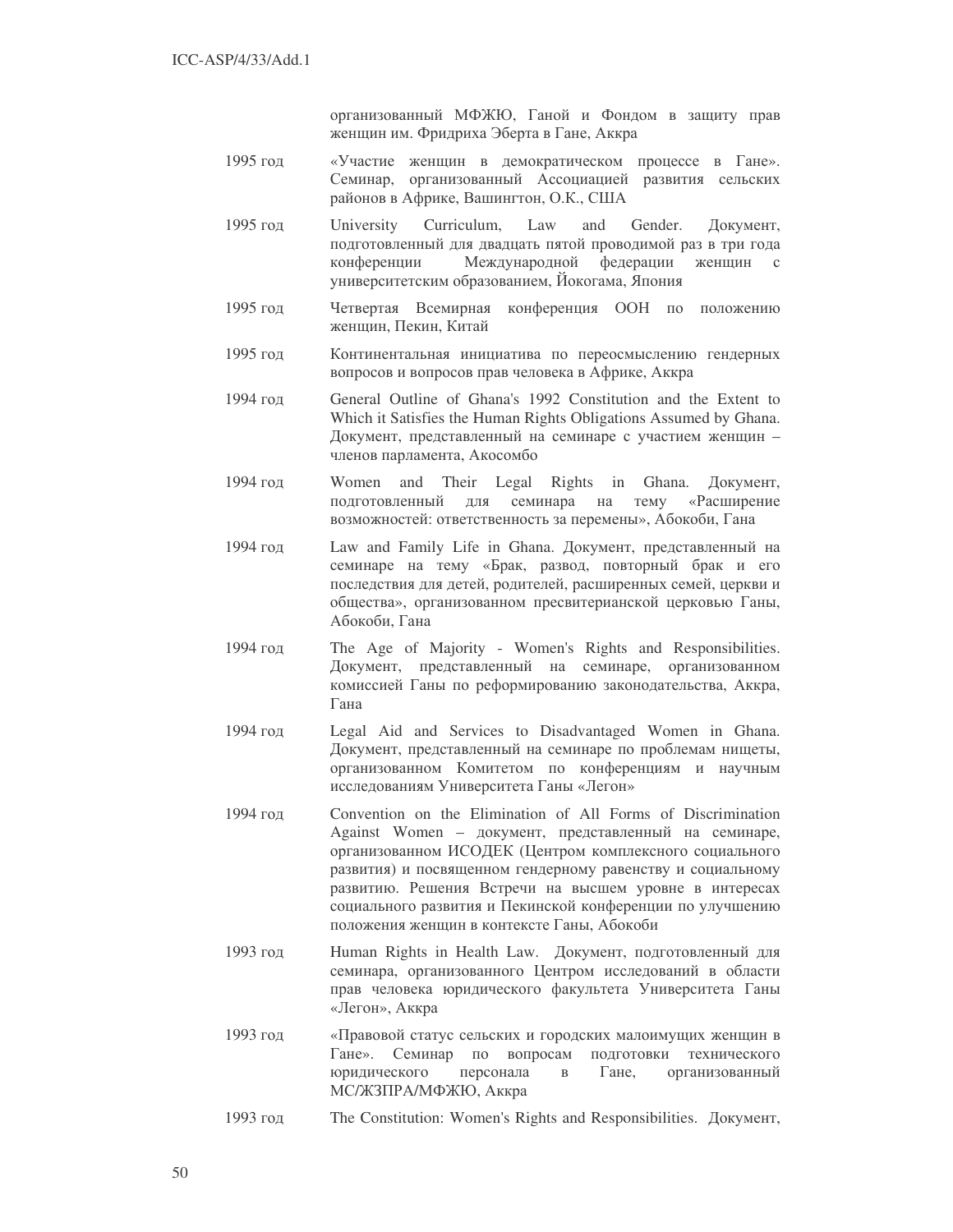организованный МФЖЮ, Ганой и Фондом в защиту прав женщин им. Фридриха Эберта в Гане, Аккра

| | |
|---|---|
| 1995 год | «Участие женщин в демократическом процессе в Гане». Семинар, организованный Ассоциацией развития сельских районов в Африке, Вашингтон, О.К., США |
| 1995 год | University Curriculum, Law and Gender. Документ, подготовленный для двадцать пятой проводимой раз в три года конференции Международной федерации женщин с университетским образованием, Йокогама, Япония |
| 1995 год | Четвертая Всемирная конференция ООН по положению женщин, Пекин, Китай |
| 1995 год | Континентальная инициатива по переосмыслению гендерных вопросов и вопросов прав человека в Африке, Аккра |
| 1994 год | General Outline of Ghana's 1992 Constitution and the Extent to Which it Satisfies the Human Rights Obligations Assumed by Ghana. Документ, представленный на семинаре с участием женщин – членов парламента, Акосомбо |
| 1994 год | Women and Their Legal Rights in Ghana. Документ, подготовленный для семинара на тему «Расширение возможностей: ответственность за перемены», Абокоби, Гана |
| 1994 год | Law and Family Life in Ghana. Документ, представленный на семинаре на тему «Брак, развод, повторный брак и его последствия для детей, родителей, расширенных семей, церкви и общества», организованном пресвитерианской церковью Ганы, Абокоби, Гана |
| 1994 год | The Age of Majority - Women's Rights and Responsibilities. Документ, представленный на семинаре, организованном комиссией Ганы по реформированию законодательства, Аккра, Гана |
| 1994 год | Legal Aid and Services to Disadvantaged Women in Ghana. Документ, представленный на семинаре по проблемам нищеты, организованном Комитетом по конференциям и научным исследованиям Университета Ганы «Легон» |
| 1994 год | Convention on the Elimination of All Forms of Discrimination Against Women – документ, представленный на семинаре, организованном ИСОДЕК (Центром комплексного социального развития) и посвященном гендерному равенству и социальному развитию. Решения Встречи на высшем уровне в интересах социального развития и Пекинской конференции по улучшению положения женщин в контексте Ганы, Абокоби |
| 1993 год | Human Rights in Health Law. Документ, подготовленный для семинара, организованного Центром исследований в области прав человека юридического факультета Университета Ганы «Легон», Аккра |
| 1993 год | «Правовой статус сельских и городских малоимущих женщин в Гане». Семинар по вопросам подготовки технического юридического персонала в Гане, организованный МС/ЖЗПРА/МФЖЮ, Аккра |
| 1993 год | The Constitution: Women's Rights and Responsibilities. Документ, |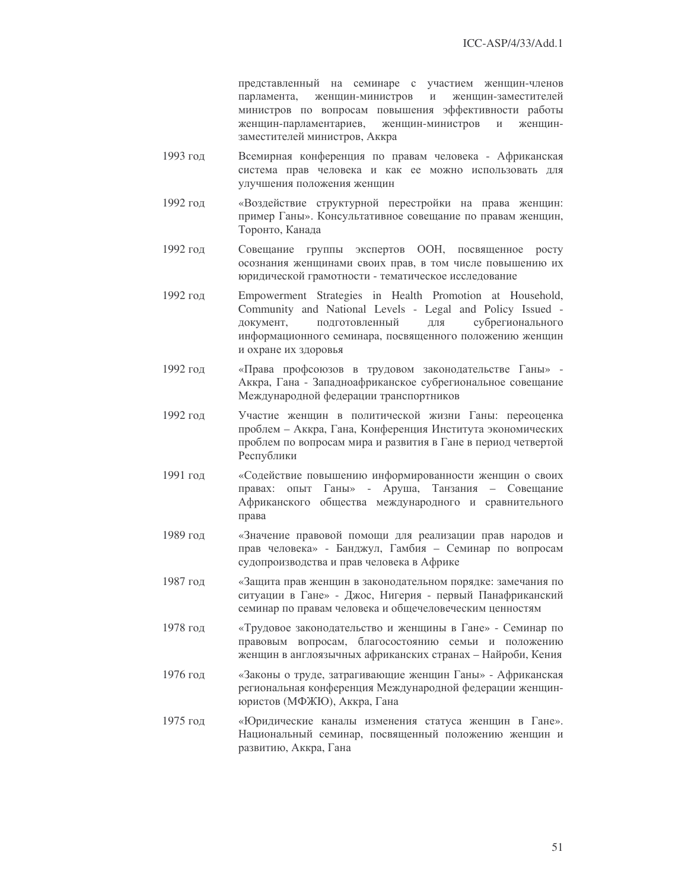представленный на семинаре с участием женщин-членов парламента, женщин-министров и женщин-заместителей министров по вопросам повышения эффективности работы женщин-парламентариев, женщин-министров и женщин-заместителей министров, Аккра

1993 год — Всемирная конференция по правам человека - Африканская система прав человека и как ее можно использовать для улучшения положения женщин

1992 год — «Воздействие структурной перестройки на права женщин: пример Ганы». Консультативное совещание по правам женщин, Торонто, Канада

1992 год — Совещание группы экспертов ООН, посвященное росту осознания женщинами своих прав, в том числе повышению их юридической грамотности - тематическое исследование

1992 год — Empowerment Strategies in Health Promotion at Household, Community and National Levels - Legal and Policy Issued - документ, подготовленный для субрегионального информационного семинара, посвященного положению женщин и охране их здоровья

1992 год — «Права профсоюзов в трудовом законодательстве Ганы» - Аккра, Гана - Западноафриканское субрегиональное совещание Международной федерации транспортников

1992 год — Участие женщин в политической жизни Ганы: переоценка проблем – Аккра, Гана, Конференция Института экономических проблем по вопросам мира и развития в Гане в период четвертой Республики

1991 год — «Содействие повышению информированности женщин о своих правах: опыт Ганы» - Аруша, Танзания – Совещание Африканского общества международного и сравнительного права

1989 год — «Значение правовой помощи для реализации прав народов и прав человека» - Банджул, Гамбия – Семинар по вопросам судопроизводства и прав человека в Африке

1987 год — «Защита прав женщин в законодательном порядке: замечания по ситуации в Гане» - Джос, Нигерия - первый Панафриканский семинар по правам человека и общечеловеческим ценностям

1978 год — «Трудовое законодательство и женщины в Гане» - Семинар по правовым вопросам, благосостоянию семьи и положению женщин в англоязычных африканских странах – Найроби, Кения

1976 год — «Законы о труде, затрагивающие женщин Ганы» - Африканская региональная конференция Международной федерации женщин-юристов (МФЖЮ), Аккра, Гана

1975 год — «Юридические каналы изменения статуса женщин в Гане». Национальный семинар, посвященный положению женщин и развитию, Аккра, Гана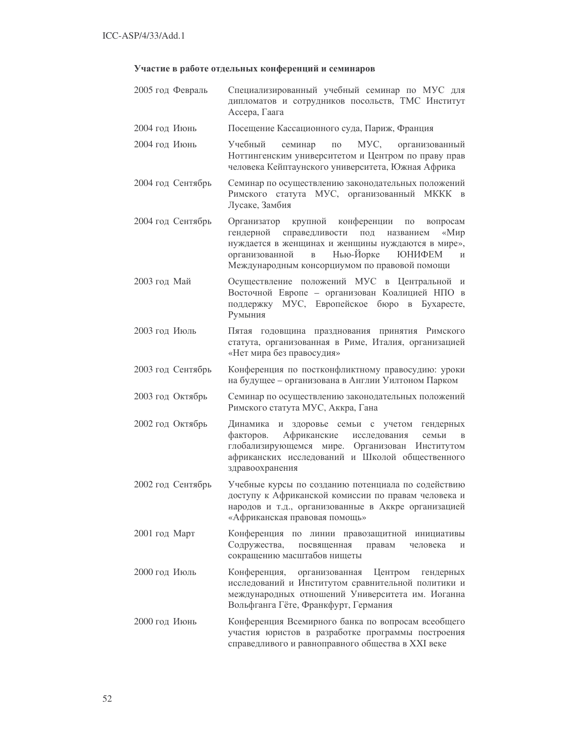**Участие в работе отдельных конференций и семинаров**

| | |
|---|---|
| 2005 год Февраль | Специализированный учебный семинар по МУС для дипломатов и сотрудников посольств, ТМС Институт Ассера, Гаага |
| 2004 год Июнь | Посещение Кассационного суда, Париж, Франция |
| 2004 год Июнь | Учебный семинар по МУС, организованный Ноттингенским университетом и Центром по праву прав человека Кейптаунского университета, Южная Африка |
| 2004 год Сентябрь | Семинар по осуществлению законодательных положений Римского статута МУС, организованный МККК в Лусаке, Замбия |
| 2004 год Сентябрь | Организатор крупной конференции по вопросам гендерной справедливости под названием «Мир нуждается в женщинах и женщины нуждаются в мире», организованной в Нью-Йорке ЮНИФЕМ и Международным консорциумом по правовой помощи |
| 2003 год Май | Осуществление положений МУС в Центральной и Восточной Европе – организован Коалицией НПО в поддержку МУС, Европейское бюро в Бухаресте, Румыния |
| 2003 год Июль | Пятая годовщина празднования принятия Римского статута, организованная в Риме, Италия, организацией «Нет мира без правосудия» |
| 2003 год Сентябрь | Конференция по постконфликтному правосудию: уроки на будущее – организована в Англии Уилтоном Парком |
| 2003 год Октябрь | Семинар по осуществлению законодательных положений Римского статута МУС, Аккра, Гана |
| 2002 год Октябрь | Динамика и здоровье семьи с учетом гендерных факторов. Африканские исследования семьи в глобализирующемся мире. Организован Институтом африканских исследований и Школой общественного здравоохранения |
| 2002 год Сентябрь | Учебные курсы по созданию потенциала по содействию доступу к Африканской комиссии по правам человека и народов и т.д., организованные в Аккре организацией «Африканская правовая помощь» |
| 2001 год Март | Конференция по линии правозащитной инициативы Содружества, посвященная правам человека и сокращению масштабов нищеты |
| 2000 год Июль | Конференция, организованная Центром гендерных исследований и Институтом сравнительной политики и международных отношений Университета им. Иоганна Вольфганга Гёте, Франкфурт, Германия |
| 2000 год Июнь | Конференция Всемирного банка по вопросам всеобщего участия юристов в разработке программы построения справедливого и равноправного общества в XXI веке |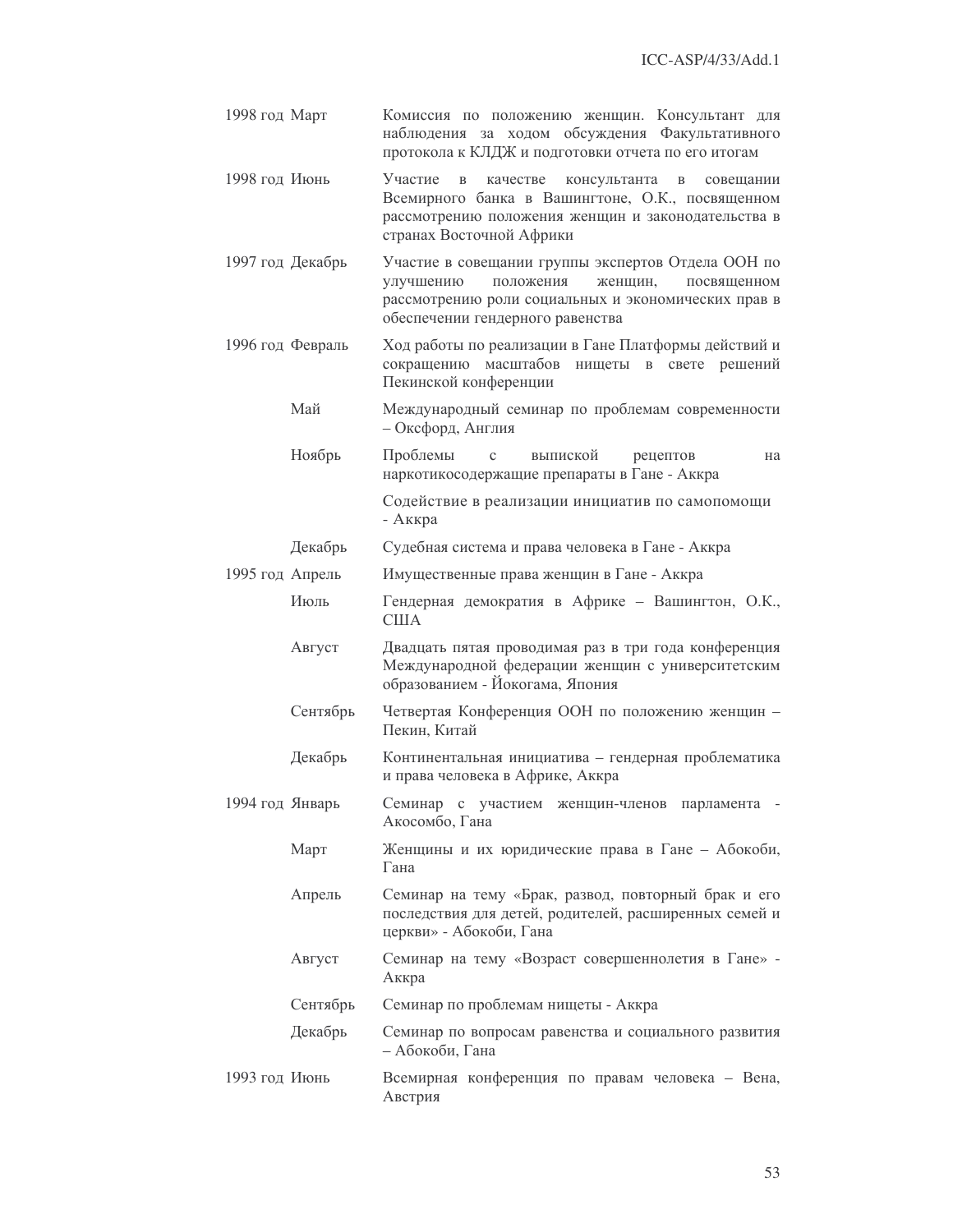| | |
|---|---|
| 1998 год Март | Комиссия по положению женщин. Консультант для наблюдения за ходом обсуждения Факультативного протокола к КЛДЖ и подготовки отчета по его итогам |
| 1998 год Июнь | Участие в качестве консультанта в совещании Всемирного банка в Вашингтоне, О.К., посвященном рассмотрению положения женщин и законодательства в странах Восточной Африки |
| 1997 год Декабрь | Участие в совещании группы экспертов Отдела ООН по улучшению положения женщин, посвященном рассмотрению роли социальных и экономических прав в обеспечении гендерного равенства |
| 1996 год Февраль | Ход работы по реализации в Гане Платформы действий и сокращению масштабов нищеты в свете решений Пекинской конференции |
| Май | Международный семинар по проблемам современности – Оксфорд, Англия |
| Ноябрь | Проблемы с выпиской рецептов на наркотикосодержащие препараты в Гане - Аккра |
| | Содействие в реализации инициатив по самопомощи - Аккра |
| Декабрь | Судебная система и права человека в Гане - Аккра |
| 1995 год Апрель | Имущественные права женщин в Гане - Аккра |
| Июль | Гендерная демократия в Африке – Вашингтон, О.К., США |
| Август | Двадцать пятая проводимая раз в три года конференция Международной федерации женщин с университетским образованием - Йокогама, Япония |
| Сентябрь | Четвертая Конференция ООН по положению женщин – Пекин, Китай |
| Декабрь | Континентальная инициатива – гендерная проблематика и права человека в Африке, Аккра |
| 1994 год Январь | Семинар с участием женщин-членов парламента - Акосомбо, Гана |
| Март | Женщины и их юридические права в Гане – Абокоби, Гана |
| Апрель | Семинар на тему «Брак, развод, повторный брак и его последствия для детей, родителей, расширенных семей и церкви» - Абокоби, Гана |
| Август | Семинар на тему «Возраст совершеннолетия в Гане» - Аккра |
| Сентябрь | Семинар по проблемам нищеты - Аккра |
| Декабрь | Семинар по вопросам равенства и социального развития – Абокоби, Гана |
| 1993 год Июнь | Всемирная конференция по правам человека – Вена, Австрия |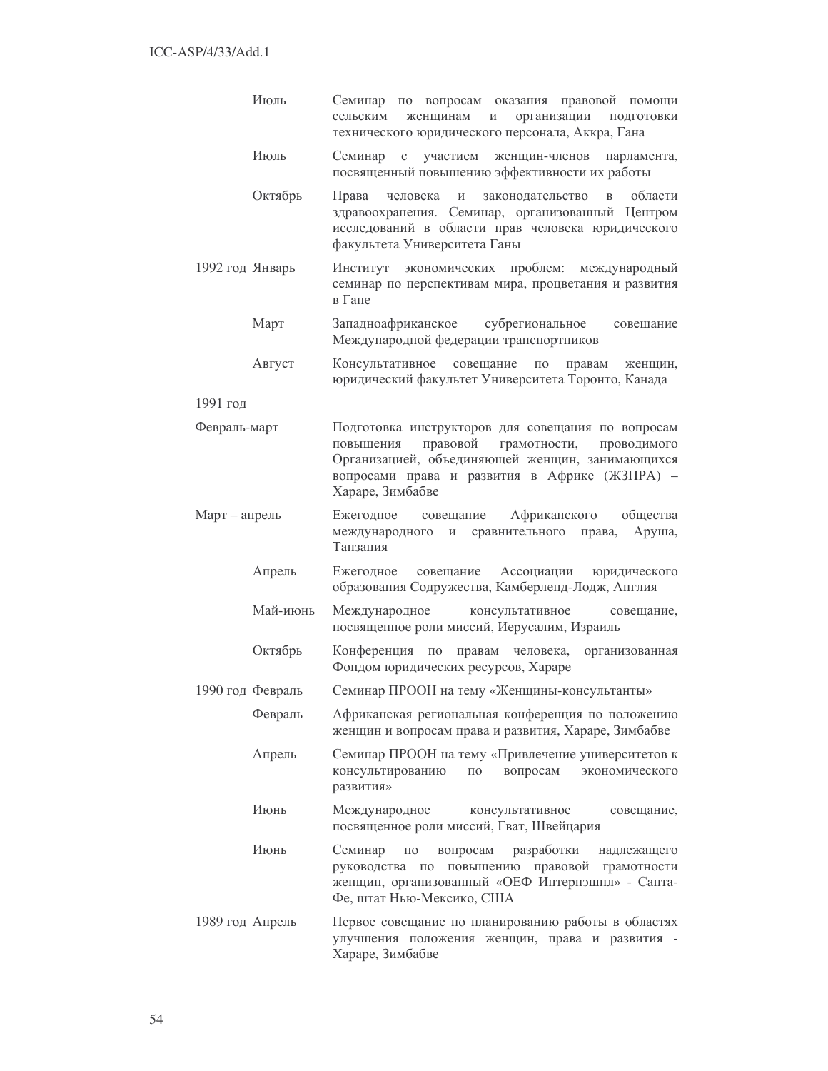| | |
|---|---|
| Июль | Семинар по вопросам оказания правовой помощи сельским женщинам и организации подготовки технического юридического персонала, Аккра, Гана |
| Июль | Семинар с участием женщин-членов парламента, посвященный повышению эффективности их работы |
| Октябрь | Права человека и законодательство в области здравоохранения. Семинар, организованный Центром исследований в области прав человека юридического факультета Университета Ганы |
| 1992 год Январь | Институт экономических проблем: международный семинар по перспективам мира, процветания и развития в Гане |
| Март | Западноафриканское субрегиональное совещание Международной федерации транспортников |
| Август | Консультативное совещание по правам женщин, юридический факультет Университета Торонто, Канада |
| 1991 год | |
| Февраль-март | Подготовка инструкторов для совещания по вопросам повышения правовой грамотности, проводимого Организацией, объединяющей женщин, занимающихся вопросами права и развития в Африке (ЖЗПРА) – Хараре, Зимбабве |
| Март – апрель | Ежегодное совещание Африканского общества международного и сравнительного права, Аруша, Танзания |
| Апрель | Ежегодное совещание Ассоциации юридического образования Содружества, Камберленд-Лодж, Англия |
| Май-июнь | Международное консультативное совещание, посвященное роли миссий, Иерусалим, Израиль |
| Октябрь | Конференция по правам человека, организованная Фондом юридических ресурсов, Хараре |
| 1990 год Февраль | Семинар ПРООН на тему «Женщины-консультанты» |
| Февраль | Африканская региональная конференция по положению женщин и вопросам права и развития, Хараре, Зимбабве |
| Апрель | Семинар ПРООН на тему «Привлечение университетов к консультированию по вопросам экономического развития» |
| Июнь | Международное консультативное совещание, посвященное роли миссий, Гват, Швейцария |
| Июнь | Семинар по вопросам разработки надлежащего руководства по повышению правовой грамотности женщин, организованный «ОЕФ Интернэшнл» - Санта-Фе, штат Нью-Мексико, США |
| 1989 год Апрель | Первое совещание по планированию работы в областях улучшения положения женщин, права и развития - Хараре, Зимбабве |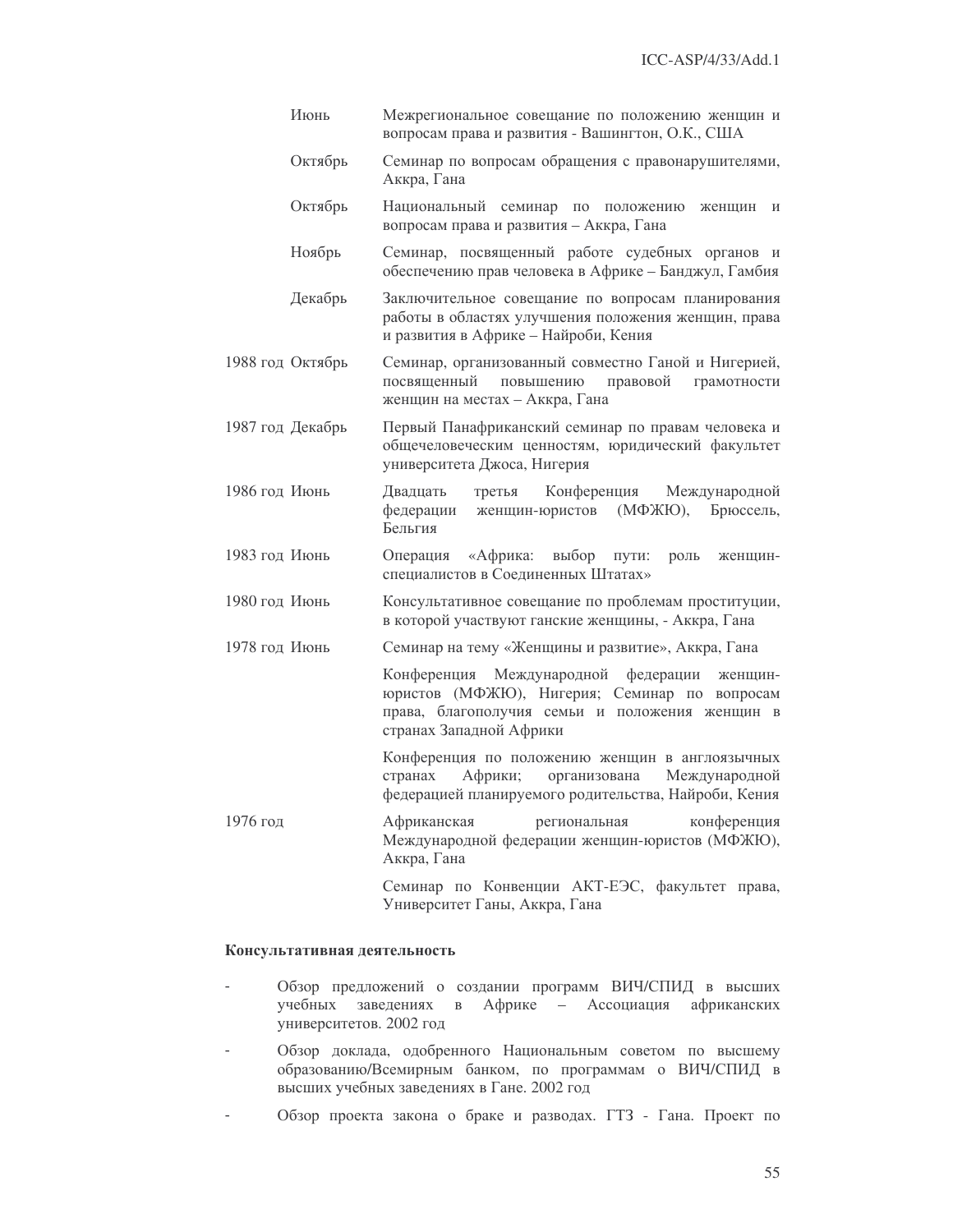| | |
|---|---|
| Июнь | Межрегиональное совещание по положению женщин и вопросам права и развития - Вашингтон, О.К., США |
| Октябрь | Семинар по вопросам обращения с правонарушителями, Аккра, Гана |
| Октябрь | Национальный семинар по положению женщин и вопросам права и развития – Аккра, Гана |
| Ноябрь | Семинар, посвященный работе судебных органов и обеспечению прав человека в Африке – Банджул, Гамбия |
| Декабрь | Заключительное совещание по вопросам планирования работы в областях улучшения положения женщин, права и развития в Африке – Найроби, Кения |
| 1988 год Октябрь | Семинар, организованный совместно Ганой и Нигерией, посвященный повышению правовой грамотности женщин на местах – Аккра, Гана |
| 1987 год Декабрь | Первый Панафриканский семинар по правам человека и общечеловеческим ценностям, юридический факультет университета Джоса, Нигерия |
| 1986 год Июнь | Двадцать третья Конференция Международной федерации женщин-юристов (МФЖЮ), Брюссель, Бельгия |
| 1983 год Июнь | Операция «Африка: выбор пути: роль женщин-специалистов в Соединенных Штатах» |
| 1980 год Июнь | Консультативное совещание по проблемам проституции, в которой участвуют ганские женщины, - Аккра, Гана |
| 1978 год Июнь | Семинар на тему «Женщины и развитие», Аккра, Гана |
| | Конференция Международной федерации женщин-юристов (МФЖЮ), Нигерия; Семинар по вопросам права, благополучия семьи и положения женщин в странах Западной Африки |
| | Конференция по положению женщин в англоязычных странах Африки; организована Международной федерацией планируемого родительства, Найроби, Кения |
| 1976 год | Африканская региональная конференция Международной федерации женщин-юристов (МФЖЮ), Аккра, Гана |
| | Семинар по Конвенции АКТ-ЕЭС, факультет права, Университет Ганы, Аккра, Гана |

**Консультативная деятельность**

- Обзор предложений о создании программ ВИЧ/СПИД в высших учебных заведениях в Африке – Ассоциация африканских университетов. 2002 год
- Обзор доклада, одобренного Национальным советом по высшему образованию/Всемирным банком, по программам о ВИЧ/СПИД в высших учебных заведениях в Гане. 2002 год
- Обзор проекта закона о браке и разводах. ГТЗ - Гана. Проект по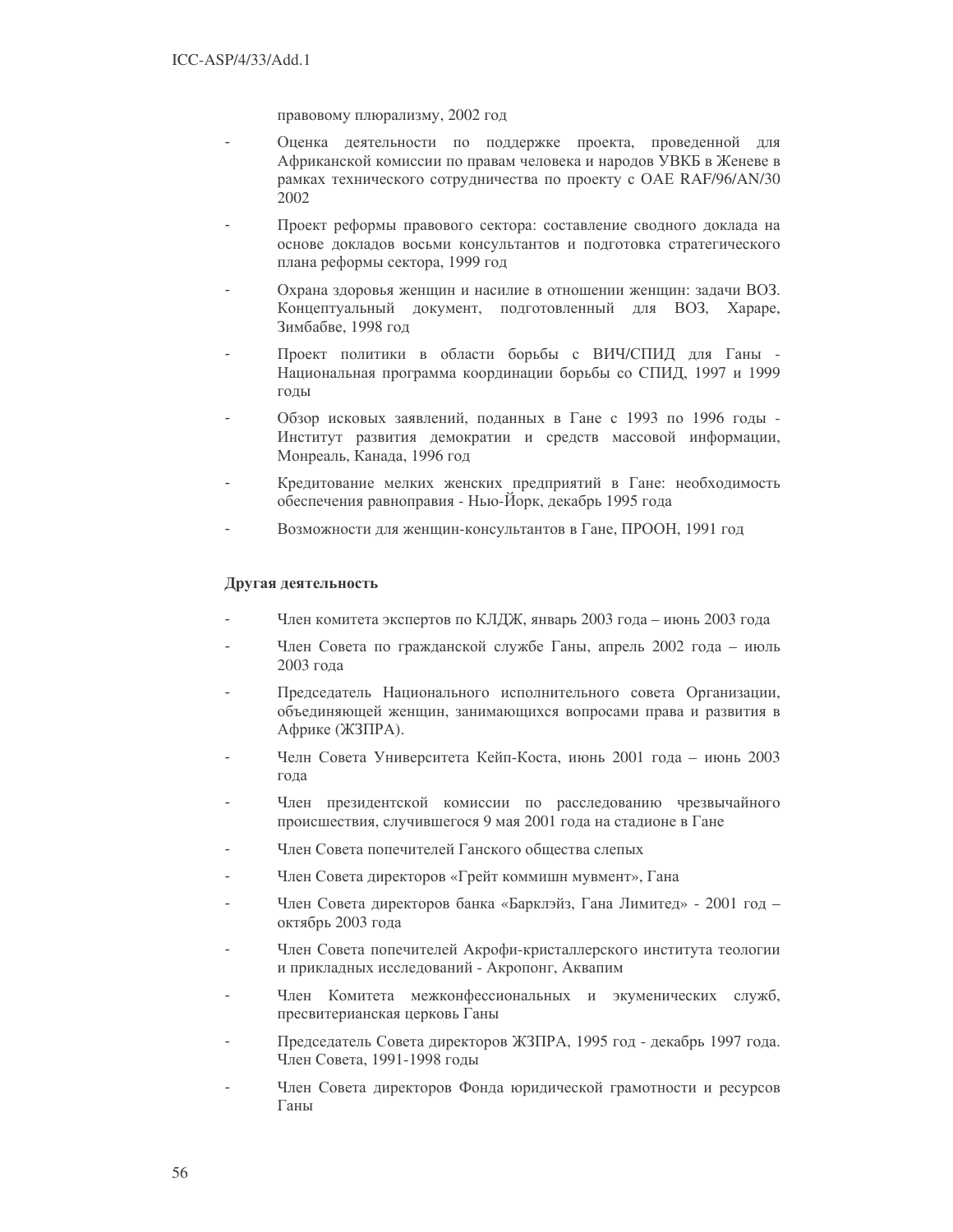правовому плюрализму, 2002 год

- Оценка деятельности по поддержке проекта, проведенной для Африканской комиссии по правам человека и народов УВКБ в Женеве в рамках технического сотрудничества по проекту с ОАЕ RAF/96/AN/30 2002
- Проект реформы правового сектора: составление сводного доклада на основе докладов восьми консультантов и подготовка стратегического плана реформы сектора, 1999 год
- Охрана здоровья женщин и насилие в отношении женщин: задачи ВОЗ. Концептуальный документ, подготовленный для ВОЗ, Хараре, Зимбабве, 1998 год
- Проект политики в области борьбы с ВИЧ/СПИД для Ганы - Национальная программа координации борьбы со СПИД, 1997 и 1999 годы
- Обзор исковых заявлений, поданных в Гане с 1993 по 1996 годы - Институт развития демократии и средств массовой информации, Монреаль, Канада, 1996 год
- Кредитование мелких женских предприятий в Гане: необходимость обеспечения равноправия - Нью-Йорк, декабрь 1995 года
- Возможности для женщин-консультантов в Гане, ПРООН, 1991 год

**Другая деятельность**

- Член комитета экспертов по КЛДЖ, январь 2003 года – июнь 2003 года
- Член Совета по гражданской службе Ганы, апрель 2002 года – июль 2003 года
- Председатель Национального исполнительного совета Организации, объединяющей женщин, занимающихся вопросами права и развития в Африке (ЖЗПРА).
- Челн Совета Университета Кейп-Коста, июнь 2001 года – июнь 2003 года
- Член президентской комиссии по расследованию чрезвычайного происшествия, случившегося 9 мая 2001 года на стадионе в Гане
- Член Совета попечителей Ганского общества слепых
- Член Совета директоров «Грейт коммишн мувмент», Гана
- Член Совета директоров банка «Барклэйз, Гана Лимитед» - 2001 год – октябрь 2003 года
- Член Совета попечителей Акрофи-кристаллерского института теологии и прикладных исследований - Акропонг, Аквапим
- Член Комитета межконфессиональных и экуменических служб, пресвитерианская церковь Ганы
- Председатель Совета директоров ЖЗПРА, 1995 год - декабрь 1997 года. Член Совета, 1991-1998 годы
- Член Совета директоров Фонда юридической грамотности и ресурсов Ганы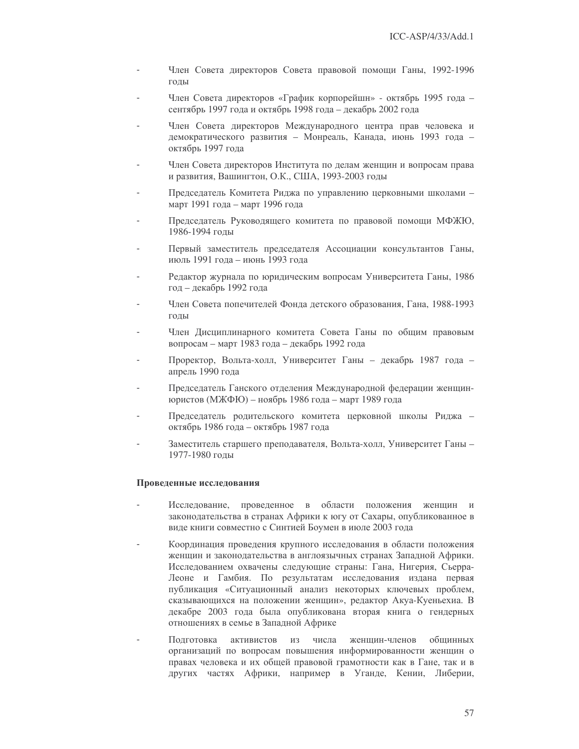- Член Совета директоров Совета правовой помощи Ганы, 1992-1996 годы
- Член Совета директоров «График корпорейшн» - октябрь 1995 года – сентябрь 1997 года и октябрь 1998 года – декабрь 2002 года
- Член Совета директоров Международного центра прав человека и демократического развития – Монреаль, Канада, июнь 1993 года – октябрь 1997 года
- Член Совета директоров Института по делам женщин и вопросам права и развития, Вашингтон, О.К., США, 1993-2003 годы
- Председатель Комитета Риджа по управлению церковными школами – март 1991 года – март 1996 года
- Председатель Руководящего комитета по правовой помощи МФЖЮ, 1986-1994 годы
- Первый заместитель председателя Ассоциации консультантов Ганы, июль 1991 года – июнь 1993 года
- Редактор журнала по юридическим вопросам Университета Ганы, 1986 год – декабрь 1992 года
- Член Совета попечителей Фонда детского образования, Гана, 1988-1993 годы
- Член Дисциплинарного комитета Совета Ганы по общим правовым вопросам – март 1983 года – декабрь 1992 года
- Проректор, Вольта-холл, Университет Ганы – декабрь 1987 года – апрель 1990 года
- Председатель Ганского отделения Международной федерации женщин-юристов (МЖФЮ) – ноябрь 1986 года – март 1989 года
- Председатель родительского комитета церковной школы Риджа – октябрь 1986 года – октябрь 1987 года
- Заместитель старшего преподавателя, Вольта-холл, Университет Ганы – 1977-1980 годы

**Проведенные исследования**

- Исследование, проведенное в области положения женщин и законодательства в странах Африки к югу от Сахары, опубликованное в виде книги совместно с Синтией Боумен в июле 2003 года
- Координация проведения крупного исследования в области положения женщин и законодательства в англоязычных странах Западной Африки. Исследованием охвачены следующие страны: Гана, Нигерия, Сьерра-Леоне и Гамбия. По результатам исследования издана первая публикация «Ситуационный анализ некоторых ключевых проблем, сказывающихся на положении женщин», редактор Акуа-Куеньехиа. В декабре 2003 года была опубликована вторая книга о гендерных отношениях в семье в Западной Африке
- Подготовка активистов из числа женщин-членов общинных организаций по вопросам повышения информированности женщин о правах человека и их общей правовой грамотности как в Гане, так и в других частях Африки, например в Уганде, Кении, Либерии,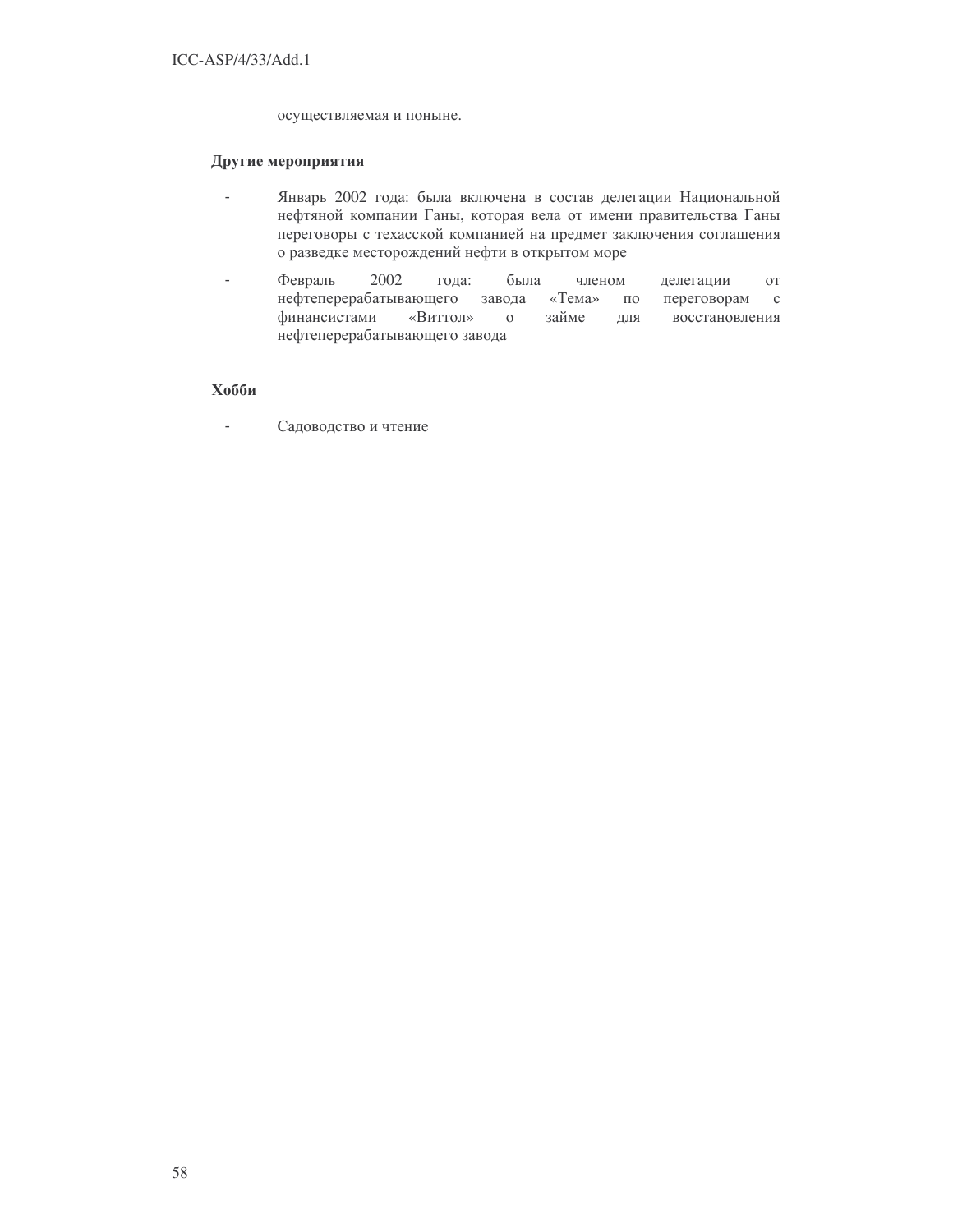осуществляемая и поныне.

**Другие мероприятия**

- Январь 2002 года: была включена в состав делегации Национальной нефтяной компании Ганы, которая вела от имени правительства Ганы переговоры с техасской компанией на предмет заключения соглашения о разведке месторождений нефти в открытом море
- Февраль 2002 года: была членом делегации от нефтеперерабатывающего завода «Тема» по переговорам с финансистами «Виттол» о займе для восстановления нефтеперерабатывающего завода

**Хобби**

- Садоводство и чтение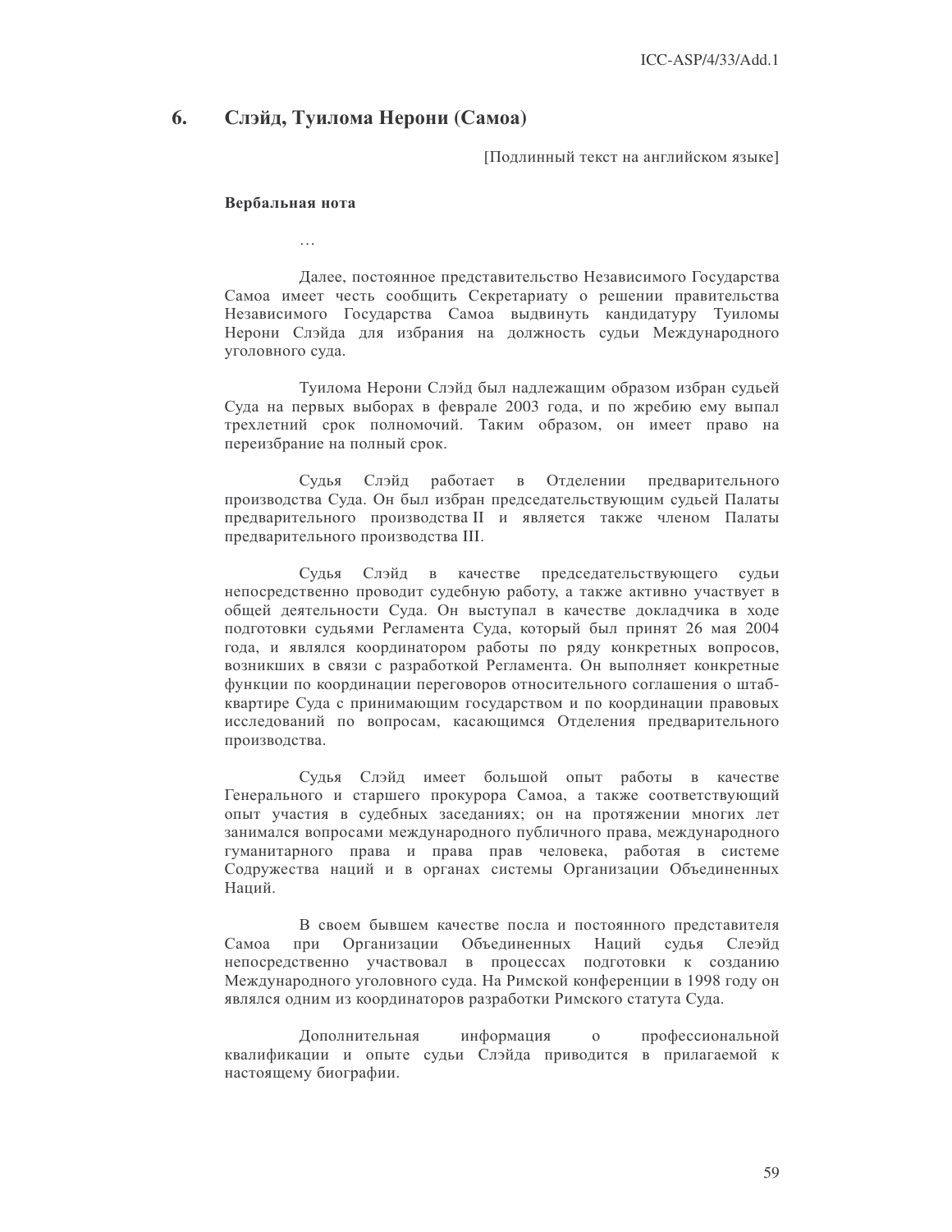## 6. Слэйд, Туилома Нерони (Самоа)

[Подлинный текст на английском языке]

**Вербальная нота**

…

Далее, постоянное представительство Независимого Государства Самоа имеет честь сообщить Секретариату о решении правительства Независимого Государства Самоа выдвинуть кандидатуру Туиломы Нерони Слэйда для избрания на должность судьи Международного уголовного суда.

Туилома Нерони Слэйд был надлежащим образом избран судьей Суда на первых выборах в феврале 2003 года, и по жребию ему выпал трехлетний срок полномочий. Таким образом, он имеет право на переизбрание на полный срок.

Судья Слэйд работает в Отделении предварительного производства Суда. Он был избран председательствующим судьей Палаты предварительного производства II и является также членом Палаты предварительного производства III.

Судья Слэйд в качестве председательствующего судьи непосредственно проводит судебную работу, а также активно участвует в общей деятельности Суда. Он выступал в качестве докладчика в ходе подготовки судьями Регламента Суда, который был принят 26 мая 2004 года, и являлся координатором работы по ряду конкретных вопросов, возникших в связи с разработкой Регламента. Он выполняет конкретные функции по координации переговоров относительного соглашения о штаб-квартире Суда с принимающим государством и по координации правовых исследований по вопросам, касающимся Отделения предварительного производства.

Судья Слэйд имеет большой опыт работы в качестве Генерального и старшего прокурора Самоа, а также соответствующий опыт участия в судебных заседаниях; он на протяжении многих лет занимался вопросами международного публичного права, международного гуманитарного права и права прав человека, работая в системе Содружества наций и в органах системы Организации Объединенных Наций.

В своем бывшем качестве посла и постоянного представителя Самоа при Организации Объединенных Наций судья Слеэйд непосредственно участвовал в процессах подготовки к созданию Международного уголовного суда. На Римской конференции в 1998 году он являлся одним из координаторов разработки Римского статута Суда.

Дополнительная информация о профессиональной квалификации и опыте судьи Слэйда приводится в прилагаемой к настоящему биографии.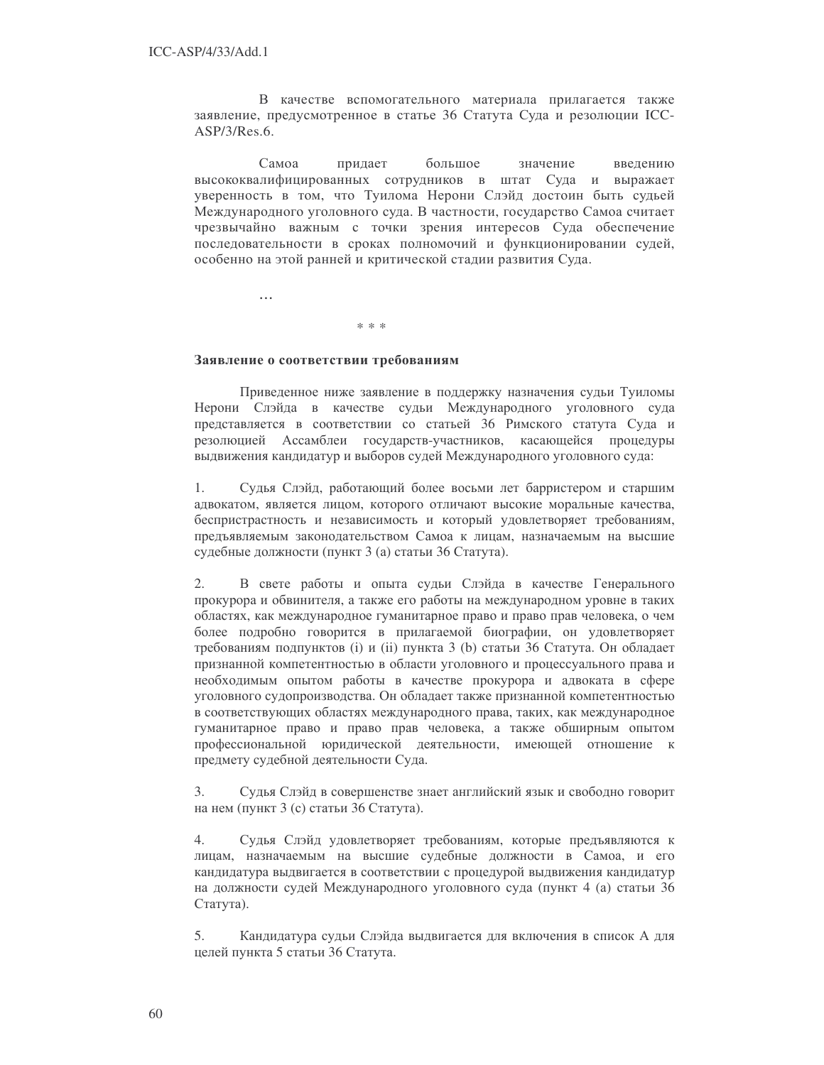В качестве вспомогательного материала прилагается также заявление, предусмотренное в статье 36 Статута Суда и резолюции ICC-ASP/3/Res.6.

Самоа придает большое значение введению высококвалифицированных сотрудников в штат Суда и выражает уверенность в том, что Туилома Нерони Слэйд достоин быть судьей Международного уголовного суда. В частности, государство Самоа считает чрезвычайно важным с точки зрения интересов Суда обеспечение последовательности в сроках полномочий и функционировании судей, особенно на этой ранней и критической стадии развития Суда.

…

\* \* \*

**Заявление о соответствии требованиям**

Приведенное ниже заявление в поддержку назначения судьи Туиломы Нерони Слэйда в качестве судьи Международного уголовного суда представляется в соответствии со статьей 36 Римского статута Суда и резолюцией Ассамблеи государств-участников, касающейся процедуры выдвижения кандидатур и выборов судей Международного уголовного суда:

1. Судья Слэйд, работающий более восьми лет барристером и старшим адвокатом, является лицом, которого отличают высокие моральные качества, беспристрастность и независимость и который удовлетворяет требованиям, предъявляемым законодательством Самоа к лицам, назначаемым на высшие судебные должности (пункт 3 (a) статьи 36 Статута).

2. В свете работы и опыта судьи Слэйда в качестве Генерального прокурора и обвинителя, а также его работы на международном уровне в таких областях, как международное гуманитарное право и право прав человека, о чем более подробно говорится в прилагаемой биографии, он удовлетворяет требованиям подпунктов (i) и (ii) пункта 3 (b) статьи 36 Статута. Он обладает признанной компетентностью в области уголовного и процессуального права и необходимым опытом работы в качестве прокурора и адвоката в сфере уголовного судопроизводства. Он обладает также признанной компетентностью в соответствующих областях международного права, таких, как международное гуманитарное право и право прав человека, а также обширным опытом профессиональной юридической деятельности, имеющей отношение к предмету судебной деятельности Суда.

3. Судья Слэйд в совершенстве знает английский язык и свободно говорит на нем (пункт 3 (c) статьи 36 Статута).

4. Судья Слэйд удовлетворяет требованиям, которые предъявляются к лицам, назначаемым на высшие судебные должности в Самоа, и его кандидатура выдвигается в соответствии с процедурой выдвижения кандидатур на должности судей Международного уголовного суда (пункт 4 (a) статьи 36 Статута).

5. Кандидатура судьи Слэйда выдвигается для включения в список A для целей пункта 5 статьи 36 Статута.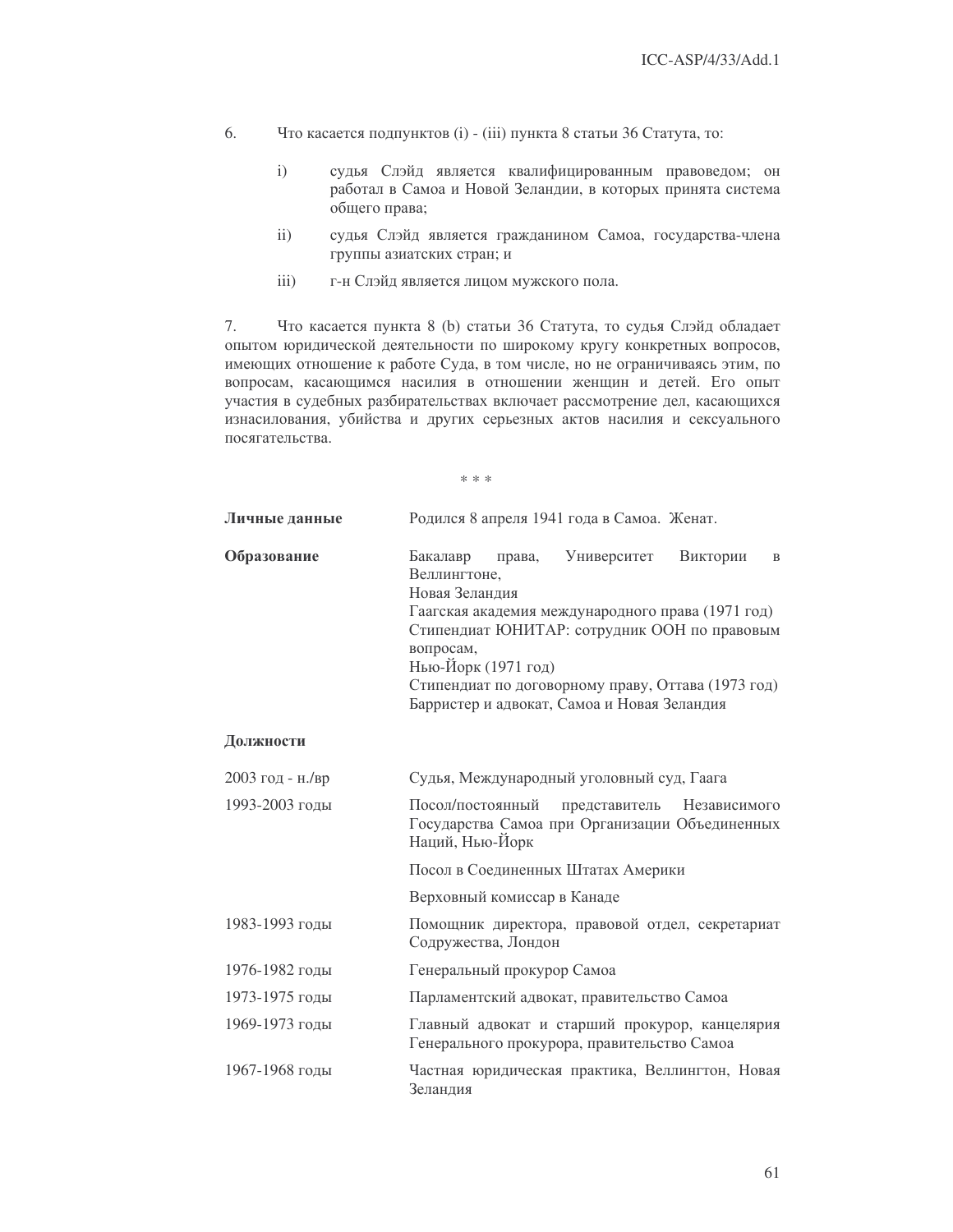6. Что касается подпунктов (i) - (iii) пункта 8 статьи 36 Статута, то:

   i) судья Слэйд является квалифицированным правоведом; он работал в Самоа и Новой Зеландии, в которых принята система общего права;

   ii) судья Слэйд является гражданином Самоа, государства-члена группы азиатских стран; и

   iii) г-н Слэйд является лицом мужского пола.

7. Что касается пункта 8 (b) статьи 36 Статута, то судья Слэйд обладает опытом юридической деятельности по широкому кругу конкретных вопросов, имеющих отношение к работе Суда, в том числе, но не ограничиваясь этим, по вопросам, касающимся насилия в отношении женщин и детей. Его опыт участия в судебных разбирательствах включает рассмотрение дел, касающихся изнасилования, убийства и других серьезных актов насилия и сексуального посягательства.

\* \* \*

| | |
|---|---|
| **Личные данные** | Родился 8 апреля 1941 года в Самоа. Женат. |
| **Образование** | Бакалавр права, Университет Виктории в Веллингтоне, Новая Зеландия<br>Гаагская академия международного права (1971 год)<br>Стипендиат ЮНИТАР: сотрудник ООН по правовым вопросам, Нью-Йорк (1971 год)<br>Стипендиат по договорному праву, Оттава (1973 год)<br>Барристер и адвокат, Самоа и Новая Зеландия |

**Должности**

| | |
|---|---|
| 2003 год - н./вр | Судья, Международный уголовный суд, Гаага |
| 1993-2003 годы | Посол/постоянный представитель Независимого Государства Самоа при Организации Объединенных Наций, Нью-Йорк |
| | Посол в Соединенных Штатах Америки |
| | Верховный комиссар в Канаде |
| 1983-1993 годы | Помощник директора, правовой отдел, секретариат Содружества, Лондон |
| 1976-1982 годы | Генеральный прокурор Самоа |
| 1973-1975 годы | Парламентский адвокат, правительство Самоа |
| 1969-1973 годы | Главный адвокат и старший прокурор, канцелярия Генерального прокурора, правительство Самоа |
| 1967-1968 годы | Частная юридическая практика, Веллингтон, Новая Зеландия |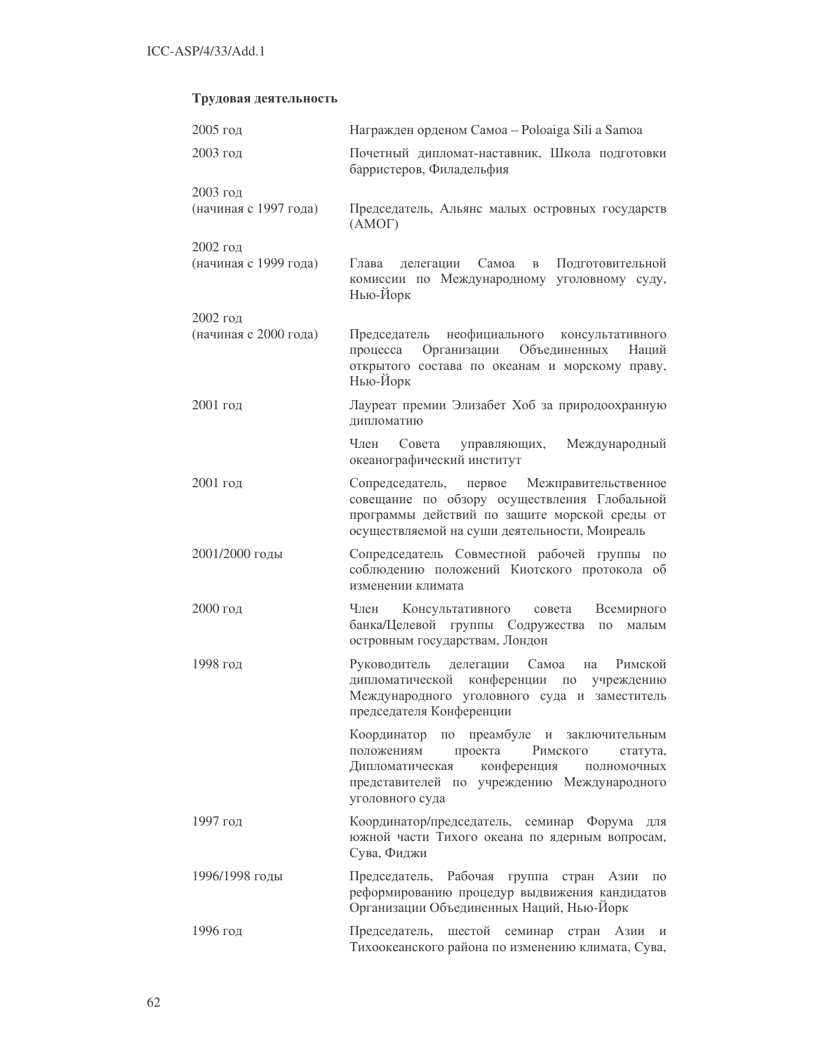**Трудовая деятельность**

| | |
|---|---|
| 2005 год | Награжден орденом Самоа – Poloaiga Sili a Samoa |
| 2003 год | Почетный дипломат-наставник, Школа подготовки барристеров, Филадельфия |
| 2003 год (начиная с 1997 года) | Председатель, Альянс малых островных государств (АМОГ) |
| 2002 год (начиная с 1999 года) | Глава делегации Самоа в Подготовительной комиссии по Международному уголовному суду, Нью-Йорк |
| 2002 год (начиная с 2000 года) | Председатель неофициального консультативного процесса Организации Объединенных Наций открытого состава по океанам и морскому праву, Нью-Йорк |
| 2001 год | Лауреат премии Элизабет Хоб за природоохранную дипломатию |
| | Член Совета управляющих, Международный океанографический институт |
| 2001 год | Сопредседатель, первое Межправительственное совещание по обзору осуществления Глобальной программы действий по защите морской среды от осуществляемой на суши деятельности, Монреаль |
| 2001/2000 годы | Сопредседатель Совместной рабочей группы по соблюдению положений Киотского протокола об изменении климата |
| 2000 год | Член Консультативного совета Всемирного банка/Целевой группы Содружества по малым островным государствам, Лондон |
| 1998 год | Руководитель делегации Самоа на Римской дипломатической конференции по учреждению Международного уголовного суда и заместитель председателя Конференции |
| | Координатор по преамбуле и заключительным положениям проекта Римского статута, Дипломатическая конференция полномочных представителей по учреждению Международного уголовного суда |
| 1997 год | Координатор/председатель, семинар Форума для южной части Тихого океана по ядерным вопросам, Сува, Фиджи |
| 1996/1998 годы | Председатель, Рабочая группа стран Азии по реформированию процедур выдвижения кандидатов Организации Объединенных Наций, Нью-Йорк |
| 1996 год | Председатель, шестой семинар стран Азии и Тихоокеанского района по изменению климата, Сува, |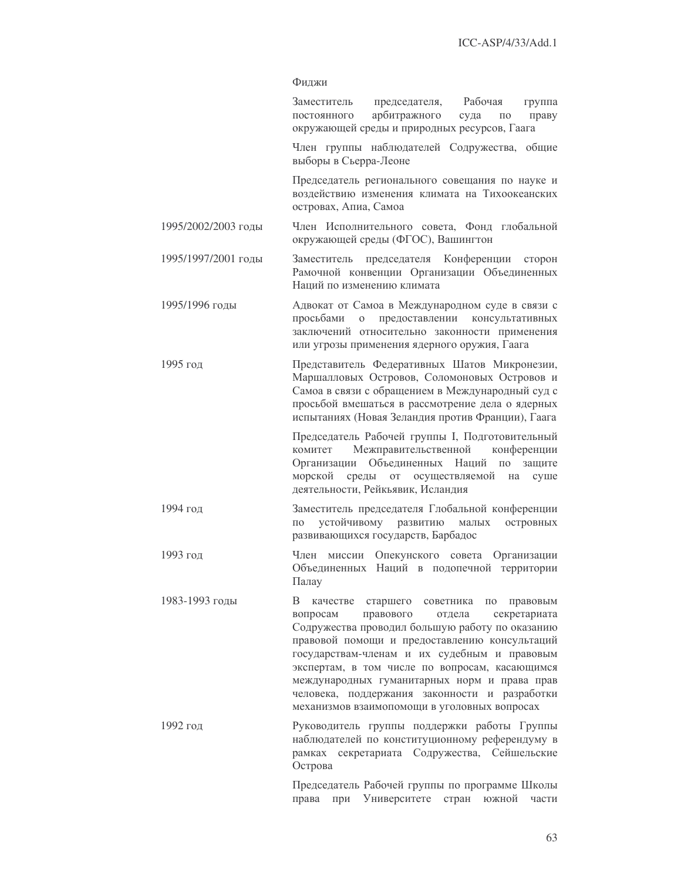Фиджи

| | |
|---|---|
| | Заместитель председателя, Рабочая группа постоянного арбитражного суда по праву окружающей среды и природных ресурсов, Гаага |
| | Член группы наблюдателей Содружества, общие выборы в Сьерра-Леоне |
| | Председатель регионального совещания по науке и воздействию изменения климата на Тихоокеанских островах, Апиа, Самоа |
| 1995/2002/2003 годы | Член Исполнительного совета, Фонд глобальной окружающей среды (ФГОС), Вашингтон |
| 1995/1997/2001 годы | Заместитель председателя Конференции сторон Рамочной конвенции Организации Объединенных Наций по изменению климата |
| 1995/1996 годы | Адвокат от Самоа в Международном суде в связи с просьбами о предоставлении консультативных заключений относительно законности применения или угрозы применения ядерного оружия, Гаага |
| 1995 год | Представитель Федеративных Шатов Микронезии, Маршалловых Островов, Соломоновых Островов и Самоа в связи с обращением в Международный суд с просьбой вмешаться в рассмотрение дела о ядерных испытаниях (Новая Зеландия против Франции), Гаага |
| | Председатель Рабочей группы I, Подготовительный комитет Межправительственной конференции Организации Объединенных Наций по защите морской среды от осуществляемой на суше деятельности, Рейкьявик, Исландия |
| 1994 год | Заместитель председателя Глобальной конференции по устойчивому развитию малых островных развивающихся государств, Барбадос |
| 1993 год | Член миссии Опекунского совета Организации Объединенных Наций в подопечной территории Палау |
| 1983-1993 годы | В качестве старшего советника по правовым вопросам правового отдела секретариата Содружества проводил большую работу по оказанию правовой помощи и предоставлению консультаций государствам-членам и их судебным и правовым экспертам, в том числе по вопросам, касающимся международных гуманитарных норм и права прав человека, поддержания законности и разработки механизмов взаимопомощи в уголовных вопросах |
| 1992 год | Руководитель группы поддержки работы Группы наблюдателей по конституционному референдуму в рамках секретариата Содружества, Сейшельские Острова |
| | Председатель Рабочей группы по программе Школы права при Университете стран южной части |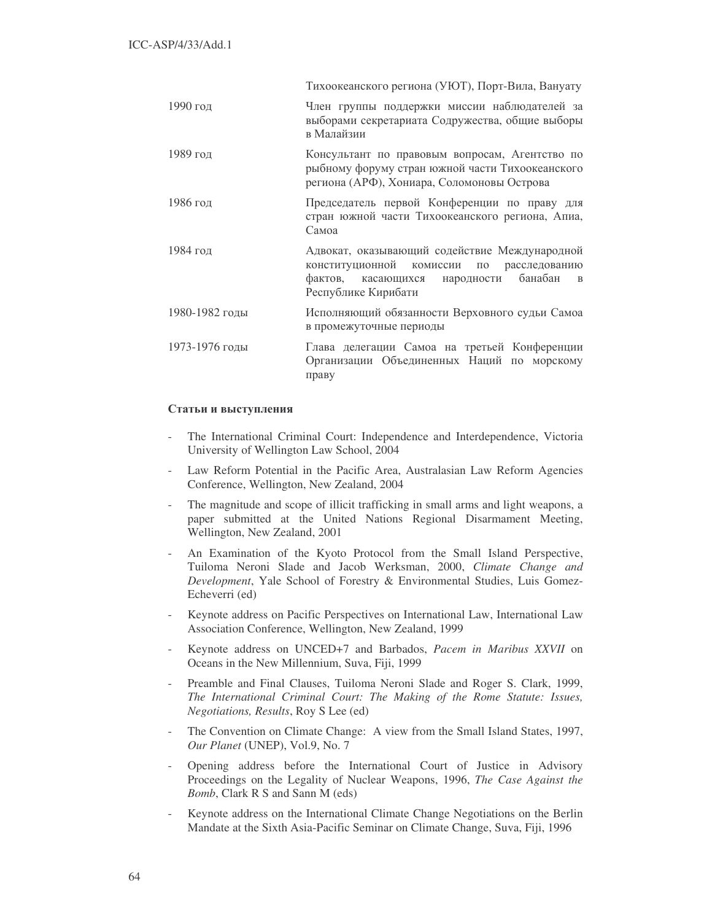| | |
|---|---|
| | Тихоокеанского региона (УЮТ), Порт-Вила, Вануату |
| 1990 год | Член группы поддержки миссии наблюдателей за выборами секретариата Содружества, общие выборы в Малайзии |
| 1989 год | Консультант по правовым вопросам, Агентство по рыбному форуму стран южной части Тихоокеанского региона (АРФ), Хониара, Соломоновы Острова |
| 1986 год | Председатель первой Конференции по праву для стран южной части Тихоокеанского региона, Апиа, Самоа |
| 1984 год | Адвокат, оказывающий содействие Международной конституционной комиссии по расследованию фактов, касающихся народности банабан в Республике Кирибати |
| 1980-1982 годы | Исполняющий обязанности Верховного судьи Самоа в промежуточные периоды |
| 1973-1976 годы | Глава делегации Самоа на третьей Конференции Организации Объединенных Наций по морскому праву |

**Статьи и выступления**

- The International Criminal Court: Independence and Interdependence, Victoria University of Wellington Law School, 2004
- Law Reform Potential in the Pacific Area, Australasian Law Reform Agencies Conference, Wellington, New Zealand, 2004
- The magnitude and scope of illicit trafficking in small arms and light weapons, a paper submitted at the United Nations Regional Disarmament Meeting, Wellington, New Zealand, 2001
- An Examination of the Kyoto Protocol from the Small Island Perspective, Tuiloma Neroni Slade and Jacob Werksman, 2000, *Climate Change and Development*, Yale School of Forestry & Environmental Studies, Luis Gomez-Echeverri (ed)
- Keynote address on Pacific Perspectives on International Law, International Law Association Conference, Wellington, New Zealand, 1999
- Keynote address on UNCED+7 and Barbados, *Pacem in Maribus XXVII* on Oceans in the New Millennium, Suva, Fiji, 1999
- Preamble and Final Clauses, Tuiloma Neroni Slade and Roger S. Clark, 1999, *The International Criminal Court: The Making of the Rome Statute: Issues, Negotiations, Results*, Roy S Lee (ed)
- The Convention on Climate Change: A view from the Small Island States, 1997, *Our Planet* (UNEP), Vol.9, No. 7
- Opening address before the International Court of Justice in Advisory Proceedings on the Legality of Nuclear Weapons, 1996, *The Case Against the Bomb*, Clark R S and Sann M (eds)
- Keynote address on the International Climate Change Negotiations on the Berlin Mandate at the Sixth Asia-Pacific Seminar on Climate Change, Suva, Fiji, 1996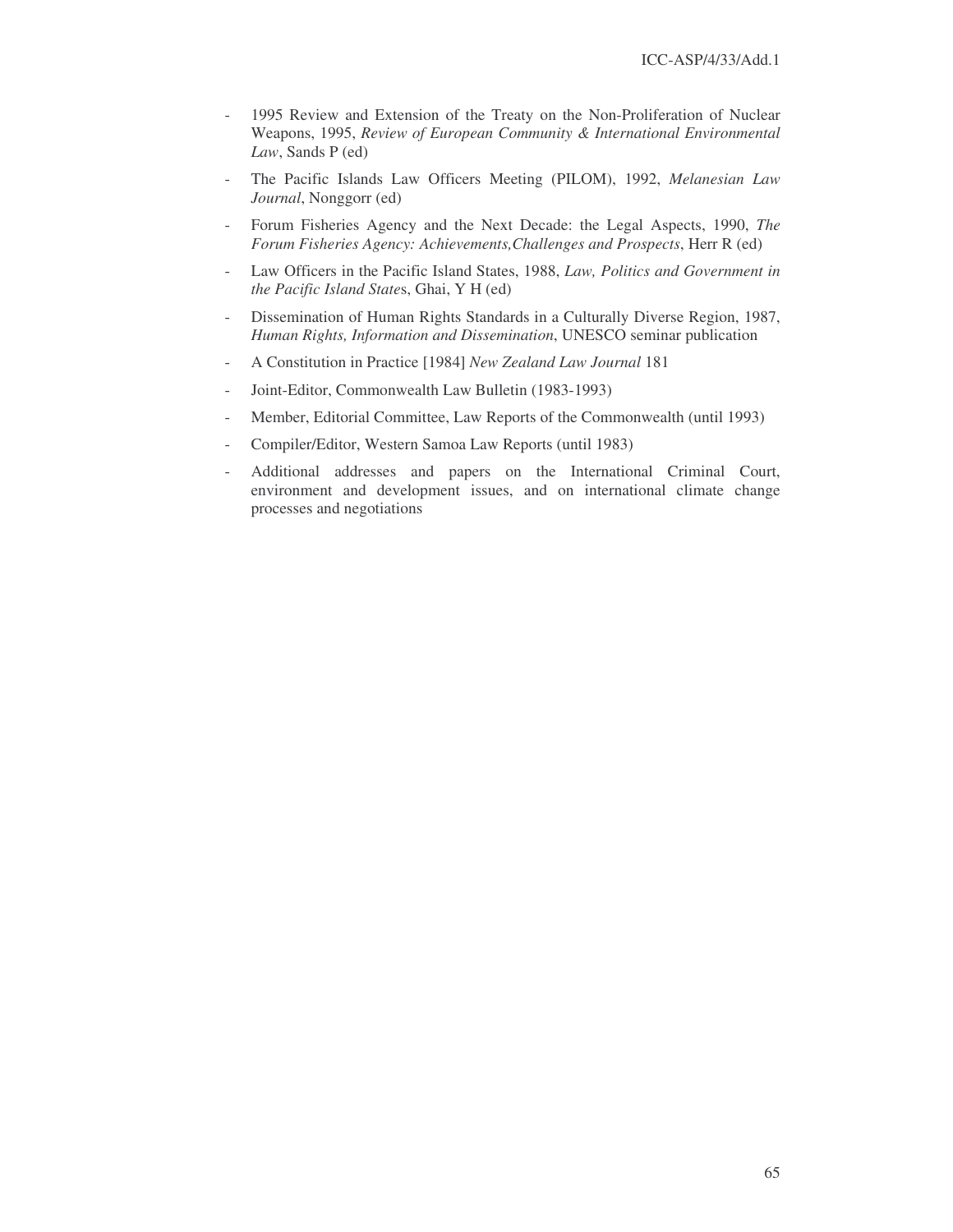- 1995 Review and Extension of the Treaty on the Non-Proliferation of Nuclear Weapons, 1995, *Review of European Community & International Environmental Law*, Sands P (ed)
- The Pacific Islands Law Officers Meeting (PILOM), 1992, *Melanesian Law Journal*, Nonggorr (ed)
- Forum Fisheries Agency and the Next Decade: the Legal Aspects, 1990, *The Forum Fisheries Agency: Achievements,Challenges and Prospects*, Herr R (ed)
- Law Officers in the Pacific Island States, 1988, *Law, Politics and Government in the Pacific Island State*s, Ghai, Y H (ed)
- Dissemination of Human Rights Standards in a Culturally Diverse Region, 1987, *Human Rights, Information and Dissemination*, UNESCO seminar publication
- A Constitution in Practice [1984] *New Zealand Law Journal* 181
- Joint-Editor, Commonwealth Law Bulletin (1983-1993)
- Member, Editorial Committee, Law Reports of the Commonwealth (until 1993)
- Compiler/Editor, Western Samoa Law Reports (until 1983)
- Additional addresses and papers on the International Criminal Court, environment and development issues, and on international climate change processes and negotiations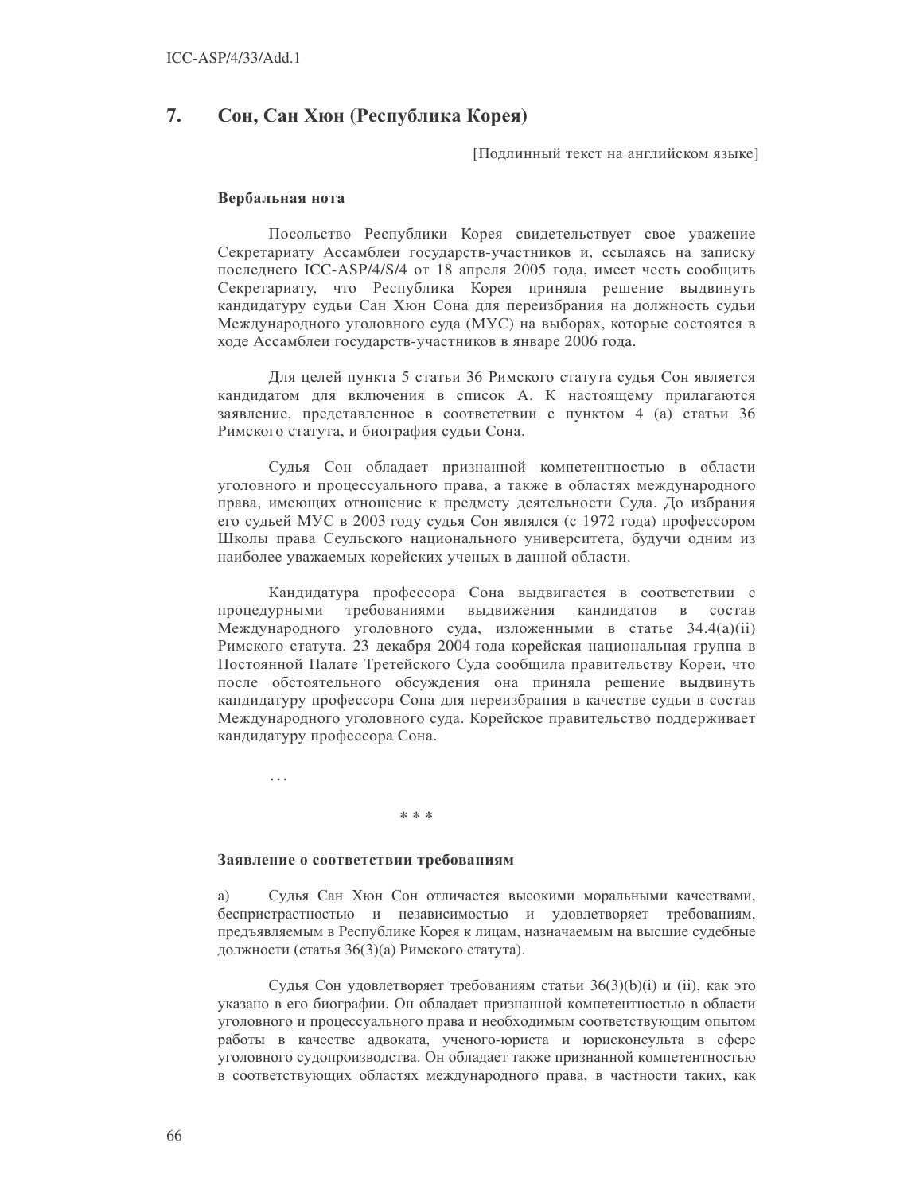## 7. Сон, Сан Хюн (Республика Корея)

[Подлинный текст на английском языке]

### Вербальная нота

Посольство Республики Корея свидетельствует свое уважение Секретариату Ассамблеи государств-участников и, ссылаясь на записку последнего ICC-ASP/4/S/4 от 18 апреля 2005 года, имеет честь сообщить Секретариату, что Республика Корея приняла решение выдвинуть кандидатуру судьи Сан Хюн Сона для переизбрания на должность судьи Международного уголовного суда (МУС) на выборах, которые состоятся в ходе Ассамблеи государств-участников в январе 2006 года.

Для целей пункта 5 статьи 36 Римского статута судья Сон является кандидатом для включения в список А. К настоящему прилагаются заявление, представленное в соответствии с пунктом 4 (a) статьи 36 Римского статута, и биография судьи Сона.

Судья Сон обладает признанной компетентностью в области уголовного и процессуального права, а также в областях международного права, имеющих отношение к предмету деятельности Суда. До избрания его судьей МУС в 2003 году судья Сон являлся (с 1972 года) профессором Школы права Сеульского национального университета, будучи одним из наиболее уважаемых корейских ученых в данной области.

Кандидатура профессора Сона выдвигается в соответствии с процедурными требованиями выдвижения кандидатов в состав Международного уголовного суда, изложенными в статье 34.4(a)(ii) Римского статута. 23 декабря 2004 года корейская национальная группа в Постоянной Палате Третейского Суда сообщила правительству Кореи, что после обстоятельного обсуждения она приняла решение выдвинуть кандидатуру профессора Сона для переизбрания в качестве судьи в состав Международного уголовного суда. Корейское правительство поддерживает кандидатуру профессора Сона.

…

\* \* \*

### Заявление о соответствии требованиям

a) Судья Сан Хюн Сон отличается высокими моральными качествами, беспристрастностью и независимостью и удовлетворяет требованиям, предъявляемым в Республике Корея к лицам, назначаемым на высшие судебные должности (статья 36(3)(a) Римского статута).

Судья Сон удовлетворяет требованиям статьи 36(3)(b)(i) и (ii), как это указано в его биографии. Он обладает признанной компетентностью в области уголовного и процессуального права и необходимым соответствующим опытом работы в качестве адвоката, ученого-юриста и юрисконсульта в сфере уголовного судопроизводства. Он обладает также признанной компетентностью в соответствующих областях международного права, в частности таких, как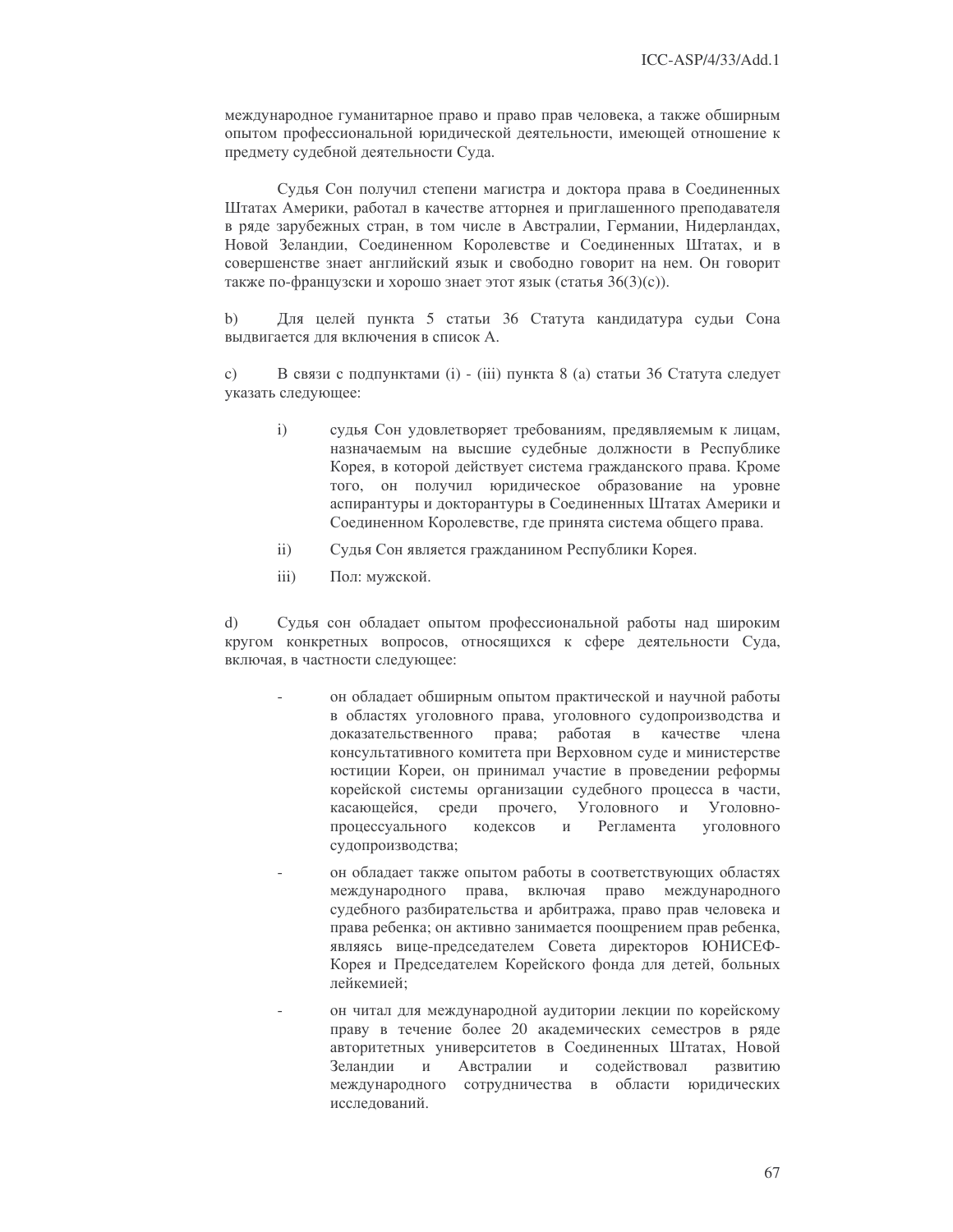международное гуманитарное право и право прав человека, а также обширным опытом профессиональной юридической деятельности, имеющей отношение к предмету судебной деятельности Суда.

Судья Сон получил степени магистра и доктора права в Соединенных Штатах Америки, работал в качестве атторнея и приглашенного преподавателя в ряде зарубежных стран, в том числе в Австралии, Германии, Нидерландах, Новой Зеландии, Соединенном Королевстве и Соединенных Штатах, и в совершенстве знает английский язык и свободно говорит на нем. Он говорит также по-французски и хорошо знает этот язык (статья 36(3)(с)).

b) Для целей пункта 5 статьи 36 Статута кандидатура судьи Сона выдвигается для включения в список А.

c) В связи с подпунктами (i) - (iii) пункта 8 (а) статьи 36 Статута следует указать следующее:

i) судья Сон удовлетворяет требованиям, предъявляемым к лицам, назначаемым на высшие судебные должности в Республике Корея, в которой действует система гражданского права. Кроме того, он получил юридическое образование на уровне аспирантуры и докторантуры в Соединенных Штатах Америки и Соединенном Королевстве, где принята система общего права.

ii) Судья Сон является гражданином Республики Корея.

iii) Пол: мужской.

d) Судья сон обладает опытом профессиональной работы над широким кругом конкретных вопросов, относящихся к сфере деятельности Суда, включая, в частности следующее:

- он обладает обширным опытом практической и научной работы в областях уголовного права, уголовного судопроизводства и доказательственного права; работая в качестве члена консультативного комитета при Верховном суде и министерстве юстиции Кореи, он принимал участие в проведении реформы корейской системы организации судебного процесса в части, касающейся, среди прочего, Уголовного и Уголовно-процессуального кодексов и Регламента уголовного судопроизводства;

- он обладает также опытом работы в соответствующих областях международного права, включая право международного судебного разбирательства и арбитража, право прав человека и права ребенка; он активно занимается поощрением прав ребенка, являясь вице-председателем Совета директоров ЮНИСЕФ-Корея и Председателем Корейского фонда для детей, больных лейкемией;

- он читал для международной аудитории лекции по корейскому праву в течение более 20 академических семестров в ряде авторитетных университетов в Соединенных Штатах, Новой Зеландии и Австралии и содействовал развитию международного сотрудничества в области юридических исследований.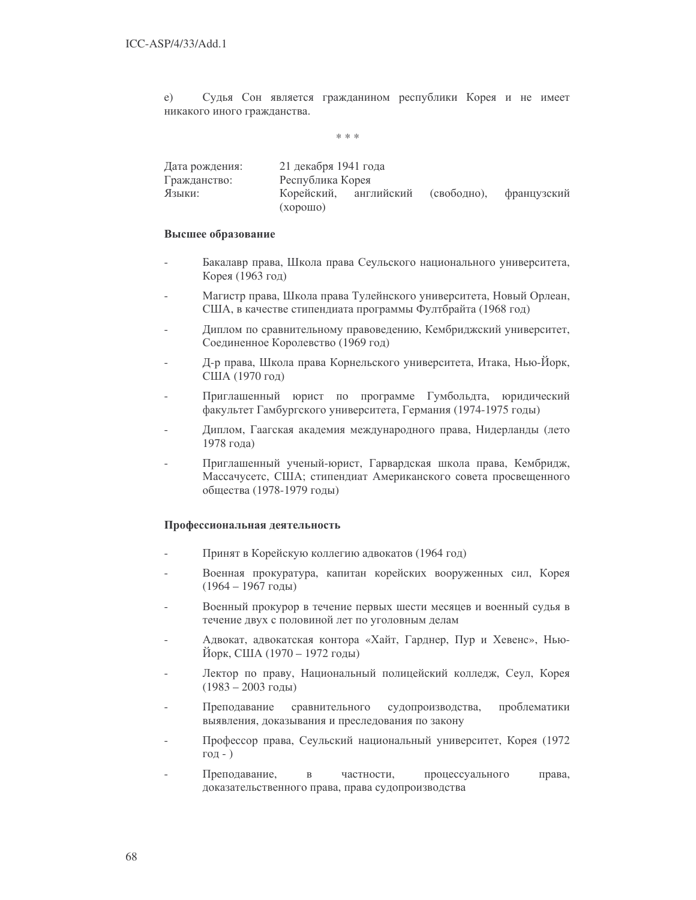e) Судья Сон является гражданином республики Корея и не имеет никакого иного гражданства.

\* \* \*

| | |
|---|---|
| Дата рождения: | 21 декабря 1941 года |
| Гражданство: | Республика Корея |
| Языки: | Корейский, английский (свободно), французский (хорошо) |

**Высшее образование**

- Бакалавр права, Школа права Сеульского национального университета, Корея (1963 год)
- Магистр права, Школа права Тулейнского университета, Новый Орлеан, США, в качестве стипендиата программы Фултбрайта (1968 год)
- Диплом по сравнительному правоведению, Кембриджский университет, Соединенное Королевство (1969 год)
- Д-р права, Школа права Корнельского университета, Итака, Нью-Йорк, США (1970 год)
- Приглашенный юрист по программе Гумбольдта, юридический факультет Гамбургского университета, Германия (1974-1975 годы)
- Диплом, Гаагская академия международного права, Нидерланды (лето 1978 года)
- Приглашенный ученый-юрист, Гарвардская школа права, Кембридж, Массачусетс, США; стипендиат Американского совета просвещенного общества (1978-1979 годы)

**Профессиональная деятельность**

- Принят в Корейскую коллегию адвокатов (1964 год)
- Военная прокуратура, капитан корейских вооруженных сил, Корея (1964 – 1967 годы)
- Военный прокурор в течение первых шести месяцев и военный судья в течение двух с половиной лет по уголовным делам
- Адвокат, адвокатская контора «Хайт, Гарднер, Пур и Хевенс», Нью-Йорк, США (1970 – 1972 годы)
- Лектор по праву, Национальный полицейский колледж, Сеул, Корея (1983 – 2003 годы)
- Преподавание сравнительного судопроизводства, проблематики выявления, доказывания и преследования по закону
- Профессор права, Сеульский национальный университет, Корея (1972 год - )
- Преподавание, в частности, процессуального права, доказательственного права, права судопроизводства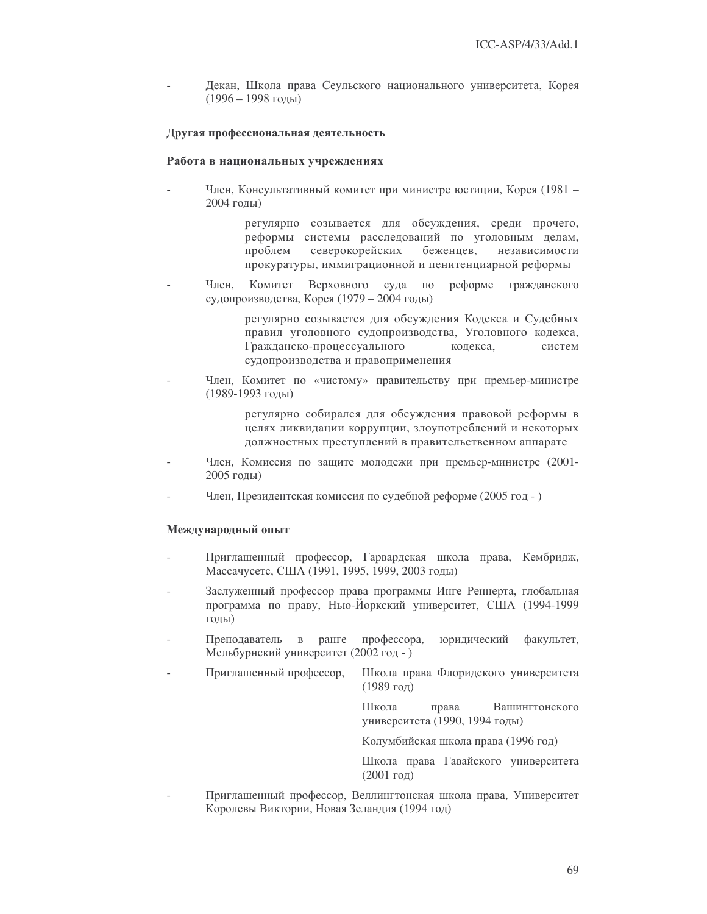- Декан, Школа права Сеульского национального университета, Корея (1996 – 1998 годы)

**Другая профессиональная деятельность**

**Работа в национальных учреждениях**

- Член, Консультативный комитет при министре юстиции, Корея (1981 – 2004 годы)

  регулярно созывается для обсуждения, среди прочего, реформы системы расследований по уголовным делам, проблем северокорейских беженцев, независимости прокуратуры, иммиграционной и пенитенциарной реформы

- Член, Комитет Верховного суда по реформе гражданского судопроизводства, Корея (1979 – 2004 годы)

  регулярно созывается для обсуждения Кодекса и Судебных правил уголовного судопроизводства, Уголовного кодекса, Гражданско-процессуального кодекса, систем судопроизводства и правоприменения

- Член, Комитет по «чистому» правительству при премьер-министре (1989-1993 годы)

  регулярно собирался для обсуждения правовой реформы в целях ликвидации коррупции, злоупотреблений и некоторых должностных преступлений в правительственном аппарате

- Член, Комиссия по защите молодежи при премьер-министре (2001-2005 годы)
- Член, Президентская комиссия по судебной реформе (2005 год - )

**Международный опыт**

- Приглашенный профессор, Гарвардская школа права, Кембридж, Массачусетс, США (1991, 1995, 1999, 2003 годы)
- Заслуженный профессор права программы Инге Реннерта, глобальная программа по праву, Нью-Йоркский университет, США (1994-1999 годы)
- Преподаватель в ранге профессора, юридический факультет, Мельбурнский университет (2002 год - )
- Приглашенный профессор, Школа права Флоридского университета (1989 год)

  Школа права Вашингтонского университета (1990, 1994 годы)

  Колумбийская школа права (1996 год)

  Школа права Гавайского университета (2001 год)

- Приглашенный профессор, Веллингтонская школа права, Университет Королевы Виктории, Новая Зеландия (1994 год)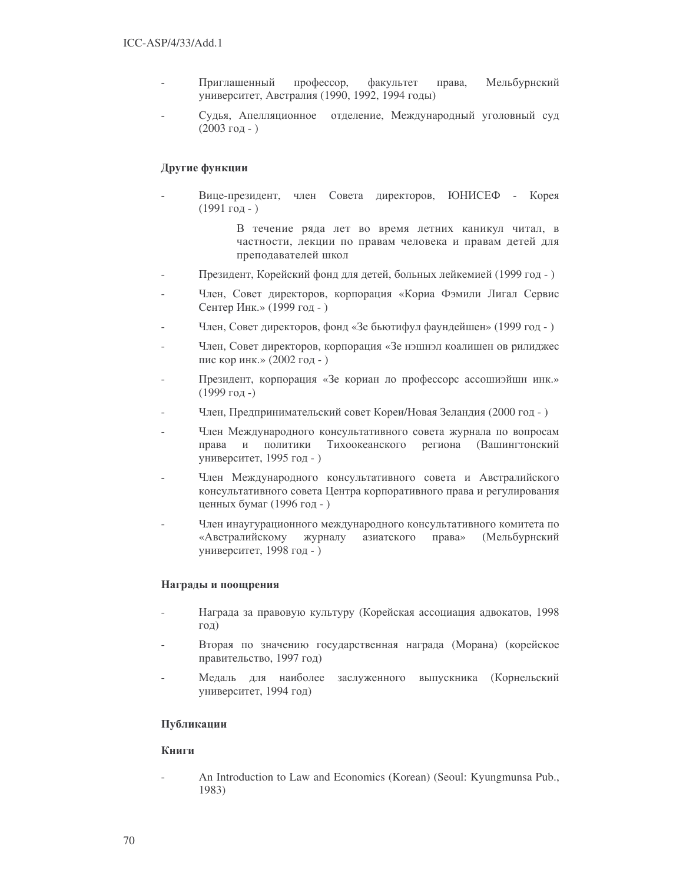- Приглашенный профессор, факультет права, Мельбурнский университет, Австралия (1990, 1992, 1994 годы)
- Судья, Апелляционное отделение, Международный уголовный суд (2003 год - )

**Другие функции**

- Вице-президент, член Совета директоров, ЮНИСЕФ - Корея (1991 год - )

  В течение ряда лет во время летних каникул читал, в частности, лекции по правам человека и правам детей для преподавателей школ

- Президент, Корейский фонд для детей, больных лейкемией (1999 год - )
- Член, Совет директоров, корпорация «Кориа Фэмили Лигал Сервис Сентер Инк.» (1999 год - )
- Член, Совет директоров, фонд «Зе бьютифул фаундейшен» (1999 год - )
- Член, Совет директоров, корпорация «Зе нэшнэл коалишен ов рилиджес пис кор инк.» (2002 год - )
- Президент, корпорация «Зе кориан ло профессорс ассошиэйшн инк.» (1999 год -)
- Член, Предпринимательский совет Кореи/Новая Зеландия (2000 год - )
- Член Международного консультативного совета журнала по вопросам права и политики Тихоокеанского региона (Вашингтонский университет, 1995 год - )
- Член Международного консультативного совета и Австралийского консультативного совета Центра корпоративного права и регулирования ценных бумаг (1996 год - )
- Член инаугурационного международного консультативного комитета по «Австралийскому журналу азиатского права» (Мельбурнский университет, 1998 год - )

**Награды и поощрения**

- Награда за правовую культуру (Корейская ассоциация адвокатов, 1998 год)
- Вторая по значению государственная награда (Морана) (корейское правительство, 1997 год)
- Медаль для наиболее заслуженного выпускника (Корнельский университет, 1994 год)

**Публикации**

**Книги**

- An Introduction to Law and Economics (Korean) (Seoul: Kyungmunsa Pub., 1983)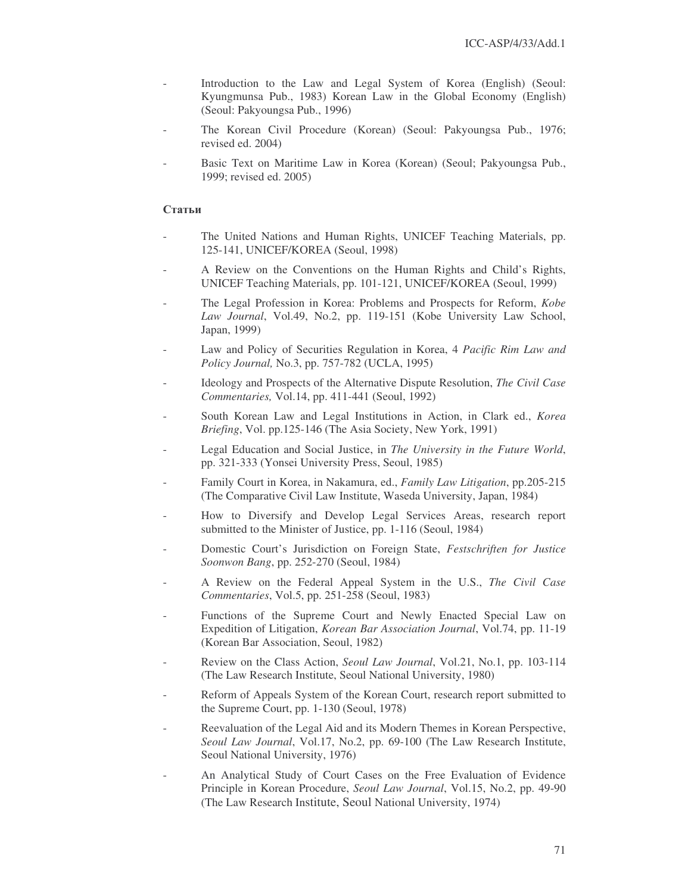- Introduction to the Law and Legal System of Korea (English) (Seoul: Kyungmunsa Pub., 1983) Korean Law in the Global Economy (English) (Seoul: Pakyoungsa Pub., 1996)
- The Korean Civil Procedure (Korean) (Seoul: Pakyoungsa Pub., 1976; revised ed. 2004)
- Basic Text on Maritime Law in Korea (Korean) (Seoul; Pakyoungsa Pub., 1999; revised ed. 2005)

**Статьи**

- The United Nations and Human Rights, UNICEF Teaching Materials, pp. 125-141, UNICEF/KOREA (Seoul, 1998)
- A Review on the Conventions on the Human Rights and Child's Rights, UNICEF Teaching Materials, pp. 101-121, UNICEF/KOREA (Seoul, 1999)
- The Legal Profession in Korea: Problems and Prospects for Reform, *Kobe Law Journal*, Vol.49, No.2, pp. 119-151 (Kobe University Law School, Japan, 1999)
- Law and Policy of Securities Regulation in Korea, 4 *Pacific Rim Law and Policy Journal,* No.3, pp. 757-782 (UCLA, 1995)
- Ideology and Prospects of the Alternative Dispute Resolution, *The Civil Case Commentaries,* Vol.14, pp. 411-441 (Seoul, 1992)
- South Korean Law and Legal Institutions in Action, in Clark ed., *Korea Briefing*, Vol. pp.125-146 (The Asia Society, New York, 1991)
- Legal Education and Social Justice, in *The University in the Future World*, pp. 321-333 (Yonsei University Press, Seoul, 1985)
- Family Court in Korea, in Nakamura, ed., *Family Law Litigation*, pp.205-215 (The Comparative Civil Law Institute, Waseda University, Japan, 1984)
- How to Diversify and Develop Legal Services Areas, research report submitted to the Minister of Justice, pp. 1-116 (Seoul, 1984)
- Domestic Court's Jurisdiction on Foreign State, *Festschriften for Justice Soonwon Bang*, pp. 252-270 (Seoul, 1984)
- A Review on the Federal Appeal System in the U.S., *The Civil Case Commentaries*, Vol.5, pp. 251-258 (Seoul, 1983)
- Functions of the Supreme Court and Newly Enacted Special Law on Expedition of Litigation, *Korean Bar Association Journal*, Vol.74, pp. 11-19 (Korean Bar Association, Seoul, 1982)
- Review on the Class Action, *Seoul Law Journal*, Vol.21, No.1, pp. 103-114 (The Law Research Institute, Seoul National University, 1980)
- Reform of Appeals System of the Korean Court, research report submitted to the Supreme Court, pp. 1-130 (Seoul, 1978)
- Reevaluation of the Legal Aid and its Modern Themes in Korean Perspective, *Seoul Law Journal*, Vol.17, No.2, pp. 69-100 (The Law Research Institute, Seoul National University, 1976)
- An Analytical Study of Court Cases on the Free Evaluation of Evidence Principle in Korean Procedure, *Seoul Law Journal*, Vol.15, No.2, pp. 49-90 (The Law Research Institute, Seoul National University, 1974)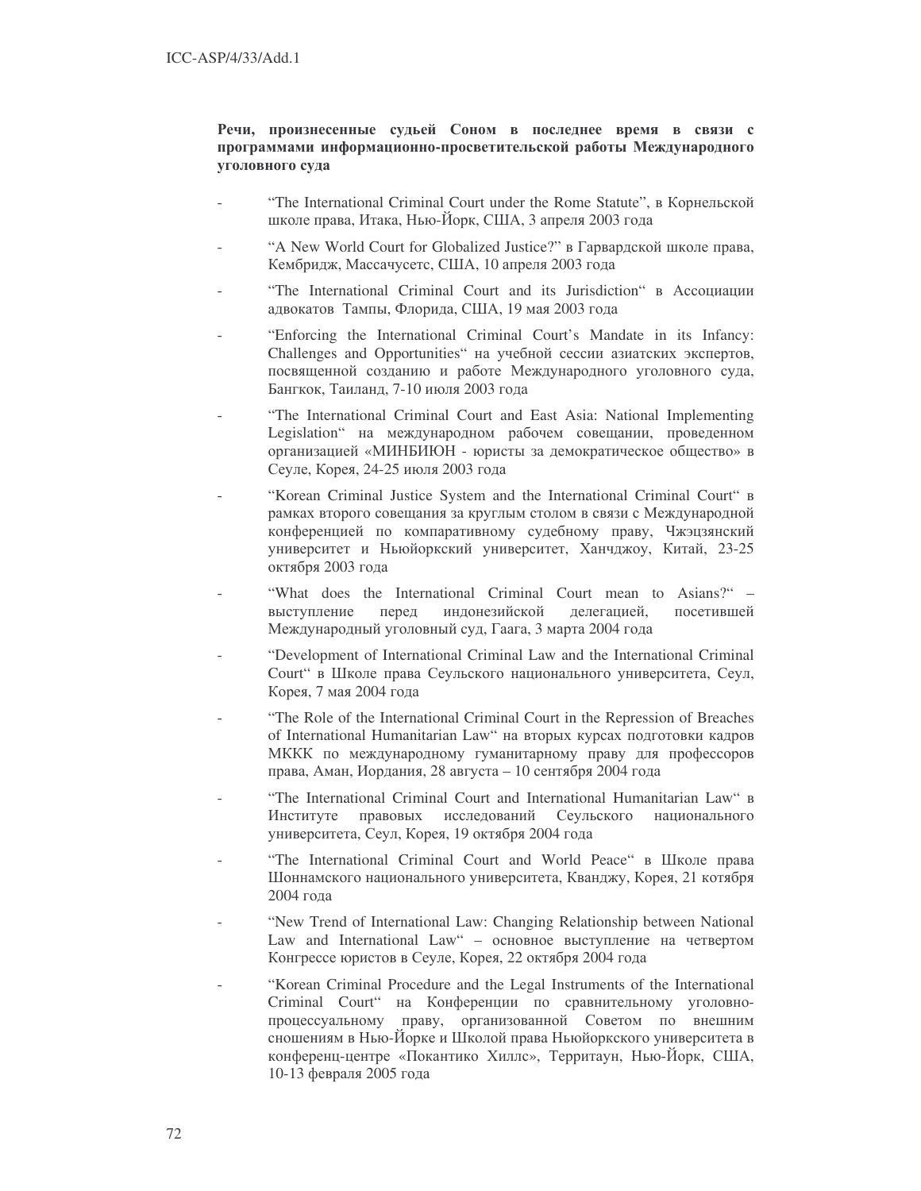**Речи, произнесенные судьей Соном в последнее время в связи с программами информационно-просветительской работы Международного уголовного суда**

- "The International Criminal Court under the Rome Statute", в Корнельской школе права, Итака, Нью-Йорк, США, 3 апреля 2003 года
- "A New World Court for Globalized Justice?" в Гарвардской школе права, Кембридж, Массачусетс, США, 10 апреля 2003 года
- "The International Criminal Court and its Jurisdiction" в Ассоциации адвокатов Тампы, Флорида, США, 19 мая 2003 года
- "Enforcing the International Criminal Court's Mandate in its Infancy: Challenges and Opportunities" на учебной сессии азиатских экспертов, посвященной созданию и работе Международного уголовного суда, Бангкок, Таиланд, 7-10 июля 2003 года
- "The International Criminal Court and East Asia: National Implementing Legislation" на международном рабочем совещании, проведенном организацией «МИНБИЮН - юристы за демократическое общество» в Сеуле, Корея, 24-25 июля 2003 года
- "Korean Criminal Justice System and the International Criminal Court" в рамках второго совещания за круглым столом в связи с Международной конференцией по компаративному судебному праву, Чжэцзянский университет и Ньюйоркский университет, Ханчджоу, Китай, 23-25 октября 2003 года
- "What does the International Criminal Court mean to Asians?" – выступление перед индонезийской делегацией, посетившей Международный уголовный суд, Гаага, 3 марта 2004 года
- "Development of International Criminal Law and the International Criminal Court" в Школе права Сеульского национального университета, Сеул, Корея, 7 мая 2004 года
- "The Role of the International Criminal Court in the Repression of Breaches of International Humanitarian Law" на вторых курсах подготовки кадров МККК по международному гуманитарному праву для профессоров права, Аман, Иордания, 28 августа – 10 сентября 2004 года
- "The International Criminal Court and International Humanitarian Law" в Институте правовых исследований Сеульского национального университета, Сеул, Корея, 19 октября 2004 года
- "The International Criminal Court and World Peace" в Школе права Шоннамского национального университета, Кванджу, Корея, 21 котября 2004 года
- "New Trend of International Law: Changing Relationship between National Law and International Law" – основное выступление на четвертом Конгрессе юристов в Сеуле, Корея, 22 октября 2004 года
- "Korean Criminal Procedure and the Legal Instruments of the International Criminal Court" на Конференции по сравнительному уголовно-процессуальному праву, организованной Советом по внешним сношениям в Нью-Йорке и Школой права Ньюйоркского университета в конференц-центре «Покантико Хиллс», Территаун, Нью-Йорк, США, 10-13 февраля 2005 года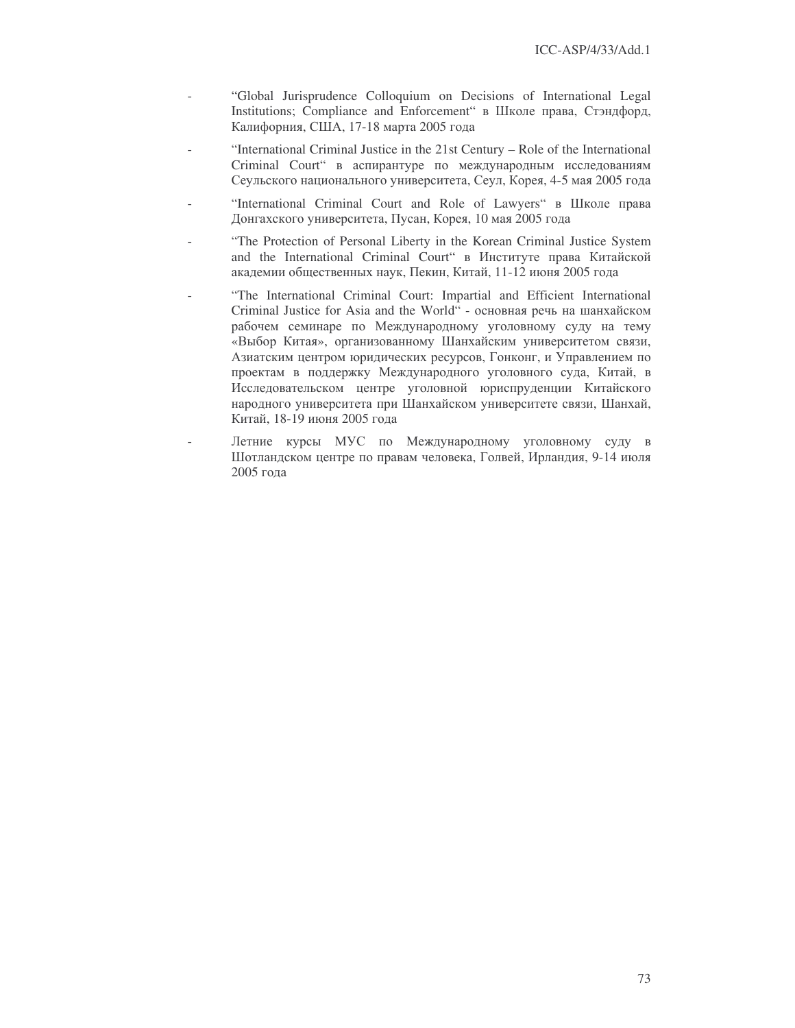- "Global Jurisprudence Colloquium on Decisions of International Legal Institutions; Compliance and Enforcement" в Школе права, Стэндфорд, Калифорния, США, 17-18 марта 2005 года

- "International Criminal Justice in the 21st Century – Role of the International Criminal Court" в аспирантуре по международным исследованиям Сеульского национального университета, Сеул, Корея, 4-5 мая 2005 года

- "International Criminal Court and Role of Lawyers" в Школе права Донгахского университета, Пусан, Корея, 10 мая 2005 года

- "The Protection of Personal Liberty in the Korean Criminal Justice System and the International Criminal Court" в Институте права Китайской академии общественных наук, Пекин, Китай, 11-12 июня 2005 года

- "The International Criminal Court: Impartial and Efficient International Criminal Justice for Asia and the World" - основная речь на шанхайском рабочем семинаре по Международному уголовному суду на тему «Выбор Китая», организованному Шанхайским университетом связи, Азиатским центром юридических ресурсов, Гонконг, и Управлением по проектам в поддержку Международного уголовного суда, Китай, в Исследовательском центре уголовной юриспруденции Китайского народного университета при Шанхайском университете связи, Шанхай, Китай, 18-19 июня 2005 года

- Летние курсы МУС по Международному уголовному суду в Шотландском центре по правам человека, Голвей, Ирландия, 9-14 июля 2005 года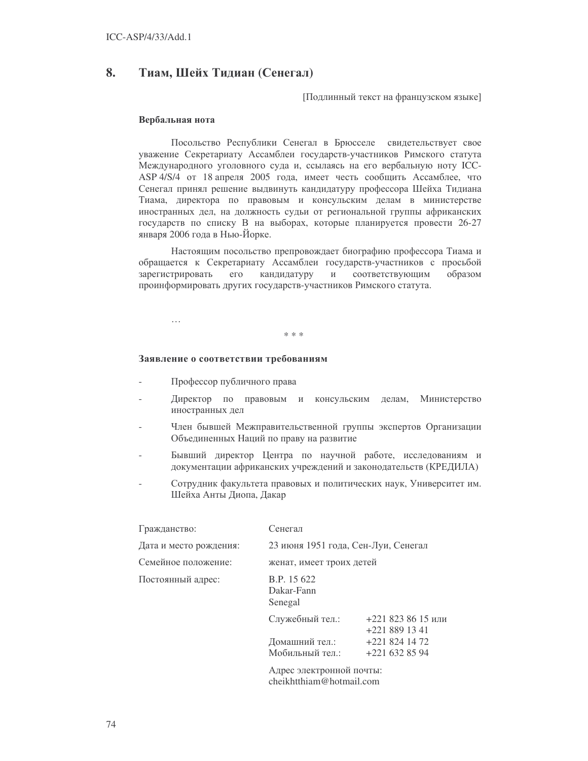## 8. Тиам, Шейх Тидиан (Сенегал)

[Подлинный текст на французском языке]

**Вербальная нота**

Посольство Республики Сенегал в Брюсселе свидетельствует свое уважение Секретариату Ассамблеи государств-участников Римского статута Международного уголовного суда и, ссылаясь на его вербальную ноту ICC-ASP 4/S/4 от 18 апреля 2005 года, имеет честь сообщить Ассамблее, что Сенегал принял решение выдвинуть кандидатуру профессора Шейха Тидиана Тиама, директора по правовым и консульским делам в министерстве иностранных дел, на должность судьи от региональной группы африканских государств по списку В на выборах, которые планируется провести 26-27 января 2006 года в Нью-Йорке.

Настоящим посольство препровождает биографию профессора Тиама и обращается к Секретариату Ассамблеи государств-участников с просьбой зарегистрировать его кандидатуру и соответствующим образом проинформировать других государств-участников Римского статута.

…

\* \* \*

**Заявление о соответствии требованиям**

- Профессор публичного права
- Директор по правовым и консульским делам, Министерство иностранных дел
- Член бывшей Межправительственной группы экспертов Организации Объединенных Наций по праву на развитие
- Бывший директор Центра по научной работе, исследованиям и документации африканских учреждений и законодательств (КРЕДИЛА)
- Сотрудник факультета правовых и политических наук, Университет им. Шейха Анты Диопа, Дакар

| | | |
|---|---|---|
| Гражданство: | Сенегал | |
| Дата и место рождения: | 23 июня 1951 года, Сен-Луи, Сенегал | |
| Семейное положение: | женат, имеет троих детей | |
| Постоянный адрес: | B.P. 15 622<br>Dakar-Fann<br>Senegal | |
| | Служебный тел.: | +221 823 86 15 или<br>+221 889 13 41 |
| | Домашний тел.: | +221 824 14 72 |
| | Мобильный тел.: | +221 632 85 94 |
| | Адрес электронной почты:<br>cheikhtthiam@hotmail.com | |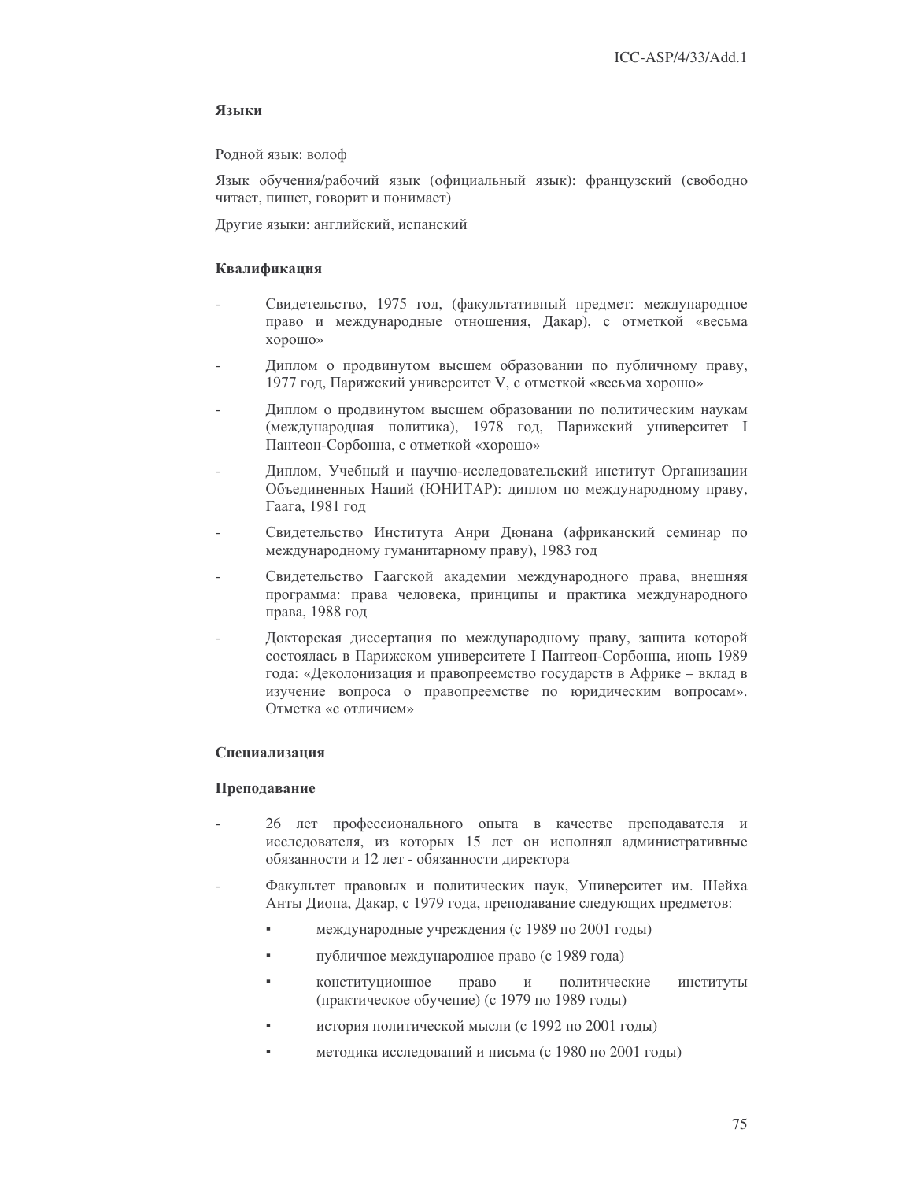**Языки**

Родной язык: волоф

Язык обучения/рабочий язык (официальный язык): французский (свободно читает, пишет, говорит и понимает)

Другие языки: английский, испанский

**Квалификация**

- Свидетельство, 1975 год, (факультативный предмет: международное право и международные отношения, Дакар), с отметкой «весьма хорошо»
- Диплом о продвинутом высшем образовании по публичному праву, 1977 год, Парижский университет V, с отметкой «весьма хорошо»
- Диплом о продвинутом высшем образовании по политическим наукам (международная политика), 1978 год, Парижский университет I Пантеон-Сорбонна, с отметкой «хорошо»
- Диплом, Учебный и научно-исследовательский институт Организации Объединенных Наций (ЮНИТАР): диплом по международному праву, Гаага, 1981 год
- Свидетельство Института Анри Дюнана (африканский семинар по международному гуманитарному праву), 1983 год
- Свидетельство Гаагской академии международного права, внешняя программа: права человека, принципы и практика международного права, 1988 год
- Докторская диссертация по международному праву, защита которой состоялась в Парижском университете I Пантеон-Сорбонна, июнь 1989 года: «Деколонизация и правопреемство государств в Африке – вклад в изучение вопроса о правопреемстве по юридическим вопросам». Отметка «с отличием»

**Специализация**

**Преподавание**

- 26 лет профессионального опыта в качестве преподавателя и исследователя, из которых 15 лет он исполнял административные обязанности и 12 лет - обязанности директора
- Факультет правовых и политических наук, Университет им. Шейха Анты Диопа, Дакар, с 1979 года, преподавание следующих предметов:
  - международные учреждения (с 1989 по 2001 годы)
  - публичное международное право (с 1989 года)
  - конституционное право и политические институты (практическое обучение) (с 1979 по 1989 годы)
  - история политической мысли (с 1992 по 2001 годы)
  - методика исследований и письма (с 1980 по 2001 годы)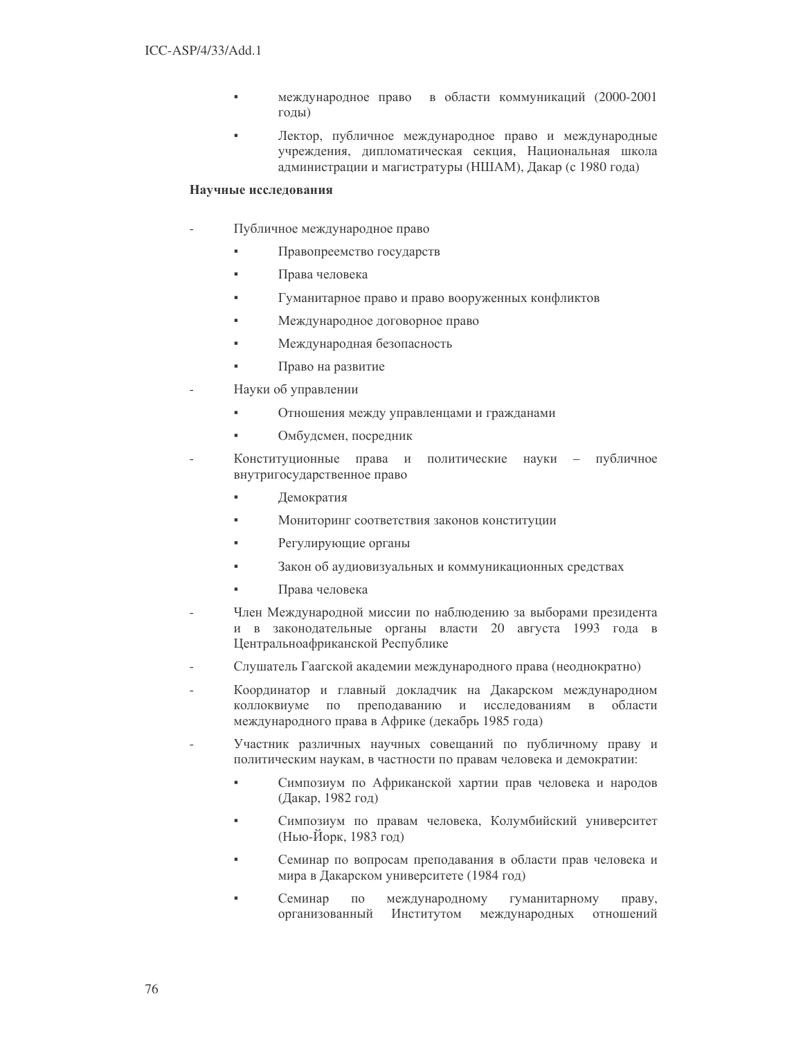- международное право  в области коммуникаций (2000-2001 годы)
- Лектор, публичное международное право и международные учреждения, дипломатическая секция, Национальная школа администрации и магистратуры (НШАМ), Дакар (с 1980 года)

**Научные исследования**

- Публичное международное право
  - Правопреемство государств
  - Права человека
  - Гуманитарное право и право вооруженных конфликтов
  - Международное договорное право
  - Международная безопасность
  - Право на развитие
- Науки об управлении
  - Отношения между управленцами и гражданами
  - Омбудсмен, посредник
- Конституционные права и политические науки – публичное внутригосударственное право
  - Демократия
  - Мониторинг соответствия законов конституции
  - Регулирующие органы
  - Закон об аудиовизуальных и коммуникационных средствах
  - Права человека
- Член Международной миссии по наблюдению за выборами президента и в законодательные органы власти 20 августа 1993 года в Центральноафриканской Республике
- Слушатель Гаагской академии международного права (неоднократно)
- Координатор и главный докладчик на Дакарском международном коллоквиуме по преподаванию и исследованиям в области международного права в Африке (декабрь 1985 года)
- Участник различных научных совещаний по публичному праву и политическим наукам, в частности по правам человека и демократии:
  - Симпозиум по Африканской хартии прав человека и народов (Дакар, 1982 год)
  - Симпозиум по правам человека, Колумбийский университет (Нью-Йорк, 1983 год)
  - Семинар по вопросам преподавания в области прав человека и мира в Дакарском университете (1984 год)
  - Семинар по международному гуманитарному праву, организованный Институтом международных отношений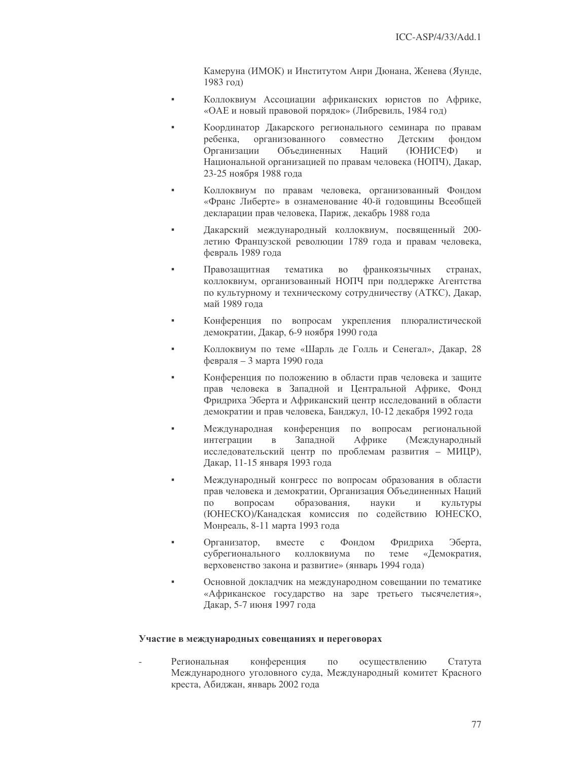Камеруна (ИМОК) и Институтом Анри Дюнана, Женева (Яунде, 1983 год)

- Коллоквиум Ассоциации африканских юристов по Африке, «ОАЕ и новый правовой порядок» (Либревиль, 1984 год)
- Координатор Дакарского регионального семинара по правам ребенка, организованного совместно Детским фондом Организации Объединенных Наций (ЮНИСЕФ) и Национальной организацией по правам человека (НОПЧ), Дакар, 23-25 ноября 1988 года
- Коллоквиум по правам человека, организованный Фондом «Франс Либерте» в ознаменование 40-й годовщины Всеобщей декларации прав человека, Париж, декабрь 1988 года
- Дакарский международный коллоквиум, посвященный 200-летию Французской революции 1789 года и правам человека, февраль 1989 года
- Правозащитная тематика во франкоязычных странах, коллоквиум, организованный НОПЧ при поддержке Агентства по культурному и техническому сотрудничеству (АТКС), Дакар, май 1989 года
- Конференция по вопросам укрепления плюралистической демократии, Дакар, 6-9 ноября 1990 года
- Коллоквиум по теме «Шарль де Голль и Сенегал», Дакар, 28 февраля – 3 марта 1990 года
- Конференция по положению в области прав человека и защите прав человека в Западной и Центральной Африке, Фонд Фридриха Эберта и Африканский центр исследований в области демократии и прав человека, Банджул, 10-12 декабря 1992 года
- Международная конференция по вопросам региональной интеграции в Западной Африке (Международный исследовательский центр по проблемам развития – МИЦР), Дакар, 11-15 января 1993 года
- Международный конгресс по вопросам образования в области прав человека и демократии, Организация Объединенных Наций по вопросам образования, науки и культуры (ЮНЕСКО)/Канадская комиссия по содействию ЮНЕСКО, Монреаль, 8-11 марта 1993 года
- Организатор, вместе с Фондом Фридриха Эберта, субрегионального коллоквиума по теме «Демократия, верховенство закона и развитие» (январь 1994 года)
- Основной докладчик на международном совещании по тематике «Африканское государство на заре третьего тысячелетия», Дакар, 5-7 июня 1997 года

**Участие в международных совещаниях и переговорах**

- Региональная конференция по осуществлению Статута Международного уголовного суда, Международный комитет Красного креста, Абиджан, январь 2002 года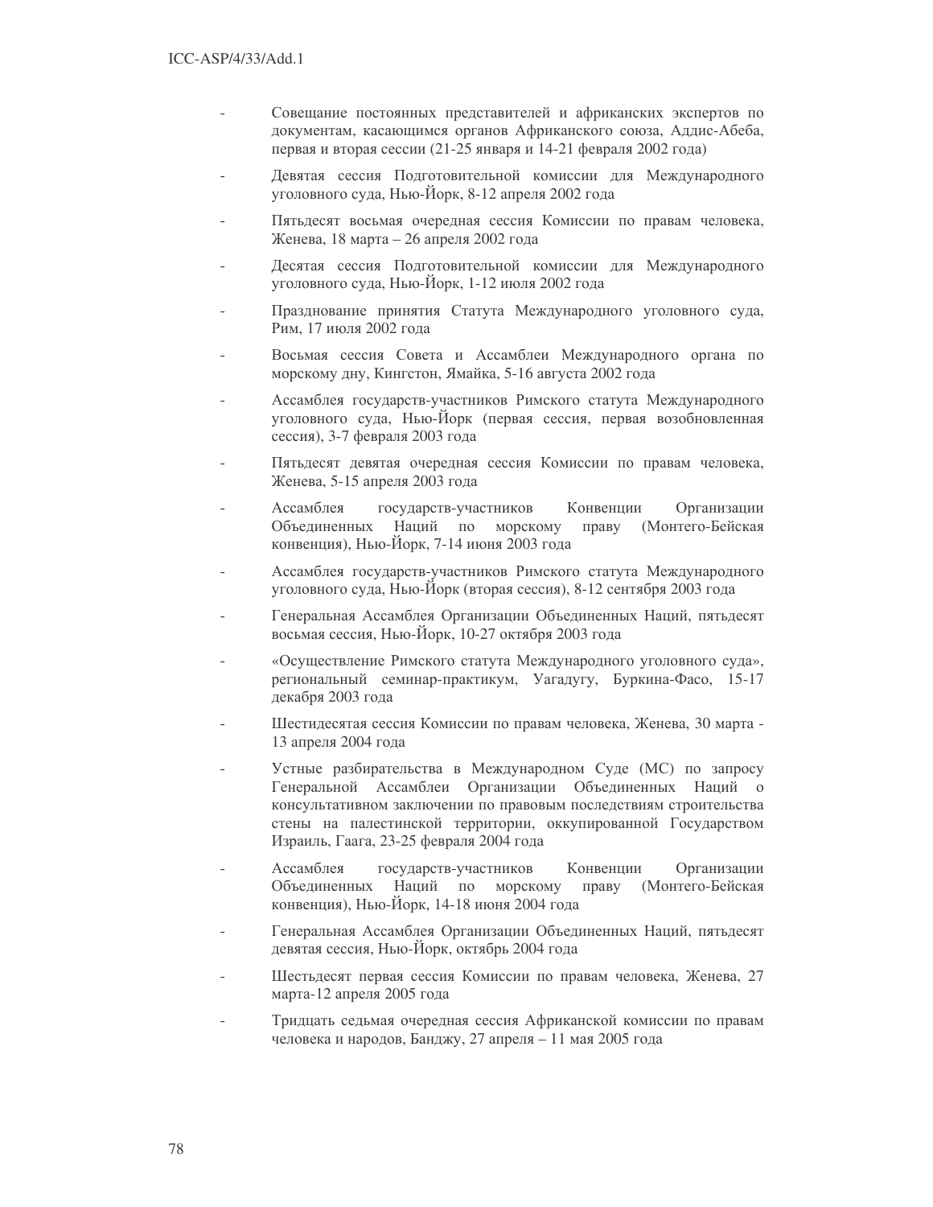- Совещание постоянных представителей и африканских экспертов по документам, касающимся органов Африканского союза, Аддис-Абеба, первая и вторая сессии (21-25 января и 14-21 февраля 2002 года)

- Девятая сессия Подготовительной комиссии для Международного уголовного суда, Нью-Йорк, 8-12 апреля 2002 года

- Пятьдесят восьмая очередная сессия Комиссии по правам человека, Женева, 18 марта – 26 апреля 2002 года

- Десятая сессия Подготовительной комиссии для Международного уголовного суда, Нью-Йорк, 1-12 июля 2002 года

- Празднование принятия Статута Международного уголовного суда, Рим, 17 июля 2002 года

- Восьмая сессия Совета и Ассамблеи Международного органа по морскому дну, Кингстон, Ямайка, 5-16 августа 2002 года

- Ассамблея государств-участников Римского статута Международного уголовного суда, Нью-Йорк (первая сессия, первая возобновленная сессия), 3-7 февраля 2003 года

- Пятьдесят девятая очередная сессия Комиссии по правам человека, Женева, 5-15 апреля 2003 года

- Ассамблея государств-участников Конвенции Организации Объединенных Наций по морскому праву (Монтего-Бейская конвенция), Нью-Йорк, 7-14 июня 2003 года

- Ассамблея государств-участников Римского статута Международного уголовного суда, Нью-Йорк (вторая сессия), 8-12 сентября 2003 года

- Генеральная Ассамблея Организации Объединенных Наций, пятьдесят восьмая сессия, Нью-Йорк, 10-27 октября 2003 года

- «Осуществление Римского статута Международного уголовного суда», региональный семинар-практикум, Уагадугу, Буркина-Фасо, 15-17 декабря 2003 года

- Шестидесятая сессия Комиссии по правам человека, Женева, 30 марта - 13 апреля 2004 года

- Устные разбирательства в Международном Суде (МС) по запросу Генеральной Ассамблеи Организации Объединенных Наций о консультативном заключении по правовым последствиям строительства стены на палестинской территории, оккупированной Государством Израиль, Гаага, 23-25 февраля 2004 года

- Ассамблея государств-участников Конвенции Организации Объединенных Наций по морскому праву (Монтего-Бейская конвенция), Нью-Йорк, 14-18 июня 2004 года

- Генеральная Ассамблея Организации Объединенных Наций, пятьдесят девятая сессия, Нью-Йорк, октябрь 2004 года

- Шестьдесят первая сессия Комиссии по правам человека, Женева, 27 марта-12 апреля 2005 года

- Тридцать седьмая очередная сессия Африканской комиссии по правам человека и народов, Банджу, 27 апреля – 11 мая 2005 года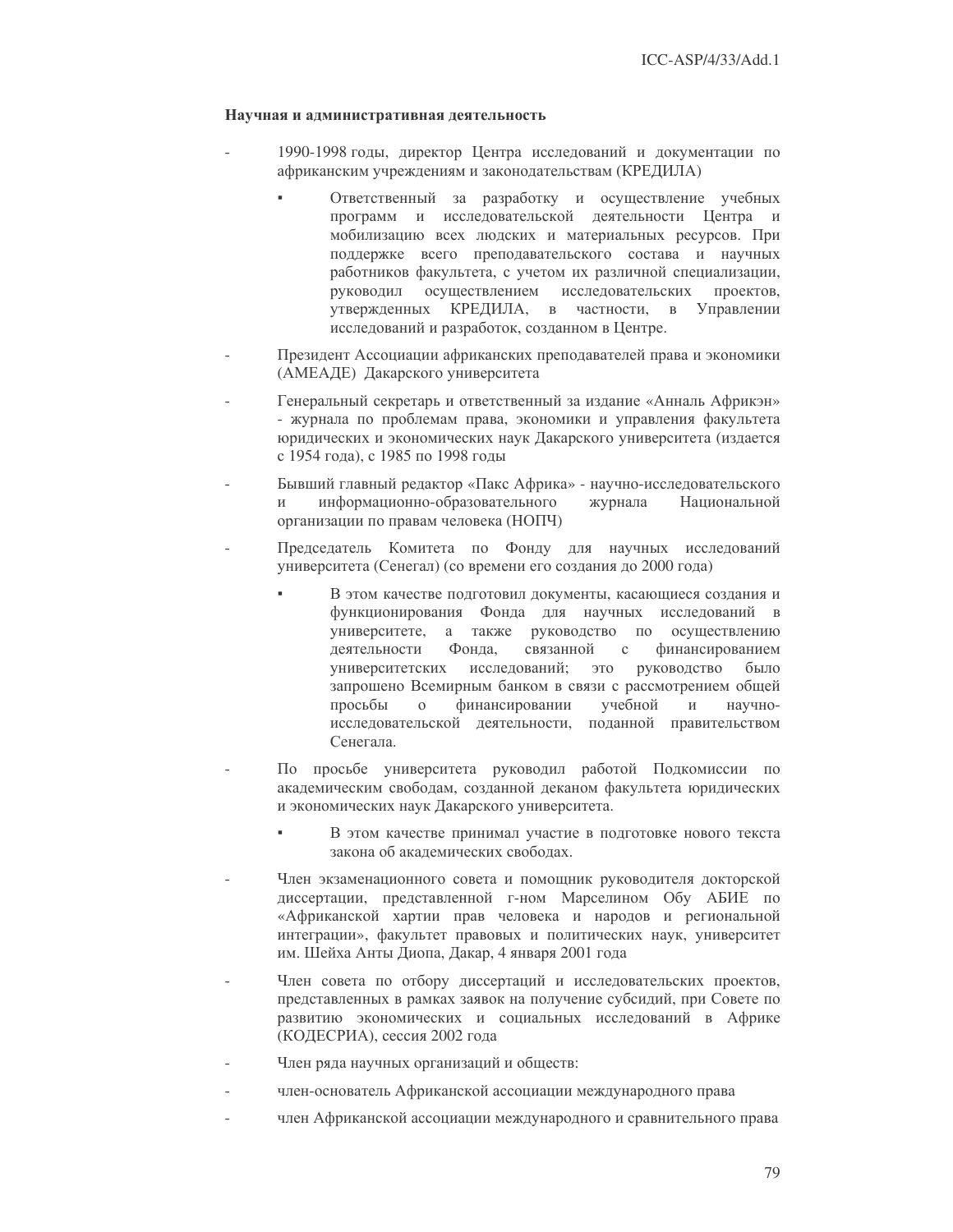**Научная и административная деятельность**

- 1990-1998 годы, директор Центра исследований и документации по африканским учреждениям и законодательствам (КРЕДИЛА)
  - Ответственный за разработку и осуществление учебных программ и исследовательской деятельности Центра и мобилизацию всех людских и материальных ресурсов. При поддержке всего преподавательского состава и научных работников факультета, с учетом их различной специализации, руководил осуществлением исследовательских проектов, утвержденных КРЕДИЛА, в частности, в Управлении исследований и разработок, созданном в Центре.
- Президент Ассоциации африканских преподавателей права и экономики (АМЕАДЕ) Дакарского университета
- Генеральный секретарь и ответственный за издание «Анналь Африкэн» - журнала по проблемам права, экономики и управления факультета юридических и экономических наук Дакарского университета (издается с 1954 года), с 1985 по 1998 годы
- Бывший главный редактор «Пакс Африка» - научно-исследовательского и информационно-образовательного журнала Национальной организации по правам человека (НОПЧ)
- Председатель Комитета по Фонду для научных исследований университета (Сенегал) (со времени его создания до 2000 года)
  - В этом качестве подготовил документы, касающиеся создания и функционирования Фонда для научных исследований в университете, а также руководство по осуществлению деятельности Фонда, связанной с финансированием университетских исследований; это руководство было запрошено Всемирным банком в связи с рассмотрением общей просьбы о финансировании учебной и научно-исследовательской деятельности, поданной правительством Сенегала.
- По просьбе университета руководил работой Подкомиссии по академическим свободам, созданной деканом факультета юридических и экономических наук Дакарского университета.
  - В этом качестве принимал участие в подготовке нового текста закона об академических свободах.
- Член экзаменационного совета и помощник руководителя докторской диссертации, представленной г-ном Марселином Обу АБИЕ по «Африканской хартии прав человека и народов и региональной интеграции», факультет правовых и политических наук, университет им. Шейха Анты Диопа, Дакар, 4 января 2001 года
- Член совета по отбору диссертаций и исследовательских проектов, представленных в рамках заявок на получение субсидий, при Совете по развитию экономических и социальных исследований в Африке (КОДЕСРИА), сессия 2002 года
- Член ряда научных организаций и обществ:
- член-основатель Африканской ассоциации международного права
- член Африканской ассоциации международного и сравнительного права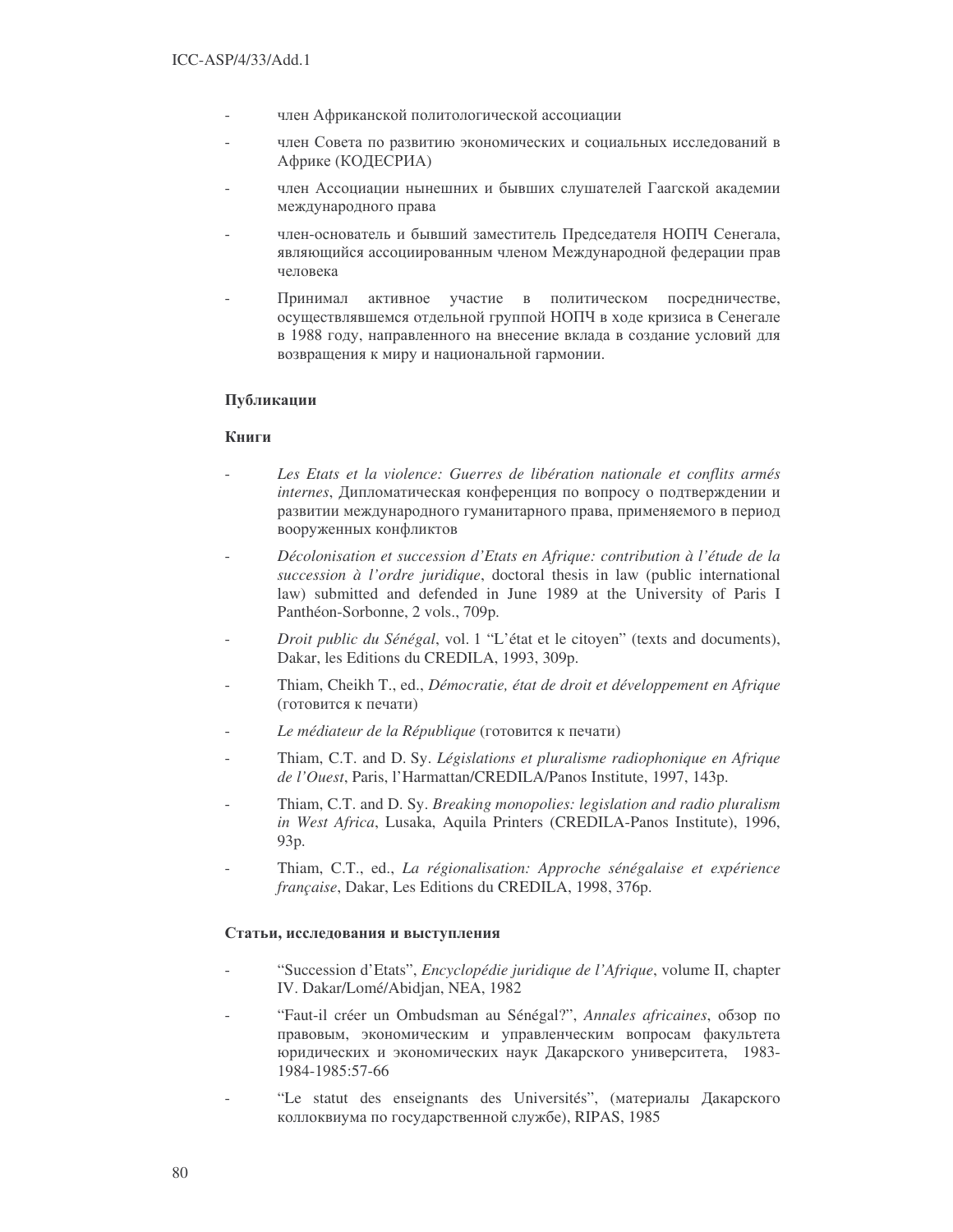- член Африканской политологической ассоциации
- член Совета по развитию экономических и социальных исследований в Африке (КОДЕСРИА)
- член Ассоциации нынешних и бывших слушателей Гаагской академии международного права
- член-основатель и бывший заместитель Председателя НОПЧ Сенегала, являющийся ассоциированным членом Международной федерации прав человека
- Принимал активное участие в политическом посредничестве, осуществлявшемся отдельной группой НОПЧ в ходе кризиса в Сенегале в 1988 году, направленного на внесение вклада в создание условий для возвращения к миру и национальной гармонии.

**Публикации**

**Книги**

- *Les Etats et la violence: Guerres de libération nationale et conflits armés internes*, Дипломатическая конференция по вопросу о подтверждении и развитии международного гуманитарного права, применяемого в период вооруженных конфликтов
- *Décolonisation et succession d'Etats en Afrique: contribution à l'étude de la succession à l'ordre juridique*, doctoral thesis in law (public international law) submitted and defended in June 1989 at the University of Paris I Panthéon-Sorbonne, 2 vols., 709p.
- *Droit public du Sénégal*, vol. 1 "L'état et le citoyen" (texts and documents), Dakar, les Editions du CREDILA, 1993, 309p.
- Thiam, Cheikh T., ed., *Démocratie, état de droit et développement en Afrique* (готовится к печати)
- *Le médiateur de la République* (готовится к печати)
- Thiam, C.T. and D. Sy. *Législations et pluralisme radiophonique en Afrique de l'Ouest*, Paris, l'Harmattan/CREDILA/Panos Institute, 1997, 143p.
- Thiam, C.T. and D. Sy. *Breaking monopolies: legislation and radio pluralism in West Africa*, Lusaka, Aquila Printers (CREDILA-Panos Institute), 1996, 93p.
- Thiam, C.T., ed., *La régionalisation: Approche sénégalaise et expérience française*, Dakar, Les Editions du CREDILA, 1998, 376p.

**Статьи, исследования и выступления**

- "Succession d'Etats", *Encyclopédie juridique de l'Afrique*, volume II, chapter IV. Dakar/Lomé/Abidjan, NEA, 1982
- "Faut-il créer un Ombudsman au Sénégal?", *Annales africaines*, обзор по правовым, экономическим и управленческим вопросам факультета юридических и экономических наук Дакарского университета, 1983-1984-1985:57-66
- "Le statut des enseignants des Universités", (материалы Дакарского коллоквиума по государственной службе), RIPAS, 1985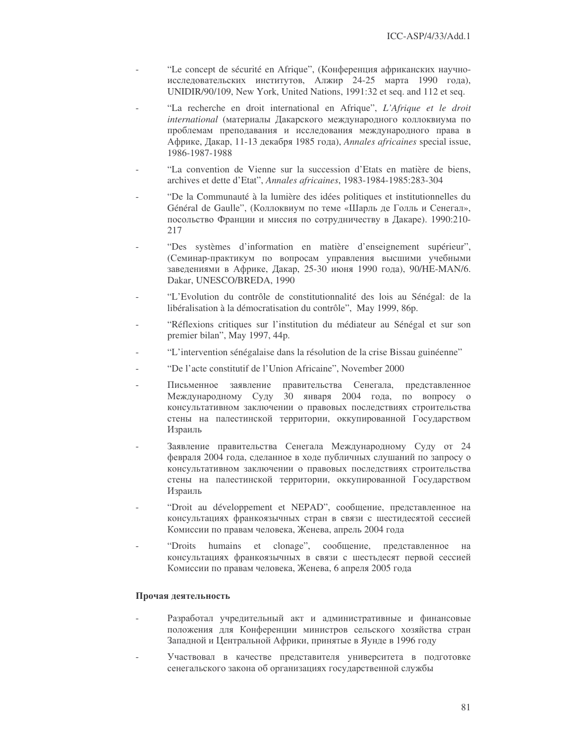- "Le concept de sécurité en Afrique", (Конференция африканских научно-исследовательских институтов, Алжир 24-25 марта 1990 года), UNIDIR/90/109, New York, United Nations, 1991:32 et seq. and 112 et seq.
- "La recherche en droit international en Afrique", *L'Afrique et le droit international* (материалы Дакарского международного коллоквиума по проблемам преподавания и исследования международного права в Африке, Дакар, 11-13 декабря 1985 года), *Annales africaines* special issue, 1986-1987-1988
- "La convention de Vienne sur la succession d'Etats en matière de biens, archives et dette d'Etat", *Annales africaines*, 1983-1984-1985:283-304
- "De la Communauté à la lumière des idées politiques et institutionnelles du Général de Gaulle", (Коллоквиум по теме «Шарль де Голль и Сенегал», посольство Франции и миссия по сотрудничеству в Дакаре). 1990:210-217
- "Des systèmes d'information en matière d'enseignement supérieur", (Семинар-практикум по вопросам управления высшими учебными заведениями в Африке, Дакар, 25-30 июня 1990 года), 90/HE-MAN/6. Dakar, UNESCO/BREDA, 1990
- "L'Evolution du contrôle de constitutionnalité des lois au Sénégal: de la libéralisation à la démocratisation du contrôle", May 1999, 86p.
- "Réflexions critiques sur l'institution du médiateur au Sénégal et sur son premier bilan", May 1997, 44p.
- "L'intervention sénégalaise dans la résolution de la crise Bissau guinéenne"
- "De l'acte constitutif de l'Union Africaine", November 2000
- Письменное заявление правительства Сенегала, представленное Международному Суду 30 января 2004 года, по вопросу о консультативном заключении о правовых последствиях строительства стены на палестинской территории, оккупированной Государством Израиль
- Заявление правительства Сенегала Международному Суду от 24 февраля 2004 года, сделанное в ходе публичных слушаний по запросу о консультативном заключении о правовых последствиях строительства стены на палестинской территории, оккупированной Государством Израиль
- "Droit au développement et NEPAD", сообщение, представленное на консультациях франкоязычных стран в связи с шестидесятой сессией Комиссии по правам человека, Женева, апрель 2004 года
- "Droits humains et clonage", сообщение, представленное на консультациях франкоязычных в связи с шестьдесят первой сессией Комиссии по правам человека, Женева, 6 апреля 2005 года

**Прочая деятельность**

- Разработал учредительный акт и административные и финансовые положения для Конференции министров сельского хозяйства стран Западной и Центральной Африки, принятые в Яунде в 1996 году
- Участвовал в качестве представителя университета в подготовке сенегальского закона об организациях государственной службы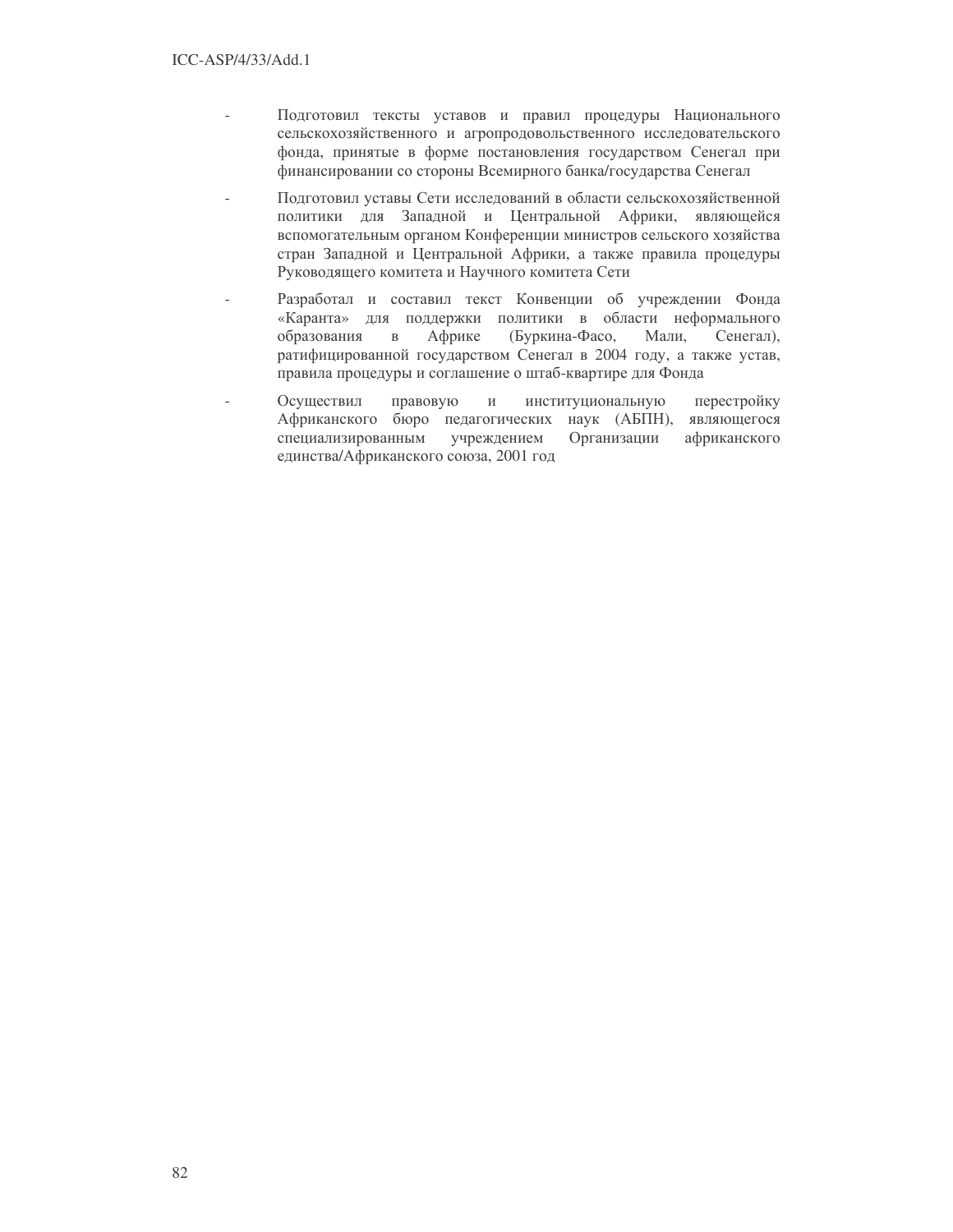- Подготовил тексты уставов и правил процедуры Национального сельскохозяйственного и агропродовольственного исследовательского фонда, принятые в форме постановления государством Сенегал при финансировании со стороны Всемирного банка/государства Сенегал
- Подготовил уставы Сети исследований в области сельскохозяйственной политики для Западной и Центральной Африки, являющейся вспомогательным органом Конференции министров сельского хозяйства стран Западной и Центральной Африки, а также правила процедуры Руководящего комитета и Научного комитета Сети
- Разработал и составил текст Конвенции об учреждении Фонда «Каранта» для поддержки политики в области неформального образования в Африке (Буркина-Фасо, Мали, Сенегал), ратифицированной государством Сенегал в 2004 году, а также устав, правила процедуры и соглашение о штаб-квартире для Фонда
- Осуществил правовую и институциональную перестройку Африканского бюро педагогических наук (АБПН), являющегося специализированным учреждением Организации африканского единства/Африканского союза, 2001 год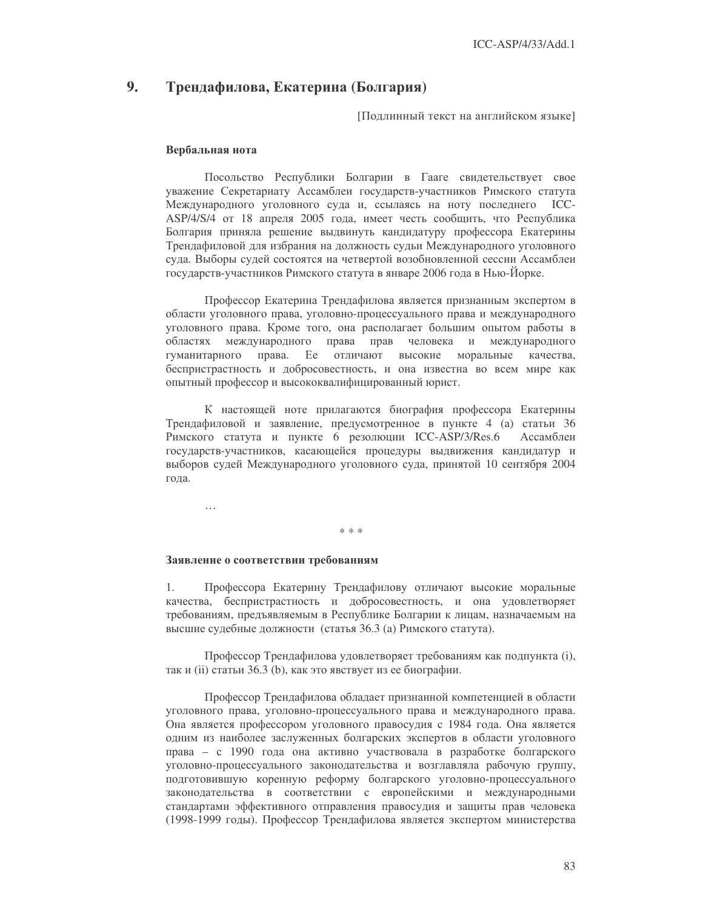## 9. Трендафилова, Екатерина (Болгария)

[Подлинный текст на английском языке]

### Вербальная нота

Посольство Республики Болгарии в Гааге свидетельствует свое уважение Секретариату Ассамблеи государств-участников Римского статута Международного уголовного суда и, ссылаясь на ноту последнего ICC-ASP/4/S/4 от 18 апреля 2005 года, имеет честь сообщить, что Республика Болгария приняла решение выдвинуть кандидатуру профессора Екатерины Трендафиловой для избрания на должность судьи Международного уголовного суда. Выборы судей состоятся на четвертой возобновленной сессии Ассамблеи государств-участников Римского статута в январе 2006 года в Нью-Йорке.

Профессор Екатерина Трендафилова является признанным экспертом в области уголовного права, уголовно-процессуального права и международного уголовного права. Кроме того, она располагает большим опытом работы в областях международного права прав человека и международного гуманитарного права. Ее отличают высокие моральные качества, беспристрастность и добросовестность, и она известна во всем мире как опытный профессор и высококвалифицированный юрист.

К настоящей ноте прилагаются биография профессора Екатерины Трендафиловой и заявление, предусмотренное в пункте 4 (a) статьи 36 Римского статута и пункте 6 резолюции ICC-ASP/3/Res.6 Ассамблеи государств-участников, касающейся процедуры выдвижения кандидатур и выборов судей Международного уголовного суда, принятой 10 сентября 2004 года.

…

\* \* \*

### Заявление о соответствии требованиям

1. Профессора Екатерину Трендафилову отличают высокие моральные качества, беспристрастность и добросовестность, и она удовлетворяет требованиям, предъявляемым в Республике Болгарии к лицам, назначаемым на высшие судебные должности (статья 36.3 (a) Римского статута).

Профессор Трендафилова удовлетворяет требованиям как подпункта (i), так и (ii) статьи 36.3 (b), как это явствует из ее биографии.

Профессор Трендафилова обладает признанной компетенцией в области уголовного права, уголовно-процессуального права и международного права. Она является профессором уголовного правосудия с 1984 года. Она является одним из наиболее заслуженных болгарских экспертов в области уголовного права – с 1990 года она активно участвовала в разработке болгарского уголовно-процессуального законодательства и возглавляла рабочую группу, подготовившую коренную реформу болгарского уголовно-процессуального законодательства в соответствии с европейскими и международными стандартами эффективного отправления правосудия и защиты прав человека (1998-1999 годы). Профессор Трендафилова является экспертом министерства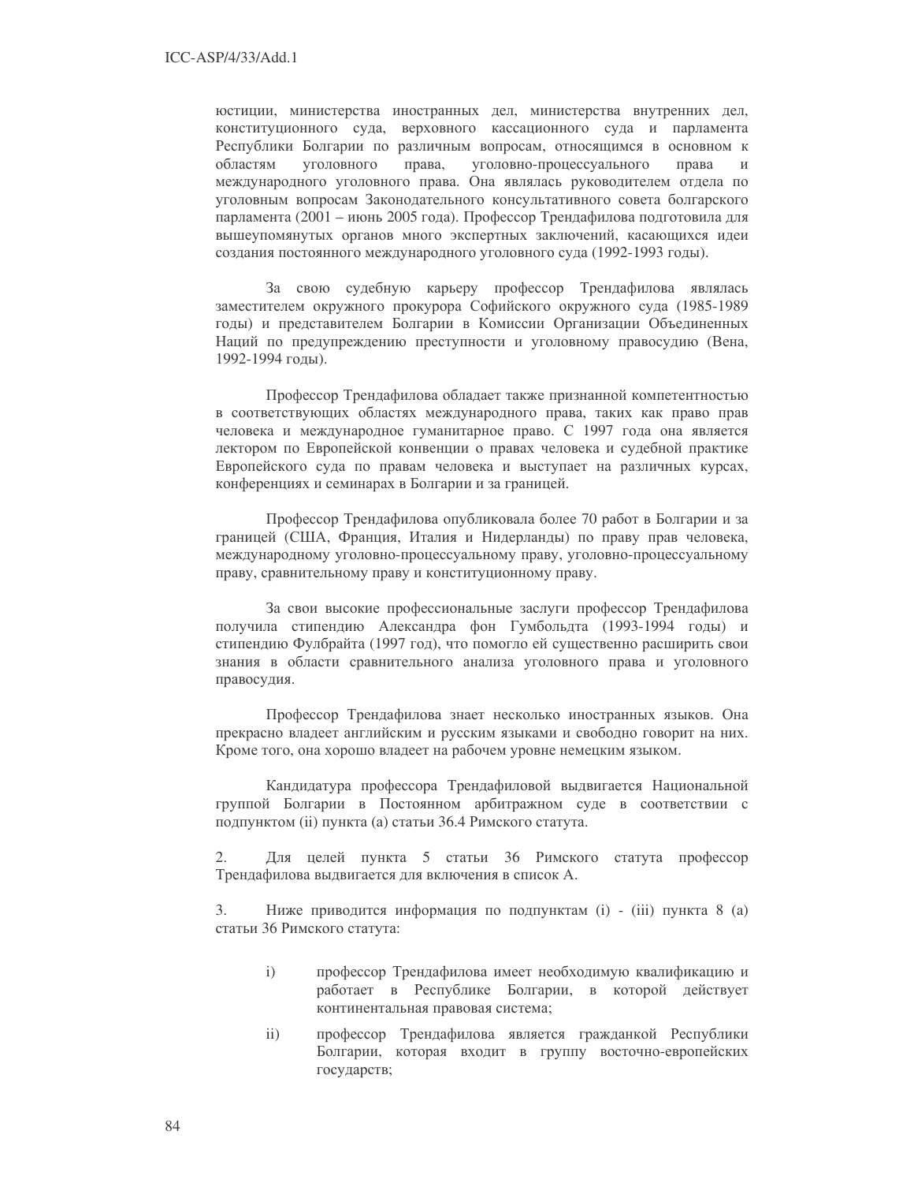юстиции, министерства иностранных дел, министерства внутренних дел, конституционного суда, верховного кассационного суда и парламента Республики Болгарии по различным вопросам, относящимся в основном к областям уголовного права, уголовно-процессуального права и международного уголовного права. Она являлась руководителем отдела по уголовным вопросам Законодательного консультативного совета болгарского парламента (2001 – июнь 2005 года). Профессор Трендафилова подготовила для вышеупомянутых органов много экспертных заключений, касающихся идеи создания постоянного международного уголовного суда (1992-1993 годы).

За свою судебную карьеру профессор Трендафилова являлась заместителем окружного прокурора Софийского окружного суда (1985-1989 годы) и представителем Болгарии в Комиссии Организации Объединенных Наций по предупреждению преступности и уголовному правосудию (Вена, 1992-1994 годы).

Профессор Трендафилова обладает также признанной компетентностью в соответствующих областях международного права, таких как право прав человека и международное гуманитарное право. С 1997 года она является лектором по Европейской конвенции о правах человека и судебной практике Европейского суда по правам человека и выступает на различных курсах, конференциях и семинарах в Болгарии и за границей.

Профессор Трендафилова опубликовала более 70 работ в Болгарии и за границей (США, Франция, Италия и Нидерланды) по праву прав человека, международному уголовно-процессуальному праву, уголовно-процессуальному праву, сравнительному праву и конституционному праву.

За свои высокие профессиональные заслуги профессор Трендафилова получила стипендию Александра фон Гумбольдта (1993-1994 годы) и стипендию Фулбрайта (1997 год), что помогло ей существенно расширить свои знания в области сравнительного анализа уголовного права и уголовного правосудия.

Профессор Трендафилова знает несколько иностранных языков. Она прекрасно владеет английским и русским языками и свободно говорит на них. Кроме того, она хорошо владеет на рабочем уровне немецким языком.

Кандидатура профессора Трендафиловой выдвигается Национальной группой Болгарии в Постоянном арбитражном суде в соответствии с подпунктом (ii) пункта (a) статьи 36.4 Римского статута.

2. Для целей пункта 5 статьи 36 Римского статута профессор Трендафилова выдвигается для включения в список А.

3. Ниже приводится информация по подпунктам (i) - (iii) пункта 8 (a) статьи 36 Римского статута:

i) профессор Трендафилова имеет необходимую квалификацию и работает в Республике Болгарии, в которой действует континентальная правовая система;

ii) профессор Трендафилова является гражданкой Республики Болгарии, которая входит в группу восточно-европейских государств;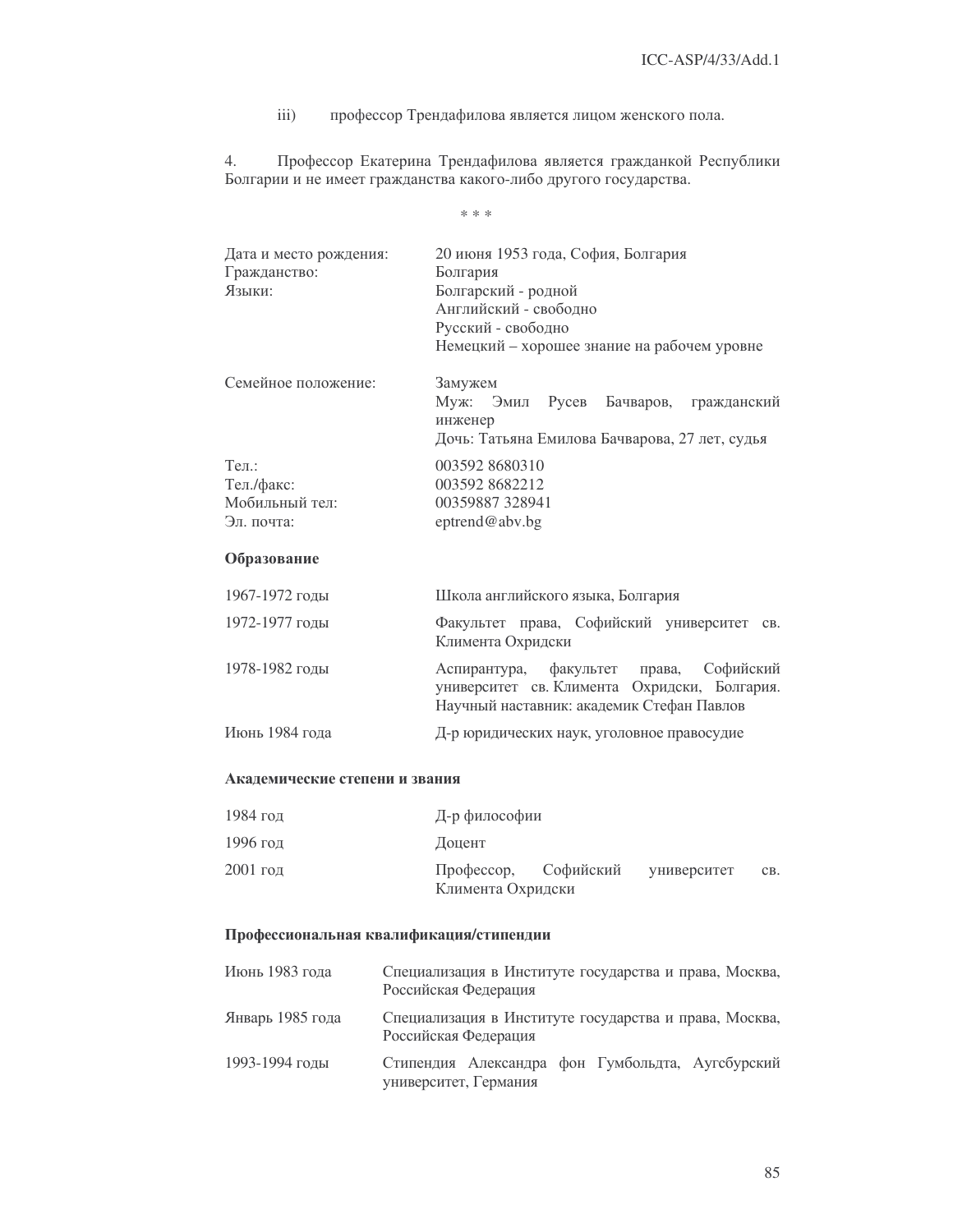iii) профессор Трендафилова является лицом женского пола.

4. Профессор Екатерина Трендафилова является гражданкой Республики Болгарии и не имеет гражданства какого-либо другого государства.

\* \* \*

| | |
|---|---|
| Дата и место рождения: | 20 июня 1953 года, София, Болгария |
| Гражданство: | Болгария |
| Языки: | Болгарский - родной<br>Английский - свободно<br>Русский - свободно<br>Немецкий – хорошее знание на рабочем уровне |
| Семейное положение: | Замужем<br>Муж: Эмил Русев Бачваров, гражданский инженер<br>Дочь: Татьяна Емилова Бачварова, 27 лет, судья |
| Тел.: | 003592 8680310 |
| Тел./факс: | 003592 8682212 |
| Мобильный тел: | 00359887 328941 |
| Эл. почта: | eptrend@abv.bg |

**Образование**

| | |
|---|---|
| 1967-1972 годы | Школа английского языка, Болгария |
| 1972-1977 годы | Факультет права, Софийский университет св. Климента Охридски |
| 1978-1982 годы | Аспирантура, факультет права, Софийский университет св. Климента Охридски, Болгария. Научный наставник: академик Стефан Павлов |
| Июнь 1984 года | Д-р юридических наук, уголовное правосудие |

**Академические степени и звания**

| | |
|---|---|
| 1984 год | Д-р философии |
| 1996 год | Доцент |
| 2001 год | Профессор, Софийский университет св. Климента Охридски |

**Профессиональная квалификация/стипендии**

| | |
|---|---|
| Июнь 1983 года | Специализация в Институте государства и права, Москва, Российская Федерация |
| Январь 1985 года | Специализация в Институте государства и права, Москва, Российская Федерация |
| 1993-1994 годы | Стипендия Александра фон Гумбольдта, Аугсбурский университет, Германия |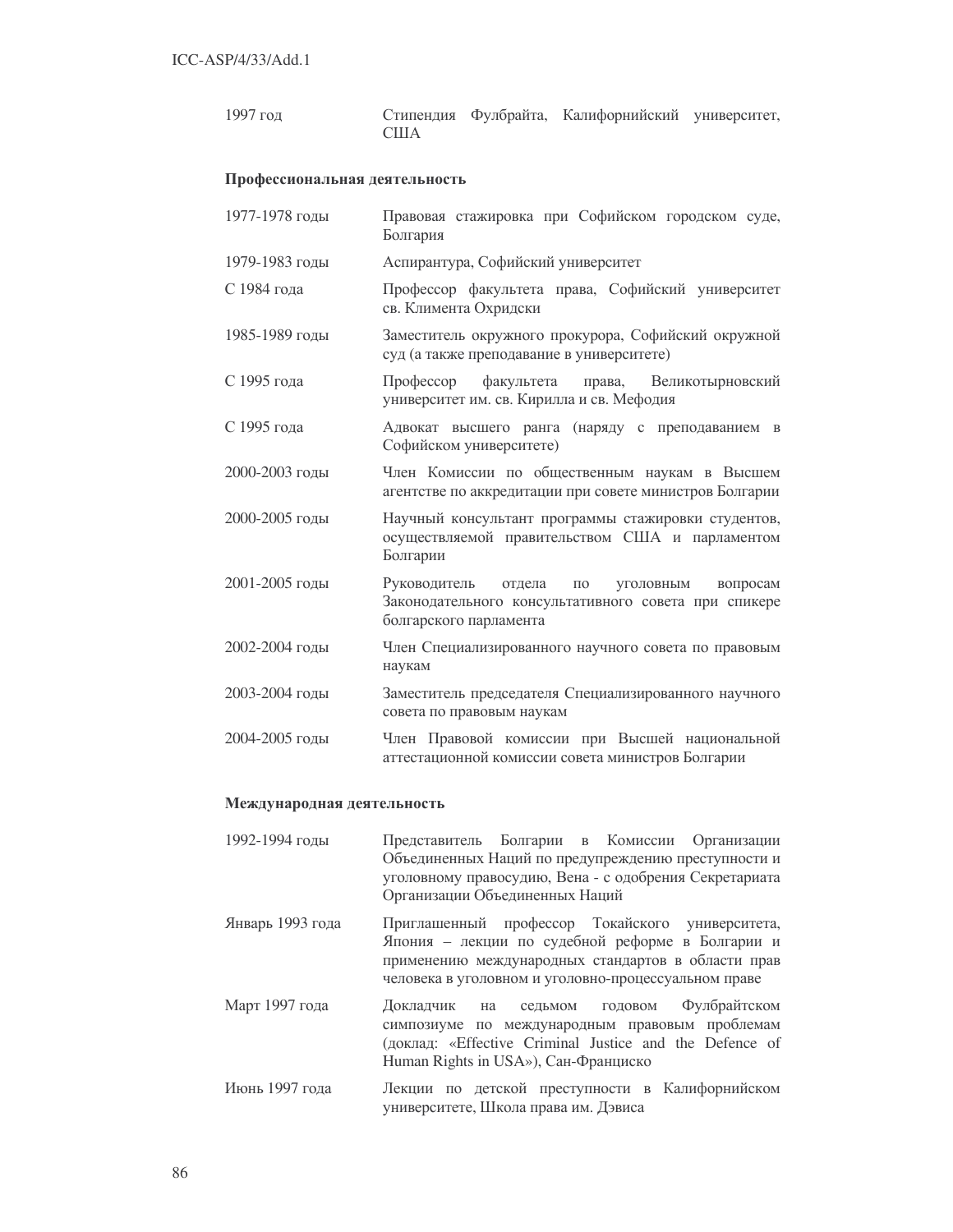| | |
|---|---|
| 1997 год | Стипендия Фулбрайта, Калифорнийский университет, США |

**Профессиональная деятельность**

| | |
|---|---|
| 1977-1978 годы | Правовая стажировка при Софийском городском суде, Болгария |
| 1979-1983 годы | Аспирантура, Софийский университет |
| С 1984 года | Профессор факультета права, Софийский университет св. Климента Охридски |
| 1985-1989 годы | Заместитель окружного прокурора, Софийский окружной суд (а также преподавание в университете) |
| С 1995 года | Профессор факультета права, Великотырновский университет им. св. Кирилла и св. Мефодия |
| С 1995 года | Адвокат высшего ранга (наряду с преподаванием в Софийском университете) |
| 2000-2003 годы | Член Комиссии по общественным наукам в Высшем агентстве по аккредитации при совете министров Болгарии |
| 2000-2005 годы | Научный консультант программы стажировки студентов, осуществляемой правительством США и парламентом Болгарии |
| 2001-2005 годы | Руководитель отдела по уголовным вопросам Законодательного консультативного совета при спикере болгарского парламента |
| 2002-2004 годы | Член Специализированного научного совета по правовым наукам |
| 2003-2004 годы | Заместитель председателя Специализированного научного совета по правовым наукам |
| 2004-2005 годы | Член Правовой комиссии при Высшей национальной аттестационной комиссии совета министров Болгарии |

**Международная деятельность**

| | |
|---|---|
| 1992-1994 годы | Представитель Болгарии в Комиссии Организации Объединенных Наций по предупреждению преступности и уголовному правосудию, Вена - с одобрения Секретариата Организации Объединенных Наций |
| Январь 1993 года | Приглашенный профессор Токайского университета, Япония – лекции по судебной реформе в Болгарии и применению международных стандартов в области прав человека в уголовном и уголовно-процессуальном праве |
| Март 1997 года | Докладчик на седьмом годовом Фулбрайтском симпозиуме по международным правовым проблемам (доклад: «Effective Criminal Justice and the Defence of Human Rights in USA»), Сан-Франциско |
| Июнь 1997 года | Лекции по детской преступности в Калифорнийском университете, Школа права им. Дэвиса |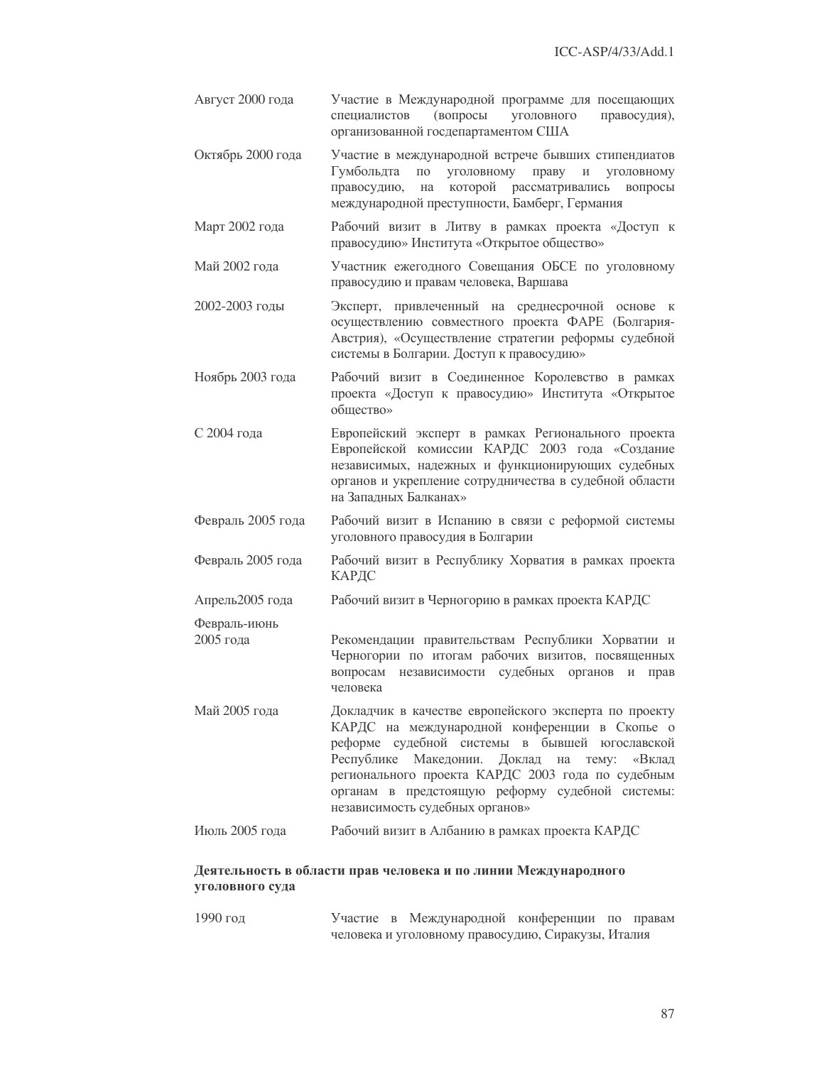| | |
|---|---|
| Август 2000 года | Участие в Международной программе для посещающих специалистов (вопросы уголовного правосудия), организованной госдепартаментом США |
| Октябрь 2000 года | Участие в международной встрече бывших стипендиатов Гумбольдта по уголовному праву и уголовному правосудию, на которой рассматривались вопросы международной преступности, Бамберг, Германия |
| Март 2002 года | Рабочий визит в Литву в рамках проекта «Доступ к правосудию» Института «Открытое общество» |
| Май 2002 года | Участник ежегодного Совещания ОБСЕ по уголовному правосудию и правам человека, Варшава |
| 2002-2003 годы | Эксперт, привлеченный на среднесрочной основе к осуществлению совместного проекта ФАРЕ (Болгария-Австрия), «Осуществление стратегии реформы судебной системы в Болгарии. Доступ к правосудию» |
| Ноябрь 2003 года | Рабочий визит в Соединенное Королевство в рамках проекта «Доступ к правосудию» Института «Открытое общество» |
| С 2004 года | Европейский эксперт в рамках Регионального проекта Европейской комиссии КАРДС 2003 года «Создание независимых, надежных и функционирующих судебных органов и укрепление сотрудничества в судебной области на Западных Балканах» |
| Февраль 2005 года | Рабочий визит в Испанию в связи с реформой системы уголовного правосудия в Болгарии |
| Февраль 2005 года | Рабочий визит в Республику Хорватия в рамках проекта КАРДС |
| Апрель2005 года | Рабочий визит в Черногорию в рамках проекта КАРДС |
| Февраль-июнь 2005 года | Рекомендации правительствам Республики Хорватии и Черногории по итогам рабочих визитов, посвященных вопросам независимости судебных органов и прав человека |
| Май 2005 года | Докладчик в качестве европейского эксперта по проекту КАРДС на международной конференции в Скопье о реформе судебной системы в бывшей югославской Республике Македонии. Доклад на тему: «Вклад регионального проекта КАРДС 2003 года по судебным органам в предстоящую реформу судебной системы: независимость судебных органов» |
| Июль 2005 года | Рабочий визит в Албанию в рамках проекта КАРДС |

**Деятельность в области прав человека и по линии Международного уголовного суда**

| | |
|---|---|
| 1990 год | Участие в Международной конференции по правам человека и уголовному правосудию, Сиракузы, Италия |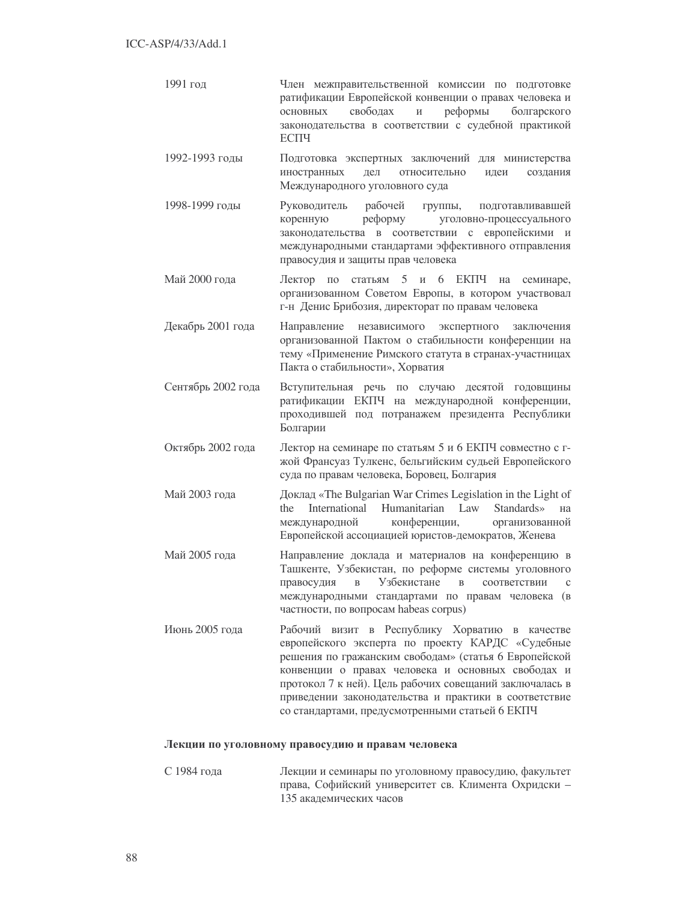| | |
|---|---|
| 1991 год | Член межправительственной комиссии по подготовке ратификации Европейской конвенции о правах человека и основных свободах и реформы болгарского законодательства в соответствии с судебной практикой ЕСПЧ |
| 1992-1993 годы | Подготовка экспертных заключений для министерства иностранных дел относительно идеи создания Международного уголовного суда |
| 1998-1999 годы | Руководитель рабочей группы, подготавливавшей коренную реформу уголовно-процессуального законодательства в соответствии с европейскими и международными стандартами эффективного отправления правосудия и защиты прав человека |
| Май 2000 года | Лектор по статьям 5 и 6 ЕКПЧ на семинаре, организованном Советом Европы, в котором участвовал г-н Денис Брибозия, директорат по правам человека |
| Декабрь 2001 года | Направление независимого экспертного заключения организованной Пактом о стабильности конференции на тему «Применение Римского статута в странах-участницах Пакта о стабильности», Хорватия |
| Сентябрь 2002 года | Вступительная речь по случаю десятой годовщины ратификации ЕКПЧ на международной конференции, проходившей под потранажем президента Республики Болгарии |
| Октябрь 2002 года | Лектор на семинаре по статьям 5 и 6 ЕКПЧ совместно с г-жой Франсуаз Тулкенс, бельгийским судьей Европейского суда по правам человека, Боровец, Болгария |
| Май 2003 года | Доклад «The Bulgarian War Crimes Legislation in the Light of the International Humanitarian Law Standards» на международной конференции, организованной Европейской ассоциацией юристов-демократов, Женева |
| Май 2005 года | Направление доклада и материалов на конференцию в Ташкенте, Узбекистан, по реформе системы уголовного правосудия в Узбекистане в соответствии с международными стандартами по правам человека (в частности, по вопросам habeas corpus) |
| Июнь 2005 года | Рабочий визит в Республику Хорватию в качестве европейского эксперта по проекту КАРДС «Судебные решения по гражданским свободам» (статья 6 Европейской конвенции о правах человека и основных свободах и протокол 7 к ней). Цель рабочих совещаний заключалась в приведении законодательства и практики в соответствие со стандартами, предусмотренными статьей 6 ЕКПЧ |

**Лекции по уголовному правосудию и правам человека**

| | |
|---|---|
| С 1984 года | Лекции и семинары по уголовному правосудию, факультет права, Софийский университет св. Климента Охридски – 135 академических часов |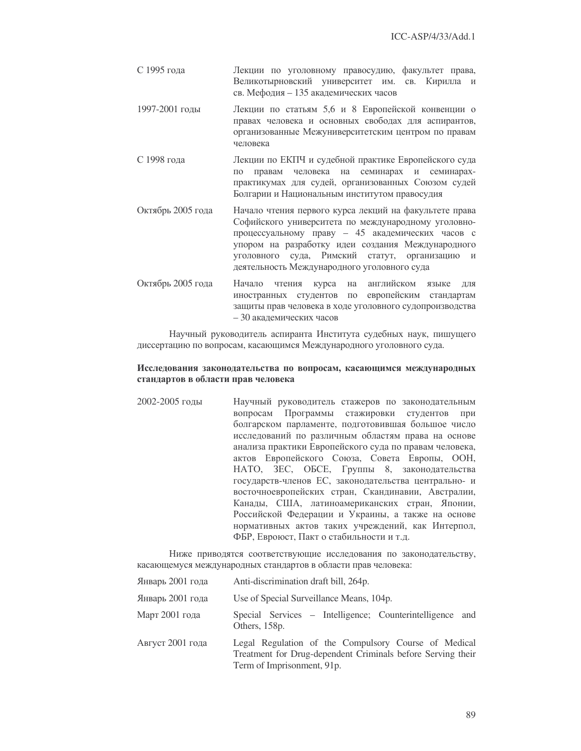| | |
|---|---|
| С 1995 года | Лекции по уголовному правосудию, факультет права, Великотырновский университет им. св. Кирилла и св. Мефодия – 135 академических часов |
| 1997-2001 годы | Лекции по статьям 5,6 и 8 Европейской конвенции о правах человека и основных свободах для аспирантов, организованные Межуниверситетским центром по правам человека |
| С 1998 года | Лекции по ЕКПЧ и судебной практике Европейского суда по правам человека на семинарах и семинарах-практикумах для судей, организованных Союзом судей Болгарии и Национальным институтом правосудия |
| Октябрь 2005 года | Начало чтения первого курса лекций на факультете права Софийского университета по международному уголовно-процессуальному праву – 45 академических часов с упором на разработку идеи создания Международного уголовного суда, Римский статут, организацию и деятельность Международного уголовного суда |
| Октябрь 2005 года | Начало чтения курса на английском языке для иностранных студентов по европейским стандартам защиты прав человека в ходе уголовного судопроизводства – 30 академических часов |

Научный руководитель аспиранта Института судебных наук, пишущего диссертацию по вопросам, касающимся Международного уголовного суда.

**Исследования законодательства по вопросам, касающимся международных стандартов в области прав человека**

| | |
|---|---|
| 2002-2005 годы | Научный руководитель стажеров по законодательным вопросам Программы стажировки студентов при болгарском парламенте, подготовившая большое число исследований по различным областям права на основе анализа практики Европейского суда по правам человека, актов Европейского Союза, Совета Европы, ООН, НАТО, ЗЕС, ОБСЕ, Группы 8, законодательства государств-членов ЕС, законодательства центрально- и восточноевропейских стран, Скандинавии, Австралии, Канады, США, латиноамериканских стран, Японии, Российской Федерации и Украины, а также на основе нормативных актов таких учреждений, как Интерпол, ФБР, Евроюст, Пакт о стабильности и т.д. |

Ниже приводятся соответствующие исследования по законодательству, касающемуся международных стандартов в области прав человека:

| | |
|---|---|
| Январь 2001 года | Anti-discrimination draft bill, 264p. |
| Январь 2001 года | Use of Special Surveillance Means, 104p. |
| Март 2001 года | Special Services – Intelligence; Counterintelligence and Others, 158p. |
| Август 2001 года | Legal Regulation of the Compulsory Course of Medical Treatment for Drug-dependent Criminals before Serving their Term of Imprisonment, 91p. |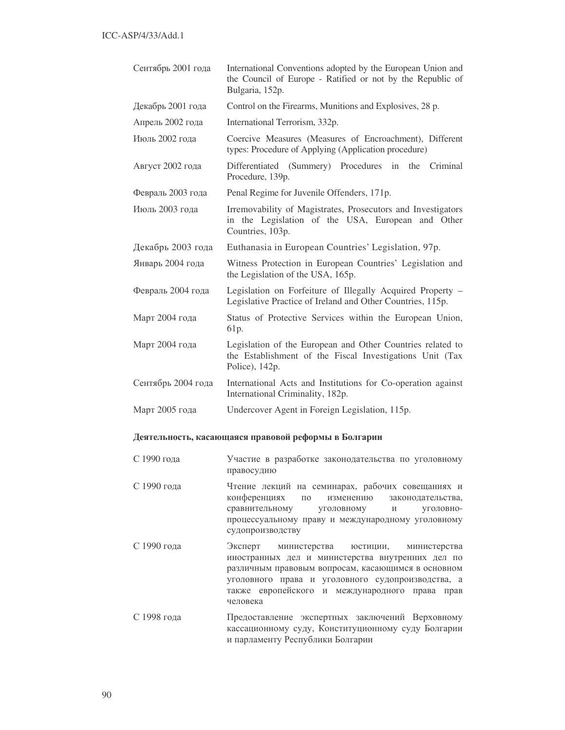| | |
|---|---|
| Сентябрь 2001 года | International Conventions adopted by the European Union and the Council of Europe - Ratified or not by the Republic of Bulgaria, 152p. |
| Декабрь 2001 года | Control on the Firearms, Munitions and Explosives, 28 p. |
| Апрель 2002 года | International Terrorism, 332p. |
| Июль 2002 года | Coercive Measures (Measures of Encroachment), Different types: Procedure of Applying (Application procedure) |
| Август 2002 года | Differentiated (Summery) Procedures in the Criminal Procedure, 139p. |
| Февраль 2003 года | Penal Regime for Juvenile Offenders, 171p. |
| Июль 2003 года | Irremovability of Magistrates, Prosecutors and Investigators in the Legislation of the USA, European and Other Countries, 103p. |
| Декабрь 2003 года | Euthanasia in European Countries' Legislation, 97p. |
| Январь 2004 года | Witness Protection in European Countries' Legislation and the Legislation of the USA, 165p. |
| Февраль 2004 года | Legislation on Forfeiture of Illegally Acquired Property – Legislative Practice of Ireland and Other Countries, 115p. |
| Март 2004 года | Status of Protective Services within the European Union, 61p. |
| Март 2004 года | Legislation of the European and Other Countries related to the Establishment of the Fiscal Investigations Unit (Tax Police), 142p. |
| Сентябрь 2004 года | International Acts and Institutions for Co-operation against International Criminality, 182p. |
| Март 2005 года | Undercover Agent in Foreign Legislation, 115p. |

**Деятельность, касающаяся правовой реформы в Болгарии**

| | |
|---|---|
| С 1990 года | Участие в разработке законодательства по уголовному правосудию |
| С 1990 года | Чтение лекций на семинарах, рабочих совещаниях и конференциях по изменению законодательства, сравнительному уголовному и уголовно-процессуальному праву и международному уголовному судопроизводству |
| С 1990 года | Эксперт министерства юстиции, министерства иностранных дел и министерства внутренних дел по различным правовым вопросам, касающимся в основном уголовного права и уголовного судопроизводства, а также европейского и международного права прав человека |
| С 1998 года | Предоставление экспертных заключений Верховному кассационному суду, Конституционному суду Болгарии и парламенту Республики Болгарии |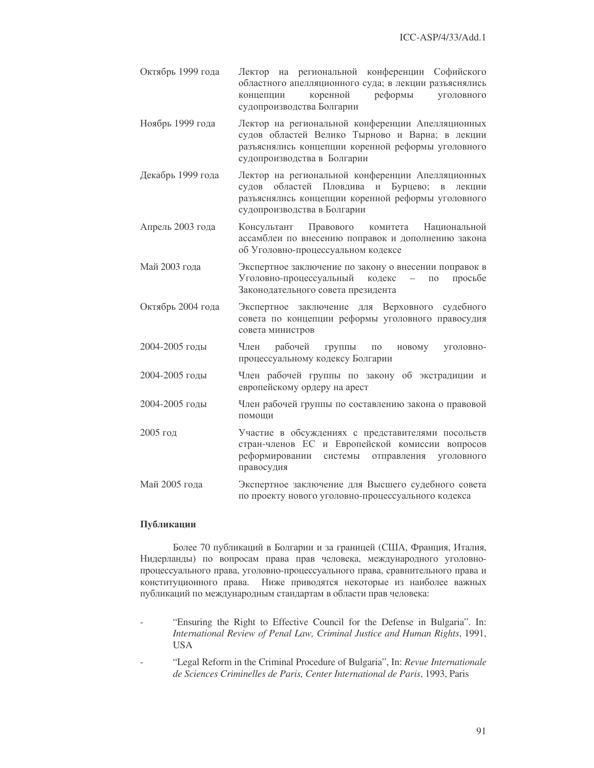| | |
|---|---|
| Октябрь 1999 года | Лектор на региональной конференции Софийского областного апелляционного суда; в лекции разъяснялись концепции коренной реформы уголовного судопроизводства Болгарии |
| Ноябрь 1999 года | Лектор на региональной конференции Апелляционных судов областей Велико Тырново и Варна; в лекции разъяснялись концепции коренной реформы уголовного судопроизводства в Болгарии |
| Декабрь 1999 года | Лектор на региональной конференции Апелляционных судов областей Пловдива и Бурцево; в лекции разъяснялись концепции коренной реформы уголовного судопроизводства в Болгарии |
| Апрель 2003 года | Консультант Правового комитета Национальной ассамблеи по внесению поправок и дополнению закона об Уголовно-процессуальном кодексе |
| Май 2003 года | Экспертное заключение по закону о внесении поправок в Уголовно-процессуальный кодекс – по просьбе Законодательного совета президента |
| Октябрь 2004 года | Экспертное заключение для Верховного судебного совета по концепции реформы уголовного правосудия совета министров |
| 2004-2005 годы | Член рабочей группы по новому уголовно-процессуальному кодексу Болгарии |
| 2004-2005 годы | Член рабочей группы по закону об экстрадиции и европейскому ордеру на арест |
| 2004-2005 годы | Член рабочей группы по составлению закона о правовой помощи |
| 2005 год | Участие в обсуждениях с представителями посольств стран-членов ЕС и Европейской комиссии вопросов реформировании системы отправления уголовного правосудия |
| Май 2005 года | Экспертное заключение для Высшего судебного совета по проекту нового уголовно-процессуального кодекса |

**Публикации**

Более 70 публикаций в Болгарии и за границей (США, Франция, Италия, Нидерланды) по вопросам права прав человека, международного уголовно-процессуального права, уголовно-процессуального права, сравнительного права и конституционного права. Ниже приводятся некоторые из наиболее важных публикаций по международным стандартам в области прав человека:

- "Ensuring the Right to Effective Council for the Defense in Bulgaria". In: *International Review of Penal Law, Criminal Justice and Human Rights*, 1991, USA
- "Legal Reform in the Criminal Procedure of Bulgaria", In: *Revue Internationale de Sciences Criminelles de Paris, Center International de Paris*, 1993, Paris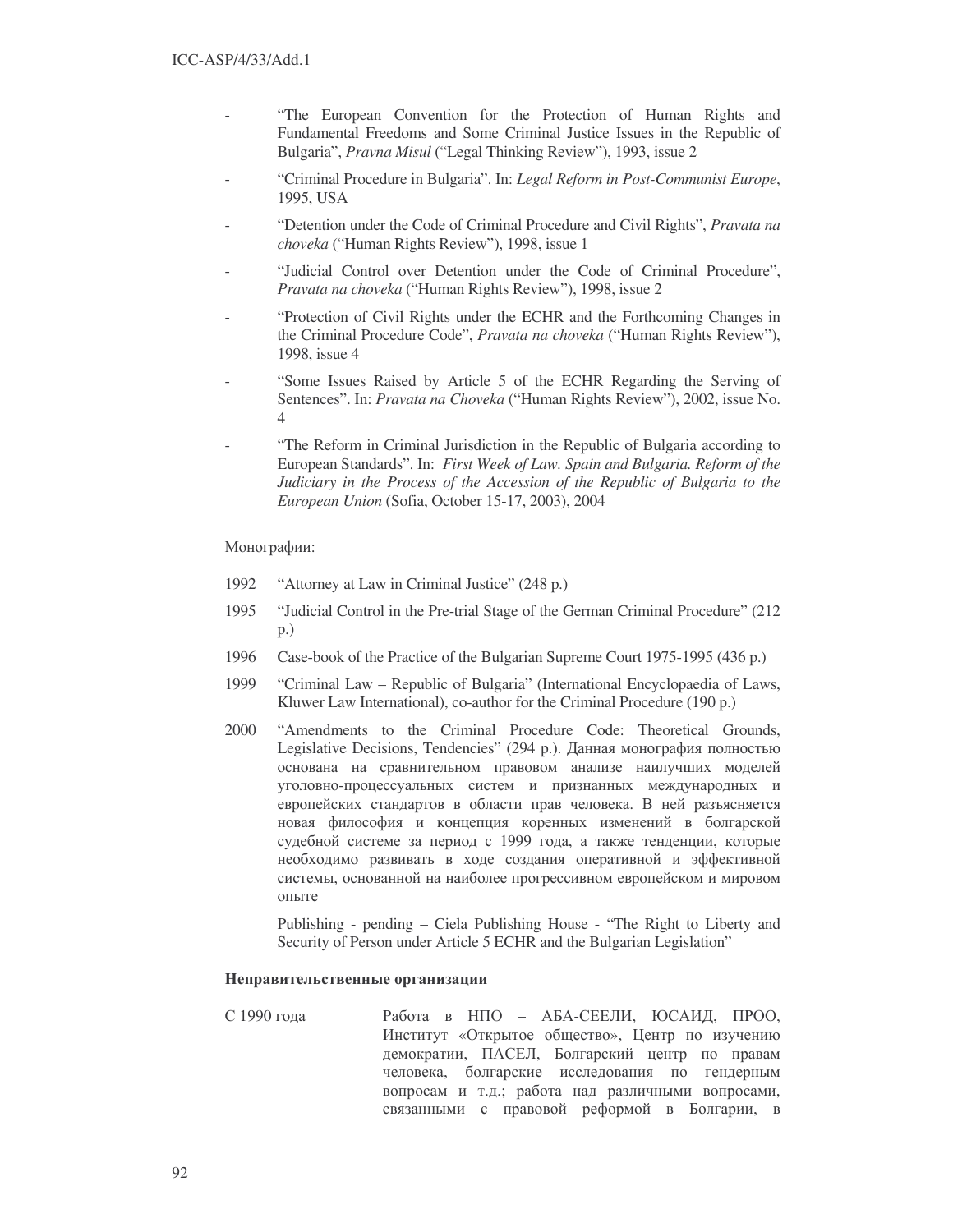- "The European Convention for the Protection of Human Rights and Fundamental Freedoms and Some Criminal Justice Issues in the Republic of Bulgaria", *Pravna Misul* ("Legal Thinking Review"), 1993, issue 2
- "Criminal Procedure in Bulgaria". In: *Legal Reform in Post-Communist Europe*, 1995, USA
- "Detention under the Code of Criminal Procedure and Civil Rights", *Pravata na choveka* ("Human Rights Review"), 1998, issue 1
- "Judicial Control over Detention under the Code of Criminal Procedure", *Pravata na choveka* ("Human Rights Review"), 1998, issue 2
- "Protection of Civil Rights under the ECHR and the Forthcoming Changes in the Criminal Procedure Code", *Pravata na choveka* ("Human Rights Review"), 1998, issue 4
- "Some Issues Raised by Article 5 of the ECHR Regarding the Serving of Sentences". In: *Pravata na Choveka* ("Human Rights Review"), 2002, issue No. 4
- "The Reform in Criminal Jurisdiction in the Republic of Bulgaria according to European Standards". In: *First Week of Law. Spain and Bulgaria. Reform of the Judiciary in the Process of the Accession of the Republic of Bulgaria to the European Union* (Sofia, October 15-17, 2003), 2004

Монографии:

1992 "Attorney at Law in Criminal Justice" (248 p.)

1995 "Judicial Control in the Pre-trial Stage of the German Criminal Procedure" (212 p.)

1996 Case-book of the Practice of the Bulgarian Supreme Court 1975-1995 (436 p.)

1999 "Criminal Law – Republic of Bulgaria" (International Encyclopaedia of Laws, Kluwer Law International), co-author for the Criminal Procedure (190 p.)

2000 "Amendments to the Criminal Procedure Code: Theoretical Grounds, Legislative Decisions, Tendencies" (294 p.). Данная монография полностью основана на сравнительном правовом анализе наилучших моделей уголовно-процессуальных систем и признанных международных и европейских стандартов в области прав человека. В ней разъясняется новая философия и концепция коренных изменений в болгарской судебной системе за период с 1999 года, а также тенденции, которые необходимо развивать в ходе создания оперативной и эффективной системы, основанной на наиболее прогрессивном европейском и мировом опыте

Publishing - pending – Ciela Publishing House - "The Right to Liberty and Security of Person under Article 5 ECHR and the Bulgarian Legislation"

**Неправительственные организации**

С 1990 года — Работа в НПО – АБА-СЕЕЛИ, ЮСАИД, ПРОО, Институт «Открытое общество», Центр по изучению демократии, ПАСЕЛ, Болгарский центр по правам человека, болгарские исследования по гендерным вопросам и т.д.; работа над различными вопросами, связанными с правовой реформой в Болгарии, в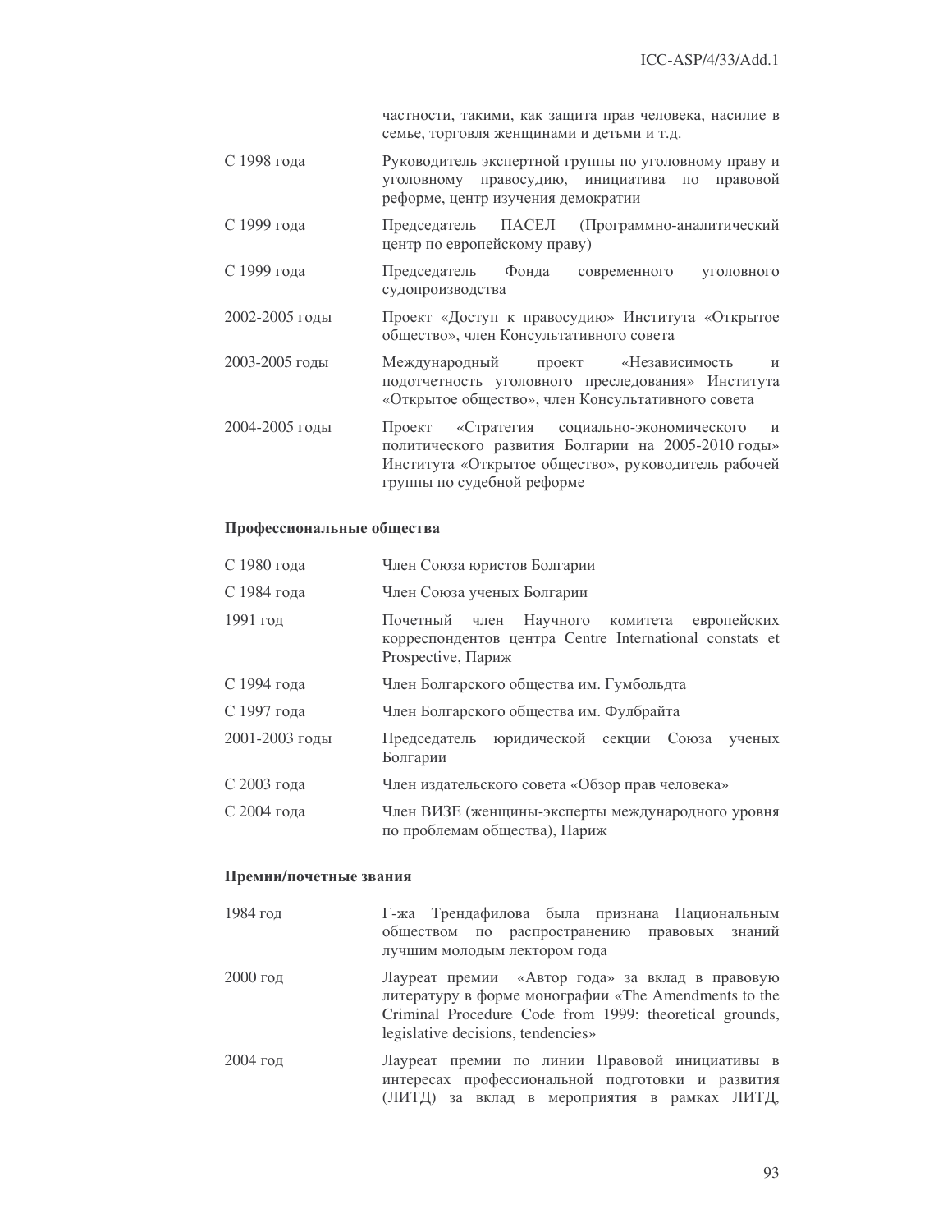| | |
|---|---|
| | частности, такими, как защита прав человека, насилие в семье, торговля женщинами и детьми и т.д. |
| С 1998 года | Руководитель экспертной группы по уголовному праву и уголовному правосудию, инициатива по правовой реформе, центр изучения демократии |
| С 1999 года | Председатель ПАСЕЛ (Программно-аналитический центр по европейскому праву) |
| С 1999 года | Председатель Фонда современного уголовного судопроизводства |
| 2002-2005 годы | Проект «Доступ к правосудию» Института «Открытое общество», член Консультативного совета |
| 2003-2005 годы | Международный проект «Независимость и подотчетность уголовного преследования» Института «Открытое общество», член Консультативного совета |
| 2004-2005 годы | Проект «Стратегия социально-экономического и политического развития Болгарии на 2005-2010 годы» Института «Открытое общество», руководитель рабочей группы по судебной реформе |

**Профессиональные общества**

| | |
|---|---|
| С 1980 года | Член Союза юристов Болгарии |
| С 1984 года | Член Союза ученых Болгарии |
| 1991 год | Почетный член Научного комитета европейских корреспондентов центра Centre International constats et Prospective, Париж |
| С 1994 года | Член Болгарского общества им. Гумбольдта |
| С 1997 года | Член Болгарского общества им. Фулбрайта |
| 2001-2003 годы | Председатель юридической секции Союза ученых Болгарии |
| С 2003 года | Член издательского совета «Обзор прав человека» |
| С 2004 года | Член ВИЗЕ (женщины-эксперты международного уровня по проблемам общества), Париж |

**Премии/почетные звания**

| | |
|---|---|
| 1984 год | Г-жа Трендафилова была признана Национальным обществом по распространению правовых знаний лучшим молодым лектором года |
| 2000 год | Лауреат премии «Автор года» за вклад в правовую литературу в форме монографии «The Amendments to the Criminal Procedure Code from 1999: theoretical grounds, legislative decisions, tendencies» |
| 2004 год | Лауреат премии по линии Правовой инициативы в интересах профессиональной подготовки и развития (ЛИТД) за вклад в мероприятия в рамках ЛИТД, |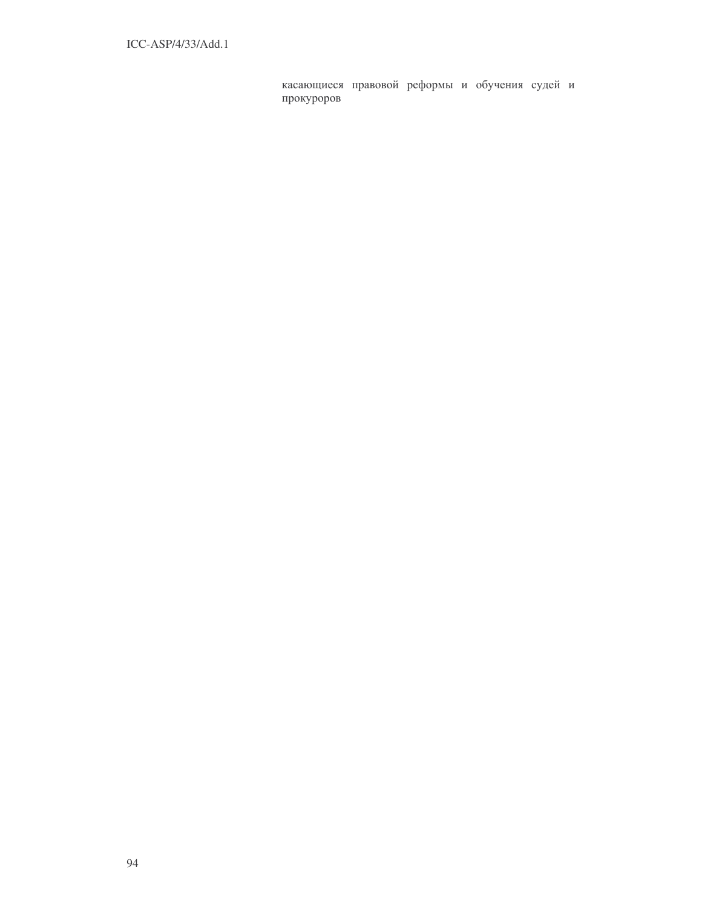касающиеся правовой реформы и обучения судей и прокуроров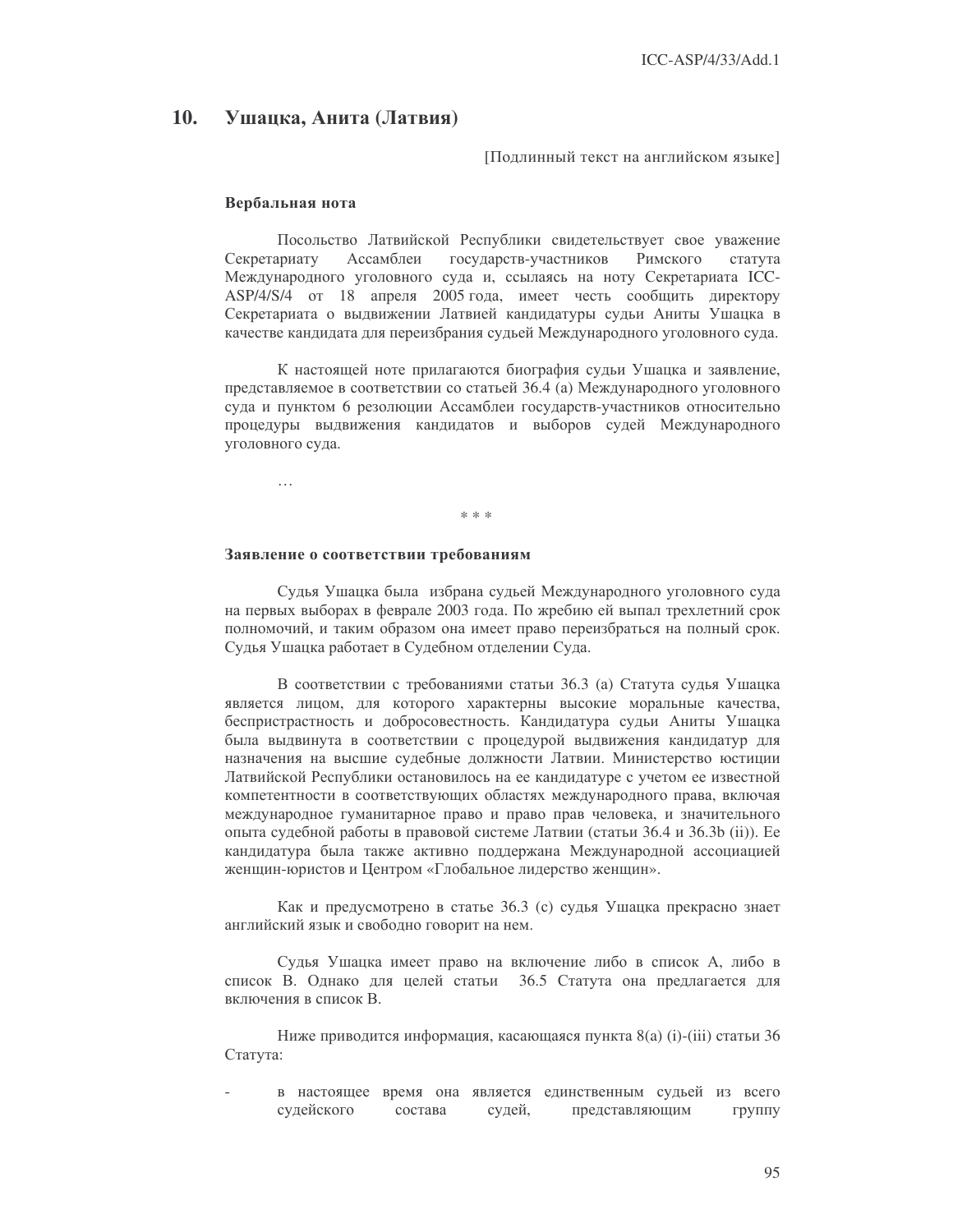## 10. Ушацка, Анита (Латвия)

[Подлинный текст на английском языке]

**Вербальная нота**

Посольство Латвийской Республики свидетельствует свое уважение Секретариату Ассамблеи государств-участников Римского статута Международного уголовного суда и, ссылаясь на ноту Секретариата ICC-ASP/4/S/4 от 18 апреля 2005 года, имеет честь сообщить директору Секретариата о выдвижении Латвией кандидатуры судьи Аниты Ушацка в качестве кандидата для переизбрания судьей Международного уголовного суда.

К настоящей ноте прилагаются биография судьи Ушацка и заявление, представляемое в соответствии со статьей 36.4 (а) Международного уголовного суда и пунктом 6 резолюции Ассамблеи государств-участников относительно процедуры выдвижения кандидатов и выборов судей Международного уголовного суда.

…

\* \* \*

**Заявление о соответствии требованиям**

Судья Ушацка была избрана судьей Международного уголовного суда на первых выборах в феврале 2003 года. По жребию ей выпал трехлетний срок полномочий, и таким образом она имеет право переизбраться на полный срок. Судья Ушацка работает в Судебном отделении Суда.

В соответствии с требованиями статьи 36.3 (а) Статута судья Ушацка является лицом, для которого характерны высокие моральные качества, беспристрастность и добросовестность. Кандидатура судьи Аниты Ушацка была выдвинута в соответствии с процедурой выдвижения кандидатур для назначения на высшие судебные должности Латвии. Министерство юстиции Латвийской Республики остановилось на ее кандидатуре с учетом ее известной компетентности в соответствующих областях международного права, включая международное гуманитарное право и право прав человека, и значительного опыта судебной работы в правовой системе Латвии (статьи 36.4 и 36.3b (ii)). Ее кандидатура была также активно поддержана Международной ассоциацией женщин-юристов и Центром «Глобальное лидерство женщин».

Как и предусмотрено в статье 36.3 (с) судья Ушацка прекрасно знает английский язык и свободно говорит на нем.

Судья Ушацка имеет право на включение либо в список А, либо в список В. Однако для целей статьи 36.5 Статута она предлагается для включения в список В.

Ниже приводится информация, касающаяся пункта 8(а) (i)-(iii) статьи 36 Статута:

- в настоящее время она является единственным судьей из всего судейского состава судей, представляющим группу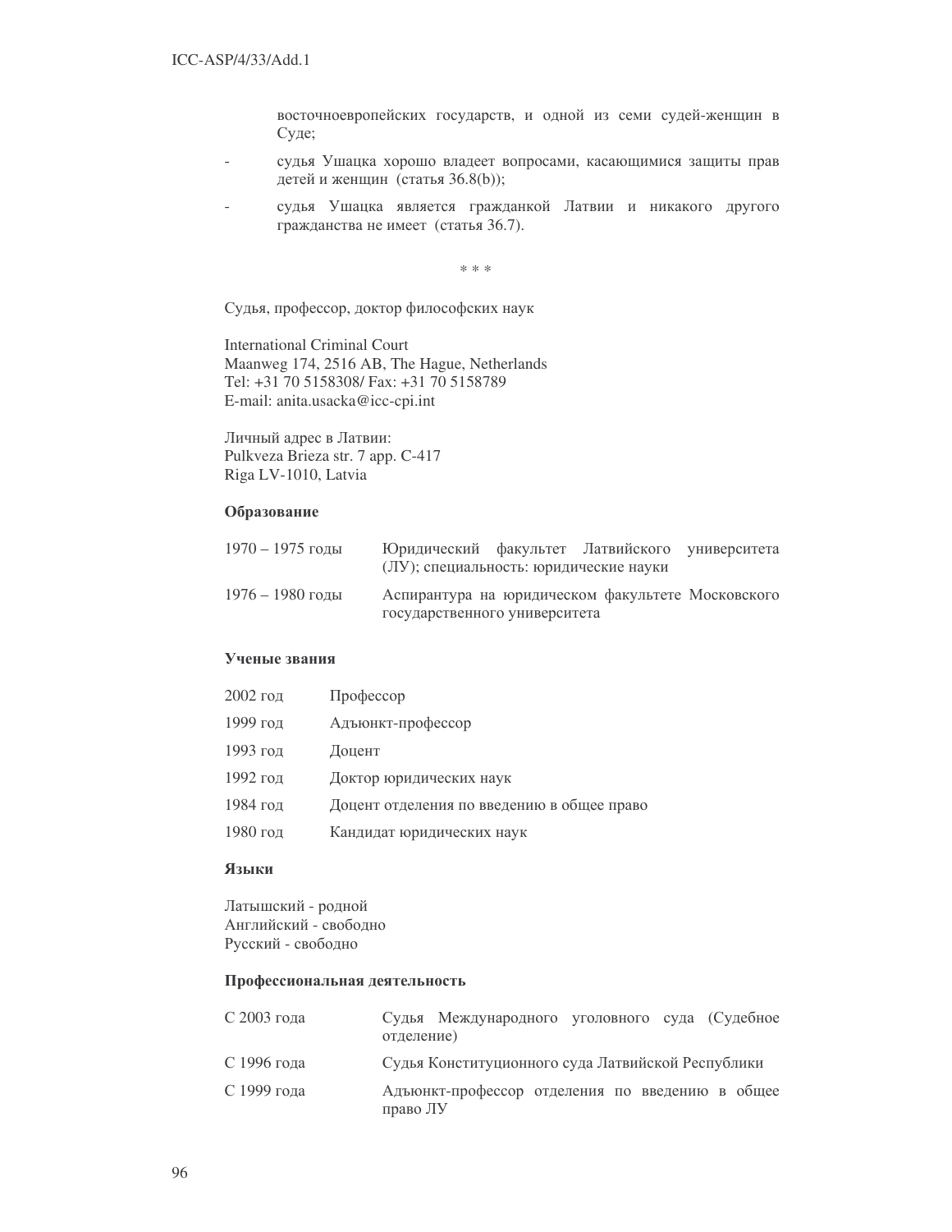восточноевропейских государств, и одной из семи судей-женщин в Суде;

- судья Ушацка хорошо владеет вопросами, касающимися защиты прав детей и женщин (статья 36.8(b));
- судья Ушацка является гражданкой Латвии и никакого другого гражданства не имеет (статья 36.7).

\* \* \*

Судья, профессор, доктор философских наук

International Criminal Court
Maanweg 174, 2516 AB, The Hague, Netherlands
Tel: +31 70 5158308/ Fax: +31 70 5158789
E-mail: anita.usacka@icc-cpi.int

Личный адрес в Латвии:
Pulkveza Brieza str. 7 app. C-417
Riga LV-1010, Latvia

**Образование**

| | |
|---|---|
| 1970 – 1975 годы | Юридический факультет Латвийского университета (ЛУ); специальность: юридические науки |
| 1976 – 1980 годы | Аспирантура на юридическом факультете Московского государственного университета |

**Ученые звания**

| | |
|---|---|
| 2002 год | Профессор |
| 1999 год | Адъюнкт-профессор |
| 1993 год | Доцент |
| 1992 год | Доктор юридических наук |
| 1984 год | Доцент отделения по введению в общее право |
| 1980 год | Кандидат юридических наук |

**Языки**

Латышский - родной
Английский - свободно
Русский - свободно

**Профессиональная деятельность**

| | |
|---|---|
| С 2003 года | Судья Международного уголовного суда (Судебное отделение) |
| С 1996 года | Судья Конституционного суда Латвийской Республики |
| С 1999 года | Адъюнкт-профессор отделения по введению в общее право ЛУ |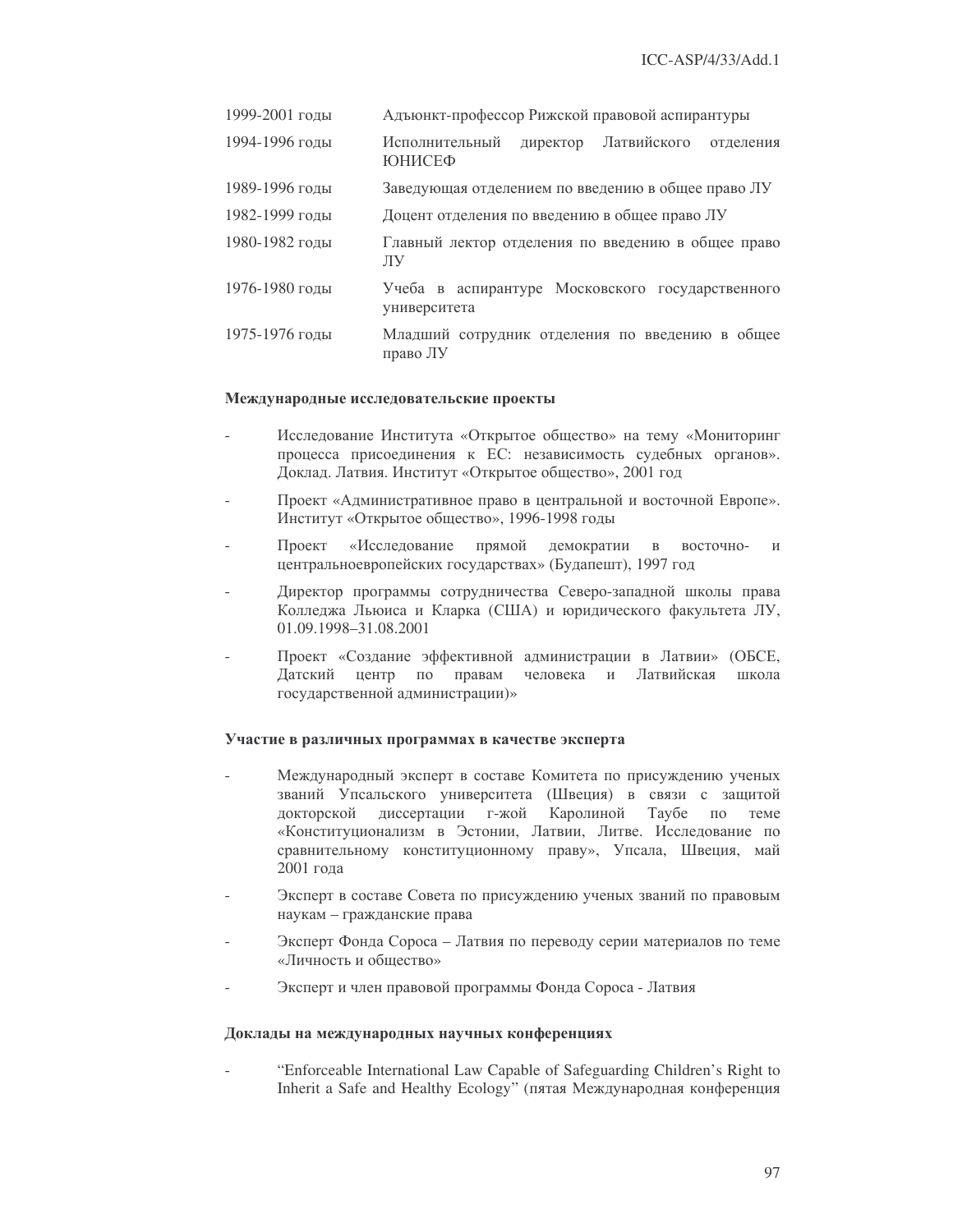| | |
|---|---|
| 1999-2001 годы | Адъюнкт-профессор Рижской правовой аспирантуры |
| 1994-1996 годы | Исполнительный директор Латвийского отделения ЮНИСЕФ |
| 1989-1996 годы | Заведующая отделением по введению в общее право ЛУ |
| 1982-1999 годы | Доцент отделения по введению в общее право ЛУ |
| 1980-1982 годы | Главный лектор отделения по введению в общее право ЛУ |
| 1976-1980 годы | Учеба в аспирантуре Московского государственного университета |
| 1975-1976 годы | Младший сотрудник отделения по введению в общее право ЛУ |

**Международные исследовательские проекты**

- Исследование Института «Открытое общество» на тему «Мониторинг процесса присоединения к ЕС: независимость судебных органов». Доклад. Латвия. Институт «Открытое общество», 2001 год
- Проект «Административное право в центральной и восточной Европе». Институт «Открытое общество», 1996-1998 годы
- Проект «Исследование прямой демократии в восточно- и центральноевропейских государствах» (Будапешт), 1997 год
- Директор программы сотрудничества Северо-западной школы права Колледжа Льюиса и Кларка (США) и юридического факультета ЛУ, 01.09.1998–31.08.2001
- Проект «Создание эффективной администрации в Латвии» (ОБСЕ, Датский центр по правам человека и Латвийская школа государственной администрации)»

**Участие в различных программах в качестве эксперта**

- Международный эксперт в составе Комитета по присуждению ученых званий Упсальского университета (Швеция) в связи с защитой докторской диссертации г-жой Каролиной Таубе по теме «Конституционализм в Эстонии, Латвии, Литве. Исследование по сравнительному конституционному праву», Упсала, Швеция, май 2001 года
- Эксперт в составе Совета по присуждению ученых званий по правовым наукам – гражданские права
- Эксперт Фонда Сороса – Латвия по переводу серии материалов по теме «Личность и общество»
- Эксперт и член правовой программы Фонда Сороса - Латвия

**Доклады на международных научных конференциях**

- "Enforceable International Law Capable of Safeguarding Children's Right to Inherit a Safe and Healthy Ecology" (пятая Международная конференция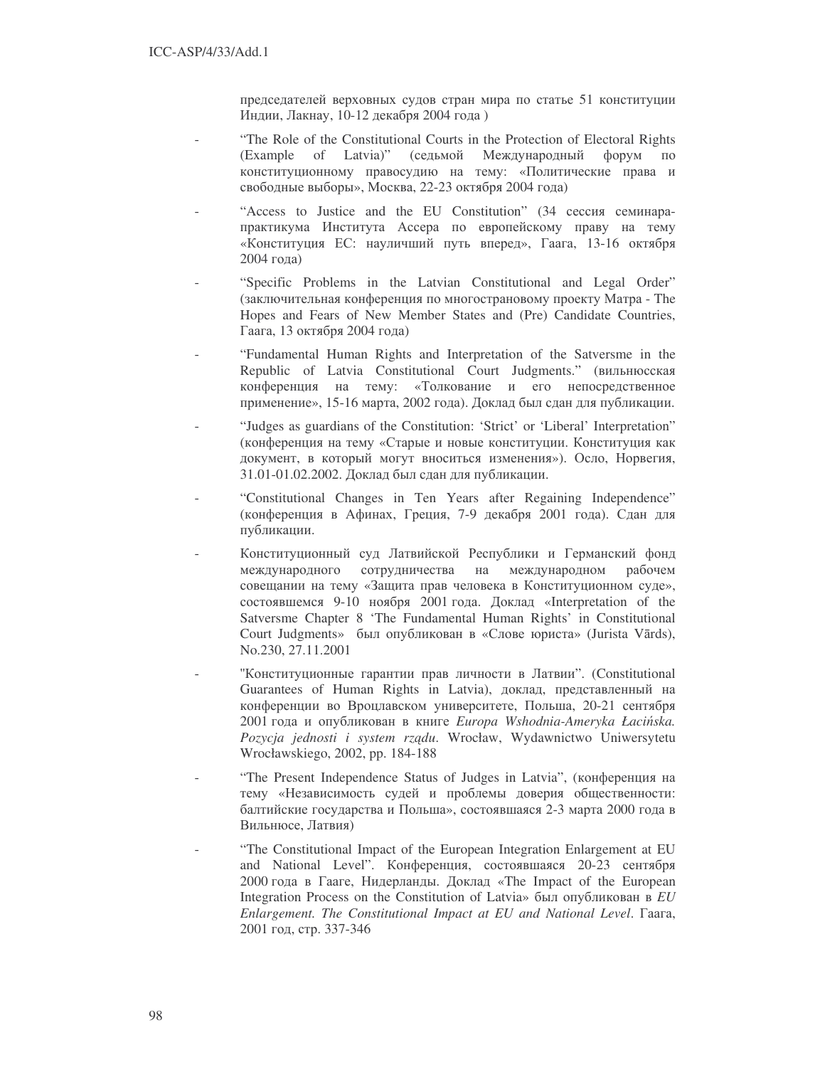председателей верховных судов стран мира по статье 51 конституции Индии, Лакнау, 10-12 декабря 2004 года )

- "The Role of the Constitutional Courts in the Protection of Electoral Rights (Example of Latvia)" (седьмой Международный форум по конституционному правосудию на тему: «Политические права и свободные выборы», Москва, 22-23 октября 2004 года)
- "Access to Justice and the EU Constitution" (34 сессия семинара-практикума Института Ассера по европейскому праву на тему «Конституция ЕС: наулучший путь вперед», Гаага, 13-16 октября 2004 года)
- "Specific Problems in the Latvian Constitutional and Legal Order" (заключительная конференция по многострановому проекту Матра - The Hopes and Fears of New Member States and (Pre) Candidate Countries, Гаага, 13 октября 2004 года)
- "Fundamental Human Rights and Interpretation of the Satversme in the Republic of Latvia Constitutional Court Judgments." (вильнюсская конференция на тему: «Толкование и его непосредственное применение», 15-16 марта, 2002 года). Доклад был сдан для публикации.
- "Judges as guardians of the Constitution: 'Strict' or 'Liberal' Interpretation" (конференция на тему «Старые и новые конституции. Конституция как документ, в который могут вноситься изменения»). Осло, Норвегия, 31.01-01.02.2002. Доклад был сдан для публикации.
- "Constitutional Changes in Ten Years after Regaining Independence" (конференция в Афинах, Греция, 7-9 декабря 2001 года). Сдан для публикации.
- Конституционный суд Латвийской Республики и Германский фонд международного сотрудничества на международном рабочем совещании на тему «Защита прав человека в Конституционном суде», состоявшемся 9-10 ноября 2001 года. Доклад «Interpretation of the Satversme Chapter 8 'The Fundamental Human Rights' in Constitutional Court Judgments» был опубликован в «Слове юриста» (Jurista Vārds), No.230, 27.11.2001
- "Конституционные гарантии прав личности в Латвии". (Constitutional Guarantees of Human Rights in Latvia), доклад, представленный на конференции во Вроцлавском университете, Польша, 20-21 сентября 2001 года и опубликован в книге *Europa Wshodnia-Ameryka Łacińska. Pozycja jednosti i system rządu*. Wrocław, Wydawnictwo Uniwersytetu Wrocławskiego, 2002, pp. 184-188
- "The Present Independence Status of Judges in Latvia", (конференция на тему «Независимость судей и проблемы доверия общественности: балтийские государства и Польша», состоявшаяся 2-3 марта 2000 года в Вильнюсе, Латвия)
- "The Constitutional Impact of the European Integration Enlargement at EU and National Level". Конференция, состоявшаяся 20-23 сентября 2000 года в Гааге, Нидерланды. Доклад «The Impact of the European Integration Process on the Constitution of Latvia» был опубликован в *EU Enlargement. The Constitutional Impact at EU and National Level*. Гаага, 2001 год, стр. 337-346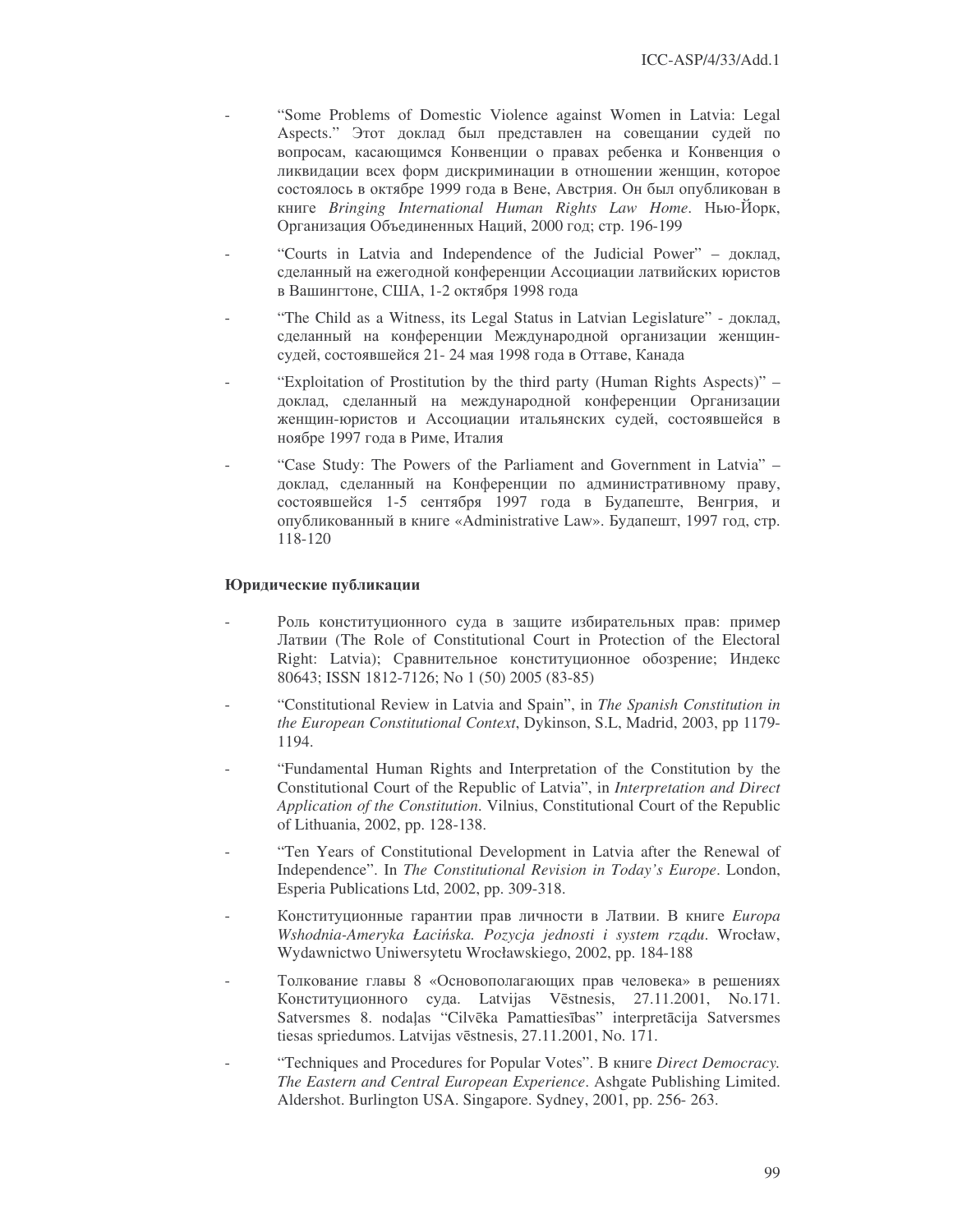- "Some Problems of Domestic Violence against Women in Latvia: Legal Aspects." Этот доклад был представлен на совещании судей по вопросам, касающимся Конвенции о правах ребенка и Конвенция о ликвидации всех форм дискриминации в отношении женщин, которое состоялось в октябре 1999 года в Вене, Австрия. Он был опубликован в книге *Bringing International Human Rights Law Home*. Нью-Йорк, Организация Объединенных Наций, 2000 год; стр. 196-199
- "Courts in Latvia and Independence of the Judicial Power" – доклад, сделанный на ежегодной конференции Ассоциации латвийских юристов в Вашингтоне, США, 1-2 октября 1998 года
- "The Child as a Witness, its Legal Status in Latvian Legislature" - доклад, сделанный на конференции Международной организации женщин-судей, состоявшейся 21- 24 мая 1998 года в Оттаве, Канада
- "Exploitation of Prostitution by the third party (Human Rights Aspects)" – доклад, сделанный на международной конференции Организации женщин-юристов и Ассоциации итальянских судей, состоявшейся в ноябре 1997 года в Риме, Италия
- "Case Study: The Powers of the Parliament and Government in Latvia" – доклад, сделанный на Конференции по административному праву, состоявшейся 1-5 сентября 1997 года в Будапеште, Венгрия, и опубликованный в книге «Administrative Law». Будапешт, 1997 год, стр. 118-120

**Юридические публикации**

- Роль конституционного суда в защите избирательных прав: пример Латвии (The Role of Constitutional Court in Protection of the Electoral Right: Latvia); Сравнительное конституционное обозрение; Индекс 80643; ISSN 1812-7126; No 1 (50) 2005 (83-85)
- "Constitutional Review in Latvia and Spain", in *The Spanish Constitution in the European Constitutional Context*, Dykinson, S.L, Madrid, 2003, pp 1179-1194.
- "Fundamental Human Rights and Interpretation of the Constitution by the Constitutional Court of the Republic of Latvia", in *Interpretation and Direct Application of the Constitution*. Vilnius, Constitutional Court of the Republic of Lithuania, 2002, pp. 128-138.
- "Ten Years of Constitutional Development in Latvia after the Renewal of Independence". In *The Constitutional Revision in Today's Europe*. London, Esperia Publications Ltd, 2002, pp. 309-318.
- Конституционные гарантии прав личности в Латвии. В книге *Europa Wshodnia-Ameryka Łacińska. Pozycja jednosti i system rządu*. Wrocław, Wydawnictwo Uniwersytetu Wrocławskiego, 2002, pp. 184-188
- Толкование главы 8 «Основополагающих прав человека» в решениях Конституционного суда. Latvijas Vēstnesis, 27.11.2001, No.171. Satversmes 8. nodaļas "Cilvēka Pamattiesības" interpretācija Satversmes tiesas spriedumos. Latvijas vēstnesis, 27.11.2001, No. 171.
- "Techniques and Procedures for Popular Votes". В книге *Direct Democracy. The Eastern and Central European Experience*. Ashgate Publishing Limited. Aldershot. Burlington USA. Singapore. Sydney, 2001, pp. 256- 263.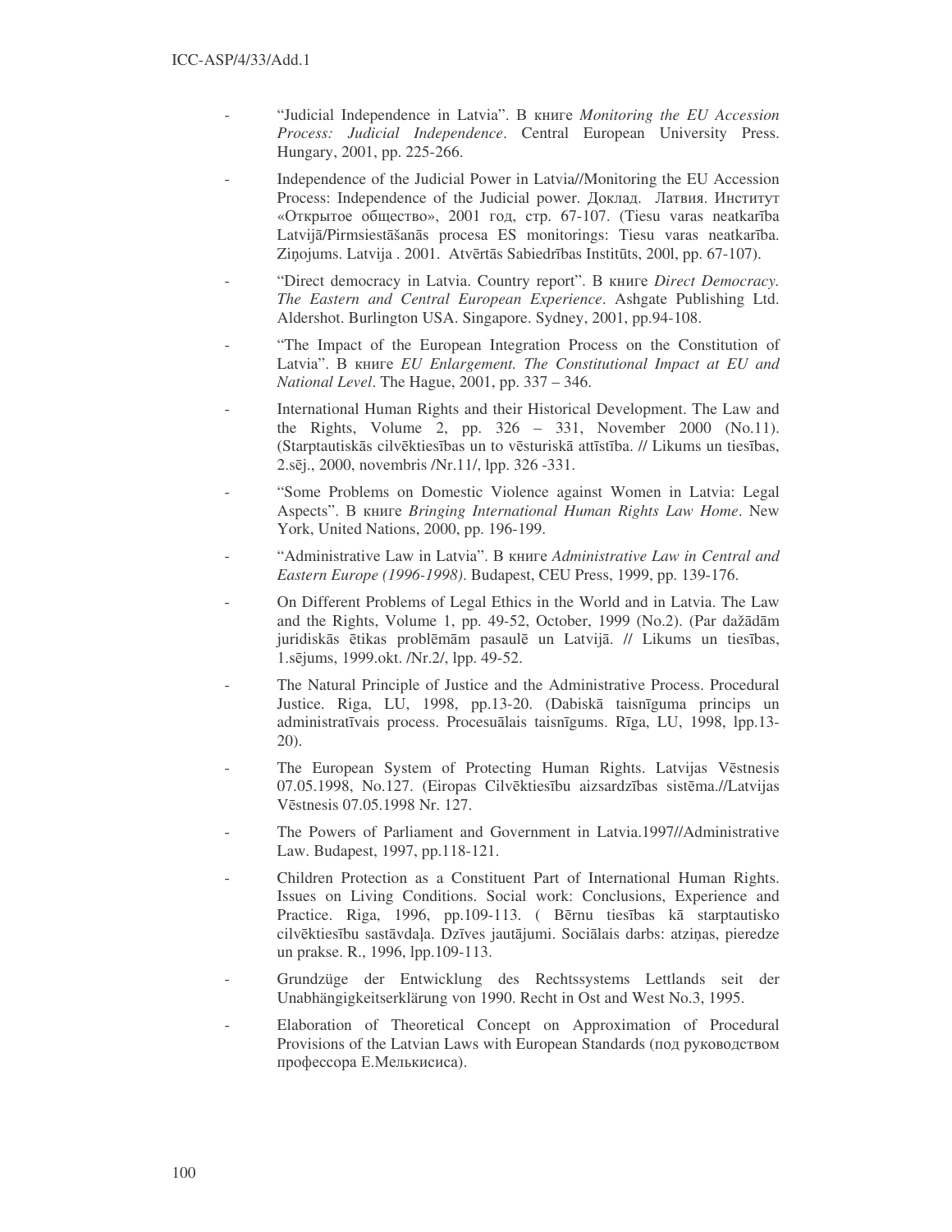- "Judicial Independence in Latvia". В книге *Monitoring the EU Accession Process: Judicial Independence*. Central European University Press. Hungary, 2001, pp. 225-266.
- Independence of the Judicial Power in Latvia//Monitoring the EU Accession Process: Independence of the Judicial power. Доклад. Латвия. Институт «Открытое общество», 2001 год, стр. 67-107. (Tiesu varas neatkarība Latvijā/Pirmsiestāšanās procesa ES monitorings: Tiesu varas neatkarība. Ziņojums. Latvija . 2001. Atvērtās Sabiedrības Institūts, 200l, pp. 67-107).
- "Direct democracy in Latvia. Country report". В книге *Direct Democracy. The Eastern and Central European Experience*. Ashgate Publishing Ltd. Aldershot. Burlington USA. Singapore. Sydney, 2001, pp.94-108.
- "The Impact of the European Integration Process on the Constitution of Latvia". В книге *EU Enlargement. The Constitutional Impact at EU and National Level*. The Hague, 2001, pp. 337 – 346.
- International Human Rights and their Historical Development. The Law and the Rights, Volume 2, pp. 326 – 331, November 2000 (No.11). (Starptautiskās cilvēktiesības un to vēsturiskā attīstība. // Likums un tiesības, 2.sēj., 2000, novembris /Nr.11/, lpp. 326 -331.
- "Some Problems on Domestic Violence against Women in Latvia: Legal Aspects". В книге *Bringing International Human Rights Law Home*. New York, United Nations, 2000, pp. 196-199.
- "Administrative Law in Latvia". В книге *Administrative Law in Central and Eastern Europe (1996-1998)*. Budapest, CEU Press, 1999, pp. 139-176.
- On Different Problems of Legal Ethics in the World and in Latvia. The Law and the Rights, Volume 1, pp. 49-52, October, 1999 (No.2). (Par dažādām juridiskās ētikas problēmām pasaulē un Latvijā. // Likums un tiesības, 1.sējums, 1999.okt. /Nr.2/, lpp. 49-52.
- The Natural Principle of Justice and the Administrative Process. Procedural Justice. Riga, LU, 1998, pp.13-20. (Dabiskā taisnīguma princips un administratīvais process. Procesuālais taisnīgums. Rīga, LU, 1998, lpp.13-20).
- The European System of Protecting Human Rights. Latvijas Vēstnesis 07.05.1998, No.127. (Eiropas Cilvēktiesību aizsardzības sistēma.//Latvijas Vēstnesis 07.05.1998 Nr. 127.
- The Powers of Parliament and Government in Latvia.1997//Administrative Law. Budapest, 1997, pp.118-121.
- Children Protection as a Constituent Part of International Human Rights. Issues on Living Conditions. Social work: Conclusions, Experience and Practice. Riga, 1996, pp.109-113. ( Bērnu tiesības kā starptautisko cilvēktiesību sastāvdaļa. Dzīves jautājumi. Sociālais darbs: atziņas, pieredze un prakse. R., 1996, lpp.109-113.
- Grundzüge der Entwicklung des Rechtssystems Lettlands seit der Unabhängigkeitserklärung von 1990. Recht in Ost and West No.3, 1995.
- Elaboration of Theoretical Concept on Approximation of Procedural Provisions of the Latvian Laws with European Standards (под руководством профессора Е.Мелькисиса).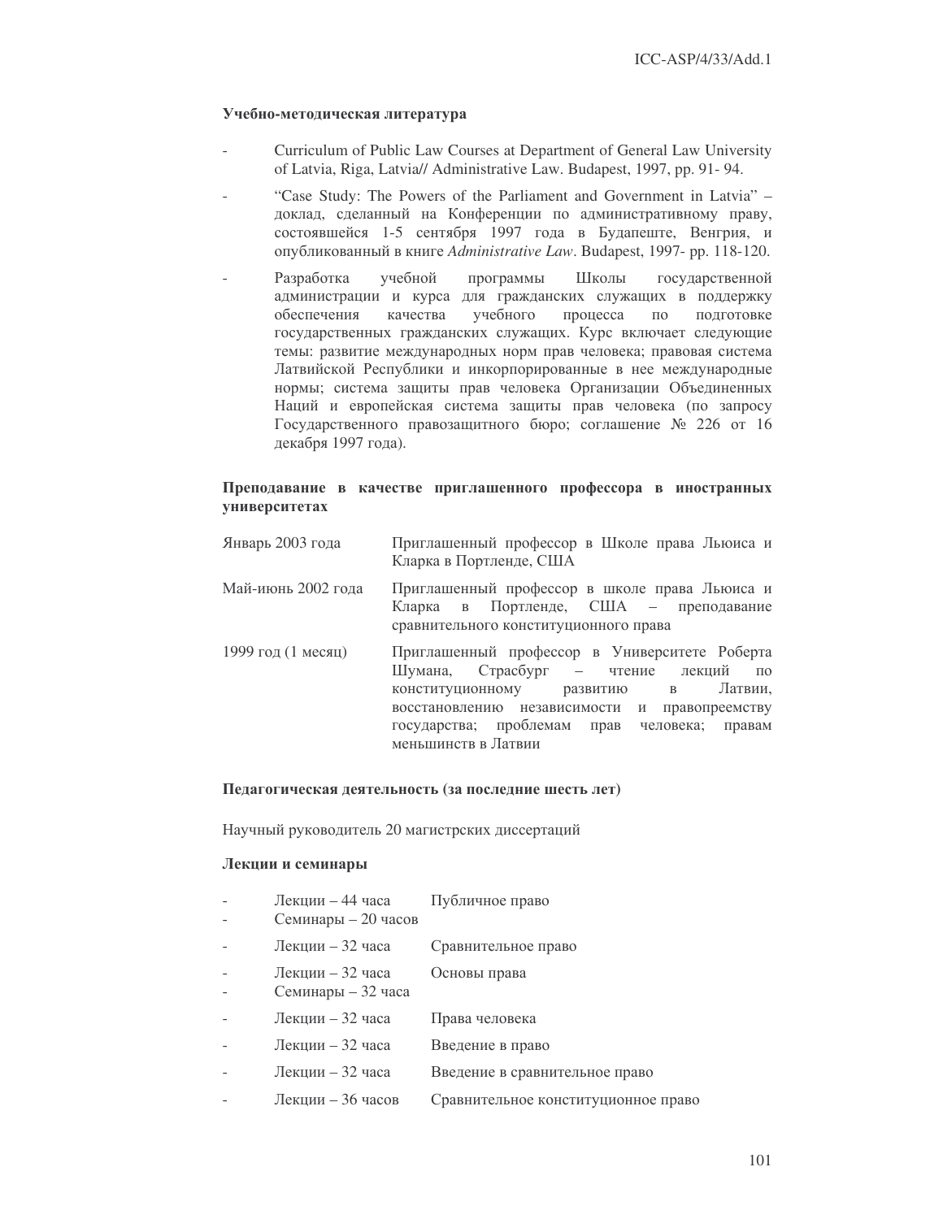**Учебно-методическая литература**

- Curriculum of Public Law Courses at Department of General Law University of Latvia, Riga, Latvia// Administrative Law. Budapest, 1997, pp. 91- 94.
- "Case Study: The Powers of the Parliament and Government in Latvia" – доклад, сделанный на Конференции по административному праву, состоявшейся 1-5 сентября 1997 года в Будапеште, Венгрия, и опубликованный в книге *Administrative Law*. Budapest, 1997- pp. 118-120.
- Разработка учебной программы Школы государственной администрации и курса для гражданских служащих в поддержку обеспечения качества учебного процесса по подготовке государственных гражданских служащих. Курс включает следующие темы: развитие международных норм прав человека; правовая система Латвийской Республики и инкорпорированные в нее международные нормы; система защиты прав человека Организации Объединенных Наций и европейская система защиты прав человека (по запросу Государственного правозащитного бюро; соглашение № 226 от 16 декабря 1997 года).

**Преподавание в качестве приглашенного профессора в иностранных университетах**

| | |
|---|---|
| Январь 2003 года | Приглашенный профессор в Школе права Льюиса и Кларка в Портленде, США |
| Май-июнь 2002 года | Приглашенный профессор в школе права Льюиса и Кларка в Портленде, США – преподавание сравнительного конституционного права |
| 1999 год (1 месяц) | Приглашенный профессор в Университете Роберта Шумана, Страсбург – чтение лекций по конституционному развитию в Латвии, восстановлению независимости и правопреемству государства; проблемам прав человека; правам меньшинств в Латвии |

**Педагогическая деятельность (за последние шесть лет)**

Научный руководитель 20 магистрских диссертаций

**Лекции и семинары**

| | |
|---|---|
| - Лекции – 44 часа<br>- Семинары – 20 часов | Публичное право |
| - Лекции – 32 часа | Сравнительное право |
| - Лекции – 32 часа<br>- Семинары – 32 часа | Основы права |
| - Лекции – 32 часа | Права человека |
| - Лекции – 32 часа | Введение в право |
| - Лекции – 32 часа | Введение в сравнительное право |
| - Лекции – 36 часов | Сравнительное конституционное право |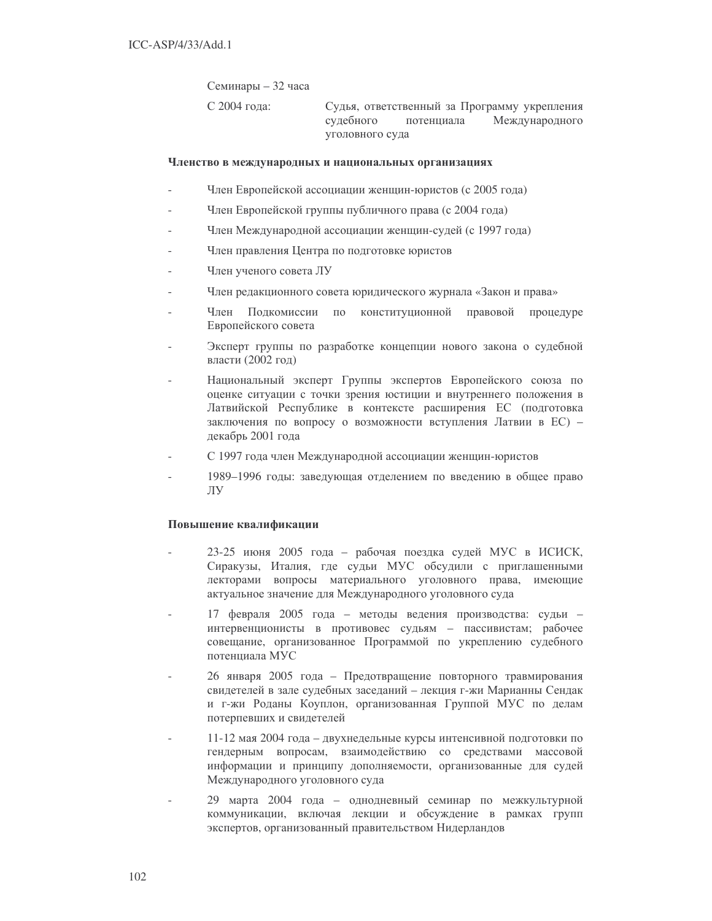Семинары – 32 часа

С 2004 года: Судья, ответственный за Программу укрепления судебного потенциала Международного уголовного суда

**Членство в международных и национальных организациях**

- Член Европейской ассоциации женщин-юристов (с 2005 года)
- Член Европейской группы публичного права (с 2004 года)
- Член Международной ассоциации женщин-судей (с 1997 года)
- Член правления Центра по подготовке юристов
- Член ученого совета ЛУ
- Член редакционного совета юридического журнала «Закон и права»
- Член Подкомиссии по конституционной правовой процедуре Европейского совета
- Эксперт группы по разработке концепции нового закона о судебной власти (2002 год)
- Национальный эксперт Группы экспертов Европейского союза по оценке ситуации с точки зрения юстиции и внутреннего положения в Латвийской Республике в контексте расширения ЕС (подготовка заключения по вопросу о возможности вступления Латвии в ЕС) – декабрь 2001 года
- С 1997 года член Международной ассоциации женщин-юристов
- 1989–1996 годы: заведующая отделением по введению в общее право ЛУ

**Повышение квалификации**

- 23-25 июня 2005 года – рабочая поездка судей МУС в ИСИСК, Сиракузы, Италия, где судьи МУС обсудили с приглашенными лекторами вопросы материального уголовного права, имеющие актуальное значение для Международного уголовного суда
- 17 февраля 2005 года – методы ведения производства: судьи – интервенционисты в противовес судьям – пассивистам; рабочее совещание, организованное Программой по укреплению судебного потенциала МУС
- 26 января 2005 года – Предотвращение повторного травмирования свидетелей в зале судебных заседаний – лекция г-жи Марианны Сендак и г-жи Роданы Коуплон, организованная Группой МУС по делам потерпевших и свидетелей
- 11-12 мая 2004 года – двухнедельные курсы интенсивной подготовки по гендерным вопросам, взаимодействию со средствами массовой информации и принципу дополняемости, организованные для судей Международного уголовного суда
- 29 марта 2004 года – однодневный семинар по межкультурной коммуникации, включая лекции и обсуждение в рамках групп экспертов, организованный правительством Нидерландов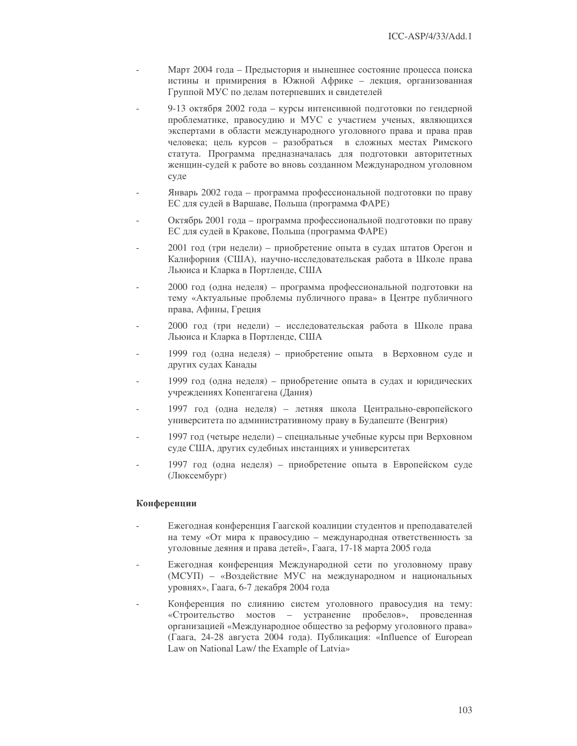- Март 2004 года – Предыстория и нынешнее состояние процесса поиска истины и примирения в Южной Африке – лекция, организованная Группой МУС по делам потерпевших и свидетелей
- 9-13 октября 2002 года – курсы интенсивной подготовки по гендерной проблематике, правосудию и МУС с участием ученых, являющихся экспертами в области международного уголовного права и права прав человека; цель курсов – разобраться в сложных местах Римского статута. Программа предназначалась для подготовки авторитетных женщин-судей к работе во вновь созданном Международном уголовном суде
- Январь 2002 года – программа профессиональной подготовки по праву ЕС для судей в Варшаве, Польша (программа ФАРЕ)
- Октябрь 2001 года – программа профессиональной подготовки по праву ЕС для судей в Кракове, Польша (программа ФАРЕ)
- 2001 год (три недели) – приобретение опыта в судах штатов Орегон и Калифорния (США), научно-исследовательская работа в Школе права Льюиса и Кларка в Портленде, США
- 2000 год (одна неделя) – программа профессиональной подготовки на тему «Актуальные проблемы публичного права» в Центре публичного права, Афины, Греция
- 2000 год (три недели) – исследовательская работа в Школе права Льюиса и Кларка в Портленде, США
- 1999 год (одна неделя) – приобретение опыта в Верховном суде и других судах Канады
- 1999 год (одна неделя) – приобретение опыта в судах и юридических учреждениях Копенгагена (Дания)
- 1997 год (одна неделя) – летняя школа Центрально-европейского университета по административному праву в Будапеште (Венгрия)
- 1997 год (четыре недели) – специальные учебные курсы при Верховном суде США, других судебных инстанциях и университетах
- 1997 год (одна неделя) – приобретение опыта в Европейском суде (Люксембург)

**Конференции**

- Ежегодная конференция Гаагской коалиции студентов и преподавателей на тему «От мира к правосудию – международная ответственность за уголовные деяния и права детей», Гаага, 17-18 марта 2005 года
- Ежегодная конференция Международной сети по уголовному праву (МСУП) – «Воздействие МУС на международном и национальных уровнях», Гаага, 6-7 декабря 2004 года
- Конференция по слиянию систем уголовного правосудия на тему: «Строительство мостов – устранение пробелов», проведенная организацией «Международное общество за реформу уголовного права» (Гаага, 24-28 августа 2004 года). Публикация: «Influence of European Law on National Law/ the Example of Latvia»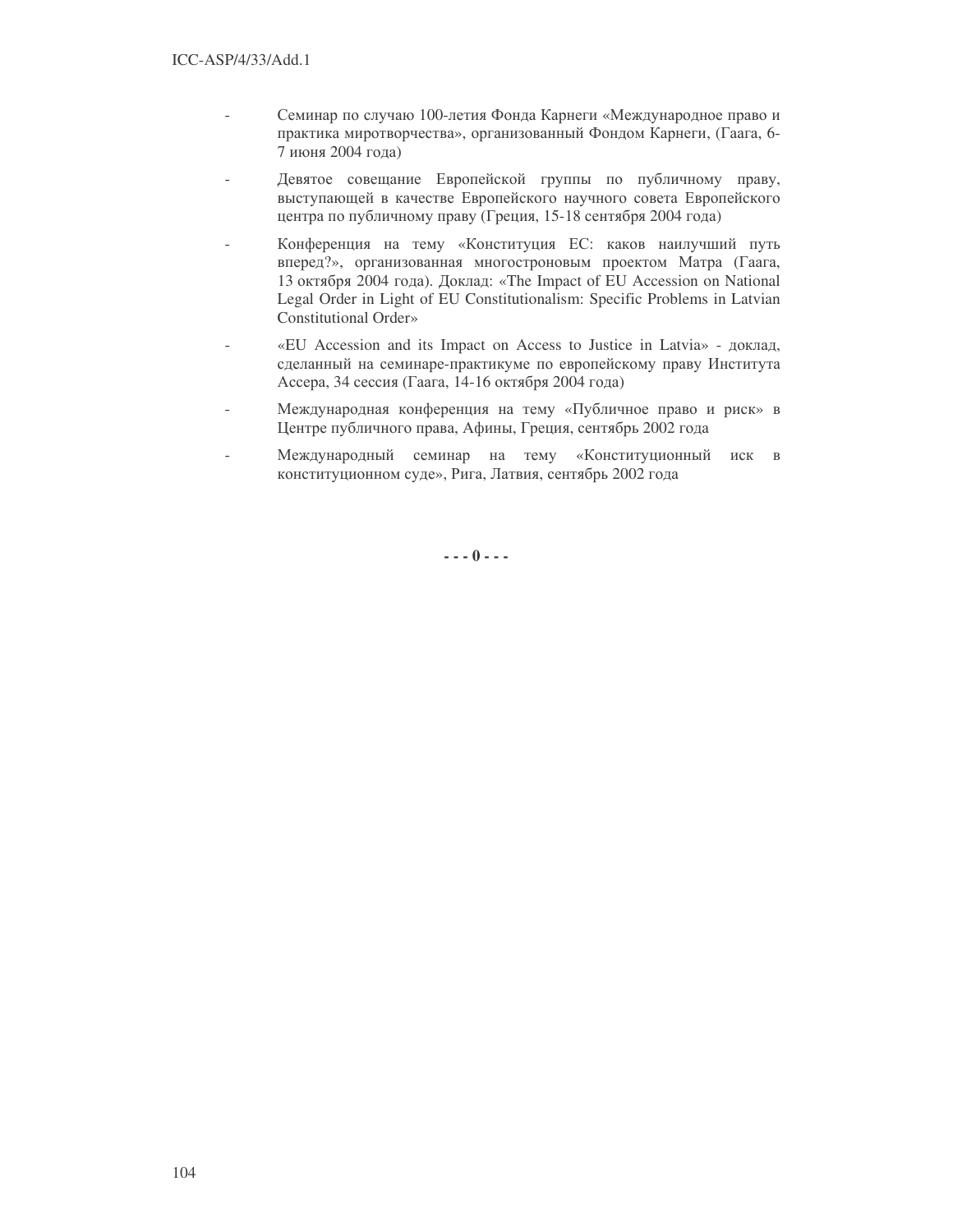- Семинар по случаю 100-летия Фонда Карнеги «Международное право и практика миротворчества», организованный Фондом Карнеги, (Гаага, 6-7 июня 2004 года)
- Девятое совещание Европейской группы по публичному праву, выступающей в качестве Европейского научного совета Европейского центра по публичному праву (Греция, 15-18 сентября 2004 года)
- Конференция на тему «Конституция ЕС: каков наилучший путь вперед?», организованная многостроновым проектом Матра (Гаага, 13 октября 2004 года). Доклад: «The Impact of EU Accession on National Legal Order in Light of EU Constitutionalism: Specific Problems in Latvian Constitutional Order»
- «EU Accession and its Impact on Access to Justice in Latvia» - доклад, сделанный на семинаре-практикуме по европейскому праву Института Ассера, 34 сессия (Гаага, 14-16 октября 2004 года)
- Международная конференция на тему «Публичное право и риск» в Центре публичного права, Афины, Греция, сентябрь 2002 года
- Международный семинар на тему «Конституционный иск в конституционном суде», Рига, Латвия, сентябрь 2002 года

**- - - 0 - - -**